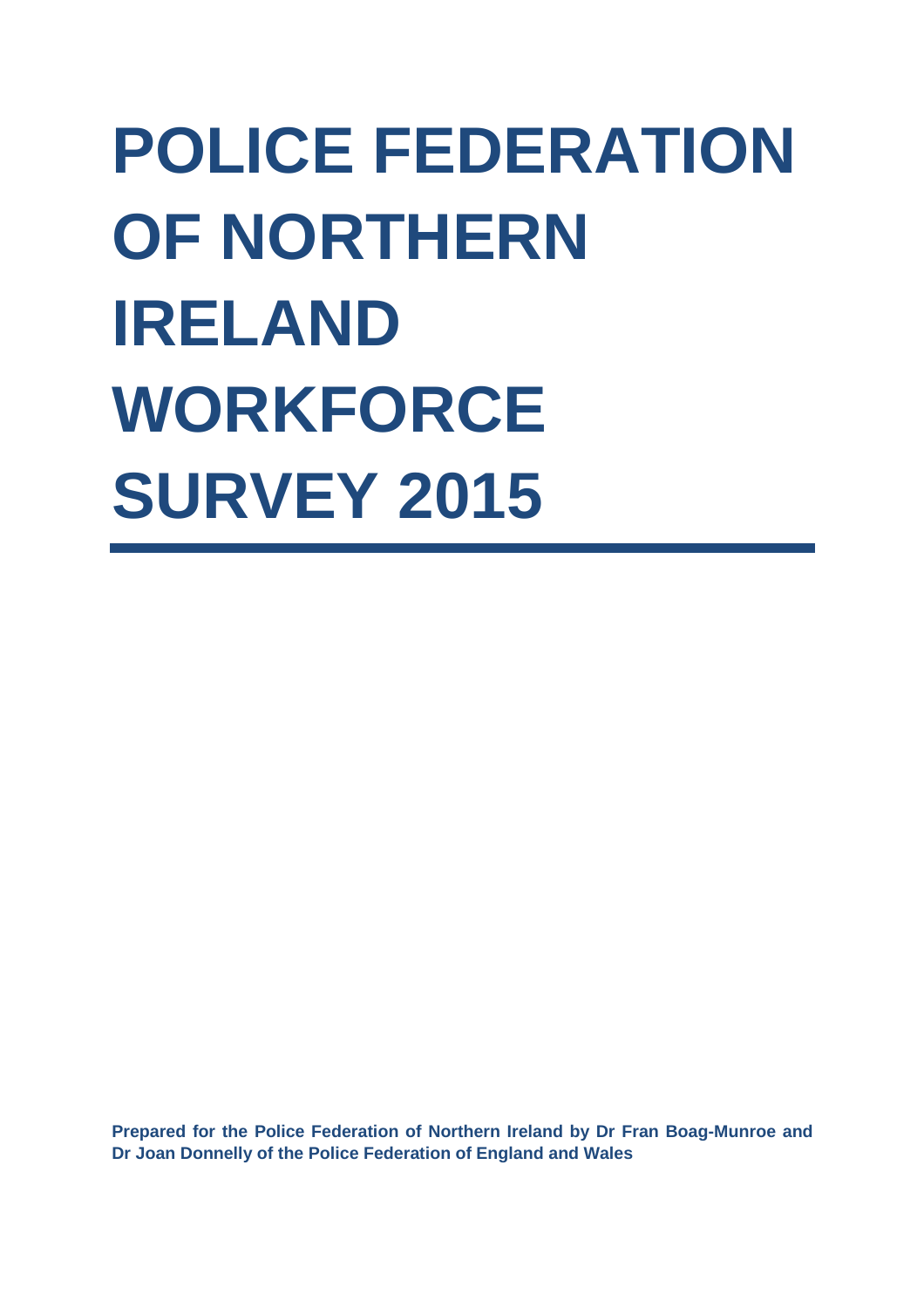# POLICE FEDERATION OF NORTHERN IRELAND WORKFORCE SURVEY 2015

---

**Prepared for the Police Federation of Northern Ireland by Dr Fran Boag-Munroe and Dr Joan Donnelly of the Police Federation of England and Wales**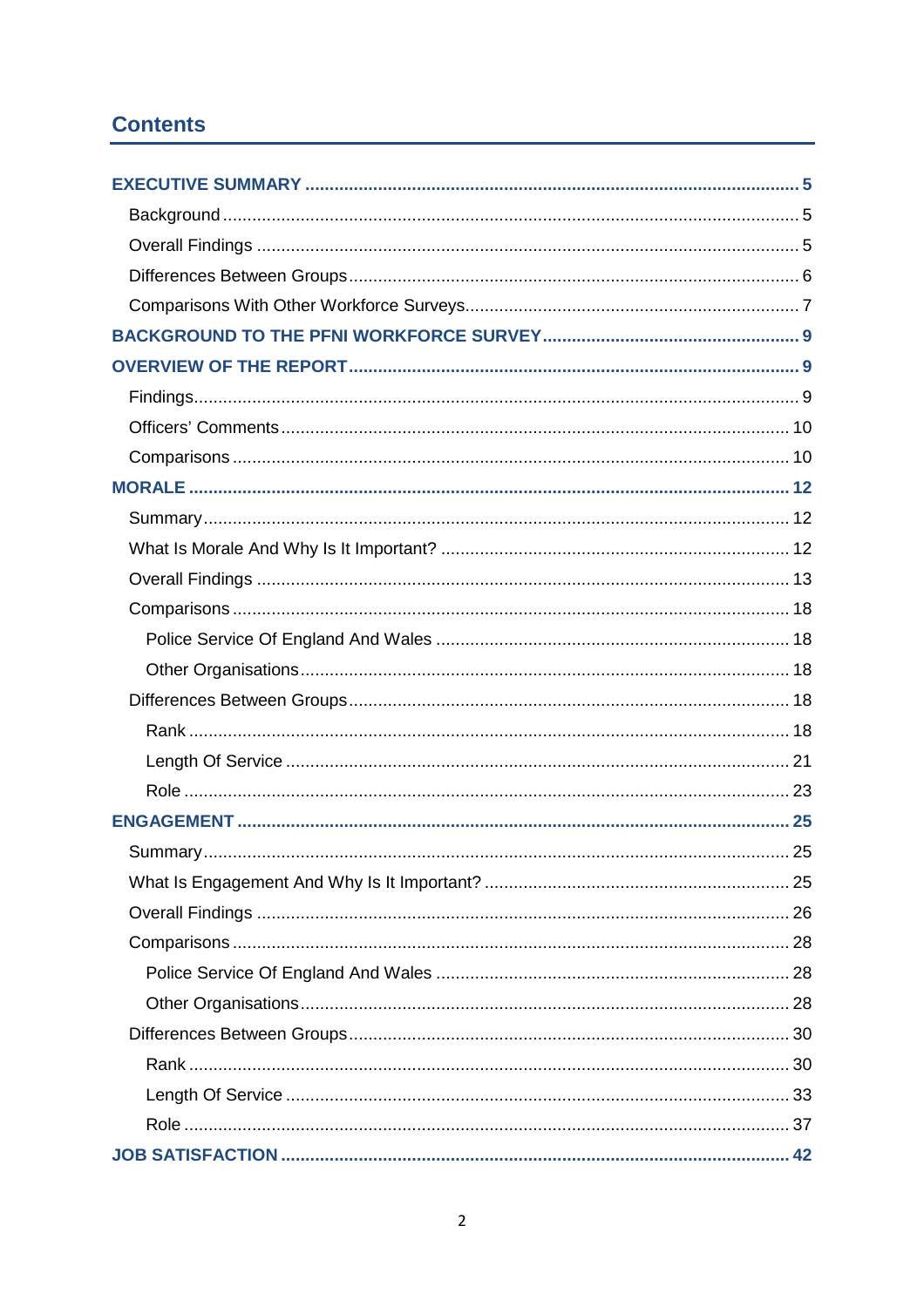# Contents

**EXECUTIVE SUMMARY .......... 5**

- Background .......... 5
- Overall Findings .......... 5
- Differences Between Groups .......... 6
- Comparisons With Other Workforce Surveys .......... 7

**BACKGROUND TO THE PFNI WORKFORCE SURVEY .......... 9**

**OVERVIEW OF THE REPORT .......... 9**

- Findings .......... 9
- Officers' Comments .......... 10
- Comparisons .......... 10

**MORALE .......... 12**

- Summary .......... 12
- What Is Morale And Why Is It Important? .......... 12
- Overall Findings .......... 13
- Comparisons .......... 18
  - Police Service Of England And Wales .......... 18
  - Other Organisations .......... 18
- Differences Between Groups .......... 18
  - Rank .......... 18
  - Length Of Service .......... 21
  - Role .......... 23

**ENGAGEMENT .......... 25**

- Summary .......... 25
- What Is Engagement And Why Is It Important? .......... 25
- Overall Findings .......... 26
- Comparisons .......... 28
  - Police Service Of England And Wales .......... 28
  - Other Organisations .......... 28
- Differences Between Groups .......... 30
  - Rank .......... 30
  - Length Of Service .......... 33
  - Role .......... 37

**JOB SATISFACTION .......... 42**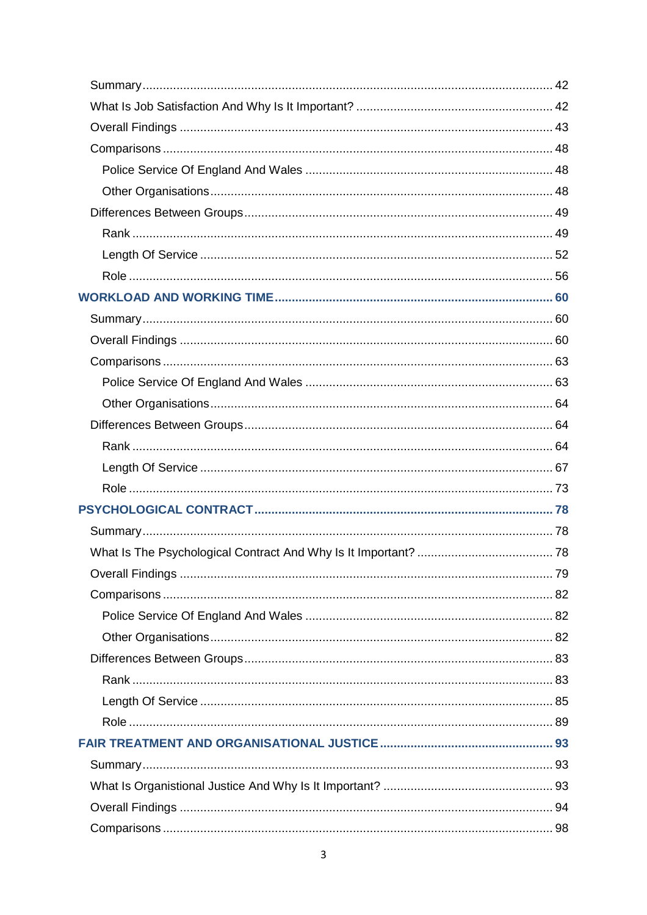Summary ........................................................................................................ 42

What Is Job Satisfaction And Why Is It Important? .......................................................... 42

Overall Findings ............................................................................................................. 43

Comparisons .................................................................................................................. 48

Police Service Of England And Wales ......................................................................... 48

Other Organisations ..................................................................................................... 48

Differences Between Groups .......................................................................................... 49

Rank ............................................................................................................................ 49

Length Of Service ........................................................................................................ 52

Role ............................................................................................................................. 56

**WORKLOAD AND WORKING TIME ................................................................................. 60**

Summary ........................................................................................................................ 60

Overall Findings ............................................................................................................. 60

Comparisons .................................................................................................................. 63

Police Service Of England And Wales ......................................................................... 63

Other Organisations ..................................................................................................... 64

Differences Between Groups .......................................................................................... 64

Rank ............................................................................................................................ 64

Length Of Service ........................................................................................................ 67

Role ............................................................................................................................. 73

**PSYCHOLOGICAL CONTRACT ....................................................................................... 78**

Summary ........................................................................................................................ 78

What Is The Psychological Contract And Why Is It Important? ........................................ 78

Overall Findings ............................................................................................................. 79

Comparisons .................................................................................................................. 82

Police Service Of England And Wales ......................................................................... 82

Other Organisations ..................................................................................................... 82

Differences Between Groups .......................................................................................... 83

Rank ............................................................................................................................ 83

Length Of Service ........................................................................................................ 85

Role ............................................................................................................................. 89

**FAIR TREATMENT AND ORGANISATIONAL JUSTICE .................................................. 93**

Summary ........................................................................................................................ 93

What Is Organistional Justice And Why Is It Important? .................................................. 93

Overall Findings ............................................................................................................. 94

Comparisons .................................................................................................................. 98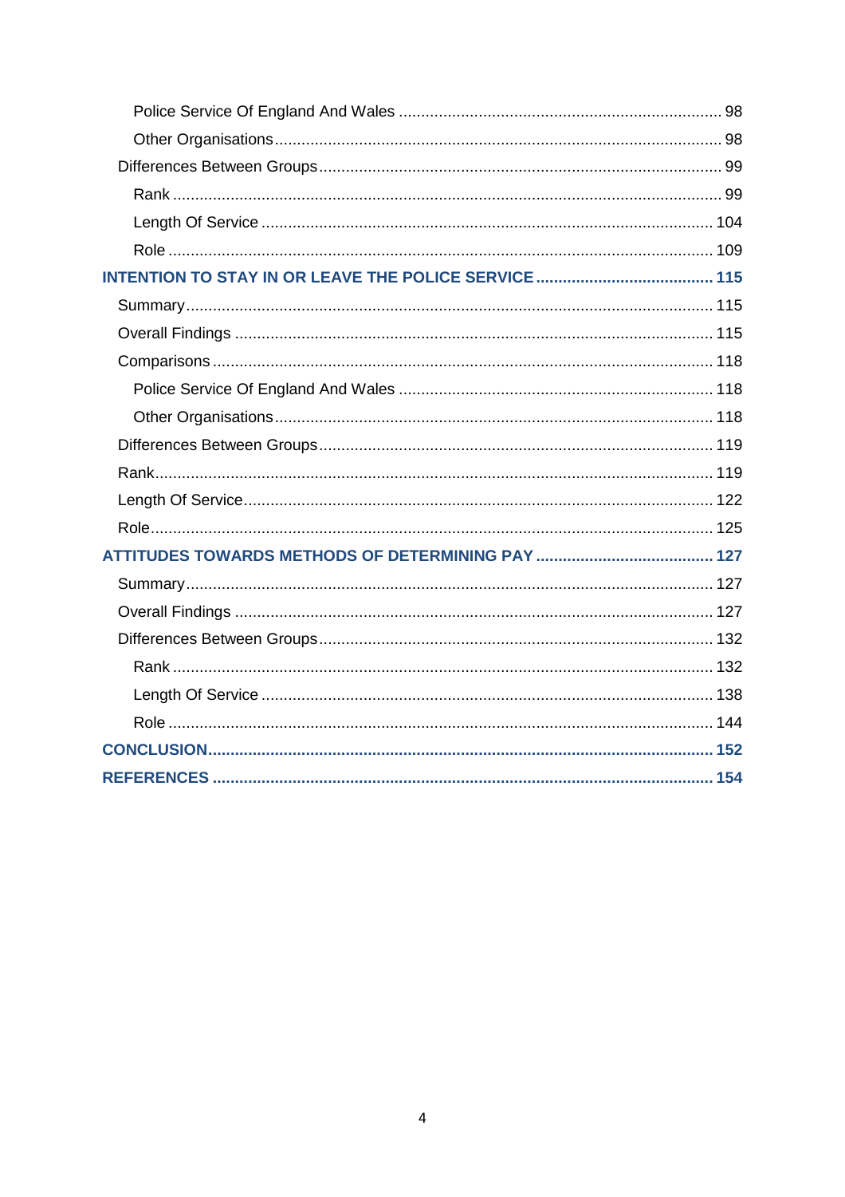Police Service Of England And Wales ........ 98

Other Organisations ........ 98

Differences Between Groups ........ 99

Rank ........ 99

Length Of Service ........ 104

Role ........ 109

**INTENTION TO STAY IN OR LEAVE THE POLICE SERVICE ........ 115**

Summary ........ 115

Overall Findings ........ 115

Comparisons ........ 118

Police Service Of England And Wales ........ 118

Other Organisations ........ 118

Differences Between Groups ........ 119

Rank ........ 119

Length Of Service ........ 122

Role ........ 125

**ATTITUDES TOWARDS METHODS OF DETERMINING PAY ........ 127**

Summary ........ 127

Overall Findings ........ 127

Differences Between Groups ........ 132

Rank ........ 132

Length Of Service ........ 138

Role ........ 144

**CONCLUSION ........ 152**

**REFERENCES ........ 154**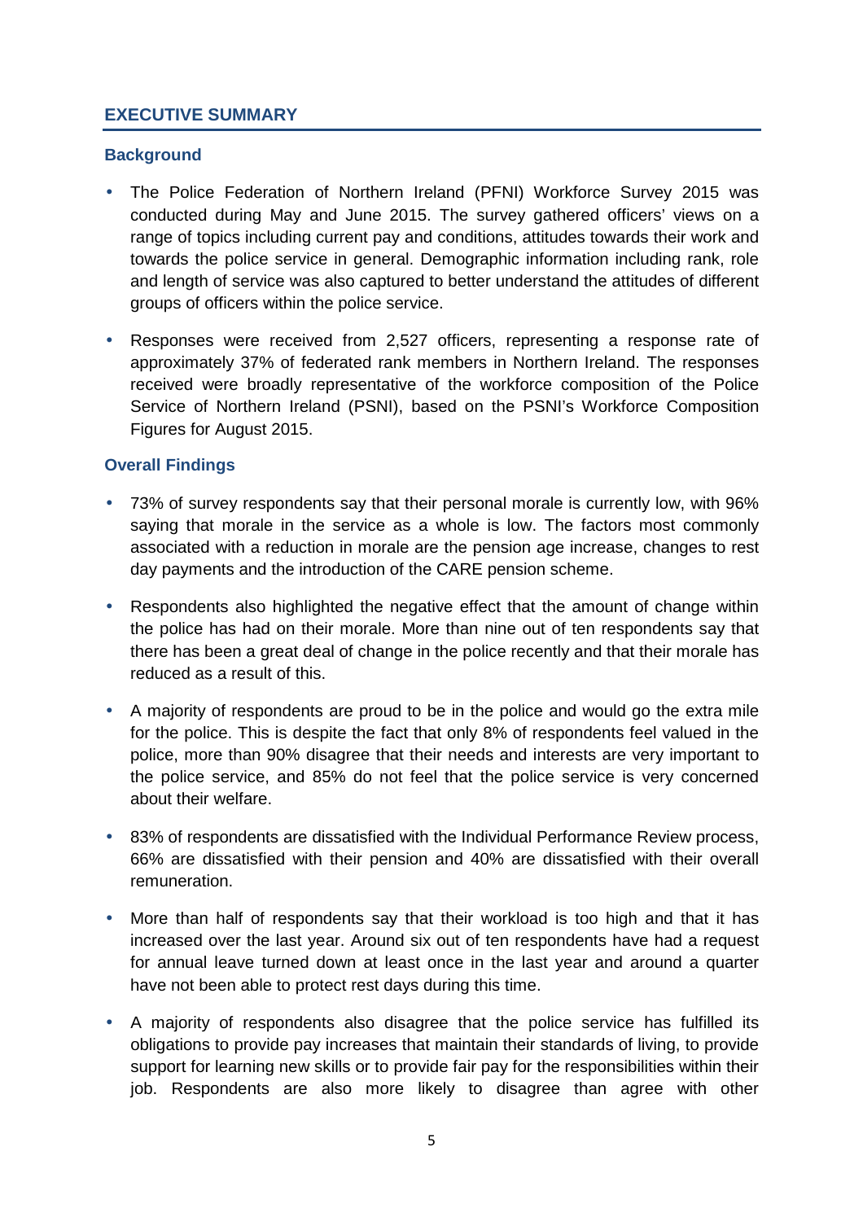## EXECUTIVE SUMMARY

### Background

- The Police Federation of Northern Ireland (PFNI) Workforce Survey 2015 was conducted during May and June 2015. The survey gathered officers' views on a range of topics including current pay and conditions, attitudes towards their work and towards the police service in general. Demographic information including rank, role and length of service was also captured to better understand the attitudes of different groups of officers within the police service.
- Responses were received from 2,527 officers, representing a response rate of approximately 37% of federated rank members in Northern Ireland. The responses received were broadly representative of the workforce composition of the Police Service of Northern Ireland (PSNI), based on the PSNI's Workforce Composition Figures for August 2015.

### Overall Findings

- 73% of survey respondents say that their personal morale is currently low, with 96% saying that morale in the service as a whole is low. The factors most commonly associated with a reduction in morale are the pension age increase, changes to rest day payments and the introduction of the CARE pension scheme.
- Respondents also highlighted the negative effect that the amount of change within the police has had on their morale. More than nine out of ten respondents say that there has been a great deal of change in the police recently and that their morale has reduced as a result of this.
- A majority of respondents are proud to be in the police and would go the extra mile for the police. This is despite the fact that only 8% of respondents feel valued in the police, more than 90% disagree that their needs and interests are very important to the police service, and 85% do not feel that the police service is very concerned about their welfare.
- 83% of respondents are dissatisfied with the Individual Performance Review process, 66% are dissatisfied with their pension and 40% are dissatisfied with their overall remuneration.
- More than half of respondents say that their workload is too high and that it has increased over the last year. Around six out of ten respondents have had a request for annual leave turned down at least once in the last year and around a quarter have not been able to protect rest days during this time.
- A majority of respondents also disagree that the police service has fulfilled its obligations to provide pay increases that maintain their standards of living, to provide support for learning new skills or to provide fair pay for the responsibilities within their job. Respondents are also more likely to disagree than agree with other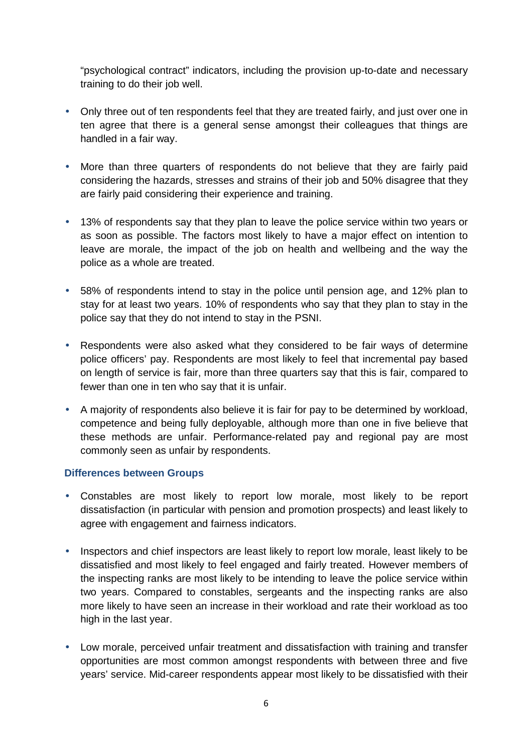"psychological contract" indicators, including the provision up-to-date and necessary training to do their job well.

- Only three out of ten respondents feel that they are treated fairly, and just over one in ten agree that there is a general sense amongst their colleagues that things are handled in a fair way.
- More than three quarters of respondents do not believe that they are fairly paid considering the hazards, stresses and strains of their job and 50% disagree that they are fairly paid considering their experience and training.
- 13% of respondents say that they plan to leave the police service within two years or as soon as possible. The factors most likely to have a major effect on intention to leave are morale, the impact of the job on health and wellbeing and the way the police as a whole are treated.
- 58% of respondents intend to stay in the police until pension age, and 12% plan to stay for at least two years. 10% of respondents who say that they plan to stay in the police say that they do not intend to stay in the PSNI.
- Respondents were also asked what they considered to be fair ways of determine police officers' pay. Respondents are most likely to feel that incremental pay based on length of service is fair, more than three quarters say that this is fair, compared to fewer than one in ten who say that it is unfair.
- A majority of respondents also believe it is fair for pay to be determined by workload, competence and being fully deployable, although more than one in five believe that these methods are unfair. Performance-related pay and regional pay are most commonly seen as unfair by respondents.

### Differences between Groups

- Constables are most likely to report low morale, most likely to be report dissatisfaction (in particular with pension and promotion prospects) and least likely to agree with engagement and fairness indicators.
- Inspectors and chief inspectors are least likely to report low morale, least likely to be dissatisfied and most likely to feel engaged and fairly treated. However members of the inspecting ranks are most likely to be intending to leave the police service within two years. Compared to constables, sergeants and the inspecting ranks are also more likely to have seen an increase in their workload and rate their workload as too high in the last year.
- Low morale, perceived unfair treatment and dissatisfaction with training and transfer opportunities are most common amongst respondents with between three and five years' service. Mid-career respondents appear most likely to be dissatisfied with their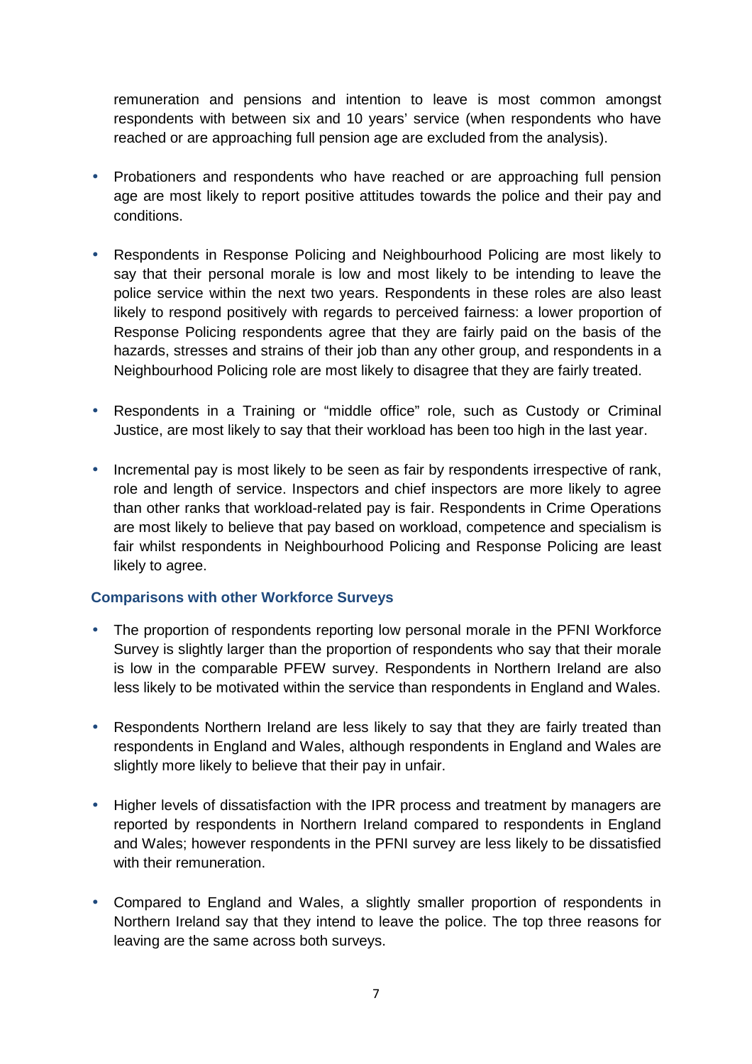remuneration and pensions and intention to leave is most common amongst respondents with between six and 10 years' service (when respondents who have reached or are approaching full pension age are excluded from the analysis).

- Probationers and respondents who have reached or are approaching full pension age are most likely to report positive attitudes towards the police and their pay and conditions.

- Respondents in Response Policing and Neighbourhood Policing are most likely to say that their personal morale is low and most likely to be intending to leave the police service within the next two years. Respondents in these roles are also least likely to respond positively with regards to perceived fairness: a lower proportion of Response Policing respondents agree that they are fairly paid on the basis of the hazards, stresses and strains of their job than any other group, and respondents in a Neighbourhood Policing role are most likely to disagree that they are fairly treated.

- Respondents in a Training or "middle office" role, such as Custody or Criminal Justice, are most likely to say that their workload has been too high in the last year.

- Incremental pay is most likely to be seen as fair by respondents irrespective of rank, role and length of service. Inspectors and chief inspectors are more likely to agree than other ranks that workload-related pay is fair. Respondents in Crime Operations are most likely to believe that pay based on workload, competence and specialism is fair whilst respondents in Neighbourhood Policing and Response Policing are least likely to agree.

### Comparisons with other Workforce Surveys

- The proportion of respondents reporting low personal morale in the PFNI Workforce Survey is slightly larger than the proportion of respondents who say that their morale is low in the comparable PFEW survey. Respondents in Northern Ireland are also less likely to be motivated within the service than respondents in England and Wales.

- Respondents Northern Ireland are less likely to say that they are fairly treated than respondents in England and Wales, although respondents in England and Wales are slightly more likely to believe that their pay in unfair.

- Higher levels of dissatisfaction with the IPR process and treatment by managers are reported by respondents in Northern Ireland compared to respondents in England and Wales; however respondents in the PFNI survey are less likely to be dissatisfied with their remuneration.

- Compared to England and Wales, a slightly smaller proportion of respondents in Northern Ireland say that they intend to leave the police. The top three reasons for leaving are the same across both surveys.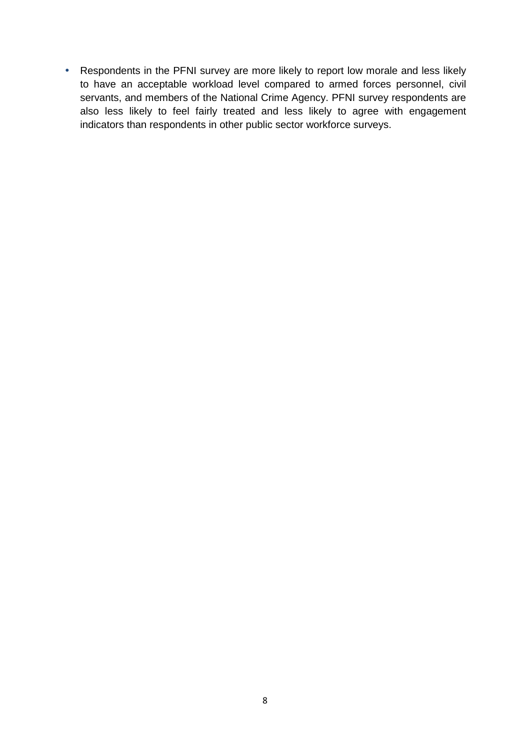- Respondents in the PFNI survey are more likely to report low morale and less likely to have an acceptable workload level compared to armed forces personnel, civil servants, and members of the National Crime Agency. PFNI survey respondents are also less likely to feel fairly treated and less likely to agree with engagement indicators than respondents in other public sector workforce surveys.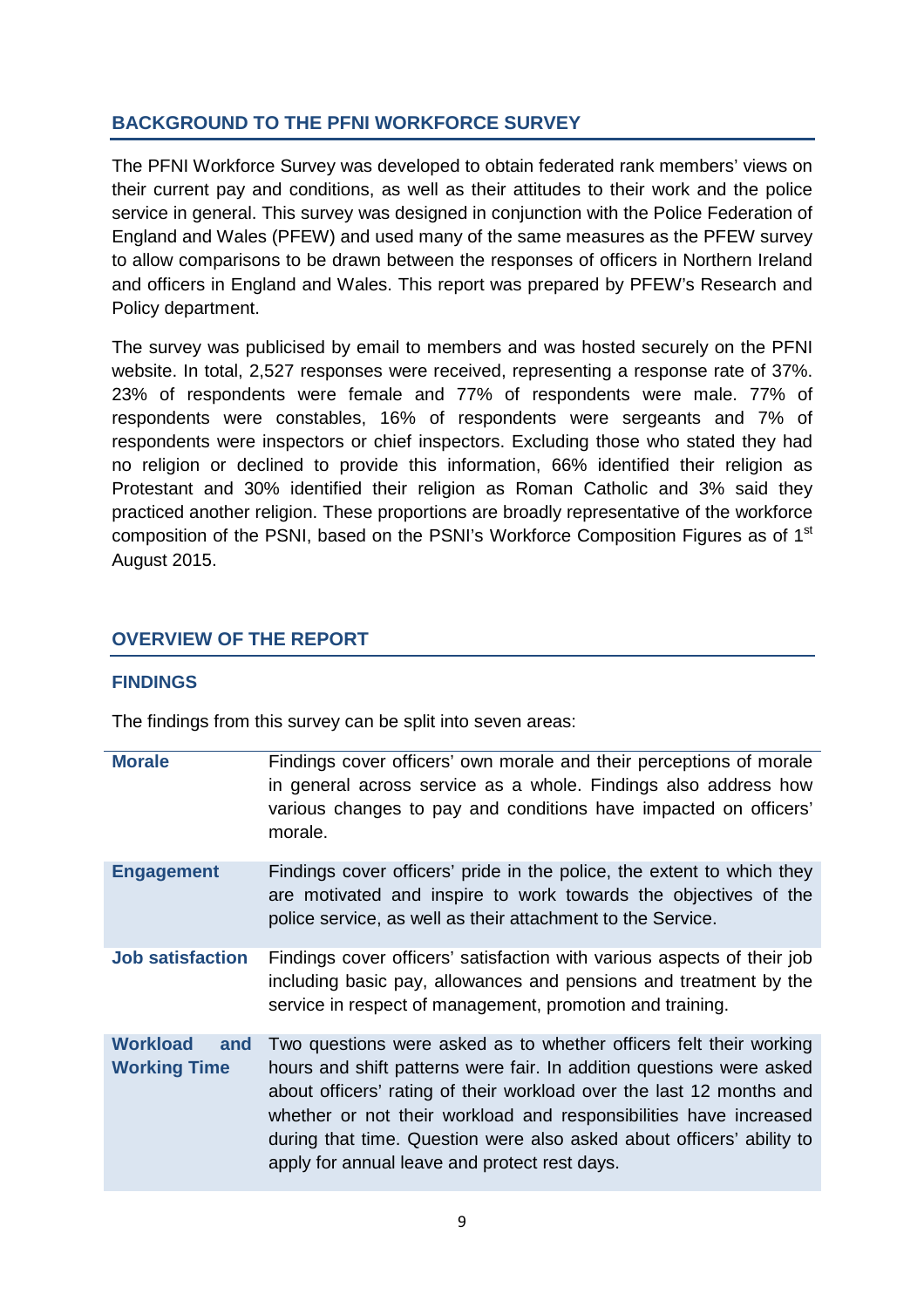## BACKGROUND TO THE PFNI WORKFORCE SURVEY

The PFNI Workforce Survey was developed to obtain federated rank members' views on their current pay and conditions, as well as their attitudes to their work and the police service in general. This survey was designed in conjunction with the Police Federation of England and Wales (PFEW) and used many of the same measures as the PFEW survey to allow comparisons to be drawn between the responses of officers in Northern Ireland and officers in England and Wales. This report was prepared by PFEW's Research and Policy department.

The survey was publicised by email to members and was hosted securely on the PFNI website. In total, 2,527 responses were received, representing a response rate of 37%. 23% of respondents were female and 77% of respondents were male. 77% of respondents were constables, 16% of respondents were sergeants and 7% of respondents were inspectors or chief inspectors. Excluding those who stated they had no religion or declined to provide this information, 66% identified their religion as Protestant and 30% identified their religion as Roman Catholic and 3% said they practiced another religion. These proportions are broadly representative of the workforce composition of the PSNI, based on the PSNI's Workforce Composition Figures as of 1st August 2015.

## OVERVIEW OF THE REPORT

### FINDINGS

The findings from this survey can be split into seven areas:

| | |
|---|---|
| **Morale** | Findings cover officers' own morale and their perceptions of morale in general across service as a whole. Findings also address how various changes to pay and conditions have impacted on officers' morale. |
| **Engagement** | Findings cover officers' pride in the police, the extent to which they are motivated and inspire to work towards the objectives of the police service, as well as their attachment to the Service. |
| **Job satisfaction** | Findings cover officers' satisfaction with various aspects of their job including basic pay, allowances and pensions and treatment by the service in respect of management, promotion and training. |
| **Workload and Working Time** | Two questions were asked as to whether officers felt their working hours and shift patterns were fair. In addition questions were asked about officers' rating of their workload over the last 12 months and whether or not their workload and responsibilities have increased during that time. Question were also asked about officers' ability to apply for annual leave and protect rest days. |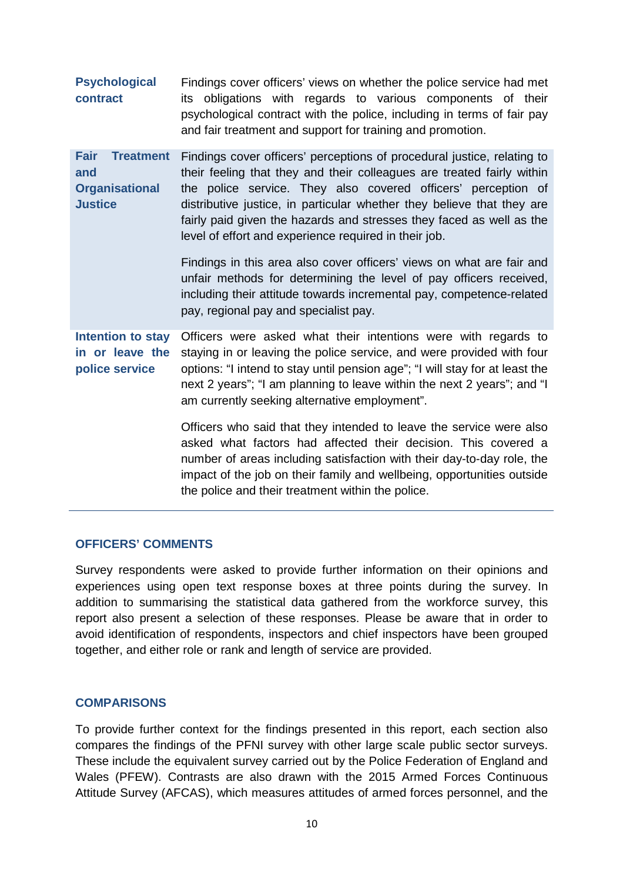| | |
|---|---|
| **Psychological contract** | Findings cover officers' views on whether the police service had met its obligations with regards to various components of their psychological contract with the police, including in terms of fair pay and fair treatment and support for training and promotion. |
| **Fair Treatment and Organisational Justice** | Findings cover officers' perceptions of procedural justice, relating to their feeling that they and their colleagues are treated fairly within the police service. They also covered officers' perception of distributive justice, in particular whether they believe that they are fairly paid given the hazards and stresses they faced as well as the level of effort and experience required in their job.<br><br>Findings in this area also cover officers' views on what are fair and unfair methods for determining the level of pay officers received, including their attitude towards incremental pay, competence-related pay, regional pay and specialist pay. |
| **Intention to stay in or leave the police service** | Officers were asked what their intentions were with regards to staying in or leaving the police service, and were provided with four options: "I intend to stay until pension age"; "I will stay for at least the next 2 years"; "I am planning to leave within the next 2 years"; and "I am currently seeking alternative employment".<br><br>Officers who said that they intended to leave the service were also asked what factors had affected their decision. This covered a number of areas including satisfaction with their day-to-day role, the impact of the job on their family and wellbeing, opportunities outside the police and their treatment within the police. |

## OFFICERS' COMMENTS

Survey respondents were asked to provide further information on their opinions and experiences using open text response boxes at three points during the survey. In addition to summarising the statistical data gathered from the workforce survey, this report also present a selection of these responses. Please be aware that in order to avoid identification of respondents, inspectors and chief inspectors have been grouped together, and either role or rank and length of service are provided.

## COMPARISONS

To provide further context for the findings presented in this report, each section also compares the findings of the PFNI survey with other large scale public sector surveys. These include the equivalent survey carried out by the Police Federation of England and Wales (PFEW). Contrasts are also drawn with the 2015 Armed Forces Continuous Attitude Survey (AFCAS), which measures attitudes of armed forces personnel, and the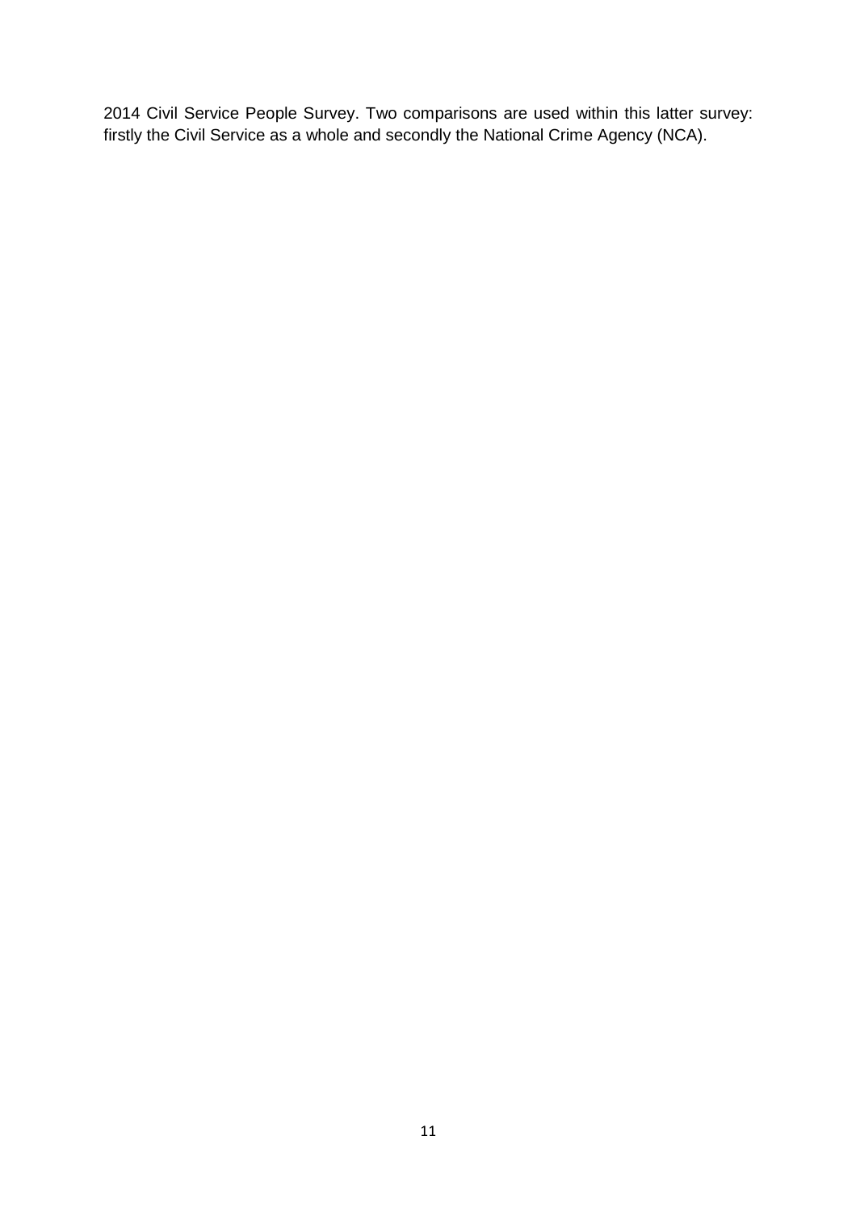2014 Civil Service People Survey. Two comparisons are used within this latter survey: firstly the Civil Service as a whole and secondly the National Crime Agency (NCA).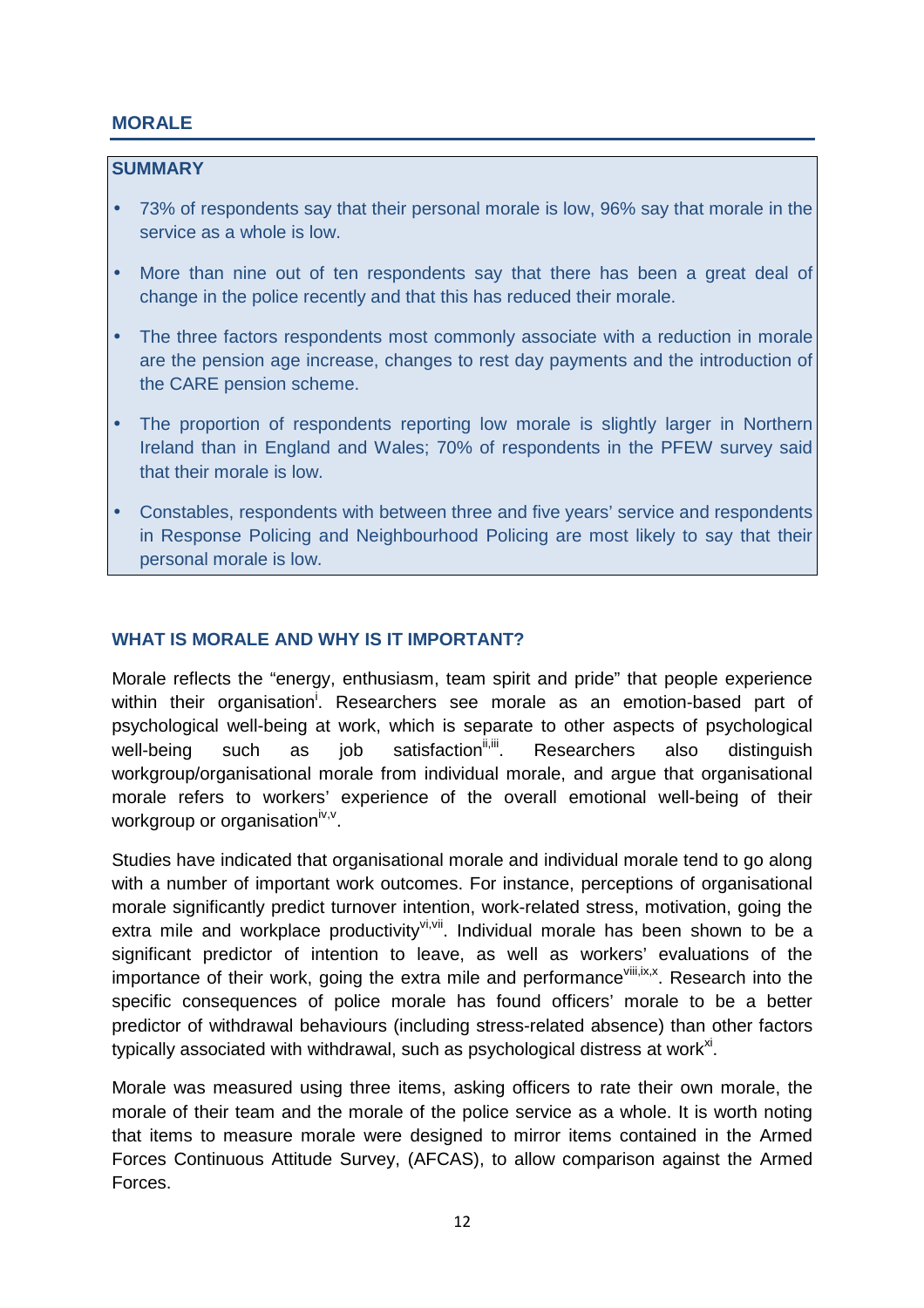## MORALE

### SUMMARY

- 73% of respondents say that their personal morale is low, 96% say that morale in the service as a whole is low.
- More than nine out of ten respondents say that there has been a great deal of change in the police recently and that this has reduced their morale.
- The three factors respondents most commonly associate with a reduction in morale are the pension age increase, changes to rest day payments and the introduction of the CARE pension scheme.
- The proportion of respondents reporting low morale is slightly larger in Northern Ireland than in England and Wales; 70% of respondents in the PFEW survey said that their morale is low.
- Constables, respondents with between three and five years' service and respondents in Response Policing and Neighbourhood Policing are most likely to say that their personal morale is low.

### WHAT IS MORALE AND WHY IS IT IMPORTANT?

Morale reflects the "energy, enthusiasm, team spirit and pride" that people experience within their organisation[i]. Researchers see morale as an emotion-based part of psychological well-being at work, which is separate to other aspects of psychological well-being such as job satisfaction[ii,iii]. Researchers also distinguish workgroup/organisational morale from individual morale, and argue that organisational morale refers to workers' experience of the overall emotional well-being of their workgroup or organisation[iv,v].

Studies have indicated that organisational morale and individual morale tend to go along with a number of important work outcomes. For instance, perceptions of organisational morale significantly predict turnover intention, work-related stress, motivation, going the extra mile and workplace productivity[vi,vii]. Individual morale has been shown to be a significant predictor of intention to leave, as well as workers' evaluations of the importance of their work, going the extra mile and performance[viii,ix,x]. Research into the specific consequences of police morale has found officers' morale to be a better predictor of withdrawal behaviours (including stress-related absence) than other factors typically associated with withdrawal, such as psychological distress at work[xi].

Morale was measured using three items, asking officers to rate their own morale, the morale of their team and the morale of the police service as a whole. It is worth noting that items to measure morale were designed to mirror items contained in the Armed Forces Continuous Attitude Survey, (AFCAS), to allow comparison against the Armed Forces.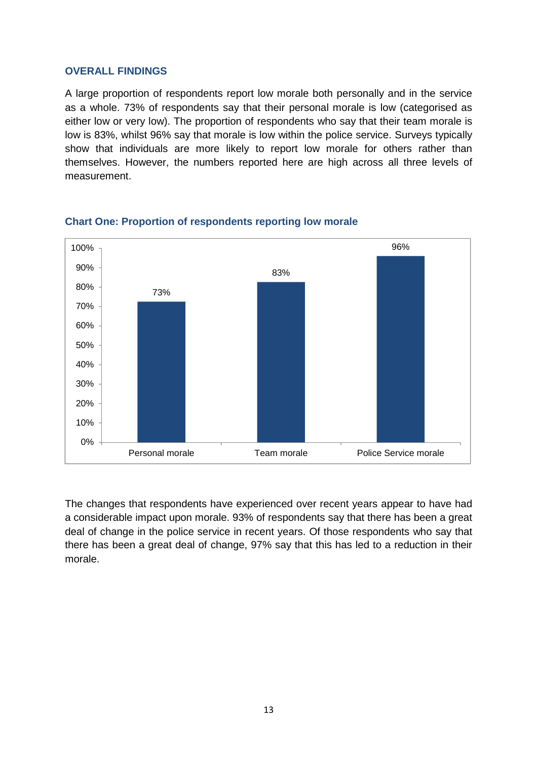## OVERALL FINDINGS

A large proportion of respondents report low morale both personally and in the service as a whole. 73% of respondents say that their personal morale is low (categorised as either low or very low). The proportion of respondents who say that their team morale is low is 83%, whilst 96% say that morale is low within the police service. Surveys typically show that individuals are more likely to report low morale for others rather than themselves. However, the numbers reported here are high across all three levels of measurement.

**Chart One: Proportion of respondents reporting low morale**

| | Personal morale | Team morale | Police Service morale |
|---|---|---|---|
| Low morale | 73% | 83% | 96% |

The changes that respondents have experienced over recent years appear to have had a considerable impact upon morale. 93% of respondents say that there has been a great deal of change in the police service in recent years. Of those respondents who say that there has been a great deal of change, 97% say that this has led to a reduction in their morale.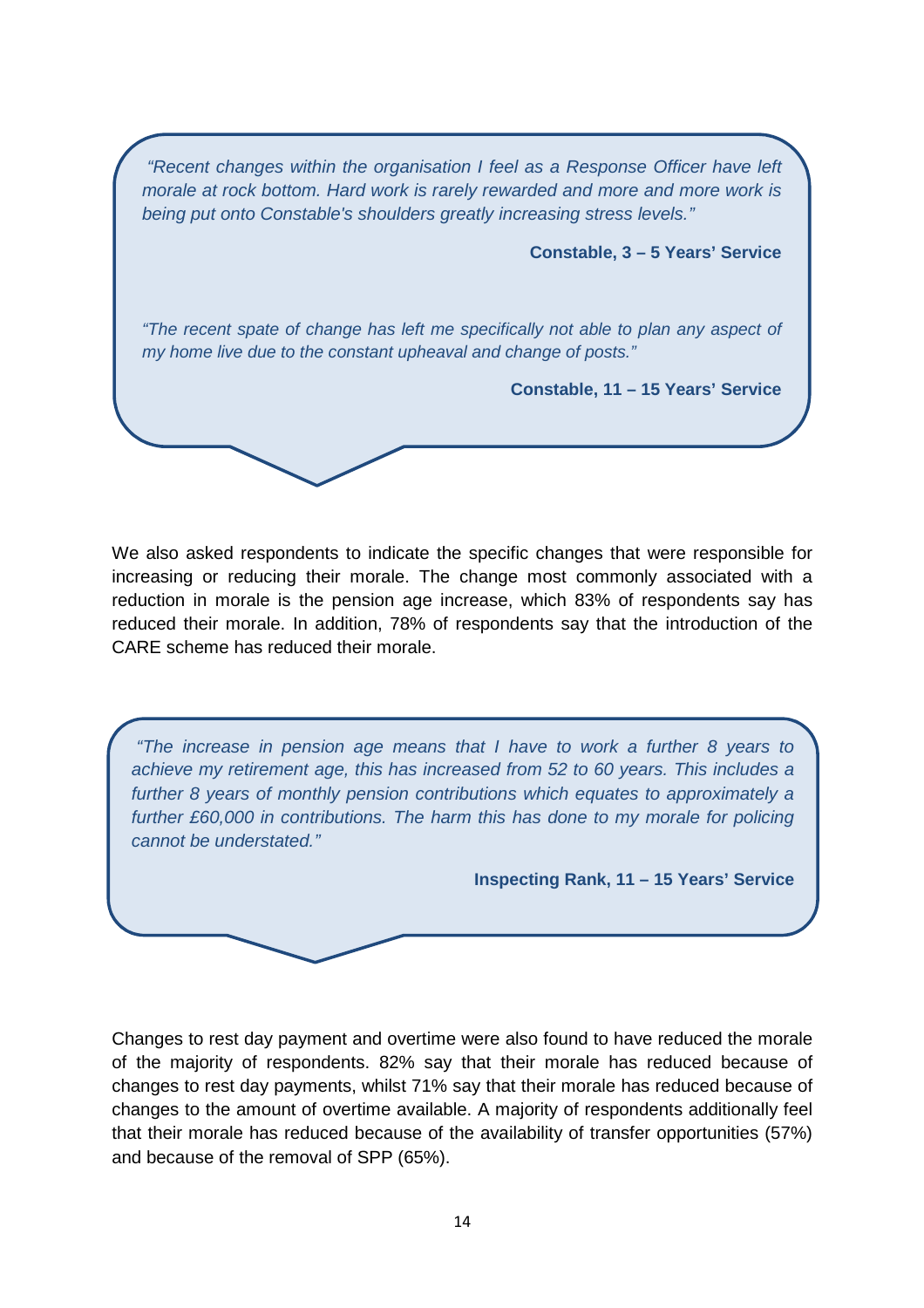> *"Recent changes within the organisation I feel as a Response Officer have left morale at rock bottom. Hard work is rarely rewarded and more and more work is being put onto Constable's shoulders greatly increasing stress levels."*
>
> **Constable, 3 – 5 Years' Service**
>
> *"The recent spate of change has left me specifically not able to plan any aspect of my home live due to the constant upheaval and change of posts."*
>
> **Constable, 11 – 15 Years' Service**

We also asked respondents to indicate the specific changes that were responsible for increasing or reducing their morale. The change most commonly associated with a reduction in morale is the pension age increase, which 83% of respondents say has reduced their morale. In addition, 78% of respondents say that the introduction of the CARE scheme has reduced their morale.

> *"The increase in pension age means that I have to work a further 8 years to achieve my retirement age, this has increased from 52 to 60 years. This includes a further 8 years of monthly pension contributions which equates to approximately a further £60,000 in contributions. The harm this has done to my morale for policing cannot be understated."*
>
> **Inspecting Rank, 11 – 15 Years' Service**

Changes to rest day payment and overtime were also found to have reduced the morale of the majority of respondents. 82% say that their morale has reduced because of changes to rest day payments, whilst 71% say that their morale has reduced because of changes to the amount of overtime available. A majority of respondents additionally feel that their morale has reduced because of the availability of transfer opportunities (57%) and because of the removal of SPP (65%).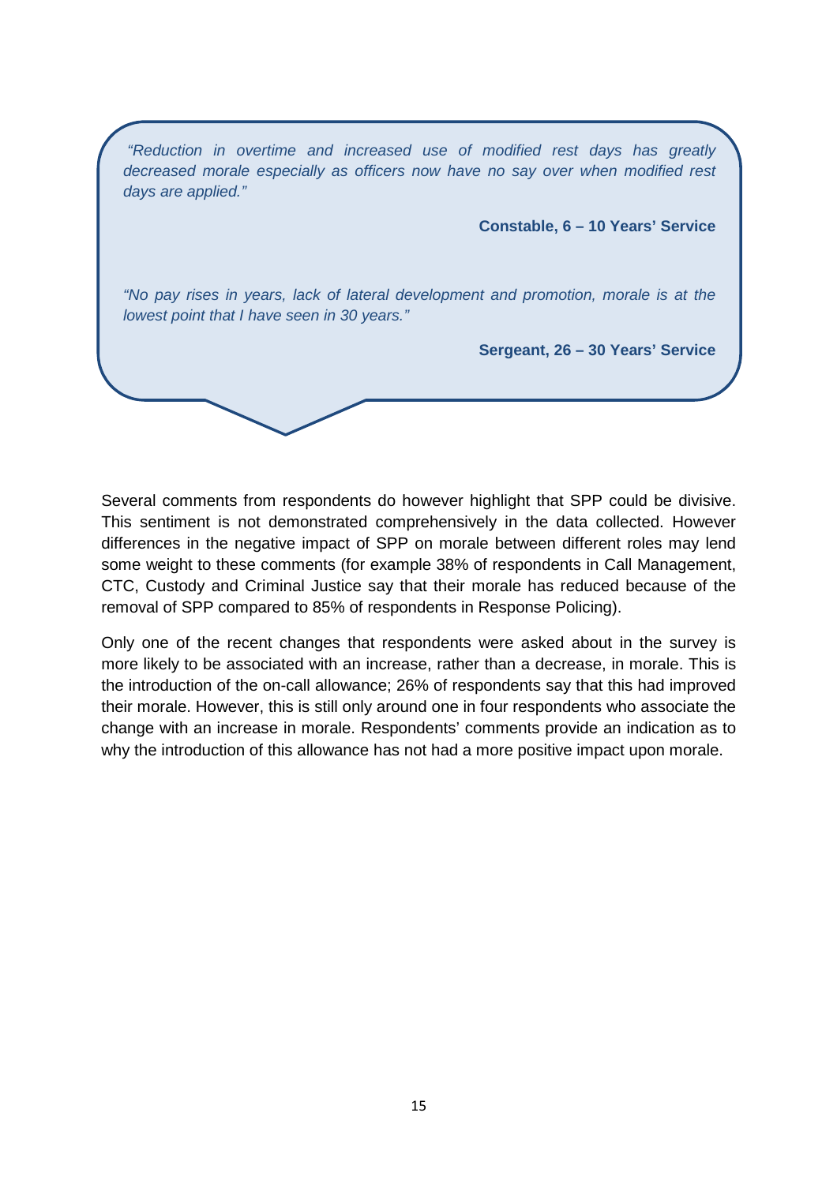*"Reduction in overtime and increased use of modified rest days has greatly decreased morale especially as officers now have no say over when modified rest days are applied."*

**Constable, 6 – 10 Years' Service**

*"No pay rises in years, lack of lateral development and promotion, morale is at the lowest point that I have seen in 30 years."*

**Sergeant, 26 – 30 Years' Service**

Several comments from respondents do however highlight that SPP could be divisive. This sentiment is not demonstrated comprehensively in the data collected. However differences in the negative impact of SPP on morale between different roles may lend some weight to these comments (for example 38% of respondents in Call Management, CTC, Custody and Criminal Justice say that their morale has reduced because of the removal of SPP compared to 85% of respondents in Response Policing).

Only one of the recent changes that respondents were asked about in the survey is more likely to be associated with an increase, rather than a decrease, in morale. This is the introduction of the on-call allowance; 26% of respondents say that this had improved their morale. However, this is still only around one in four respondents who associate the change with an increase in morale. Respondents' comments provide an indication as to why the introduction of this allowance has not had a more positive impact upon morale.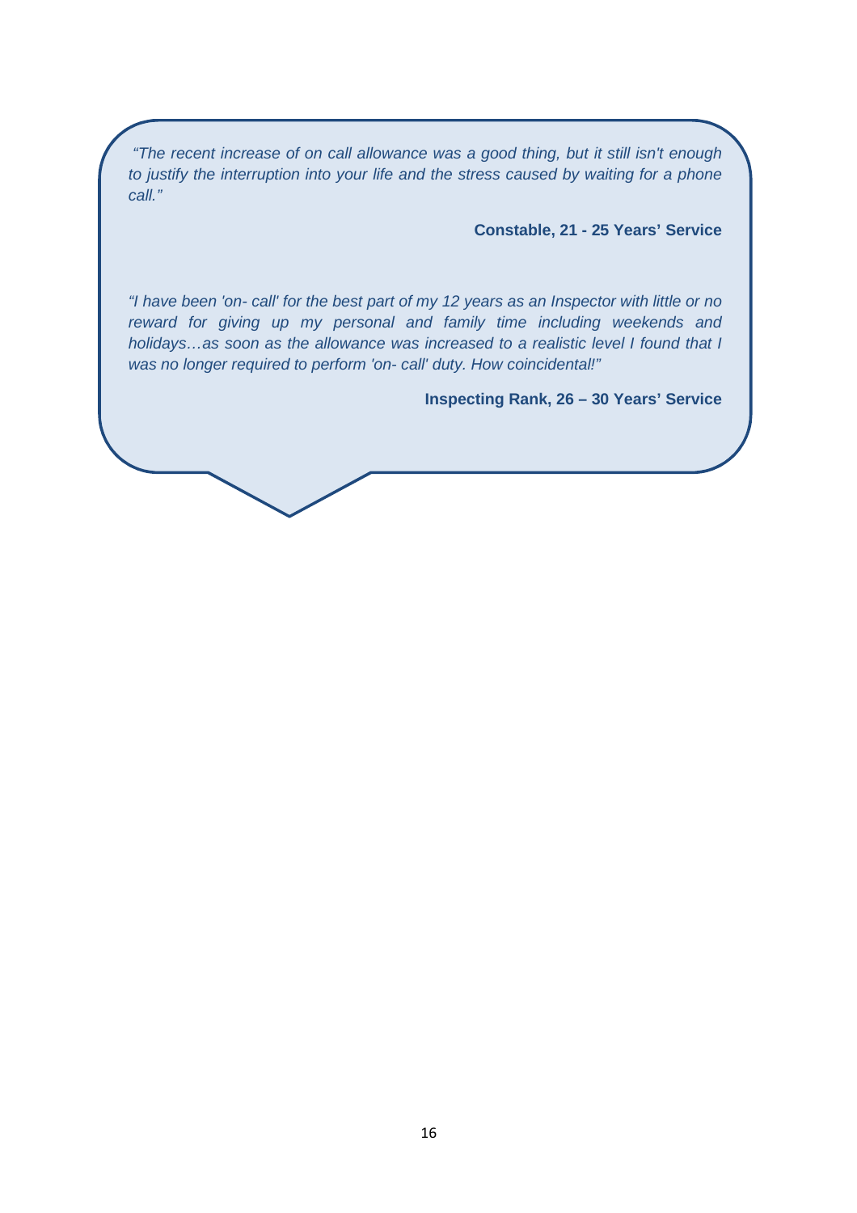*"The recent increase of on call allowance was a good thing, but it still isn't enough to justify the interruption into your life and the stress caused by waiting for a phone call."*

**Constable, 21 - 25 Years' Service**

*"I have been 'on- call' for the best part of my 12 years as an Inspector with little or no reward for giving up my personal and family time including weekends and holidays…as soon as the allowance was increased to a realistic level I found that I was no longer required to perform 'on- call' duty. How coincidental!"*

**Inspecting Rank, 26 – 30 Years' Service**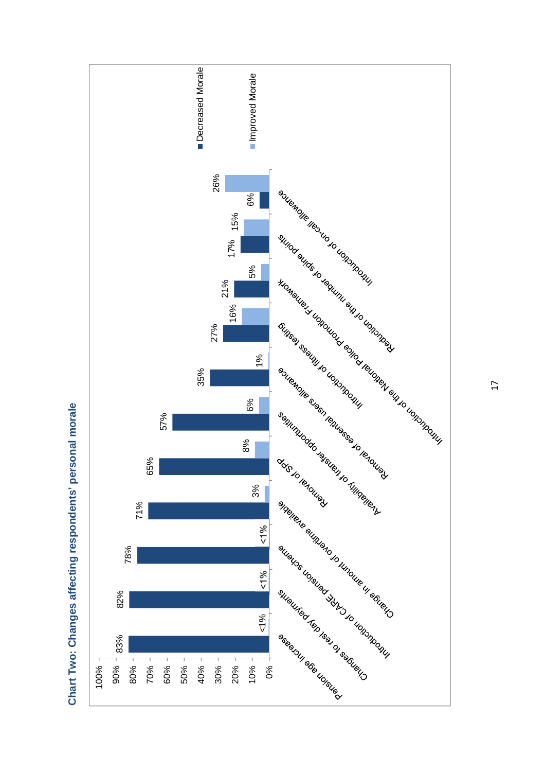**Chart Two: Changes affecting respondents' personal morale**

| Change | Decreased Morale | Improved Morale |
|---|---|---|
| Pension age increase | 83% | <1% |
| Changes to rest day payments | 82% | <1% |
| Introduction of CARE pension scheme | 78% | <1% |
| Change in amount of overtime available | 71% | 3% |
| Removal of SPP | 65% | 8% |
| Availability of transfer opportunities | 57% | 6% |
| Removal of essential users allowance | 35% | 1% |
| Introduction of fitness testing | 27% | 16% |
| Introduction of the National Police Promotion Framework | 21% | 5% |
| Reduction of the number of spine points | 17% | 15% |
| Introduction of on-call allowance | 6% | 26% |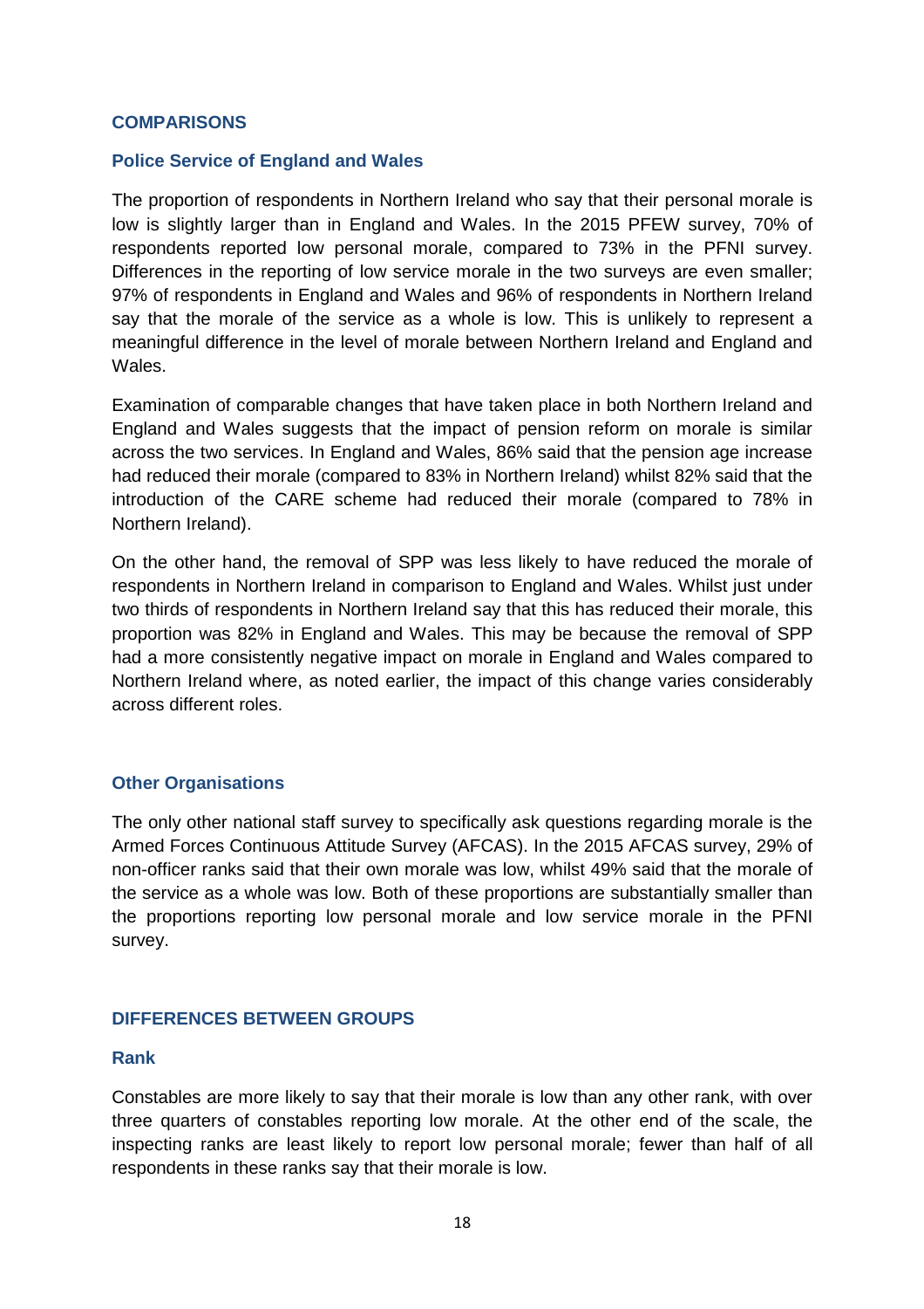## COMPARISONS

### Police Service of England and Wales

The proportion of respondents in Northern Ireland who say that their personal morale is low is slightly larger than in England and Wales. In the 2015 PFEW survey, 70% of respondents reported low personal morale, compared to 73% in the PFNI survey. Differences in the reporting of low service morale in the two surveys are even smaller; 97% of respondents in England and Wales and 96% of respondents in Northern Ireland say that the morale of the service as a whole is low. This is unlikely to represent a meaningful difference in the level of morale between Northern Ireland and England and Wales.

Examination of comparable changes that have taken place in both Northern Ireland and England and Wales suggests that the impact of pension reform on morale is similar across the two services. In England and Wales, 86% said that the pension age increase had reduced their morale (compared to 83% in Northern Ireland) whilst 82% said that the introduction of the CARE scheme had reduced their morale (compared to 78% in Northern Ireland).

On the other hand, the removal of SPP was less likely to have reduced the morale of respondents in Northern Ireland in comparison to England and Wales. Whilst just under two thirds of respondents in Northern Ireland say that this has reduced their morale, this proportion was 82% in England and Wales. This may be because the removal of SPP had a more consistently negative impact on morale in England and Wales compared to Northern Ireland where, as noted earlier, the impact of this change varies considerably across different roles.

### Other Organisations

The only other national staff survey to specifically ask questions regarding morale is the Armed Forces Continuous Attitude Survey (AFCAS). In the 2015 AFCAS survey, 29% of non-officer ranks said that their own morale was low, whilst 49% said that the morale of the service as a whole was low. Both of these proportions are substantially smaller than the proportions reporting low personal morale and low service morale in the PFNI survey.

## DIFFERENCES BETWEEN GROUPS

### Rank

Constables are more likely to say that their morale is low than any other rank, with over three quarters of constables reporting low morale. At the other end of the scale, the inspecting ranks are least likely to report low personal morale; fewer than half of all respondents in these ranks say that their morale is low.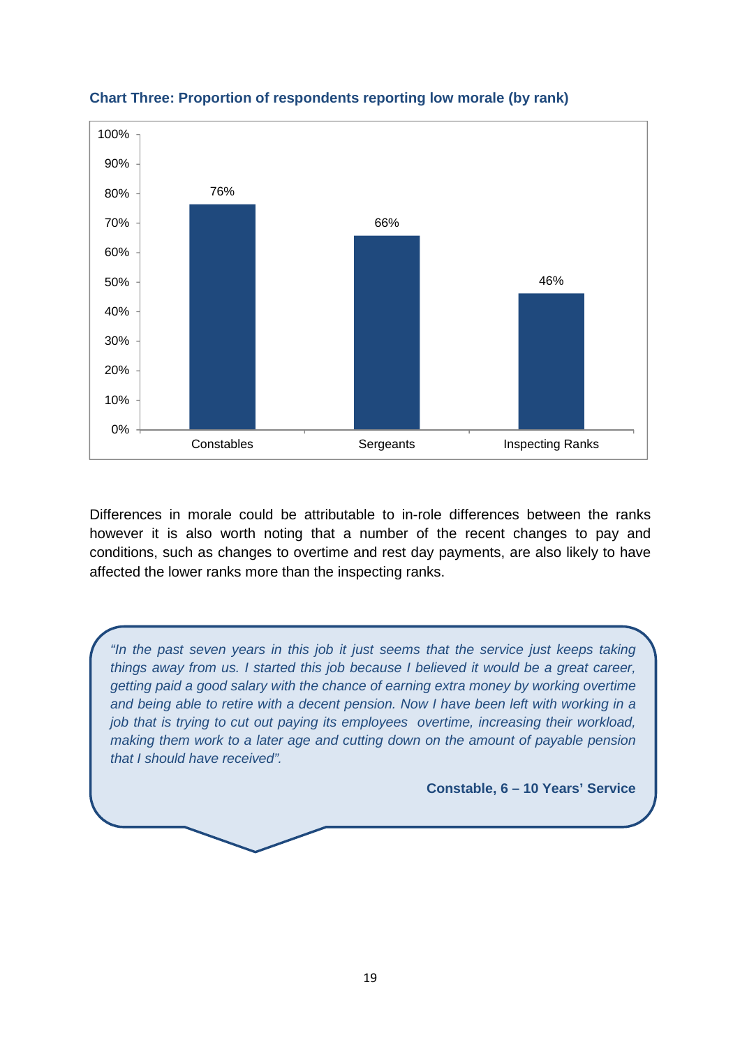**Chart Three: Proportion of respondents reporting low morale (by rank)**

| Rank | Proportion reporting low morale |
|---|---|
| Constables | 76% |
| Sergeants | 66% |
| Inspecting Ranks | 46% |

Differences in morale could be attributable to in-role differences between the ranks however it is also worth noting that a number of the recent changes to pay and conditions, such as changes to overtime and rest day payments, are also likely to have affected the lower ranks more than the inspecting ranks.

> *"In the past seven years in this job it just seems that the service just keeps taking things away from us. I started this job because I believed it would be a great career, getting paid a good salary with the chance of earning extra money by working overtime and being able to retire with a decent pension. Now I have been left with working in a job that is trying to cut out paying its employees overtime, increasing their workload, making them work to a later age and cutting down on the amount of payable pension that I should have received".*
>
> **Constable, 6 – 10 Years' Service**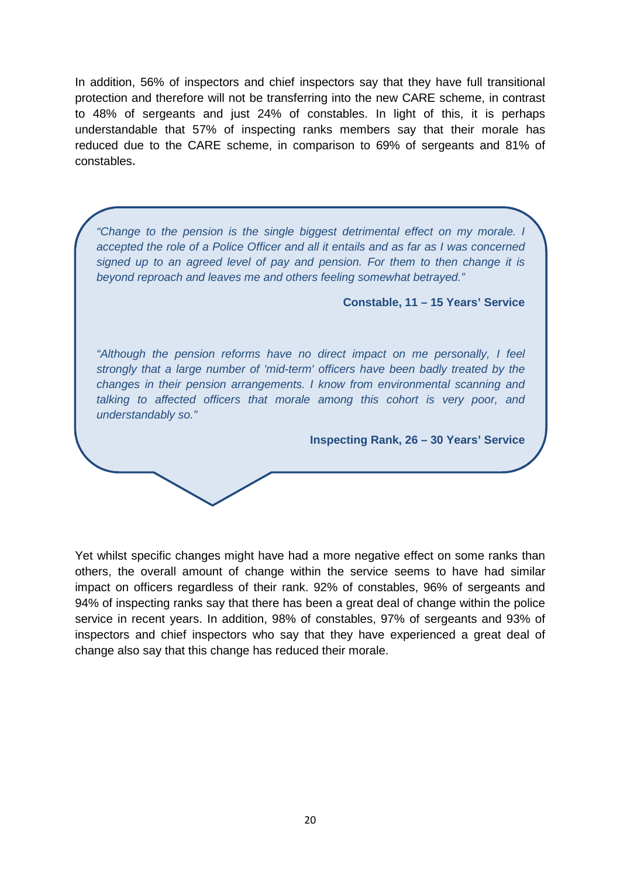In addition, 56% of inspectors and chief inspectors say that they have full transitional protection and therefore will not be transferring into the new CARE scheme, in contrast to 48% of sergeants and just 24% of constables. In light of this, it is perhaps understandable that 57% of inspecting ranks members say that their morale has reduced due to the CARE scheme, in comparison to 69% of sergeants and 81% of constables.

> *"Change to the pension is the single biggest detrimental effect on my morale. I accepted the role of a Police Officer and all it entails and as far as I was concerned signed up to an agreed level of pay and pension. For them to then change it is beyond reproach and leaves me and others feeling somewhat betrayed."*
>
> **Constable, 11 – 15 Years' Service**
>
> *"Although the pension reforms have no direct impact on me personally, I feel strongly that a large number of 'mid-term' officers have been badly treated by the changes in their pension arrangements. I know from environmental scanning and talking to affected officers that morale among this cohort is very poor, and understandably so."*
>
> **Inspecting Rank, 26 – 30 Years' Service**

Yet whilst specific changes might have had a more negative effect on some ranks than others, the overall amount of change within the service seems to have had similar impact on officers regardless of their rank. 92% of constables, 96% of sergeants and 94% of inspecting ranks say that there has been a great deal of change within the police service in recent years. In addition, 98% of constables, 97% of sergeants and 93% of inspectors and chief inspectors who say that they have experienced a great deal of change also say that this change has reduced their morale.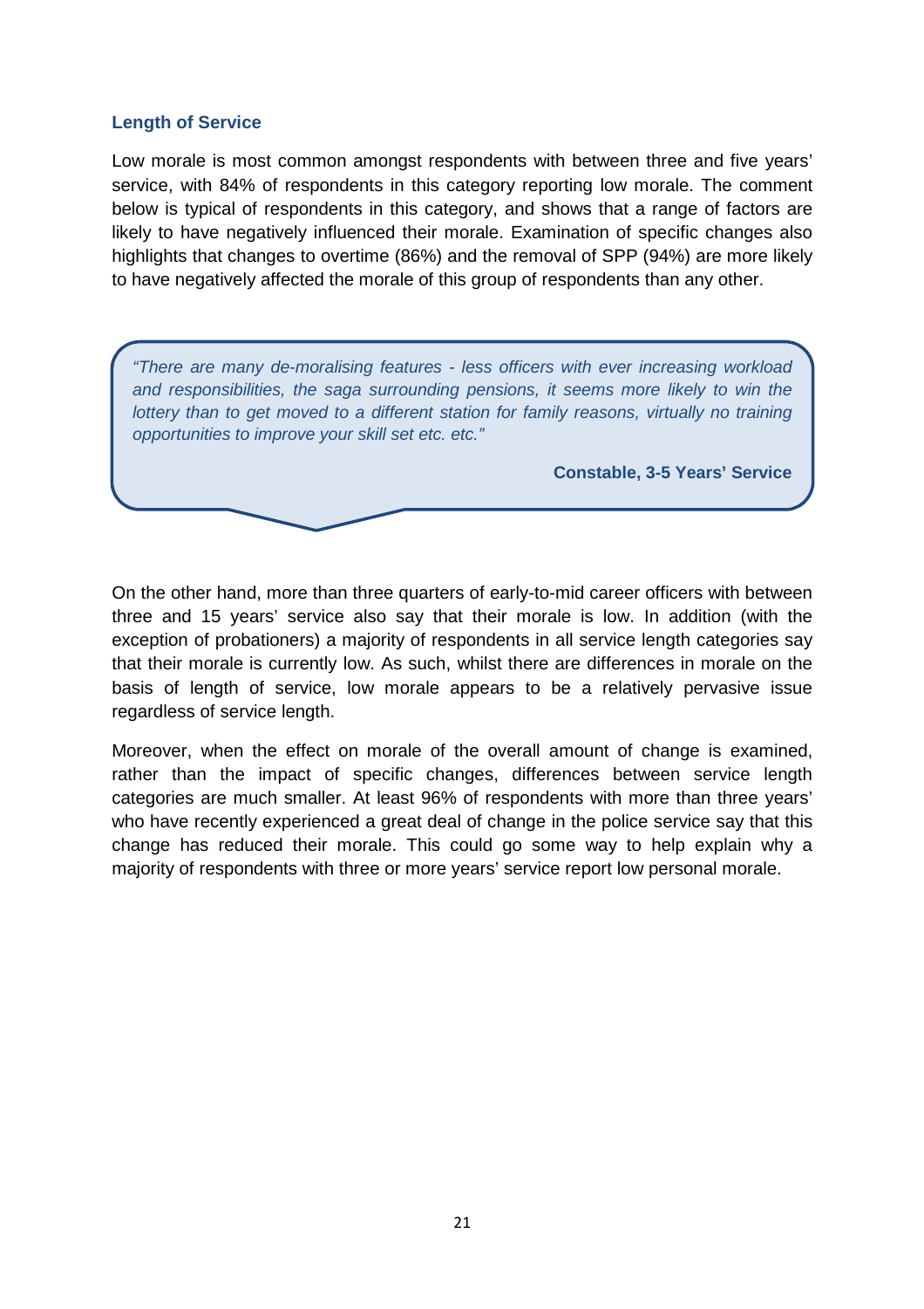### Length of Service

Low morale is most common amongst respondents with between three and five years' service, with 84% of respondents in this category reporting low morale. The comment below is typical of respondents in this category, and shows that a range of factors are likely to have negatively influenced their morale. Examination of specific changes also highlights that changes to overtime (86%) and the removal of SPP (94%) are more likely to have negatively affected the morale of this group of respondents than any other.

> *"There are many de-moralising features - less officers with ever increasing workload and responsibilities, the saga surrounding pensions, it seems more likely to win the lottery than to get moved to a different station for family reasons, virtually no training opportunities to improve your skill set etc. etc."*
>
> **Constable, 3-5 Years' Service**

On the other hand, more than three quarters of early-to-mid career officers with between three and 15 years' service also say that their morale is low. In addition (with the exception of probationers) a majority of respondents in all service length categories say that their morale is currently low. As such, whilst there are differences in morale on the basis of length of service, low morale appears to be a relatively pervasive issue regardless of service length.

Moreover, when the effect on morale of the overall amount of change is examined, rather than the impact of specific changes, differences between service length categories are much smaller. At least 96% of respondents with more than three years' who have recently experienced a great deal of change in the police service say that this change has reduced their morale. This could go some way to help explain why a majority of respondents with three or more years' service report low personal morale.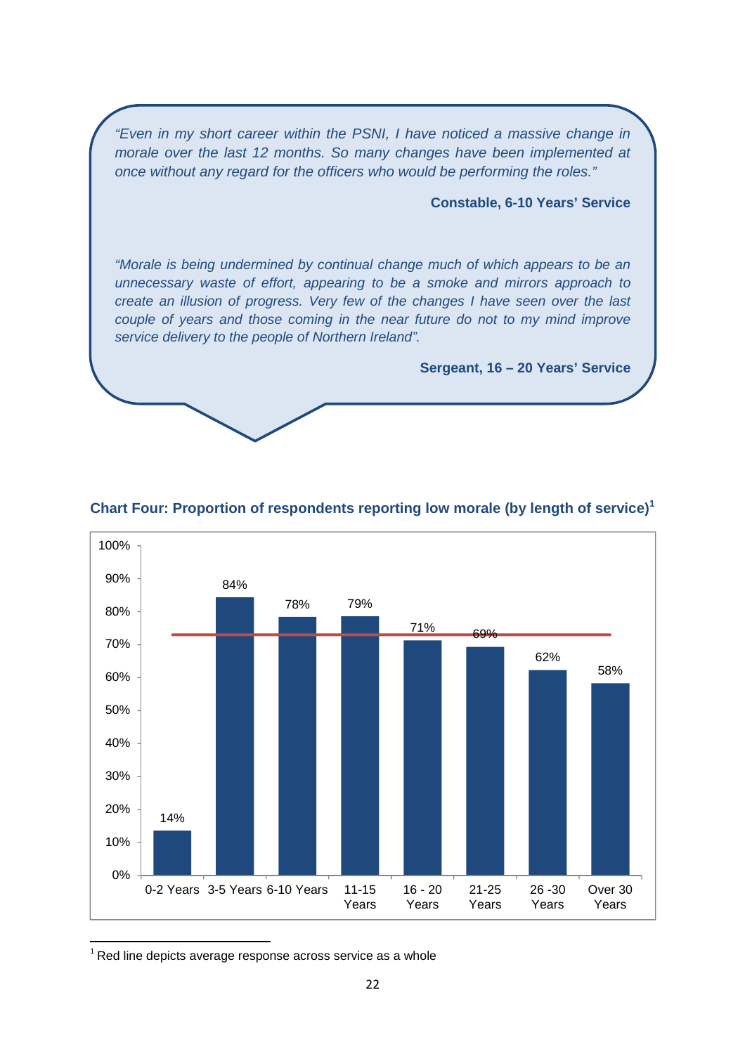> *"Even in my short career within the PSNI, I have noticed a massive change in morale over the last 12 months. So many changes have been implemented at once without any regard for the officers who would be performing the roles."*
>
> **Constable, 6-10 Years' Service**
>
> *"Morale is being undermined by continual change much of which appears to be an unnecessary waste of effort, appearing to be a smoke and mirrors approach to create an illusion of progress. Very few of the changes I have seen over the last couple of years and those coming in the near future do not to my mind improve service delivery to the people of Northern Ireland".*
>
> **Sergeant, 16 – 20 Years' Service**

**Chart Four: Proportion of respondents reporting low morale (by length of service)[1]**

| Length of service | Low morale |
|---|---|
| 0-2 Years | 14% |
| 3-5 Years | 84% |
| 6-10 Years | 78% |
| 11-15 Years | 79% |
| 16 - 20 Years | 71% |
| 21-25 Years | 69% |
| 26 -30 Years | 62% |
| Over 30 Years | 58% |

[1] Red line depicts average response across service as a whole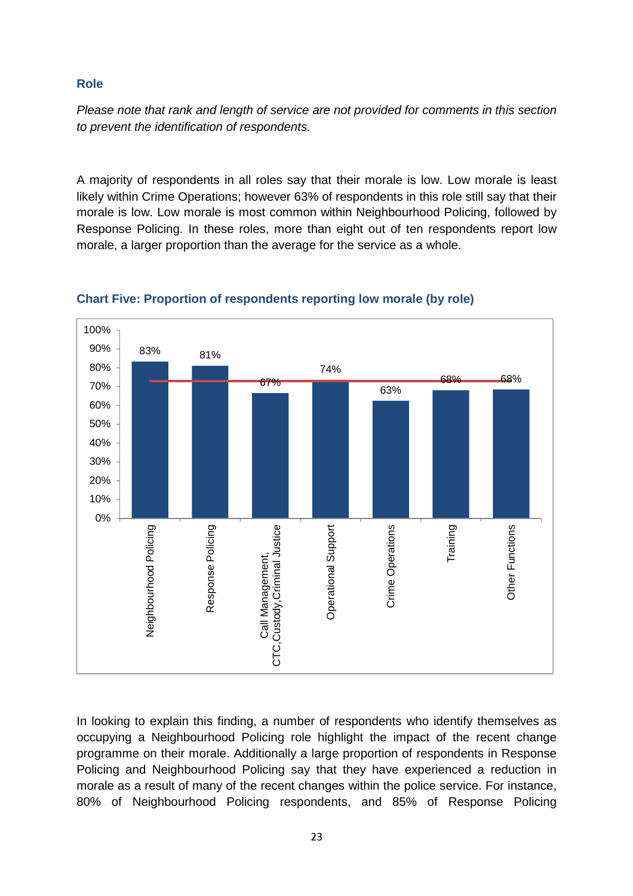### Role

*Please note that rank and length of service are not provided for comments in this section to prevent the identification of respondents.*

A majority of respondents in all roles say that their morale is low. Low morale is least likely within Crime Operations; however 63% of respondents in this role still say that their morale is low. Low morale is most common within Neighbourhood Policing, followed by Response Policing. In these roles, more than eight out of ten respondents report low morale, a larger proportion than the average for the service as a whole.

**Chart Five: Proportion of respondents reporting low morale (by role)**

| Role | Low morale |
|---|---|
| Neighbourhood Policing | 83% |
| Response Policing | 81% |
| Call Management, CTC,Custody,Criminal Justice | 67% |
| Operational Support | 74% |
| Crime Operations | 63% |
| Training | 68% |
| Other Functions | 68% |

In looking to explain this finding, a number of respondents who identify themselves as occupying a Neighbourhood Policing role highlight the impact of the recent change programme on their morale. Additionally a large proportion of respondents in Response Policing and Neighbourhood Policing say that they have experienced a reduction in morale as a result of many of the recent changes within the police service. For instance, 80% of Neighbourhood Policing respondents, and 85% of Response Policing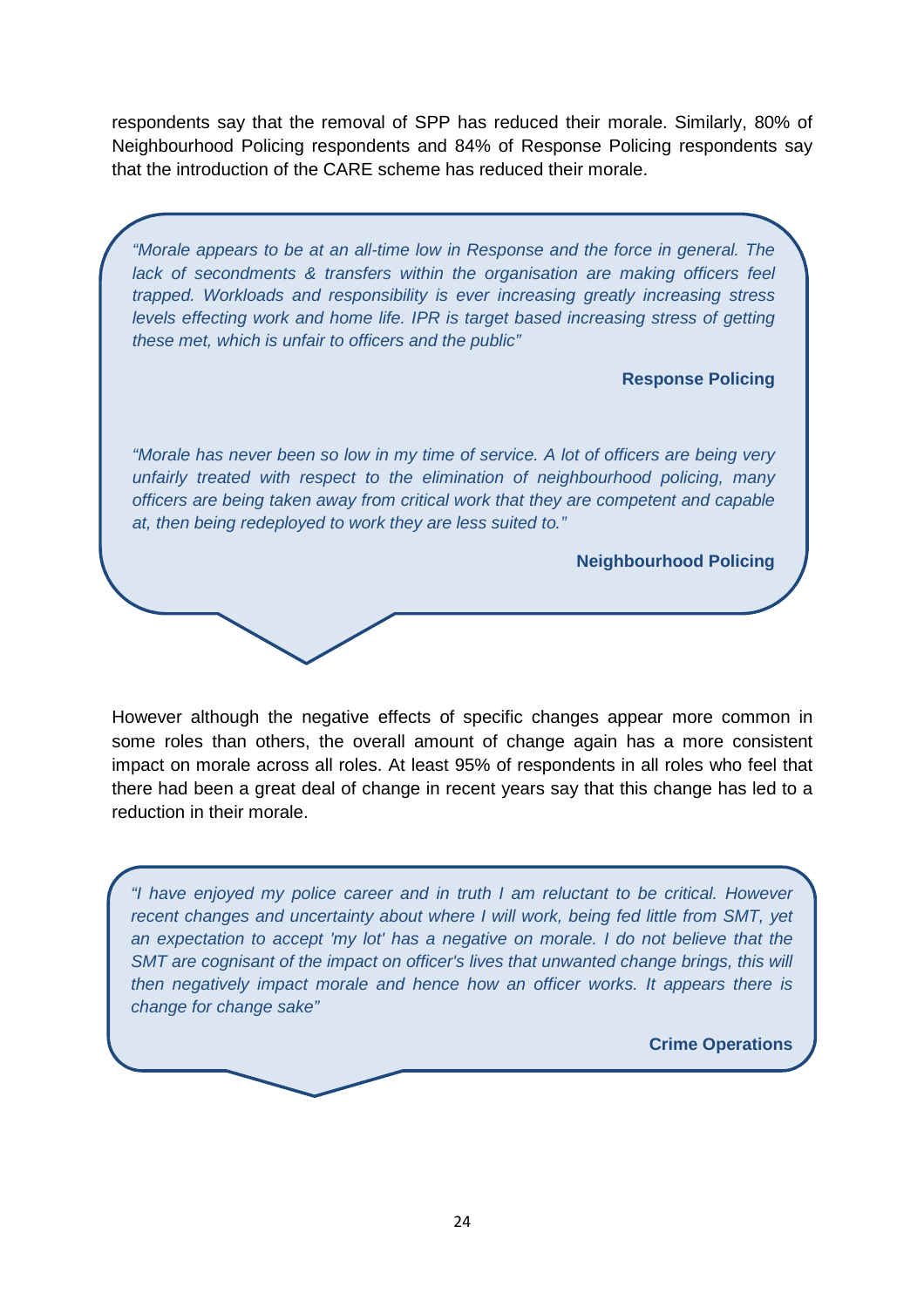respondents say that the removal of SPP has reduced their morale. Similarly, 80% of Neighbourhood Policing respondents and 84% of Response Policing respondents say that the introduction of the CARE scheme has reduced their morale.

> *"Morale appears to be at an all-time low in Response and the force in general. The lack of secondments & transfers within the organisation are making officers feel trapped. Workloads and responsibility is ever increasing greatly increasing stress levels effecting work and home life. IPR is target based increasing stress of getting these met, which is unfair to officers and the public"*
>
> **Response Policing**
>
> *"Morale has never been so low in my time of service. A lot of officers are being very unfairly treated with respect to the elimination of neighbourhood policing, many officers are being taken away from critical work that they are competent and capable at, then being redeployed to work they are less suited to."*
>
> **Neighbourhood Policing**

However although the negative effects of specific changes appear more common in some roles than others, the overall amount of change again has a more consistent impact on morale across all roles. At least 95% of respondents in all roles who feel that there had been a great deal of change in recent years say that this change has led to a reduction in their morale.

> *"I have enjoyed my police career and in truth I am reluctant to be critical. However recent changes and uncertainty about where I will work, being fed little from SMT, yet an expectation to accept 'my lot' has a negative on morale. I do not believe that the SMT are cognisant of the impact on officer's lives that unwanted change brings, this will then negatively impact morale and hence how an officer works. It appears there is change for change sake"*
>
> **Crime Operations**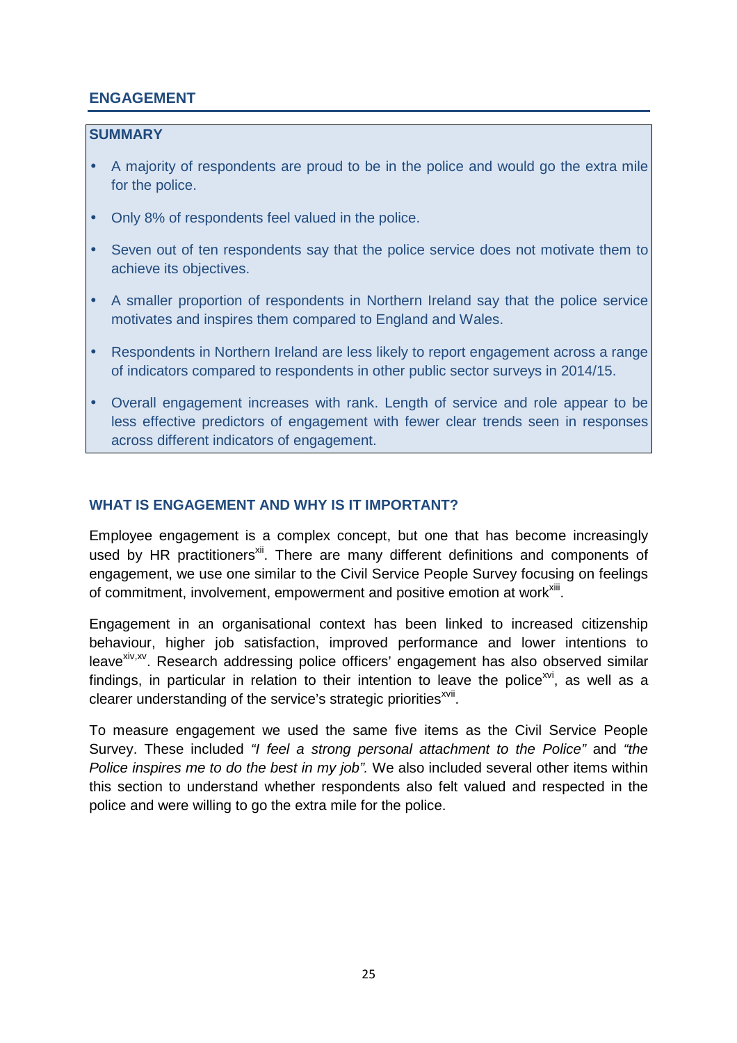## ENGAGEMENT

### SUMMARY

- A majority of respondents are proud to be in the police and would go the extra mile for the police.
- Only 8% of respondents feel valued in the police.
- Seven out of ten respondents say that the police service does not motivate them to achieve its objectives.
- A smaller proportion of respondents in Northern Ireland say that the police service motivates and inspires them compared to England and Wales.
- Respondents in Northern Ireland are less likely to report engagement across a range of indicators compared to respondents in other public sector surveys in 2014/15.
- Overall engagement increases with rank. Length of service and role appear to be less effective predictors of engagement with fewer clear trends seen in responses across different indicators of engagement.

### WHAT IS ENGAGEMENT AND WHY IS IT IMPORTANT?

Employee engagement is a complex concept, but one that has become increasingly used by HR practitioners[xii]. There are many different definitions and components of engagement, we use one similar to the Civil Service People Survey focusing on feelings of commitment, involvement, empowerment and positive emotion at work[xiii].

Engagement in an organisational context has been linked to increased citizenship behaviour, higher job satisfaction, improved performance and lower intentions to leave[xiv,xv]. Research addressing police officers' engagement has also observed similar findings, in particular in relation to their intention to leave the police[xvi], as well as a clearer understanding of the service's strategic priorities[xvii].

To measure engagement we used the same five items as the Civil Service People Survey. These included *"I feel a strong personal attachment to the Police"* and *"the Police inspires me to do the best in my job".* We also included several other items within this section to understand whether respondents also felt valued and respected in the police and were willing to go the extra mile for the police.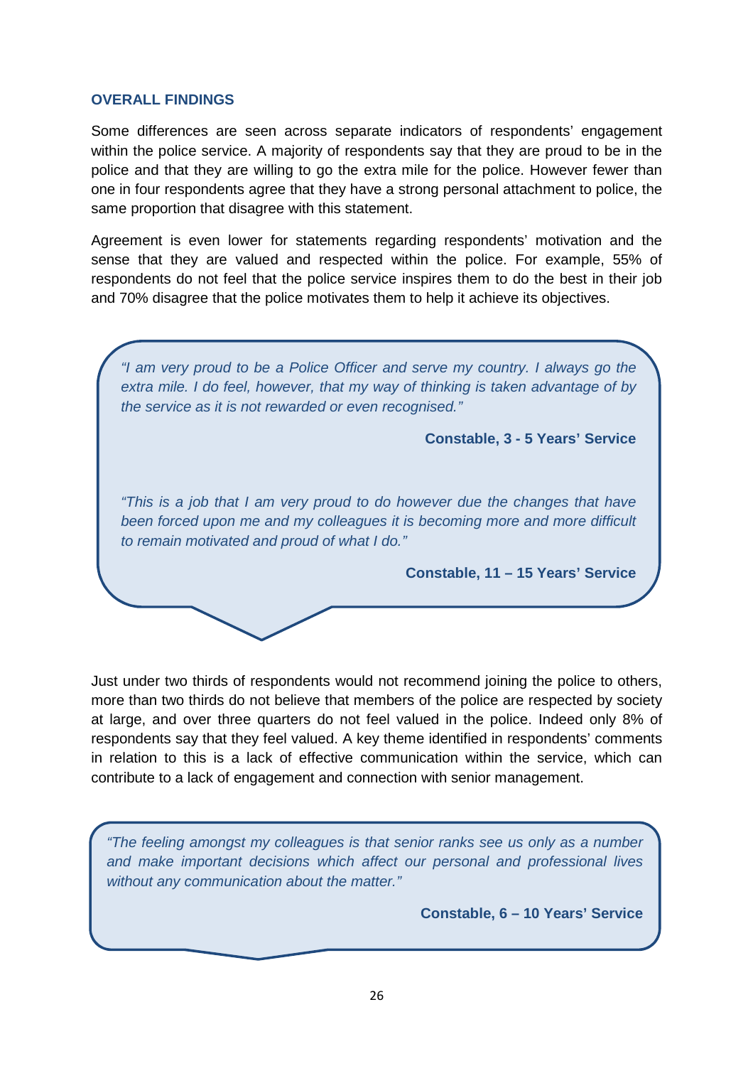## OVERALL FINDINGS

Some differences are seen across separate indicators of respondents' engagement within the police service. A majority of respondents say that they are proud to be in the police and that they are willing to go the extra mile for the police. However fewer than one in four respondents agree that they have a strong personal attachment to police, the same proportion that disagree with this statement.

Agreement is even lower for statements regarding respondents' motivation and the sense that they are valued and respected within the police. For example, 55% of respondents do not feel that the police service inspires them to do the best in their job and 70% disagree that the police motivates them to help it achieve its objectives.

> *"I am very proud to be a Police Officer and serve my country. I always go the extra mile. I do feel, however, that my way of thinking is taken advantage of by the service as it is not rewarded or even recognised."*
>
> **Constable, 3 - 5 Years' Service**

> *"This is a job that I am very proud to do however due the changes that have been forced upon me and my colleagues it is becoming more and more difficult to remain motivated and proud of what I do."*
>
> **Constable, 11 – 15 Years' Service**

Just under two thirds of respondents would not recommend joining the police to others, more than two thirds do not believe that members of the police are respected by society at large, and over three quarters do not feel valued in the police. Indeed only 8% of respondents say that they feel valued. A key theme identified in respondents' comments in relation to this is a lack of effective communication within the service, which can contribute to a lack of engagement and connection with senior management.

> *"The feeling amongst my colleagues is that senior ranks see us only as a number and make important decisions which affect our personal and professional lives without any communication about the matter."*
>
> **Constable, 6 – 10 Years' Service**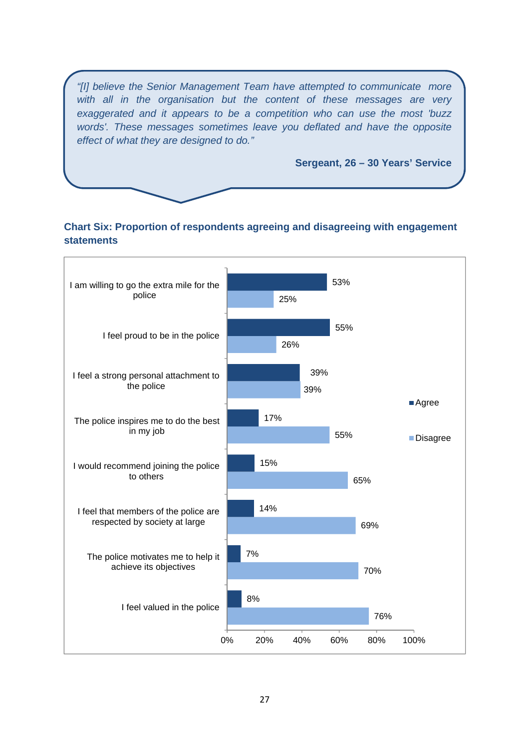> *"[I] believe the Senior Management Team have attempted to communicate more with all in the organisation but the content of these messages are very exaggerated and it appears to be a competition who can use the most 'buzz words'. These messages sometimes leave you deflated and have the opposite effect of what they are designed to do."*
>
> **Sergeant, 26 – 30 Years' Service**

**Chart Six: Proportion of respondents agreeing and disagreeing with engagement statements**

| Statement | Agree | Disagree |
|---|---|---|
| I am willing to go the extra mile for the police | 53% | 25% |
| I feel proud to be in the police | 55% | 26% |
| I feel a strong personal attachment to the police | 39% | 39% |
| The police inspires me to do the best in my job | 17% | 55% |
| I would recommend joining the police to others | 15% | 65% |
| I feel that members of the police are respected by society at large | 14% | 69% |
| The police motivates me to help it achieve its objectives | 7% | 70% |
| I feel valued in the police | 8% | 76% |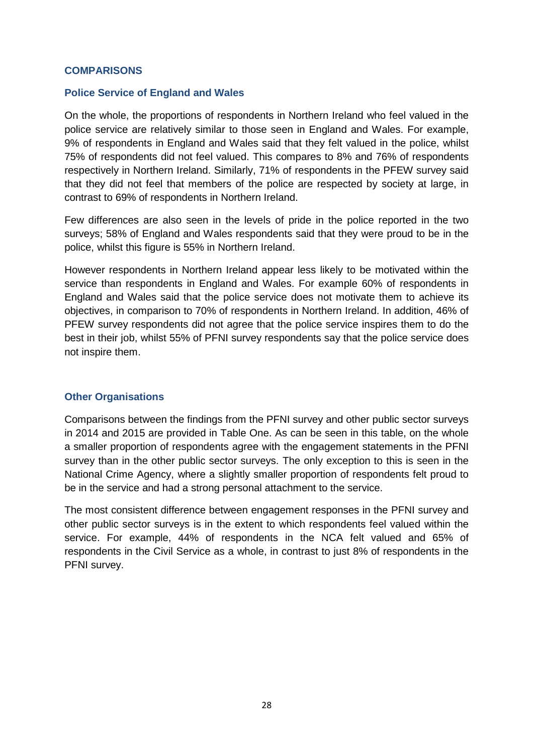## COMPARISONS

### Police Service of England and Wales

On the whole, the proportions of respondents in Northern Ireland who feel valued in the police service are relatively similar to those seen in England and Wales. For example, 9% of respondents in England and Wales said that they felt valued in the police, whilst 75% of respondents did not feel valued. This compares to 8% and 76% of respondents respectively in Northern Ireland. Similarly, 71% of respondents in the PFEW survey said that they did not feel that members of the police are respected by society at large, in contrast to 69% of respondents in Northern Ireland.

Few differences are also seen in the levels of pride in the police reported in the two surveys; 58% of England and Wales respondents said that they were proud to be in the police, whilst this figure is 55% in Northern Ireland.

However respondents in Northern Ireland appear less likely to be motivated within the service than respondents in England and Wales. For example 60% of respondents in England and Wales said that the police service does not motivate them to achieve its objectives, in comparison to 70% of respondents in Northern Ireland. In addition, 46% of PFEW survey respondents did not agree that the police service inspires them to do the best in their job, whilst 55% of PFNI survey respondents say that the police service does not inspire them.

### Other Organisations

Comparisons between the findings from the PFNI survey and other public sector surveys in 2014 and 2015 are provided in Table One. As can be seen in this table, on the whole a smaller proportion of respondents agree with the engagement statements in the PFNI survey than in the other public sector surveys. The only exception to this is seen in the National Crime Agency, where a slightly smaller proportion of respondents felt proud to be in the service and had a strong personal attachment to the service.

The most consistent difference between engagement responses in the PFNI survey and other public sector surveys is in the extent to which respondents feel valued within the service. For example, 44% of respondents in the NCA felt valued and 65% of respondents in the Civil Service as a whole, in contrast to just 8% of respondents in the PFNI survey.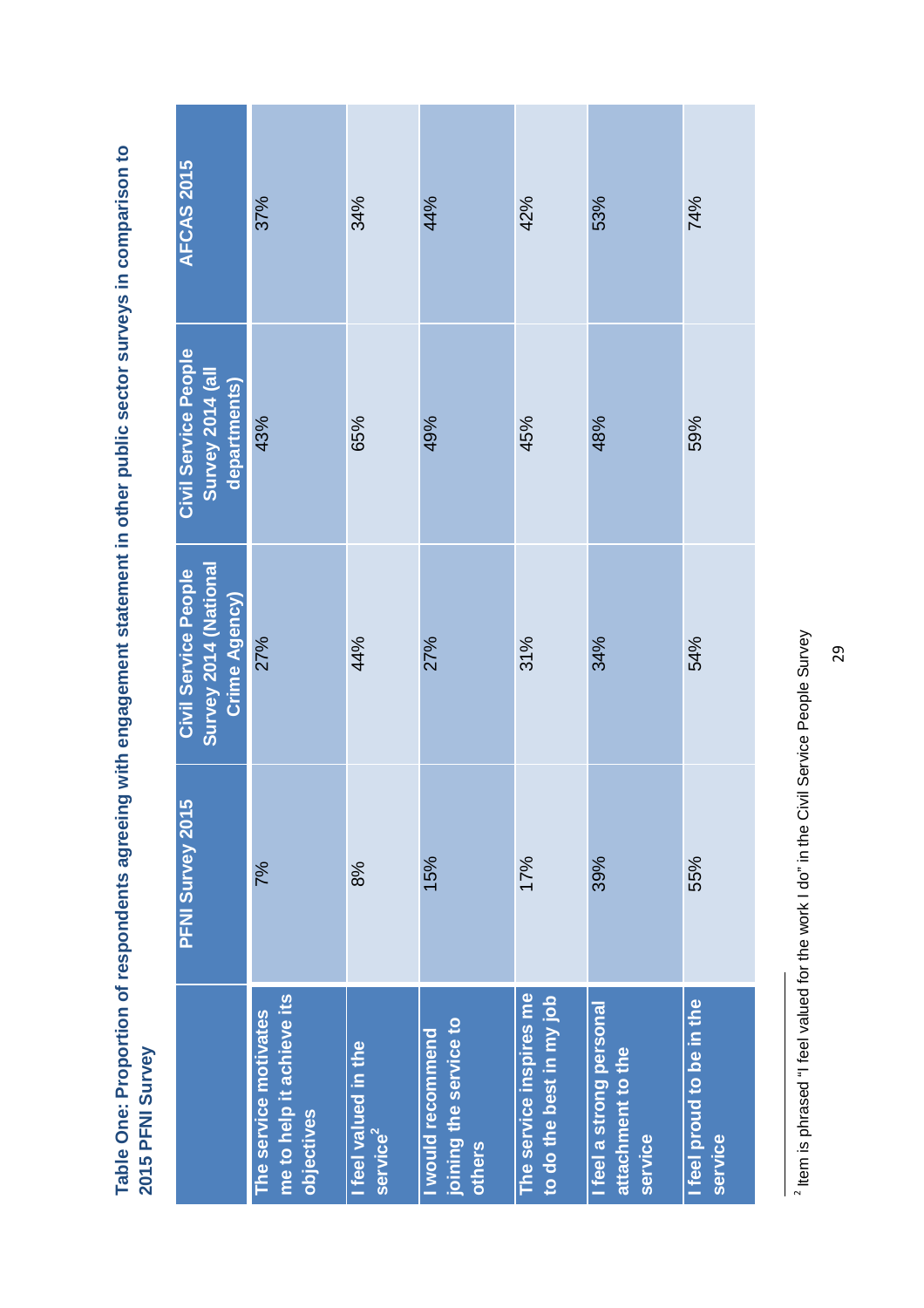**Table One: Proportion of respondents agreeing with engagement statement in other public sector surveys in comparison to 2015 PFNI Survey**

| | PFNI Survey 2015 | Civil Service People Survey 2014 (National Crime Agency) | Civil Service People Survey 2014 (all departments) | AFCAS 2015 |
|---|---|---|---|---|
| The service motivates me to help it achieve its objectives | 7% | 27% | 43% | 37% |
| I feel valued in the service[2] | 8% | 44% | 65% | 34% |
| I would recommend joining the service to others | 15% | 27% | 49% | 44% |
| The service inspires me to do the best in my job | 17% | 31% | 45% | 42% |
| I feel a strong personal attachment to the service | 39% | 34% | 48% | 53% |
| I feel proud to be in the service | 55% | 54% | 59% | 74% |

[2] Item is phrased "I feel valued for the work I do" in the Civil Service People Survey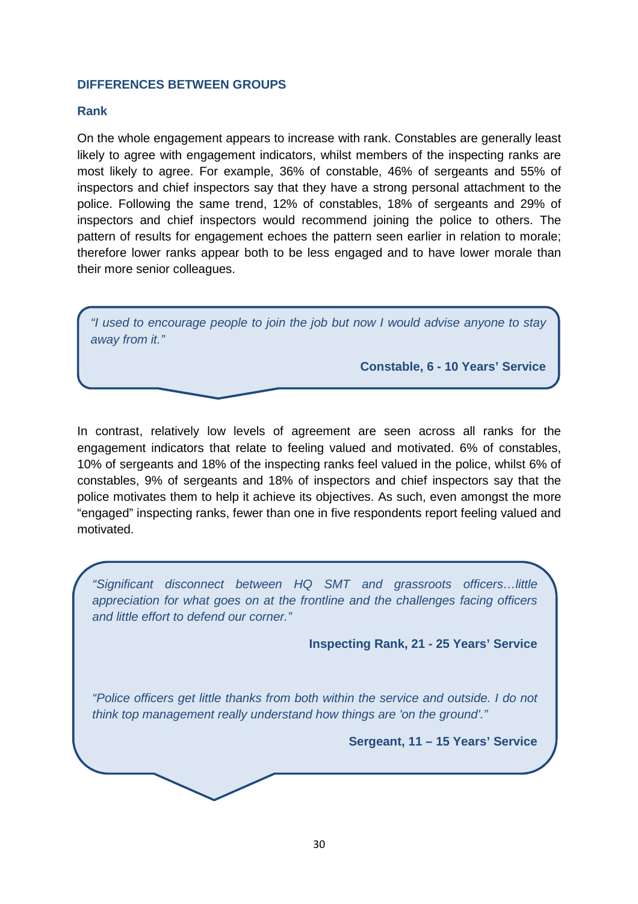## DIFFERENCES BETWEEN GROUPS

### Rank

On the whole engagement appears to increase with rank. Constables are generally least likely to agree with engagement indicators, whilst members of the inspecting ranks are most likely to agree. For example, 36% of constable, 46% of sergeants and 55% of inspectors and chief inspectors say that they have a strong personal attachment to the police. Following the same trend, 12% of constables, 18% of sergeants and 29% of inspectors and chief inspectors would recommend joining the police to others. The pattern of results for engagement echoes the pattern seen earlier in relation to morale; therefore lower ranks appear both to be less engaged and to have lower morale than their more senior colleagues.

> *"I used to encourage people to join the job but now I would advise anyone to stay away from it."*
>
> **Constable, 6 - 10 Years' Service**

In contrast, relatively low levels of agreement are seen across all ranks for the engagement indicators that relate to feeling valued and motivated. 6% of constables, 10% of sergeants and 18% of the inspecting ranks feel valued in the police, whilst 6% of constables, 9% of sergeants and 18% of inspectors and chief inspectors say that the police motivates them to help it achieve its objectives. As such, even amongst the more "engaged" inspecting ranks, fewer than one in five respondents report feeling valued and motivated.

> *"Significant disconnect between HQ SMT and grassroots officers…little appreciation for what goes on at the frontline and the challenges facing officers and little effort to defend our corner."*
>
> **Inspecting Rank, 21 - 25 Years' Service**
>
> *"Police officers get little thanks from both within the service and outside. I do not think top management really understand how things are 'on the ground'."*
>
> **Sergeant, 11 – 15 Years' Service**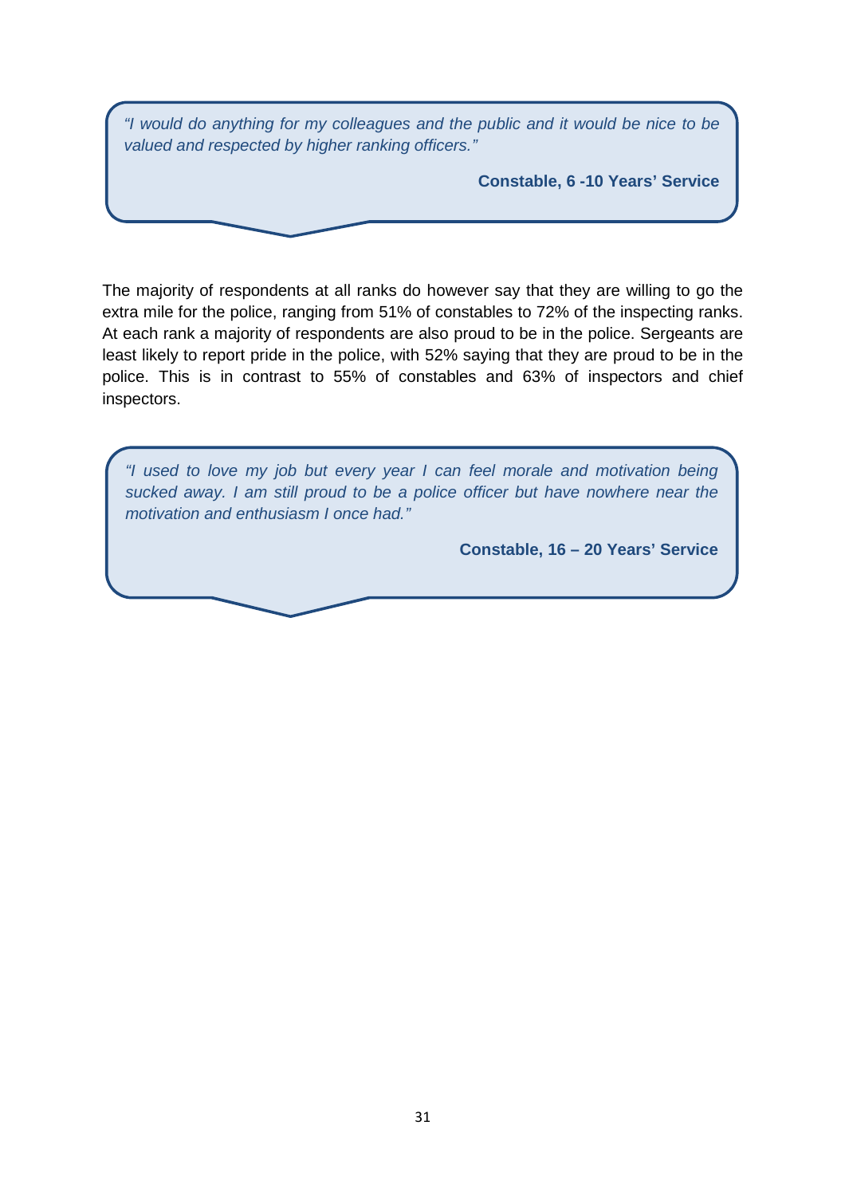> *"I would do anything for my colleagues and the public and it would be nice to be valued and respected by higher ranking officers."*
>
> **Constable, 6 -10 Years' Service**

The majority of respondents at all ranks do however say that they are willing to go the extra mile for the police, ranging from 51% of constables to 72% of the inspecting ranks. At each rank a majority of respondents are also proud to be in the police. Sergeants are least likely to report pride in the police, with 52% saying that they are proud to be in the police. This is in contrast to 55% of constables and 63% of inspectors and chief inspectors.

> *"I used to love my job but every year I can feel morale and motivation being sucked away. I am still proud to be a police officer but have nowhere near the motivation and enthusiasm I once had."*
>
> **Constable, 16 – 20 Years' Service**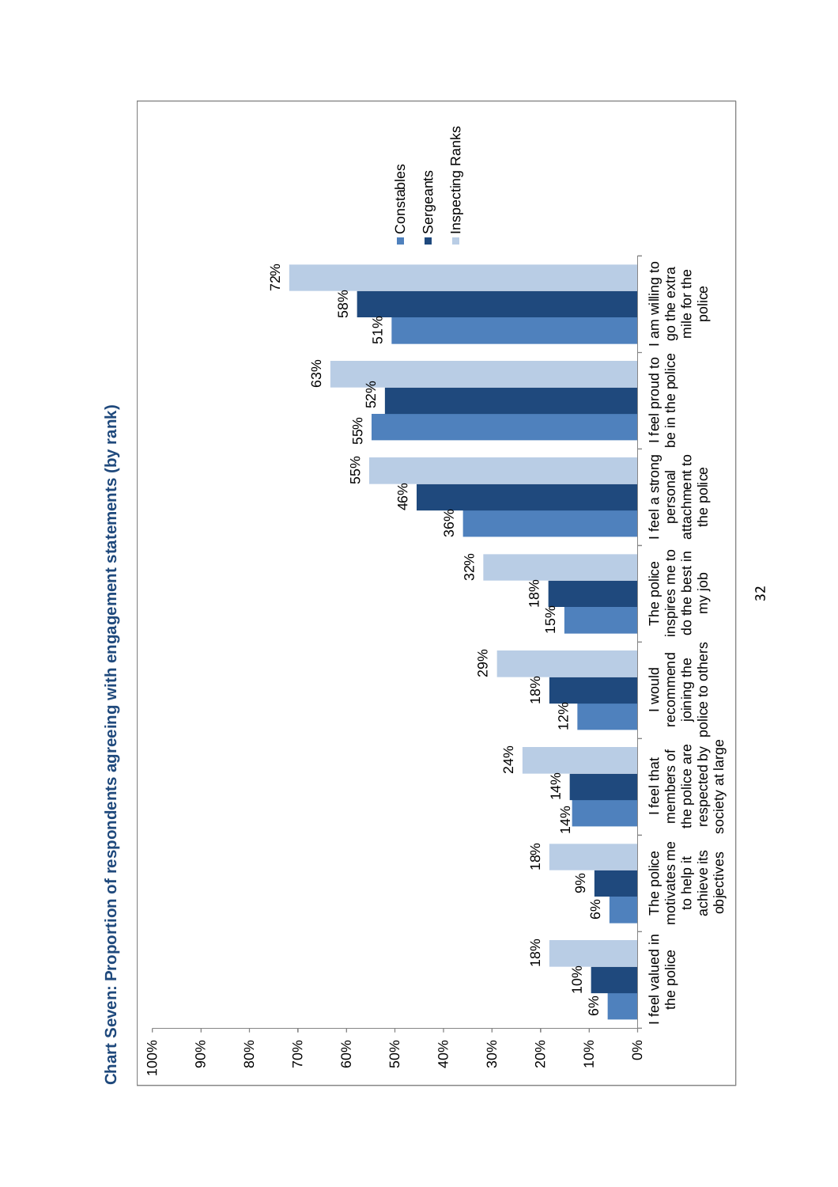**Chart Seven: Proportion of respondents agreeing with engagement statements (by rank)**

| Statement | Constables | Sergeants | Inspecting Ranks |
|---|---|---|---|
| I feel valued in the police | 6% | 10% | 18% |
| The police motivates me to help it achieve its objectives | 6% | 9% | 18% |
| I feel that members of the police are respected by society at large | 14% | 14% | 24% |
| I would recommend joining the police to others | 12% | 18% | 29% |
| The police inspires me to do the best in my job | 15% | 18% | 32% |
| I feel a strong personal attachment to the police | 36% | 46% | 55% |
| I feel proud to be in the police | 55% | 52% | 63% |
| I am willing to go the extra mile for the police | 51% | 58% | 72% |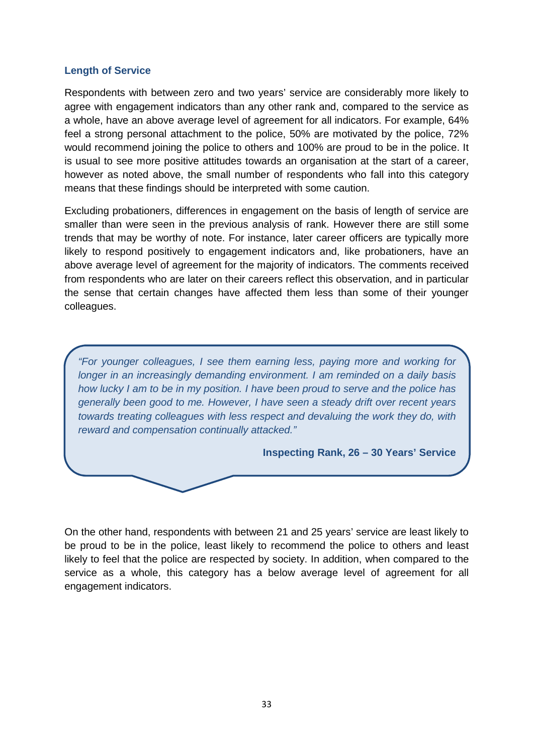### Length of Service

Respondents with between zero and two years' service are considerably more likely to agree with engagement indicators than any other rank and, compared to the service as a whole, have an above average level of agreement for all indicators. For example, 64% feel a strong personal attachment to the police, 50% are motivated by the police, 72% would recommend joining the police to others and 100% are proud to be in the police. It is usual to see more positive attitudes towards an organisation at the start of a career, however as noted above, the small number of respondents who fall into this category means that these findings should be interpreted with some caution.

Excluding probationers, differences in engagement on the basis of length of service are smaller than were seen in the previous analysis of rank. However there are still some trends that may be worthy of note. For instance, later career officers are typically more likely to respond positively to engagement indicators and, like probationers, have an above average level of agreement for the majority of indicators. The comments received from respondents who are later on their careers reflect this observation, and in particular the sense that certain changes have affected them less than some of their younger colleagues.

> *"For younger colleagues, I see them earning less, paying more and working for longer in an increasingly demanding environment. I am reminded on a daily basis how lucky I am to be in my position. I have been proud to serve and the police has generally been good to me. However, I have seen a steady drift over recent years towards treating colleagues with less respect and devaluing the work they do, with reward and compensation continually attacked."*
>
> **Inspecting Rank, 26 – 30 Years' Service**

On the other hand, respondents with between 21 and 25 years' service are least likely to be proud to be in the police, least likely to recommend the police to others and least likely to feel that the police are respected by society. In addition, when compared to the service as a whole, this category has a below average level of agreement for all engagement indicators.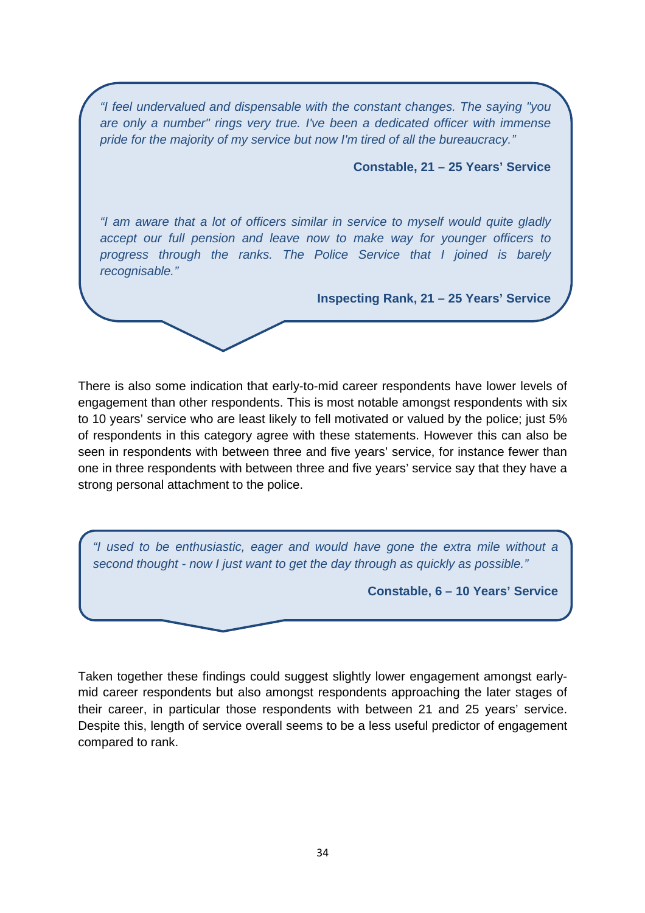> *"I feel undervalued and dispensable with the constant changes. The saying "you are only a number" rings very true. I've been a dedicated officer with immense pride for the majority of my service but now I'm tired of all the bureaucracy."*
>
> **Constable, 21 – 25 Years' Service**
>
> *"I am aware that a lot of officers similar in service to myself would quite gladly accept our full pension and leave now to make way for younger officers to progress through the ranks. The Police Service that I joined is barely recognisable."*
>
> **Inspecting Rank, 21 – 25 Years' Service**

There is also some indication that early-to-mid career respondents have lower levels of engagement than other respondents. This is most notable amongst respondents with six to 10 years' service who are least likely to fell motivated or valued by the police; just 5% of respondents in this category agree with these statements. However this can also be seen in respondents with between three and five years' service, for instance fewer than one in three respondents with between three and five years' service say that they have a strong personal attachment to the police.

> *"I used to be enthusiastic, eager and would have gone the extra mile without a second thought - now I just want to get the day through as quickly as possible."*
>
> **Constable, 6 – 10 Years' Service**

Taken together these findings could suggest slightly lower engagement amongst early-mid career respondents but also amongst respondents approaching the later stages of their career, in particular those respondents with between 21 and 25 years' service. Despite this, length of service overall seems to be a less useful predictor of engagement compared to rank.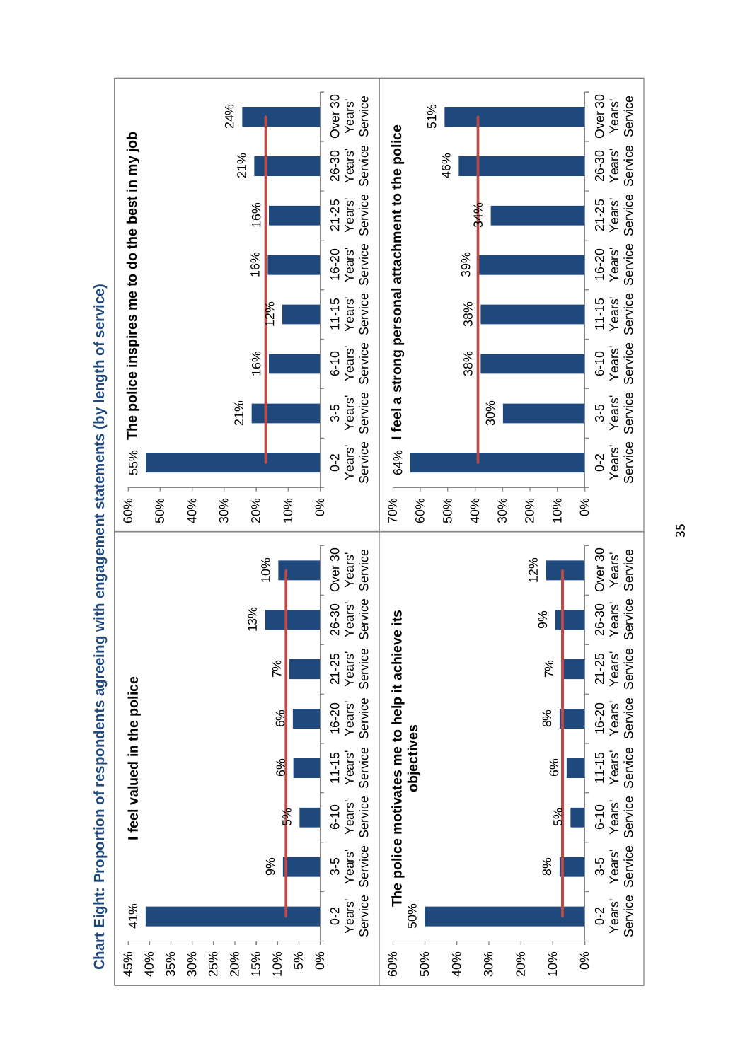## Chart Eight: Proportion of respondents agreeing with engagement statements (by length of service)

**I feel valued in the police**

| Length of service | % agreeing |
|---|---|
| 0-2 Years' Service | 41% |
| 3-5 Years' Service | 9% |
| 6-10 Years' Service | 5% |
| 11-15 Years' Service | 6% |
| 16-20 Years' Service | 6% |
| 21-25 Years' Service | 7% |
| 26-30 Years' Service | 13% |
| Over 30 Years' Service | 10% |

**The police inspires me to do the best in my job**

| Length of service | % agreeing |
|---|---|
| 0-2 Years' Service | 55% |
| 3-5 Years' Service | 21% |
| 6-10 Years' Service | 16% |
| 11-15 Years' Service | 12% |
| 16-20 Years' Service | 16% |
| 21-25 Years' Service | 16% |
| 26-30 Years' Service | 21% |
| Over 30 Years' Service | 24% |

**The police motivates me to help it achieve its objectives**

| Length of service | % agreeing |
|---|---|
| 0-2 Years' Service | 50% |
| 3-5 Years' Service | 8% |
| 6-10 Years' Service | 5% |
| 11-15 Years' Service | 6% |
| 16-20 Years' Service | 8% |
| 21-25 Years' Service | 7% |
| 26-30 Years' Service | 9% |
| Over 30 Years' Service | 12% |

**I feel a strong personal attachment to the police**

| Length of service | % agreeing |
|---|---|
| 0-2 Years' Service | 64% |
| 3-5 Years' Service | 30% |
| 6-10 Years' Service | 38% |
| 11-15 Years' Service | 38% |
| 16-20 Years' Service | 39% |
| 21-25 Years' Service | 34% |
| 26-30 Years' Service | 46% |
| Over 30 Years' Service | 51% |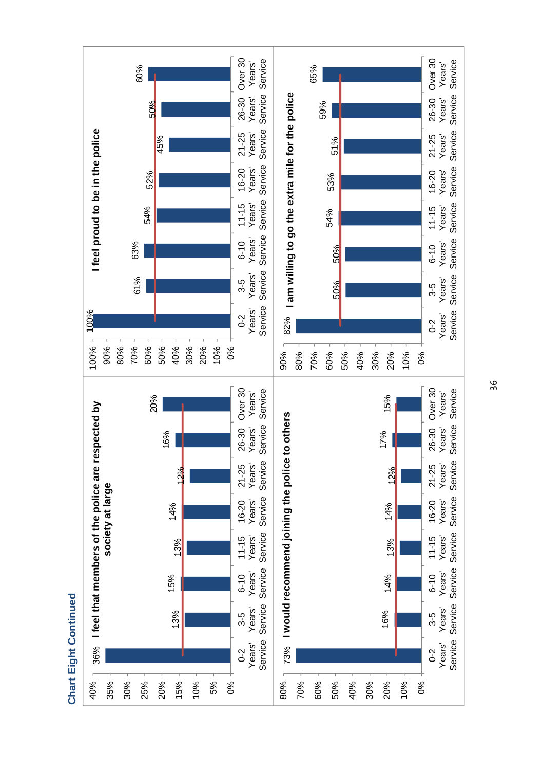## Chart Eight Continued

**I feel that members of the police are respected by society at large**

| Years' Service | % |
|---|---|
| 0-2 | 36% |
| 3-5 | 13% |
| 6-10 | 15% |
| 11-15 | 13% |
| 16-20 | 14% |
| 21-25 | 12% |
| 26-30 | 16% |
| Over 30 | 20% |

**I feel proud to be in the police**

| Years' Service | % |
|---|---|
| 0-2 | 100% |
| 3-5 | 61% |
| 6-10 | 63% |
| 11-15 | 54% |
| 16-20 | 52% |
| 21-25 | 45% |
| 26-30 | 50% |
| Over 30 | 60% |

**I would recommend joining the police to others**

| Years' Service | % |
|---|---|
| 0-2 | 73% |
| 3-5 | 16% |
| 6-10 | 14% |
| 11-15 | 13% |
| 16-20 | 14% |
| 21-25 | 12% |
| 26-30 | 17% |
| Over 30 | 15% |

**I am willing to go the extra mile for the police**

| Years' Service | % |
|---|---|
| 0-2 | 82% |
| 3-5 | 50% |
| 6-10 | 50% |
| 11-15 | 54% |
| 16-20 | 53% |
| 21-25 | 51% |
| 26-30 | 59% |
| Over 30 | 65% |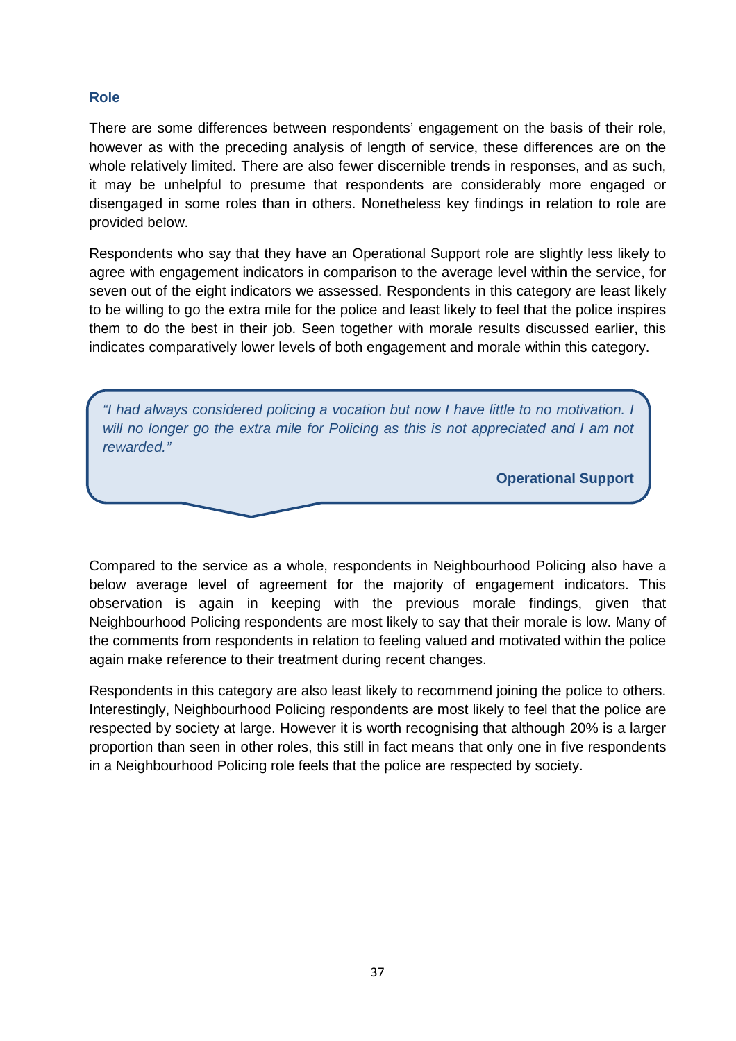### Role

There are some differences between respondents' engagement on the basis of their role, however as with the preceding analysis of length of service, these differences are on the whole relatively limited. There are also fewer discernible trends in responses, and as such, it may be unhelpful to presume that respondents are considerably more engaged or disengaged in some roles than in others. Nonetheless key findings in relation to role are provided below.

Respondents who say that they have an Operational Support role are slightly less likely to agree with engagement indicators in comparison to the average level within the service, for seven out of the eight indicators we assessed. Respondents in this category are least likely to be willing to go the extra mile for the police and least likely to feel that the police inspires them to do the best in their job. Seen together with morale results discussed earlier, this indicates comparatively lower levels of both engagement and morale within this category.

> *"I had always considered policing a vocation but now I have little to no motivation. I will no longer go the extra mile for Policing as this is not appreciated and I am not rewarded."*
>
> **Operational Support**

Compared to the service as a whole, respondents in Neighbourhood Policing also have a below average level of agreement for the majority of engagement indicators. This observation is again in keeping with the previous morale findings, given that Neighbourhood Policing respondents are most likely to say that their morale is low. Many of the comments from respondents in relation to feeling valued and motivated within the police again make reference to their treatment during recent changes.

Respondents in this category are also least likely to recommend joining the police to others. Interestingly, Neighbourhood Policing respondents are most likely to feel that the police are respected by society at large. However it is worth recognising that although 20% is a larger proportion than seen in other roles, this still in fact means that only one in five respondents in a Neighbourhood Policing role feels that the police are respected by society.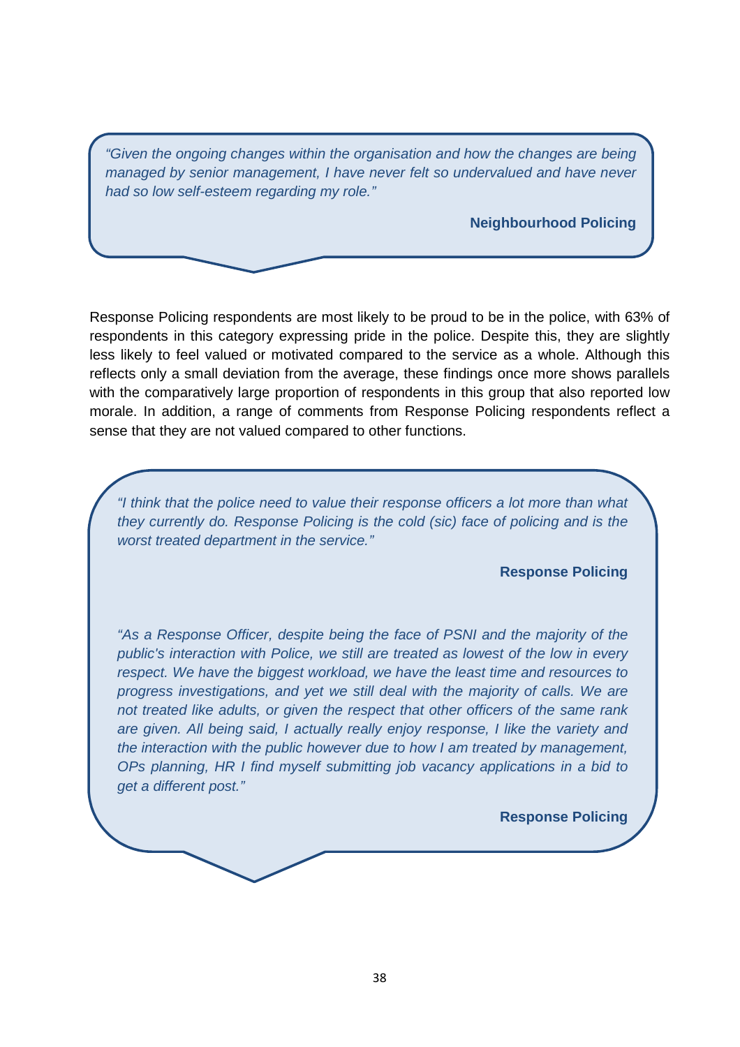> *"Given the ongoing changes within the organisation and how the changes are being managed by senior management, I have never felt so undervalued and have never had so low self-esteem regarding my role."*
>
> **Neighbourhood Policing**

Response Policing respondents are most likely to be proud to be in the police, with 63% of respondents in this category expressing pride in the police. Despite this, they are slightly less likely to feel valued or motivated compared to the service as a whole. Although this reflects only a small deviation from the average, these findings once more shows parallels with the comparatively large proportion of respondents in this group that also reported low morale. In addition, a range of comments from Response Policing respondents reflect a sense that they are not valued compared to other functions.

> *"I think that the police need to value their response officers a lot more than what they currently do. Response Policing is the cold (sic) face of policing and is the worst treated department in the service."*
>
> **Response Policing**
>
> *"As a Response Officer, despite being the face of PSNI and the majority of the public's interaction with Police, we still are treated as lowest of the low in every respect. We have the biggest workload, we have the least time and resources to progress investigations, and yet we still deal with the majority of calls. We are not treated like adults, or given the respect that other officers of the same rank are given. All being said, I actually really enjoy response, I like the variety and the interaction with the public however due to how I am treated by management, OPs planning, HR I find myself submitting job vacancy applications in a bid to get a different post."*
>
> **Response Policing**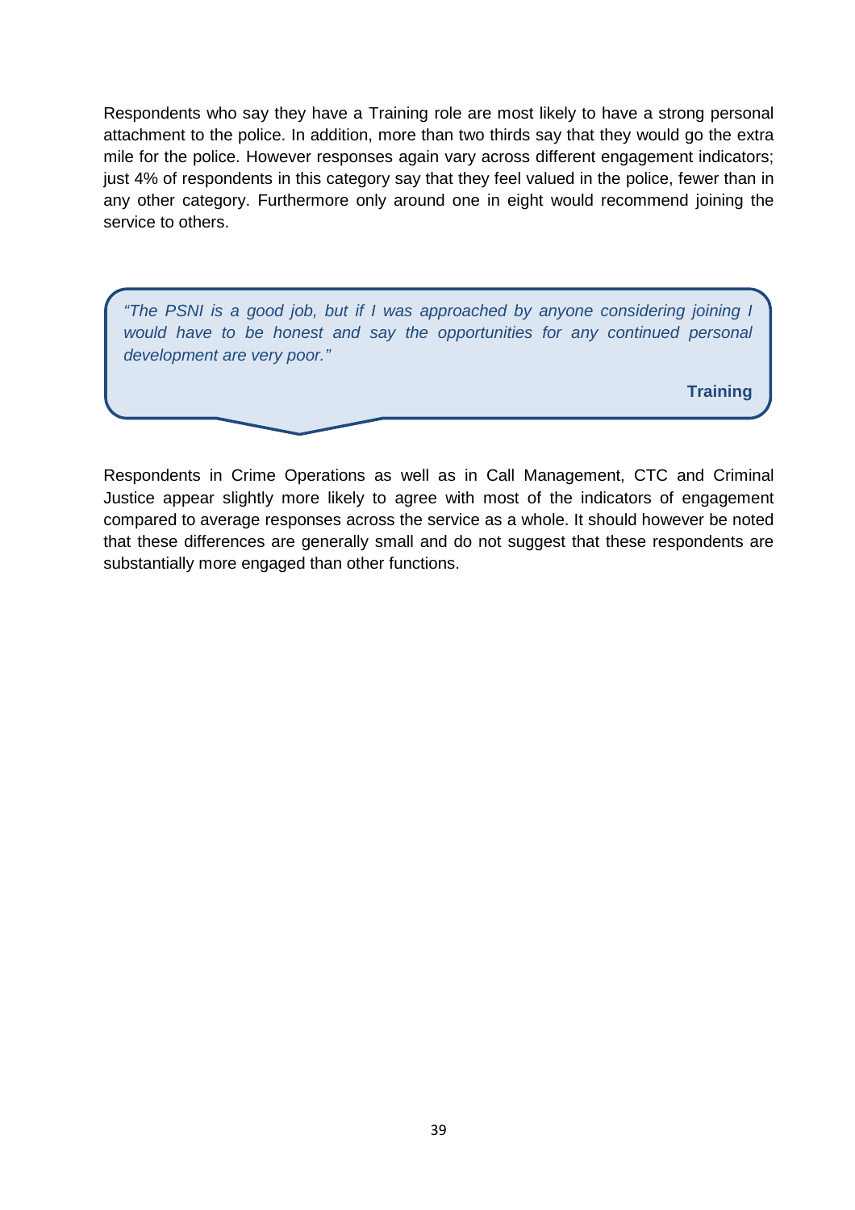Respondents who say they have a Training role are most likely to have a strong personal attachment to the police. In addition, more than two thirds say that they would go the extra mile for the police. However responses again vary across different engagement indicators; just 4% of respondents in this category say that they feel valued in the police, fewer than in any other category. Furthermore only around one in eight would recommend joining the service to others.

> *"The PSNI is a good job, but if I was approached by anyone considering joining I would have to be honest and say the opportunities for any continued personal development are very poor."*
>
> **Training**

Respondents in Crime Operations as well as in Call Management, CTC and Criminal Justice appear slightly more likely to agree with most of the indicators of engagement compared to average responses across the service as a whole. It should however be noted that these differences are generally small and do not suggest that these respondents are substantially more engaged than other functions.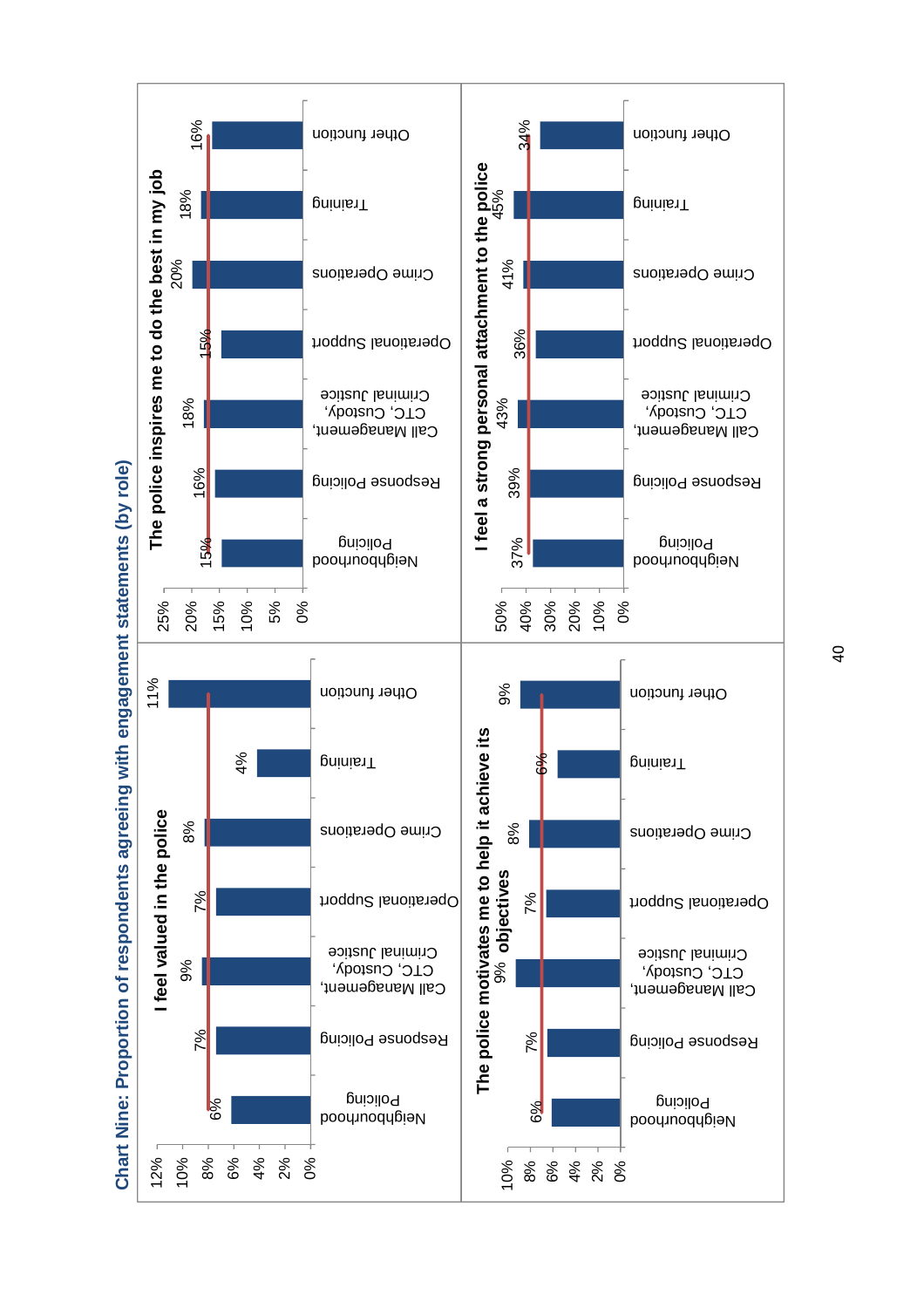## Chart Nine: Proportion of respondents agreeing with engagement statements (by role)

**I feel valued in the police**

| Role | % |
|---|---|
| Neighbourhood Policing | 6% |
| Response Policing | 7% |
| Call Management, CTC, Custody, Criminal Justice | 9% |
| Operational Support | 7% |
| Crime Operations | 8% |
| Training | 4% |
| Other function | 11% |

**The police motivates me to help it achieve its objectives**

| Role | % |
|---|---|
| Neighbourhood Policing | 6% |
| Response Policing | 7% |
| Call Management, CTC, Custody, Criminal Justice | 9% |
| Operational Support | 7% |
| Crime Operations | 8% |
| Training | 6% |
| Other function | 9% |

**The police inspires me to do the best in my job**

| Role | % |
|---|---|
| Neighbourhood Policing | 15% |
| Response Policing | 16% |
| Call Management, CTC, Custody, Criminal Justice | 18% |
| Operational Support | 15% |
| Crime Operations | 20% |
| Training | 18% |
| Other function | 16% |

**I feel a strong personal attachment to the police**

| Role | % |
|---|---|
| Neighbourhood Policing | 37% |
| Response Policing | 39% |
| Call Management, CTC, Custody, Criminal Justice | 43% |
| Operational Support | 36% |
| Crime Operations | 41% |
| Training | 45% |
| Other function | 34% |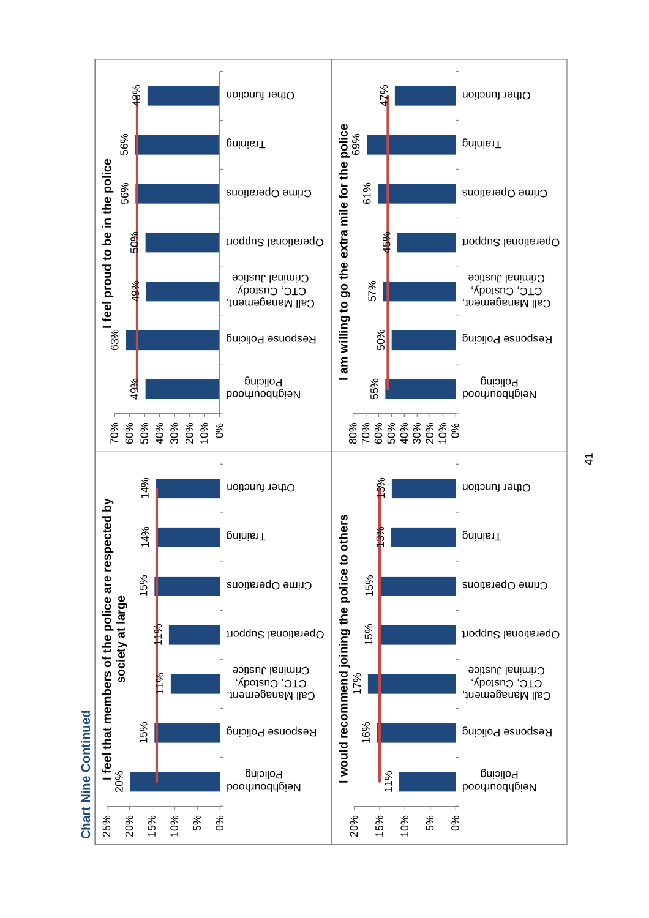## Chart Nine Continued

**I feel that members of the police are respected by society at large**

| Function | % |
|---|---|
| Neighbourhood Policing | 20% |
| Response Policing | 15% |
| Call Management, CTC, Custody, Criminal Justice | 11% |
| Operational Support | 11% |
| Crime Operations | 15% |
| Training | 14% |
| Other function | 14% |

**I feel proud to be in the police**

| Function | % |
|---|---|
| Neighbourhood Policing | 49% |
| Response Policing | 63% |
| Call Management, CTC, Custody, Criminal Justice | 49% |
| Operational Support | 50% |
| Crime Operations | 56% |
| Training | 56% |
| Other function | 48% |

**I would recommend joining the police to others**

| Function | % |
|---|---|
| Neighbourhood Policing | 11% |
| Response Policing | 16% |
| Call Management, CTC, Custody, Criminal Justice | 17% |
| Operational Support | 15% |
| Crime Operations | 15% |
| Training | 13% |
| Other function | 13% |

**I am willing to go the extra mile for the police**

| Function | % |
|---|---|
| Neighbourhood Policing | 55% |
| Response Policing | 50% |
| Call Management, CTC, Custody, Criminal Justice | 57% |
| Operational Support | 45% |
| Crime Operations | 61% |
| Training | 69% |
| Other function | 47% |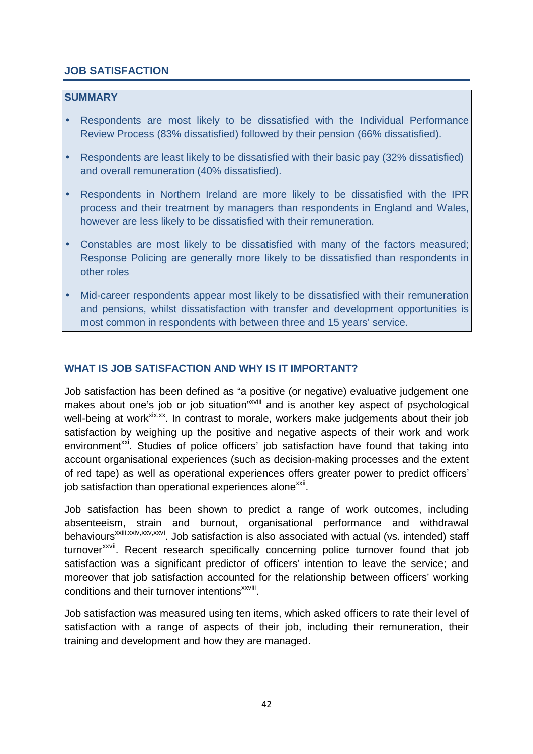## JOB SATISFACTION

### SUMMARY

- Respondents are most likely to be dissatisfied with the Individual Performance Review Process (83% dissatisfied) followed by their pension (66% dissatisfied).
- Respondents are least likely to be dissatisfied with their basic pay (32% dissatisfied) and overall remuneration (40% dissatisfied).
- Respondents in Northern Ireland are more likely to be dissatisfied with the IPR process and their treatment by managers than respondents in England and Wales, however are less likely to be dissatisfied with their remuneration.
- Constables are most likely to be dissatisfied with many of the factors measured; Response Policing are generally more likely to be dissatisfied than respondents in other roles
- Mid-career respondents appear most likely to be dissatisfied with their remuneration and pensions, whilst dissatisfaction with transfer and development opportunities is most common in respondents with between three and 15 years' service.

### WHAT IS JOB SATISFACTION AND WHY IS IT IMPORTANT?

Job satisfaction has been defined as "a positive (or negative) evaluative judgement one makes about one's job or job situation"[xviii] and is another key aspect of psychological well-being at work[xix,xx]. In contrast to morale, workers make judgements about their job satisfaction by weighing up the positive and negative aspects of their work and work environment[xxi]. Studies of police officers' job satisfaction have found that taking into account organisational experiences (such as decision-making processes and the extent of red tape) as well as operational experiences offers greater power to predict officers' job satisfaction than operational experiences alone[xxii].

Job satisfaction has been shown to predict a range of work outcomes, including absenteeism, strain and burnout, organisational performance and withdrawal behaviours[xxiii,xxiv,xxv,xxvi]. Job satisfaction is also associated with actual (vs. intended) staff turnover[xxvii]. Recent research specifically concerning police turnover found that job satisfaction was a significant predictor of officers' intention to leave the service; and moreover that job satisfaction accounted for the relationship between officers' working conditions and their turnover intentions[xxviii].

Job satisfaction was measured using ten items, which asked officers to rate their level of satisfaction with a range of aspects of their job, including their remuneration, their training and development and how they are managed.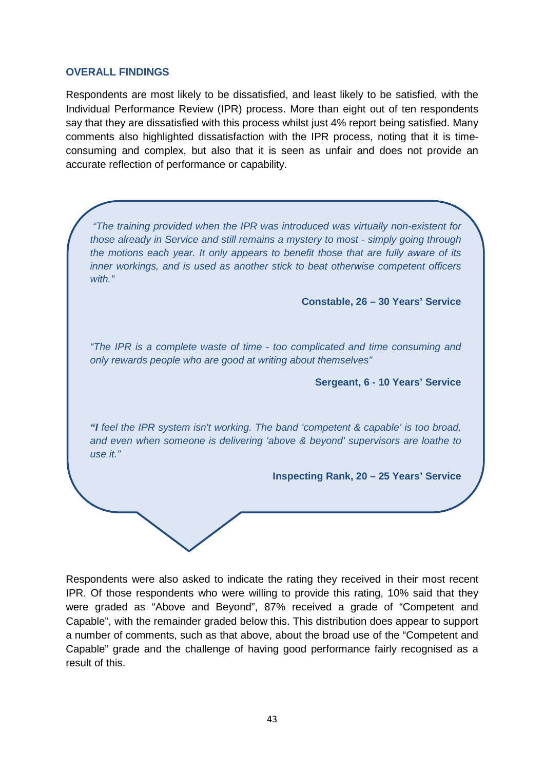## OVERALL FINDINGS

Respondents are most likely to be dissatisfied, and least likely to be satisfied, with the Individual Performance Review (IPR) process. More than eight out of ten respondents say that they are dissatisfied with this process whilst just 4% report being satisfied. Many comments also highlighted dissatisfaction with the IPR process, noting that it is time-consuming and complex, but also that it is seen as unfair and does not provide an accurate reflection of performance or capability.

> *"The training provided when the IPR was introduced was virtually non-existent for those already in Service and still remains a mystery to most - simply going through the motions each year. It only appears to benefit those that are fully aware of its inner workings, and is used as another stick to beat otherwise competent officers with."*
>
> **Constable, 26 – 30 Years' Service**
>
> *"The IPR is a complete waste of time - too complicated and time consuming and only rewards people who are good at writing about themselves"*
>
> **Sergeant, 6 - 10 Years' Service**
>
> ***"I** feel the IPR system isn't working. The band 'competent & capable' is too broad, and even when someone is delivering 'above & beyond' supervisors are loathe to use it."*
>
> **Inspecting Rank, 20 – 25 Years' Service**

Respondents were also asked to indicate the rating they received in their most recent IPR. Of those respondents who were willing to provide this rating, 10% said that they were graded as "Above and Beyond", 87% received a grade of "Competent and Capable", with the remainder graded below this. This distribution does appear to support a number of comments, such as that above, about the broad use of the "Competent and Capable" grade and the challenge of having good performance fairly recognised as a result of this.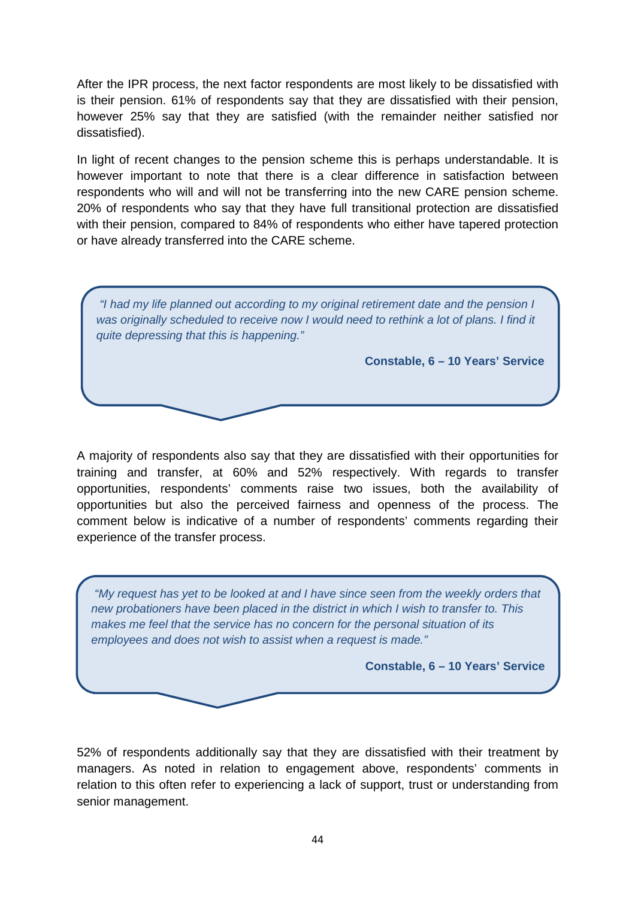After the IPR process, the next factor respondents are most likely to be dissatisfied with is their pension. 61% of respondents say that they are dissatisfied with their pension, however 25% say that they are satisfied (with the remainder neither satisfied nor dissatisfied).

In light of recent changes to the pension scheme this is perhaps understandable. It is however important to note that there is a clear difference in satisfaction between respondents who will and will not be transferring into the new CARE pension scheme. 20% of respondents who say that they have full transitional protection are dissatisfied with their pension, compared to 84% of respondents who either have tapered protection or have already transferred into the CARE scheme.

> *"I had my life planned out according to my original retirement date and the pension I was originally scheduled to receive now I would need to rethink a lot of plans. I find it quite depressing that this is happening."*
>
> **Constable, 6 – 10 Years' Service**

A majority of respondents also say that they are dissatisfied with their opportunities for training and transfer, at 60% and 52% respectively. With regards to transfer opportunities, respondents' comments raise two issues, both the availability of opportunities but also the perceived fairness and openness of the process. The comment below is indicative of a number of respondents' comments regarding their experience of the transfer process.

> *"My request has yet to be looked at and I have since seen from the weekly orders that new probationers have been placed in the district in which I wish to transfer to. This makes me feel that the service has no concern for the personal situation of its employees and does not wish to assist when a request is made."*
>
> **Constable, 6 – 10 Years' Service**

52% of respondents additionally say that they are dissatisfied with their treatment by managers. As noted in relation to engagement above, respondents' comments in relation to this often refer to experiencing a lack of support, trust or understanding from senior management.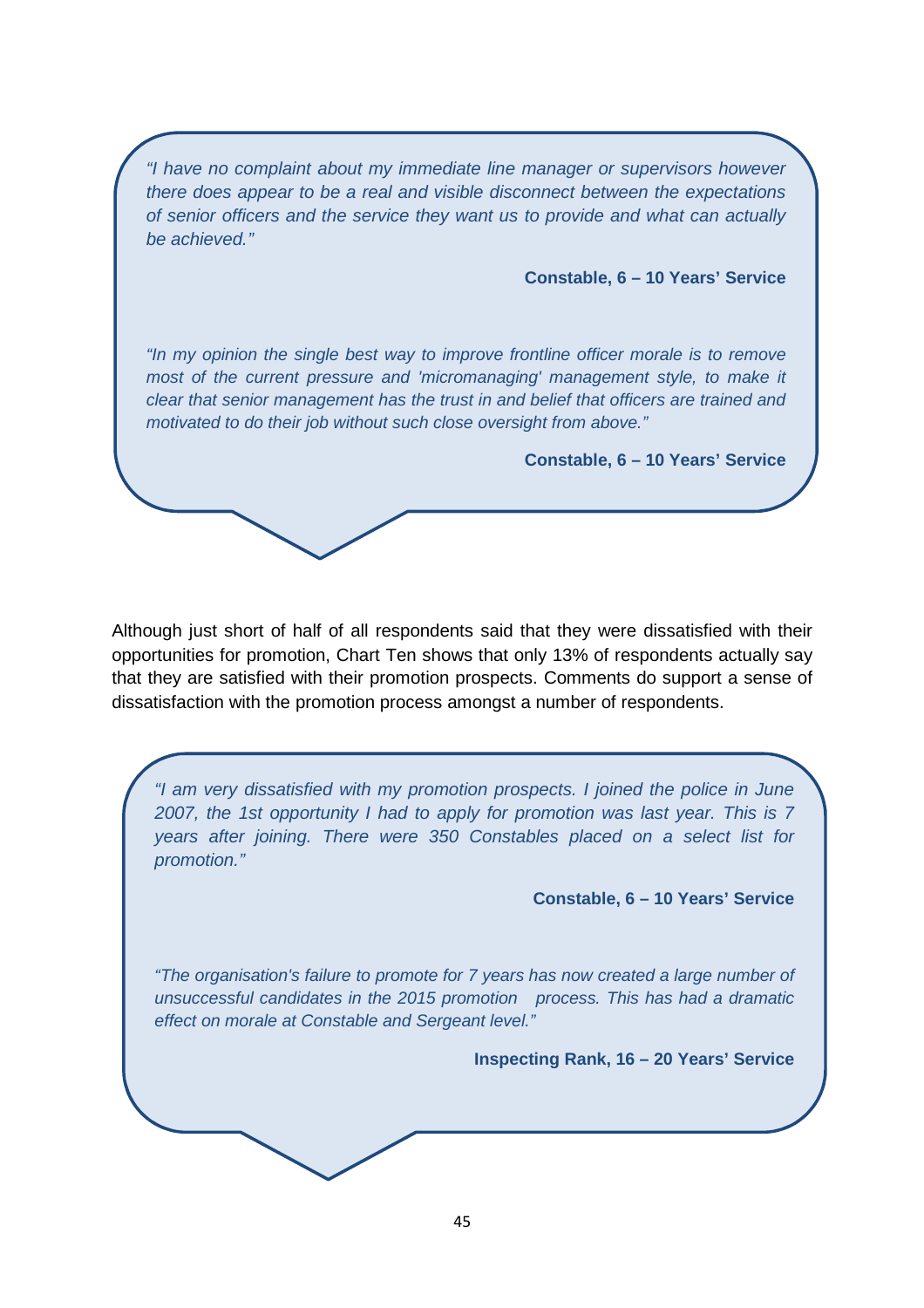*"I have no complaint about my immediate line manager or supervisors however there does appear to be a real and visible disconnect between the expectations of senior officers and the service they want us to provide and what can actually be achieved."*

**Constable, 6 – 10 Years' Service**

*"In my opinion the single best way to improve frontline officer morale is to remove most of the current pressure and 'micromanaging' management style, to make it clear that senior management has the trust in and belief that officers are trained and motivated to do their job without such close oversight from above."*

**Constable, 6 – 10 Years' Service**

Although just short of half of all respondents said that they were dissatisfied with their opportunities for promotion, Chart Ten shows that only 13% of respondents actually say that they are satisfied with their promotion prospects. Comments do support a sense of dissatisfaction with the promotion process amongst a number of respondents.

*"I am very dissatisfied with my promotion prospects. I joined the police in June 2007, the 1st opportunity I had to apply for promotion was last year. This is 7 years after joining. There were 350 Constables placed on a select list for promotion."*

**Constable, 6 – 10 Years' Service**

*"The organisation's failure to promote for 7 years has now created a large number of unsuccessful candidates in the 2015 promotion process. This has had a dramatic effect on morale at Constable and Sergeant level."*

**Inspecting Rank, 16 – 20 Years' Service**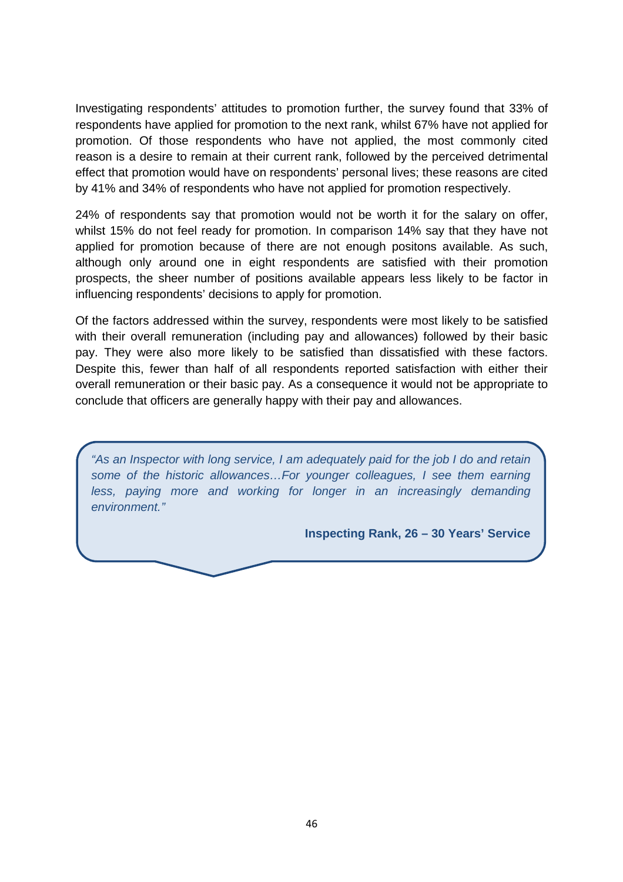Investigating respondents' attitudes to promotion further, the survey found that 33% of respondents have applied for promotion to the next rank, whilst 67% have not applied for promotion. Of those respondents who have not applied, the most commonly cited reason is a desire to remain at their current rank, followed by the perceived detrimental effect that promotion would have on respondents' personal lives; these reasons are cited by 41% and 34% of respondents who have not applied for promotion respectively.

24% of respondents say that promotion would not be worth it for the salary on offer, whilst 15% do not feel ready for promotion. In comparison 14% say that they have not applied for promotion because of there are not enough positons available. As such, although only around one in eight respondents are satisfied with their promotion prospects, the sheer number of positions available appears less likely to be factor in influencing respondents' decisions to apply for promotion.

Of the factors addressed within the survey, respondents were most likely to be satisfied with their overall remuneration (including pay and allowances) followed by their basic pay. They were also more likely to be satisfied than dissatisfied with these factors. Despite this, fewer than half of all respondents reported satisfaction with either their overall remuneration or their basic pay. As a consequence it would not be appropriate to conclude that officers are generally happy with their pay and allowances.

> *"As an Inspector with long service, I am adequately paid for the job I do and retain some of the historic allowances…For younger colleagues, I see them earning less, paying more and working for longer in an increasingly demanding environment."*
>
> **Inspecting Rank, 26 – 30 Years' Service**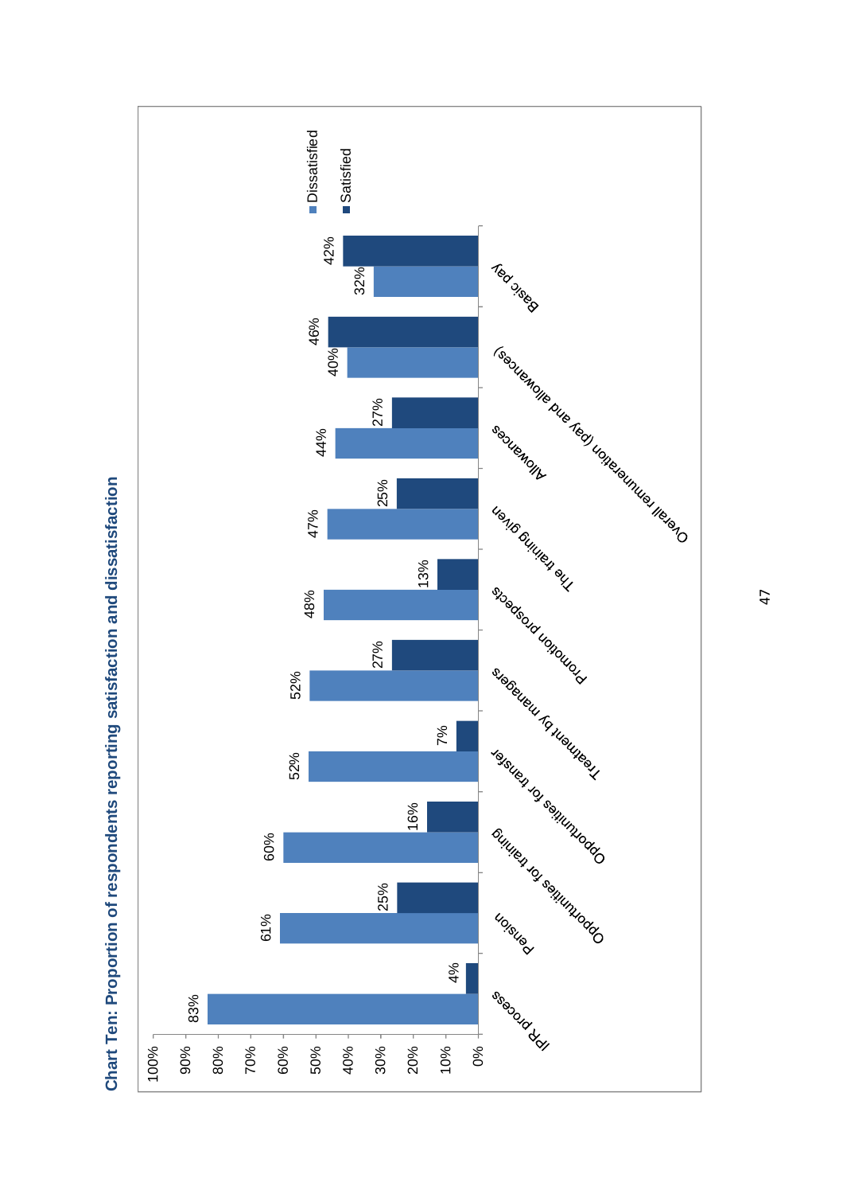**Chart Ten: Proportion of respondents reporting satisfaction and dissatisfaction**

| | Dissatisfied | Satisfied |
|---|---|---|
| IPR process | 83% | 4% |
| Pension | 61% | 25% |
| Opportunities for training | 60% | 16% |
| Opportunities for transfer | 52% | 7% |
| Treatment by managers | 52% | 27% |
| Promotion prospects | 48% | 13% |
| The training given | 47% | 25% |
| Allowances | 44% | 27% |
| Overall remuneration (pay and allowances) | 40% | 46% |
| Basic pay | 32% | 42% |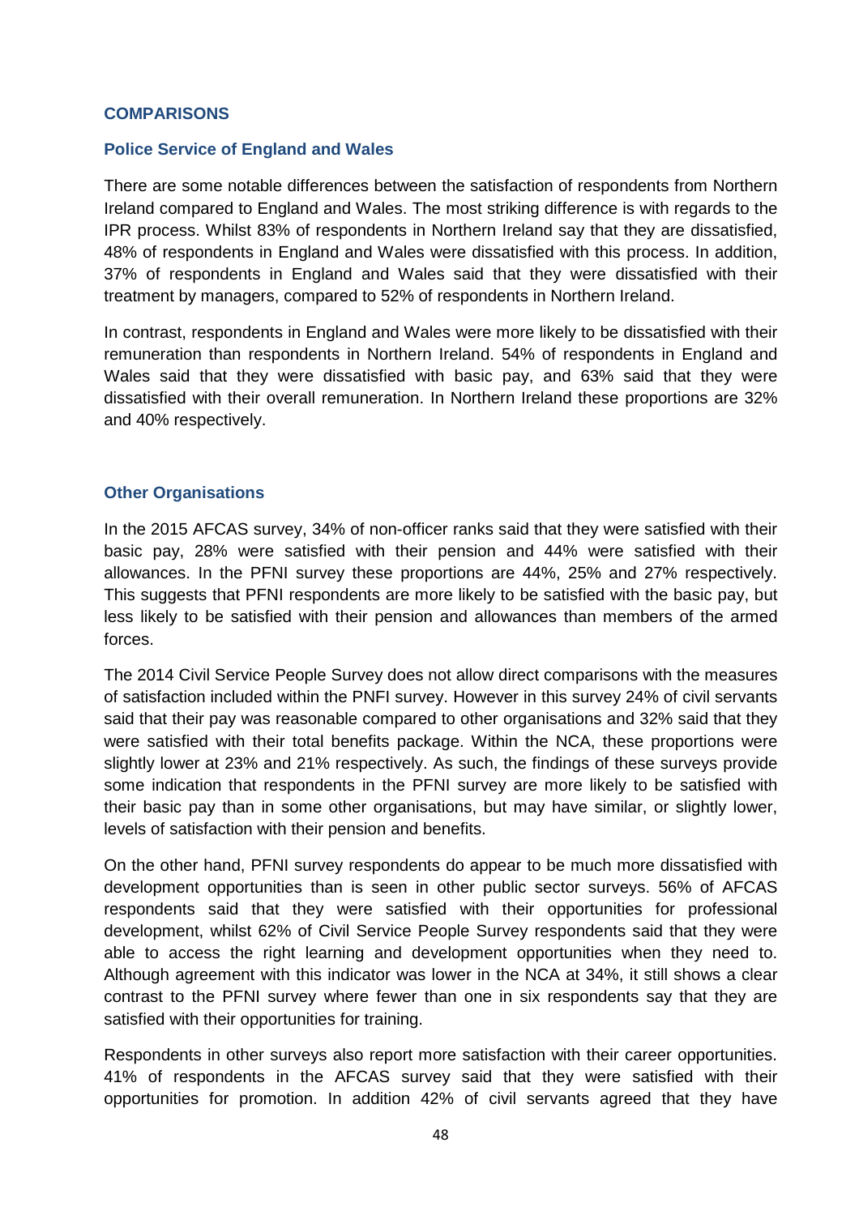## COMPARISONS

### Police Service of England and Wales

There are some notable differences between the satisfaction of respondents from Northern Ireland compared to England and Wales. The most striking difference is with regards to the IPR process. Whilst 83% of respondents in Northern Ireland say that they are dissatisfied, 48% of respondents in England and Wales were dissatisfied with this process. In addition, 37% of respondents in England and Wales said that they were dissatisfied with their treatment by managers, compared to 52% of respondents in Northern Ireland.

In contrast, respondents in England and Wales were more likely to be dissatisfied with their remuneration than respondents in Northern Ireland. 54% of respondents in England and Wales said that they were dissatisfied with basic pay, and 63% said that they were dissatisfied with their overall remuneration. In Northern Ireland these proportions are 32% and 40% respectively.

### Other Organisations

In the 2015 AFCAS survey, 34% of non-officer ranks said that they were satisfied with their basic pay, 28% were satisfied with their pension and 44% were satisfied with their allowances. In the PFNI survey these proportions are 44%, 25% and 27% respectively. This suggests that PFNI respondents are more likely to be satisfied with the basic pay, but less likely to be satisfied with their pension and allowances than members of the armed forces.

The 2014 Civil Service People Survey does not allow direct comparisons with the measures of satisfaction included within the PNFI survey. However in this survey 24% of civil servants said that their pay was reasonable compared to other organisations and 32% said that they were satisfied with their total benefits package. Within the NCA, these proportions were slightly lower at 23% and 21% respectively. As such, the findings of these surveys provide some indication that respondents in the PFNI survey are more likely to be satisfied with their basic pay than in some other organisations, but may have similar, or slightly lower, levels of satisfaction with their pension and benefits.

On the other hand, PFNI survey respondents do appear to be much more dissatisfied with development opportunities than is seen in other public sector surveys. 56% of AFCAS respondents said that they were satisfied with their opportunities for professional development, whilst 62% of Civil Service People Survey respondents said that they were able to access the right learning and development opportunities when they need to. Although agreement with this indicator was lower in the NCA at 34%, it still shows a clear contrast to the PFNI survey where fewer than one in six respondents say that they are satisfied with their opportunities for training.

Respondents in other surveys also report more satisfaction with their career opportunities. 41% of respondents in the AFCAS survey said that they were satisfied with their opportunities for promotion. In addition 42% of civil servants agreed that they have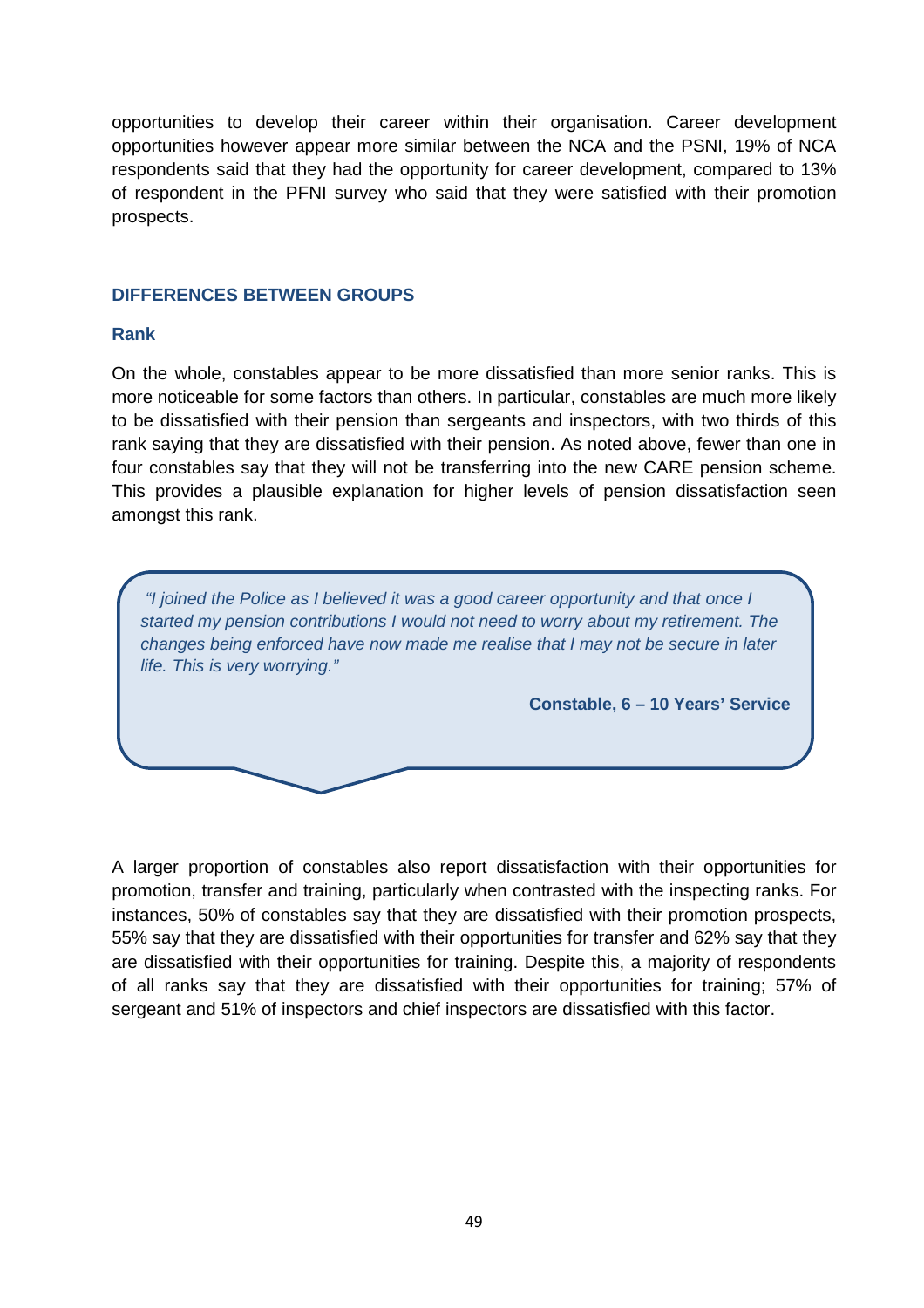opportunities to develop their career within their organisation. Career development opportunities however appear more similar between the NCA and the PSNI, 19% of NCA respondents said that they had the opportunity for career development, compared to 13% of respondent in the PFNI survey who said that they were satisfied with their promotion prospects.

## DIFFERENCES BETWEEN GROUPS

### Rank

On the whole, constables appear to be more dissatisfied than more senior ranks. This is more noticeable for some factors than others. In particular, constables are much more likely to be dissatisfied with their pension than sergeants and inspectors, with two thirds of this rank saying that they are dissatisfied with their pension. As noted above, fewer than one in four constables say that they will not be transferring into the new CARE pension scheme. This provides a plausible explanation for higher levels of pension dissatisfaction seen amongst this rank.

> *"I joined the Police as I believed it was a good career opportunity and that once I started my pension contributions I would not need to worry about my retirement. The changes being enforced have now made me realise that I may not be secure in later life. This is very worrying."*
>
> **Constable, 6 – 10 Years' Service**

A larger proportion of constables also report dissatisfaction with their opportunities for promotion, transfer and training, particularly when contrasted with the inspecting ranks. For instances, 50% of constables say that they are dissatisfied with their promotion prospects, 55% say that they are dissatisfied with their opportunities for transfer and 62% say that they are dissatisfied with their opportunities for training. Despite this, a majority of respondents of all ranks say that they are dissatisfied with their opportunities for training; 57% of sergeant and 51% of inspectors and chief inspectors are dissatisfied with this factor.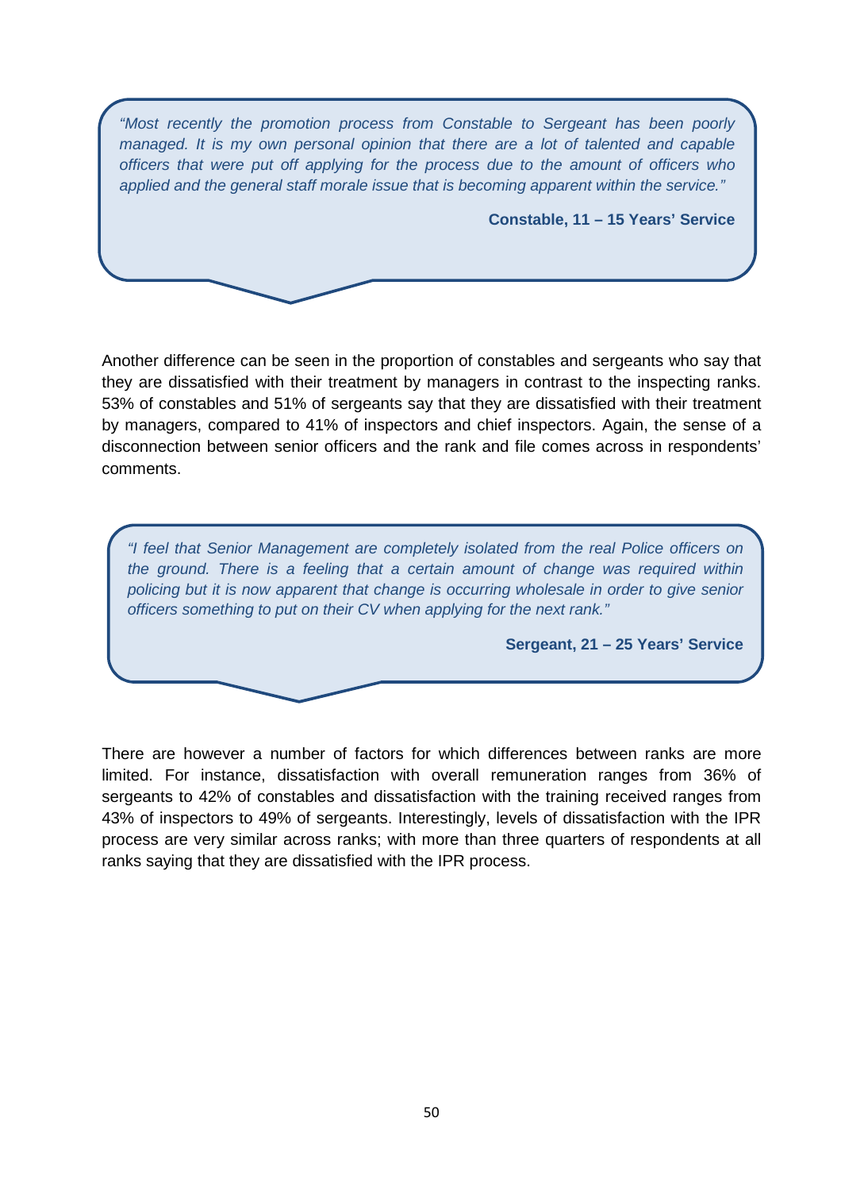> *"Most recently the promotion process from Constable to Sergeant has been poorly managed. It is my own personal opinion that there are a lot of talented and capable officers that were put off applying for the process due to the amount of officers who applied and the general staff morale issue that is becoming apparent within the service."*
>
> **Constable, 11 – 15 Years' Service**

Another difference can be seen in the proportion of constables and sergeants who say that they are dissatisfied with their treatment by managers in contrast to the inspecting ranks. 53% of constables and 51% of sergeants say that they are dissatisfied with their treatment by managers, compared to 41% of inspectors and chief inspectors. Again, the sense of a disconnection between senior officers and the rank and file comes across in respondents' comments.

> *"I feel that Senior Management are completely isolated from the real Police officers on the ground. There is a feeling that a certain amount of change was required within policing but it is now apparent that change is occurring wholesale in order to give senior officers something to put on their CV when applying for the next rank."*
>
> **Sergeant, 21 – 25 Years' Service**

There are however a number of factors for which differences between ranks are more limited. For instance, dissatisfaction with overall remuneration ranges from 36% of sergeants to 42% of constables and dissatisfaction with the training received ranges from 43% of inspectors to 49% of sergeants. Interestingly, levels of dissatisfaction with the IPR process are very similar across ranks; with more than three quarters of respondents at all ranks saying that they are dissatisfied with the IPR process.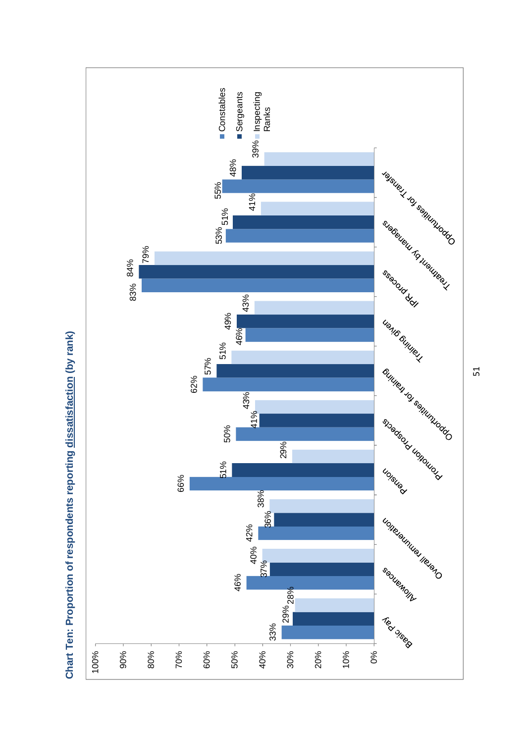**Chart Ten: Proportion of respondents reporting dissatisfaction (by rank)**

| | Constables | Sergeants | Inspecting Ranks |
|---|---|---|---|
| Basic Pay | 33% | 29% | 28% |
| Allowances | 46% | 37% | 40% |
| Overall remuneration | 42% | 36% | 38% |
| Pension | 66% | 51% | 29% |
| Promotion Prospects | 50% | 41% | 43% |
| Opportunities for training | 62% | 57% | 51% |
| Training given | 46% | 49% | 43% |
| IPR process | 83% | 84% | 79% |
| Treatment by managers | 53% | 51% | 41% |
| Opportunities for Transfer | 55% | 48% | 39% |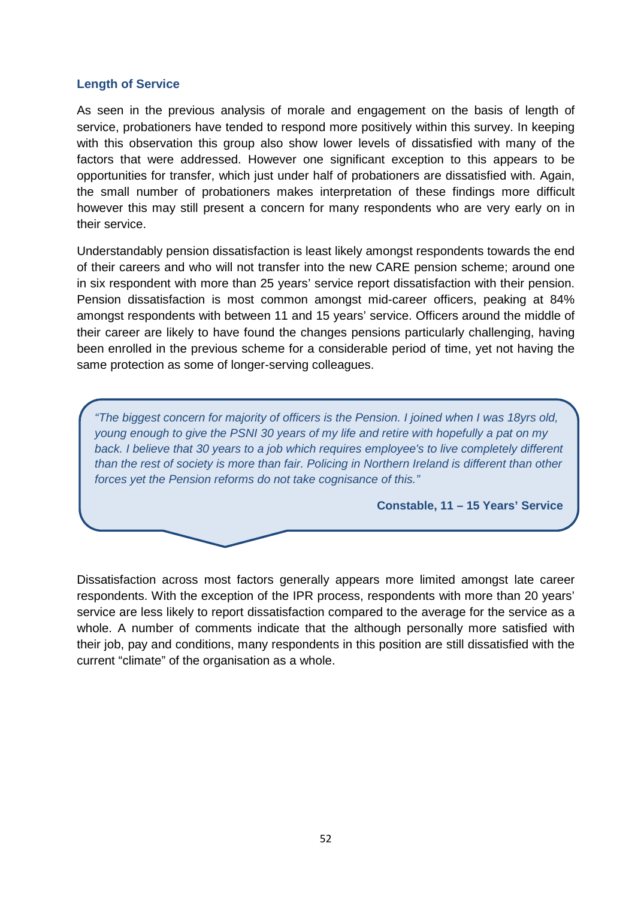### Length of Service

As seen in the previous analysis of morale and engagement on the basis of length of service, probationers have tended to respond more positively within this survey. In keeping with this observation this group also show lower levels of dissatisfied with many of the factors that were addressed. However one significant exception to this appears to be opportunities for transfer, which just under half of probationers are dissatisfied with. Again, the small number of probationers makes interpretation of these findings more difficult however this may still present a concern for many respondents who are very early on in their service.

Understandably pension dissatisfaction is least likely amongst respondents towards the end of their careers and who will not transfer into the new CARE pension scheme; around one in six respondent with more than 25 years' service report dissatisfaction with their pension. Pension dissatisfaction is most common amongst mid-career officers, peaking at 84% amongst respondents with between 11 and 15 years' service. Officers around the middle of their career are likely to have found the changes pensions particularly challenging, having been enrolled in the previous scheme for a considerable period of time, yet not having the same protection as some of longer-serving colleagues.

> *"The biggest concern for majority of officers is the Pension. I joined when I was 18yrs old, young enough to give the PSNI 30 years of my life and retire with hopefully a pat on my back. I believe that 30 years to a job which requires employee's to live completely different than the rest of society is more than fair. Policing in Northern Ireland is different than other forces yet the Pension reforms do not take cognisance of this."*
>
> **Constable, 11 – 15 Years' Service**

Dissatisfaction across most factors generally appears more limited amongst late career respondents. With the exception of the IPR process, respondents with more than 20 years' service are less likely to report dissatisfaction compared to the average for the service as a whole. A number of comments indicate that the although personally more satisfied with their job, pay and conditions, many respondents in this position are still dissatisfied with the current "climate" of the organisation as a whole.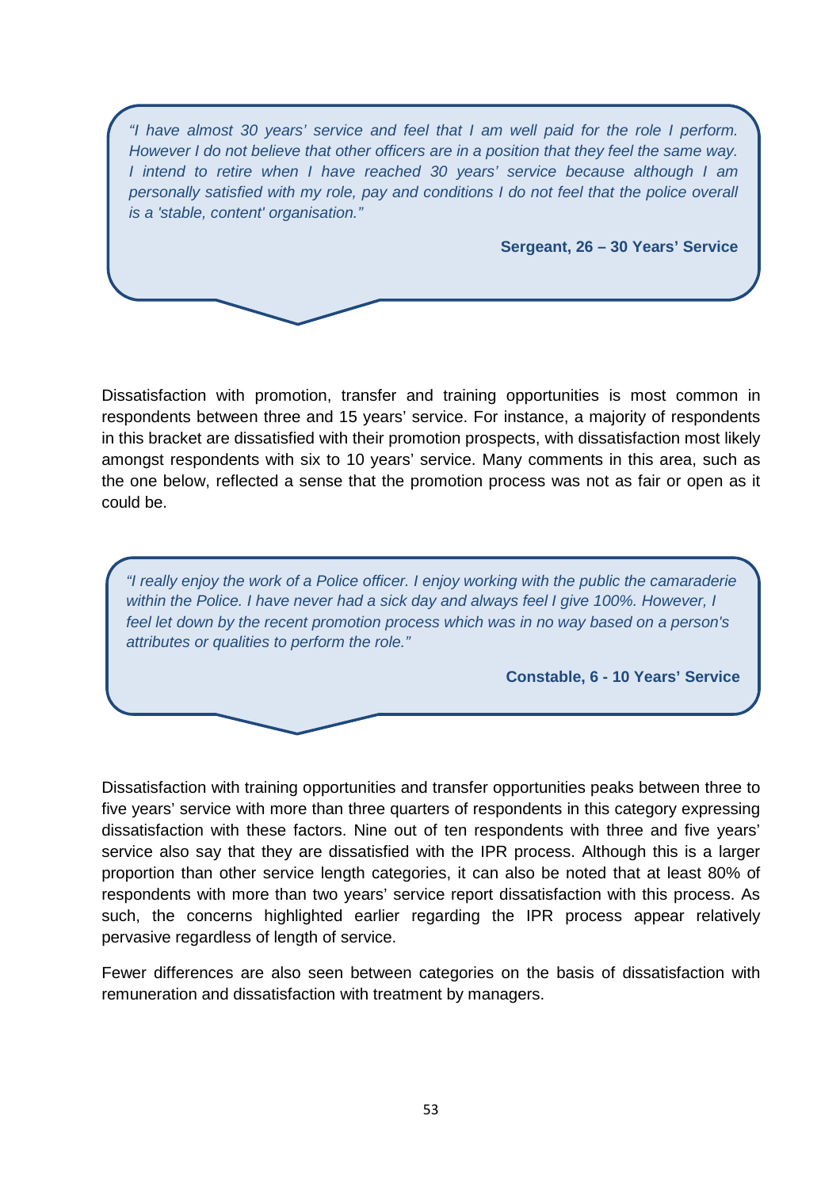> *"I have almost 30 years' service and feel that I am well paid for the role I perform. However I do not believe that other officers are in a position that they feel the same way. I intend to retire when I have reached 30 years' service because although I am personally satisfied with my role, pay and conditions I do not feel that the police overall is a 'stable, content' organisation."*
>
> **Sergeant, 26 – 30 Years' Service**

Dissatisfaction with promotion, transfer and training opportunities is most common in respondents between three and 15 years' service. For instance, a majority of respondents in this bracket are dissatisfied with their promotion prospects, with dissatisfaction most likely amongst respondents with six to 10 years' service. Many comments in this area, such as the one below, reflected a sense that the promotion process was not as fair or open as it could be.

> *"I really enjoy the work of a Police officer. I enjoy working with the public the camaraderie within the Police. I have never had a sick day and always feel I give 100%. However, I feel let down by the recent promotion process which was in no way based on a person's attributes or qualities to perform the role."*
>
> **Constable, 6 - 10 Years' Service**

Dissatisfaction with training opportunities and transfer opportunities peaks between three to five years' service with more than three quarters of respondents in this category expressing dissatisfaction with these factors. Nine out of ten respondents with three and five years' service also say that they are dissatisfied with the IPR process. Although this is a larger proportion than other service length categories, it can also be noted that at least 80% of respondents with more than two years' service report dissatisfaction with this process. As such, the concerns highlighted earlier regarding the IPR process appear relatively pervasive regardless of length of service.

Fewer differences are also seen between categories on the basis of dissatisfaction with remuneration and dissatisfaction with treatment by managers.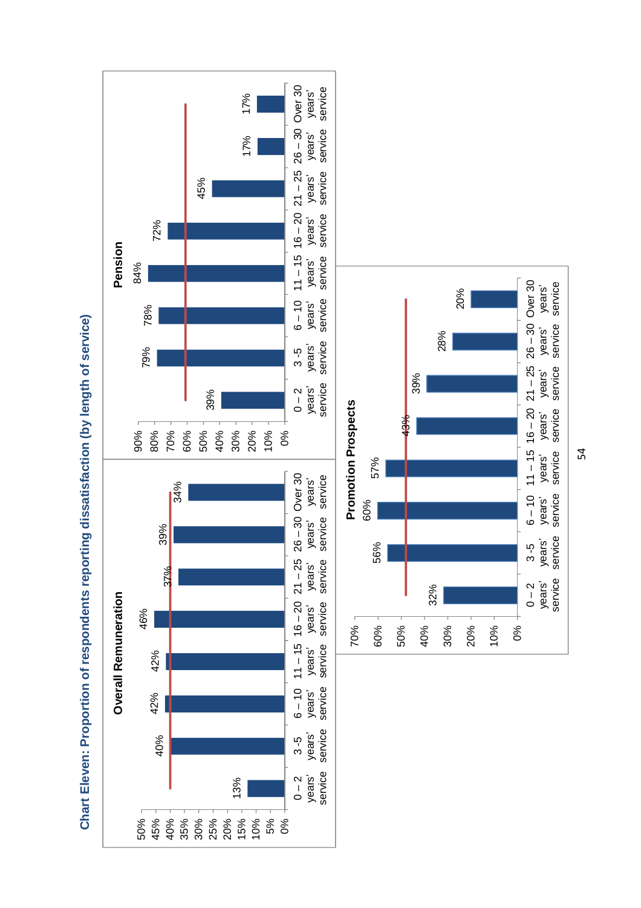# Chart Eleven: Proportion of respondents reporting dissatisfaction (by length of service)

**Overall Remuneration**

| Length of service | % |
|---|---|
| 0 – 2 years' service | 13% |
| 3 -5 years' service | 40% |
| 6 – 10 years' service | 42% |
| 11 – 15 years' service | 42% |
| 16 – 20 years' service | 46% |
| 21 – 25 years' service | 37% |
| 26 – 30 years' service | 39% |
| Over 30 years' service | 34% |

**Pension**

| Length of service | % |
|---|---|
| 0 – 2 years' service | 39% |
| 3 -5 years' service | 79% |
| 6 – 10 years' service | 78% |
| 11 – 15 years' service | 84% |
| 16 – 20 years' service | 72% |
| 21 – 25 years' service | 45% |
| 26 – 30 years' service | 17% |
| Over 30 years' service | 17% |

**Promotion Prospects**

| Length of service | % |
|---|---|
| 0 – 2 years' service | 32% |
| 3 -5 years' service | 56% |
| 6 – 10 years' service | 60% |
| 11 – 15 years' service | 57% |
| 16 – 20 years' service | 43% |
| 21 – 25 years' service | 39% |
| 26 – 30 years' service | 28% |
| Over 30 years' service | 20% |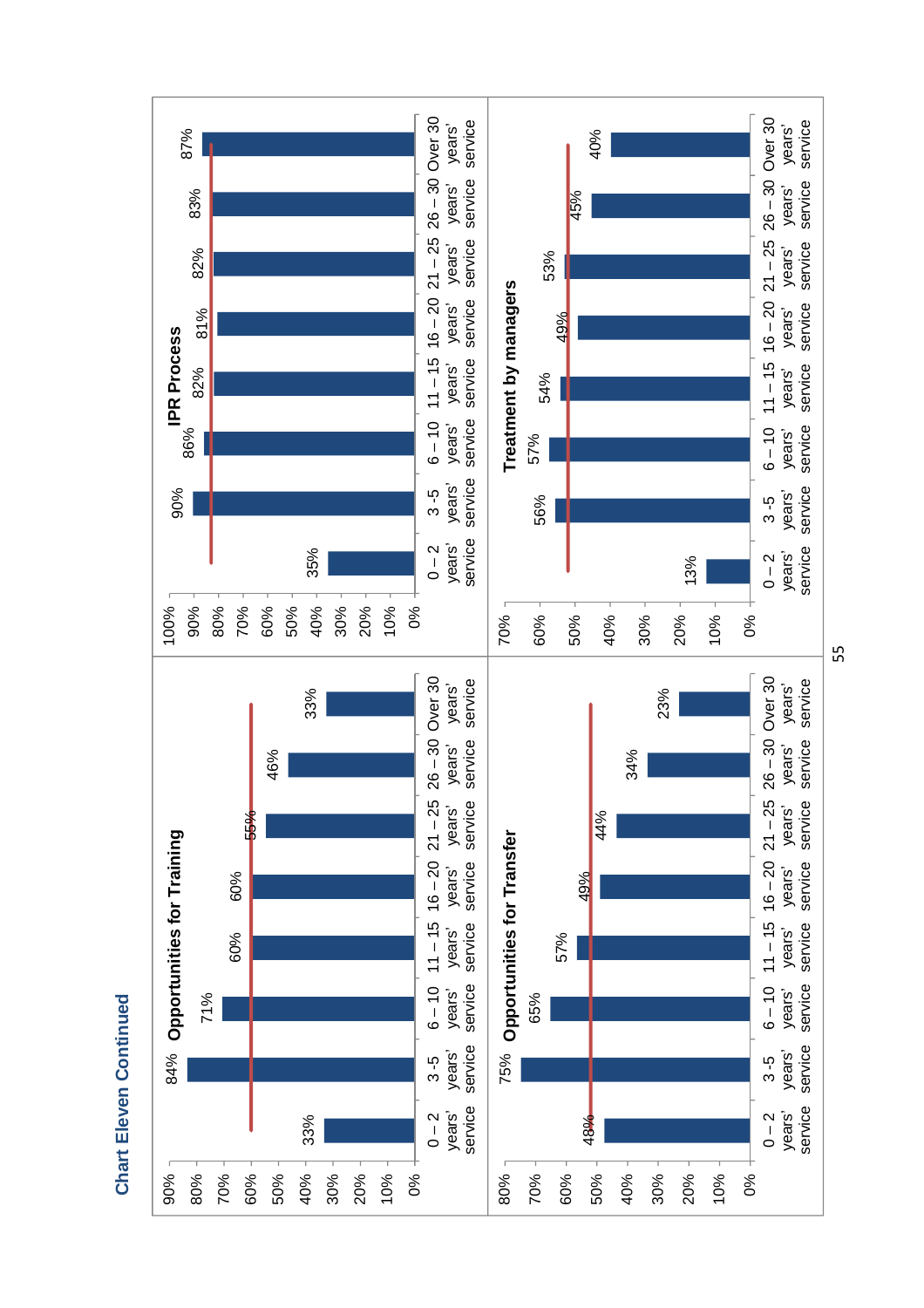## Chart Eleven Continued

### Opportunities for Training

| Years' service | % |
|---|---|
| 0 – 2 years' service | 33% |
| 3 -5 years' service | 84% |
| 6 – 10 years' service | 71% |
| 11 – 15 years' service | 60% |
| 16 – 20 years' service | 60% |
| 21 – 25 years' service | 55% |
| 26 – 30 years' service | 46% |
| Over 30 years' service | 33% |

### IPR Process

| Years' service | % |
|---|---|
| 0 – 2 years' service | 35% |
| 3 -5 years' service | 90% |
| 6 – 10 years' service | 86% |
| 11 – 15 years' service | 82% |
| 16 – 20 years' service | 81% |
| 21 – 25 years' service | 82% |
| 26 – 30 years' service | 83% |
| Over 30 years' service | 87% |

### Opportunities for Transfer

| Years' service | % |
|---|---|
| 0 – 2 years' service | 48% |
| 3 -5 years' service | 75% |
| 6 – 10 years' service | 65% |
| 11 – 15 years' service | 57% |
| 16 – 20 years' service | 49% |
| 21 – 25 years' service | 44% |
| 26 – 30 years' service | 34% |
| Over 30 years' service | 23% |

### Treatment by managers

| Years' service | % |
|---|---|
| 0 – 2 years' service | 13% |
| 3 -5 years' service | 56% |
| 6 – 10 years' service | 57% |
| 11 – 15 years' service | 54% |
| 16 – 20 years' service | 49% |
| 21 – 25 years' service | 53% |
| 26 – 30 years' service | 45% |
| Over 30 years' service | 40% |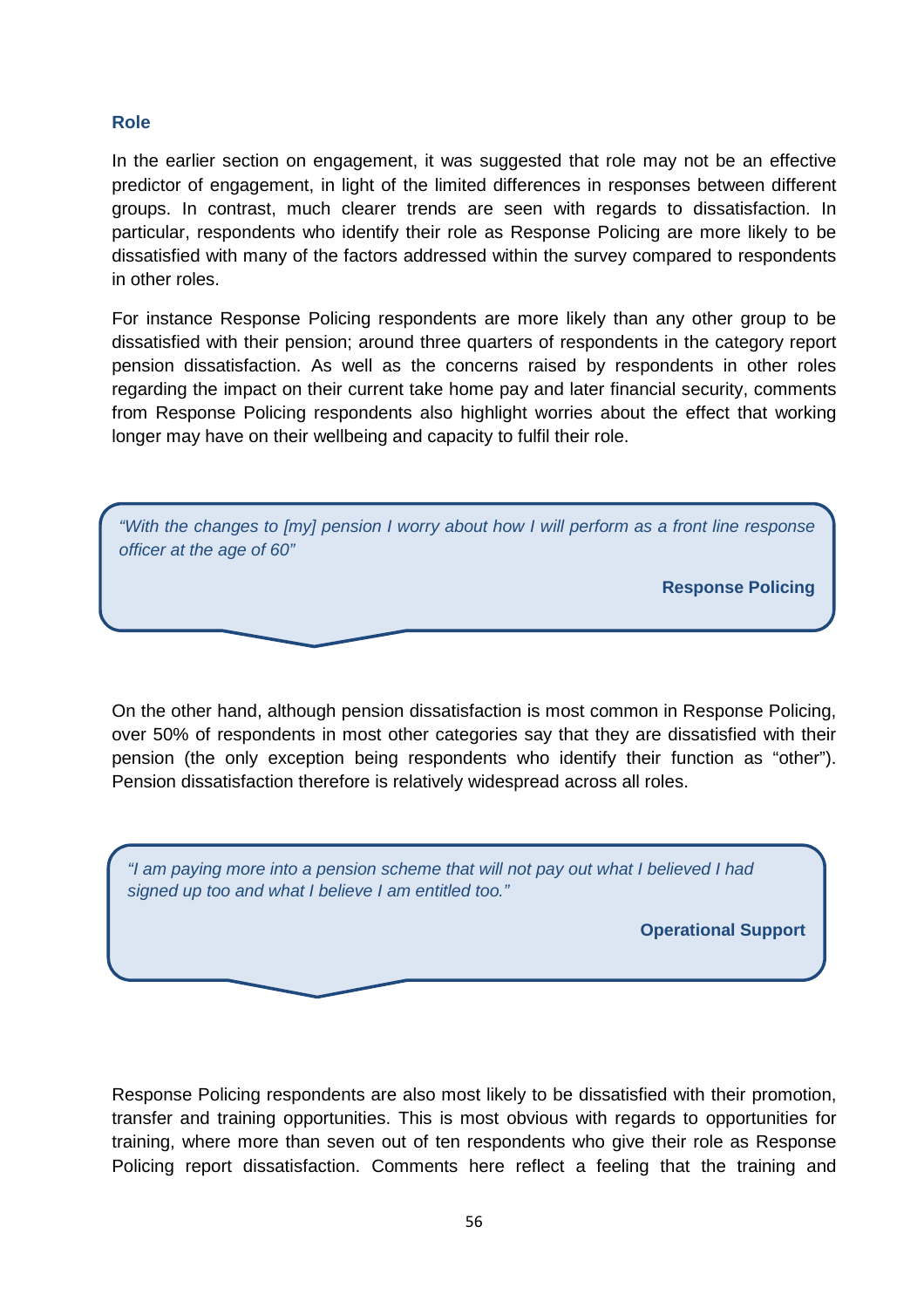### Role

In the earlier section on engagement, it was suggested that role may not be an effective predictor of engagement, in light of the limited differences in responses between different groups. In contrast, much clearer trends are seen with regards to dissatisfaction. In particular, respondents who identify their role as Response Policing are more likely to be dissatisfied with many of the factors addressed within the survey compared to respondents in other roles.

For instance Response Policing respondents are more likely than any other group to be dissatisfied with their pension; around three quarters of respondents in the category report pension dissatisfaction. As well as the concerns raised by respondents in other roles regarding the impact on their current take home pay and later financial security, comments from Response Policing respondents also highlight worries about the effect that working longer may have on their wellbeing and capacity to fulfil their role.

> *"With the changes to [my] pension I worry about how I will perform as a front line response officer at the age of 60"*
>
> **Response Policing**

On the other hand, although pension dissatisfaction is most common in Response Policing, over 50% of respondents in most other categories say that they are dissatisfied with their pension (the only exception being respondents who identify their function as "other"). Pension dissatisfaction therefore is relatively widespread across all roles.

> *"I am paying more into a pension scheme that will not pay out what I believed I had signed up too and what I believe I am entitled too."*
>
> **Operational Support**

Response Policing respondents are also most likely to be dissatisfied with their promotion, transfer and training opportunities. This is most obvious with regards to opportunities for training, where more than seven out of ten respondents who give their role as Response Policing report dissatisfaction. Comments here reflect a feeling that the training and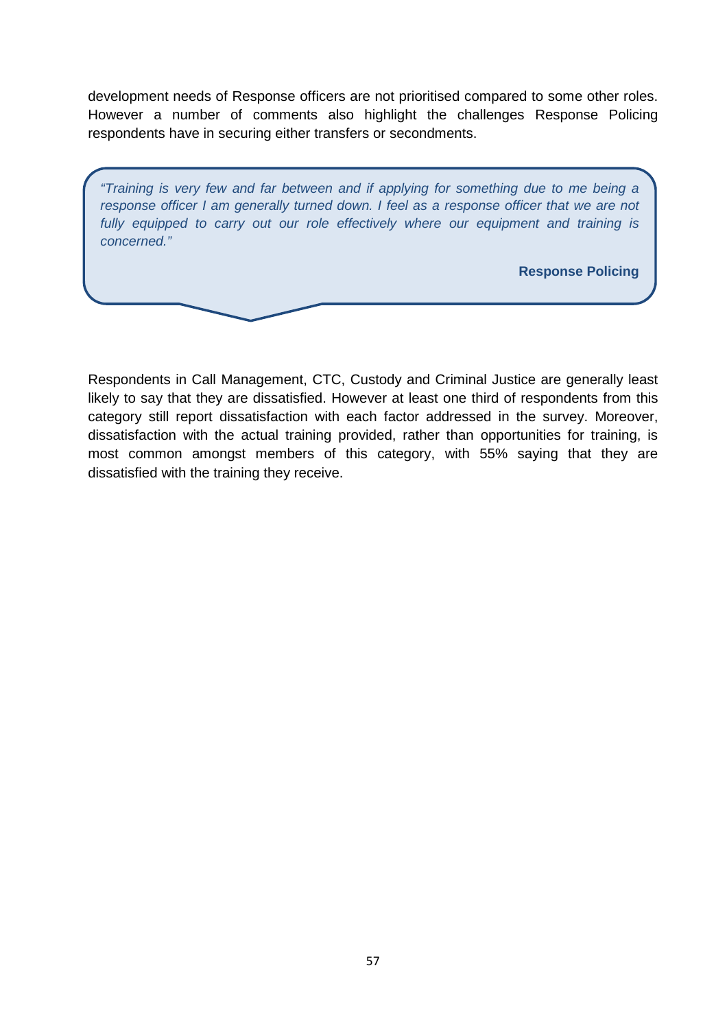development needs of Response officers are not prioritised compared to some other roles. However a number of comments also highlight the challenges Response Policing respondents have in securing either transfers or secondments.

> *"Training is very few and far between and if applying for something due to me being a response officer I am generally turned down. I feel as a response officer that we are not fully equipped to carry out our role effectively where our equipment and training is concerned."*
>
> **Response Policing**

Respondents in Call Management, CTC, Custody and Criminal Justice are generally least likely to say that they are dissatisfied. However at least one third of respondents from this category still report dissatisfaction with each factor addressed in the survey. Moreover, dissatisfaction with the actual training provided, rather than opportunities for training, is most common amongst members of this category, with 55% saying that they are dissatisfied with the training they receive.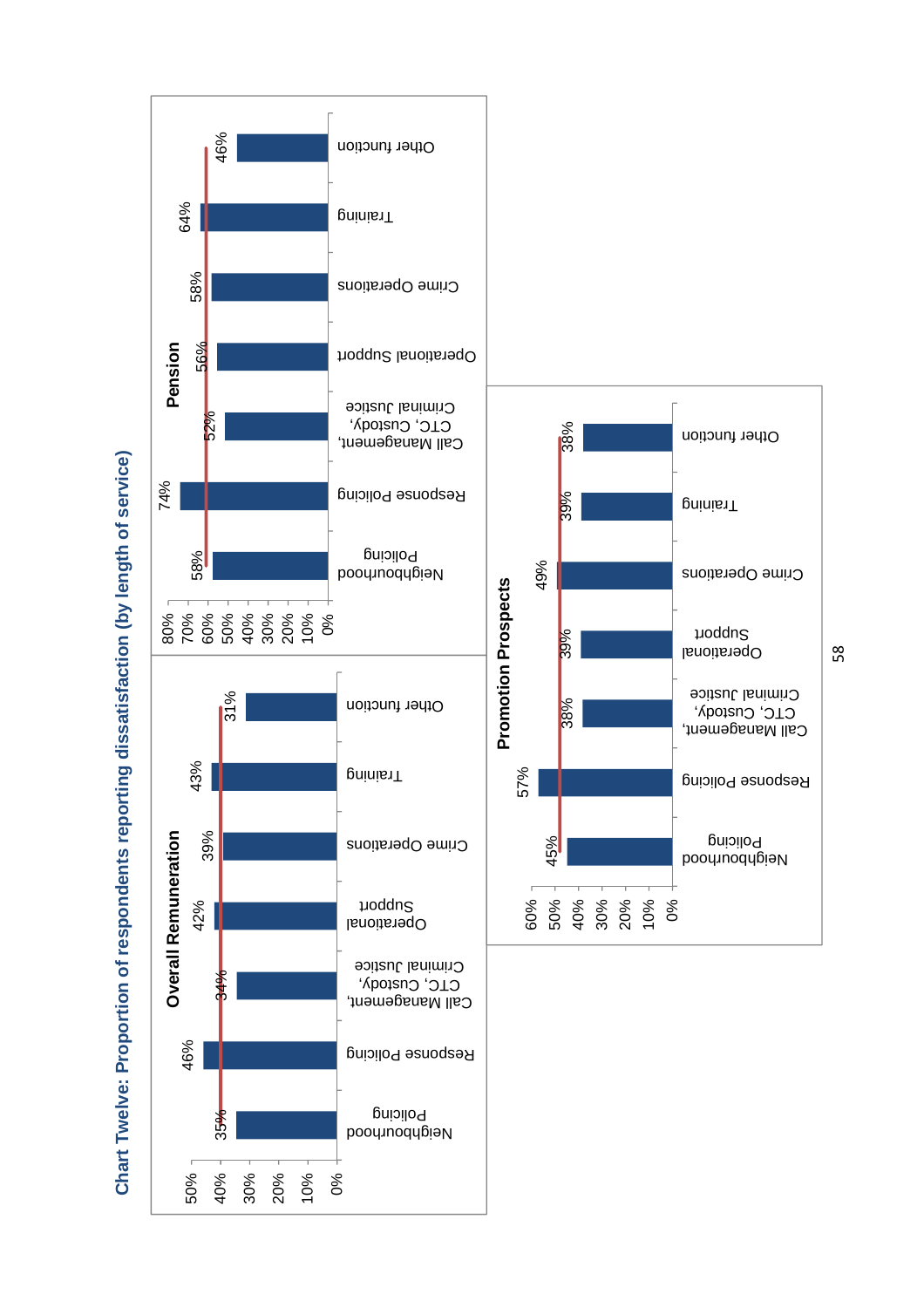## Chart Twelve: Proportion of respondents reporting dissatisfaction (by length of service)

**Overall Remuneration**

| Function | % |
|---|---|
| Neighbourhood Policing | 35% |
| Response Policing | 46% |
| Call Management, CTC, Custody, Criminal Justice | 34% |
| Operational Support | 42% |
| Crime Operations | 39% |
| Training | 43% |
| Other function | 31% |

**Pension**

| Function | % |
|---|---|
| Neighbourhood Policing | 58% |
| Response Policing | 74% |
| Call Management, CTC, Custody, Criminal Justice | 52% |
| Operational Support | 56% |
| Crime Operations | 58% |
| Training | 64% |
| Other function | 46% |

**Promotion Prospects**

| Function | % |
|---|---|
| Neighbourhood Policing | 45% |
| Response Policing | 57% |
| Call Management, CTC, Custody, Criminal Justice | 38% |
| Operational Support | 39% |
| Crime Operations | 49% |
| Training | 39% |
| Other function | 38% |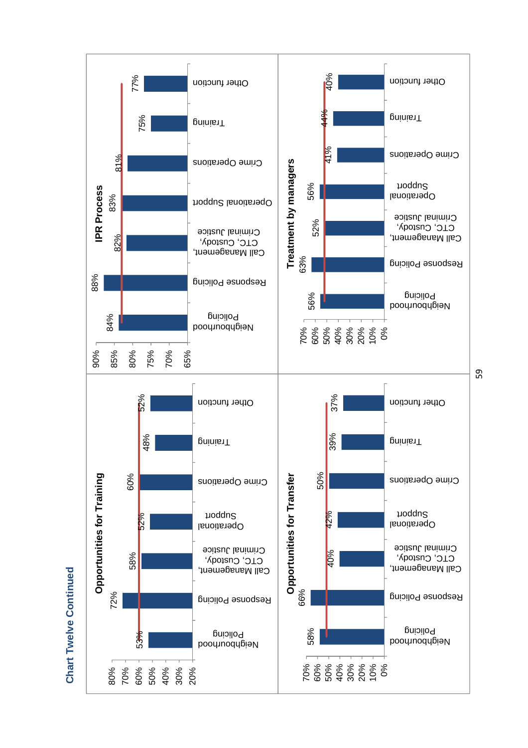# Chart Twelve Continued

### Opportunities for Training

| Function | % |
|---|---|
| Neighbourhood Policing | 53% |
| Response Policing | 72% |
| Call Management, CTC, Custody, Criminal Justice | 58% |
| Operational Support | 52% |
| Crime Operations | 60% |
| Training | 48% |
| Other function | 52% |

### IPR Process

| Function | % |
|---|---|
| Neighbourhood Policing | 84% |
| Response Policing | 88% |
| Call Management, CTC, Custody, Criminal Justice | 82% |
| Operational Support | 83% |
| Crime Operations | 81% |
| Training | 75% |
| Other function | 77% |

### Opportunities for Transfer

| Function | % |
|---|---|
| Neighbourhood Policing | 58% |
| Response Policing | 66% |
| Call Management, CTC, Custody, Criminal Justice | 40% |
| Operational Support | 42% |
| Crime Operations | 50% |
| Training | 39% |
| Other function | 37% |

### Treatment by managers

| Function | % |
|---|---|
| Neighbourhood Policing | 56% |
| Response Policing | 63% |
| Call Management, CTC, Custody, Criminal Justice | 52% |
| Operational Support | 56% |
| Crime Operations | 41% |
| Training | 44% |
| Other function | 40% |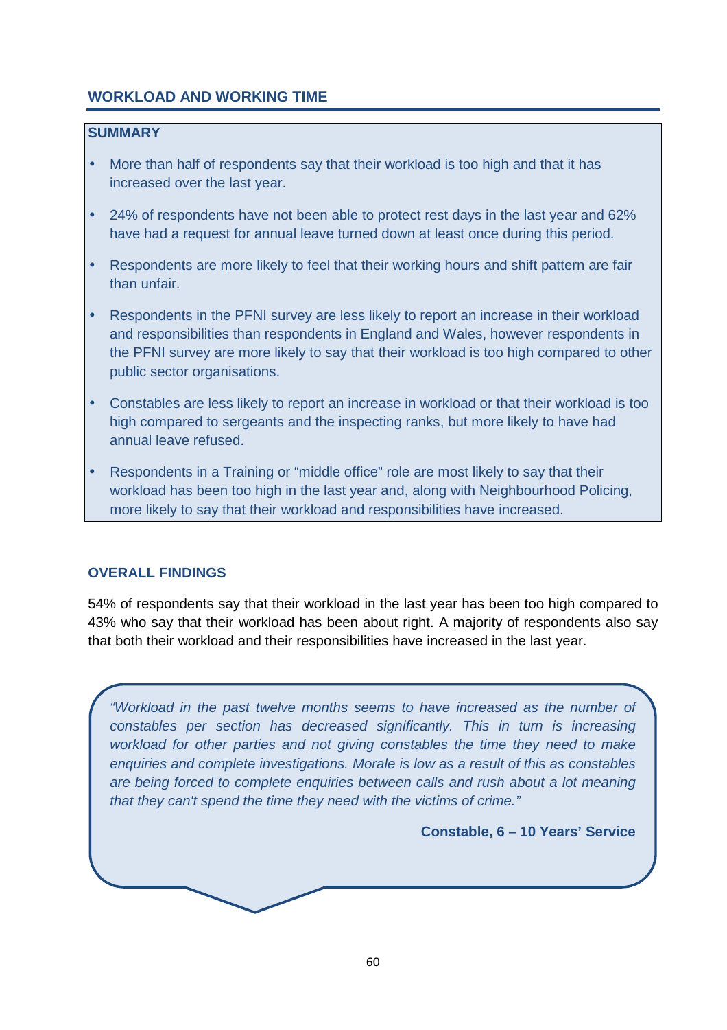## WORKLOAD AND WORKING TIME

### SUMMARY

- More than half of respondents say that their workload is too high and that it has increased over the last year.
- 24% of respondents have not been able to protect rest days in the last year and 62% have had a request for annual leave turned down at least once during this period.
- Respondents are more likely to feel that their working hours and shift pattern are fair than unfair.
- Respondents in the PFNI survey are less likely to report an increase in their workload and responsibilities than respondents in England and Wales, however respondents in the PFNI survey are more likely to say that their workload is too high compared to other public sector organisations.
- Constables are less likely to report an increase in workload or that their workload is too high compared to sergeants and the inspecting ranks, but more likely to have had annual leave refused.
- Respondents in a Training or "middle office" role are most likely to say that their workload has been too high in the last year and, along with Neighbourhood Policing, more likely to say that their workload and responsibilities have increased.

### OVERALL FINDINGS

54% of respondents say that their workload in the last year has been too high compared to 43% who say that their workload has been about right. A majority of respondents also say that both their workload and their responsibilities have increased in the last year.

> *"Workload in the past twelve months seems to have increased as the number of constables per section has decreased significantly. This in turn is increasing workload for other parties and not giving constables the time they need to make enquiries and complete investigations. Morale is low as a result of this as constables are being forced to complete enquiries between calls and rush about a lot meaning that they can't spend the time they need with the victims of crime."*
>
> **Constable, 6 – 10 Years' Service**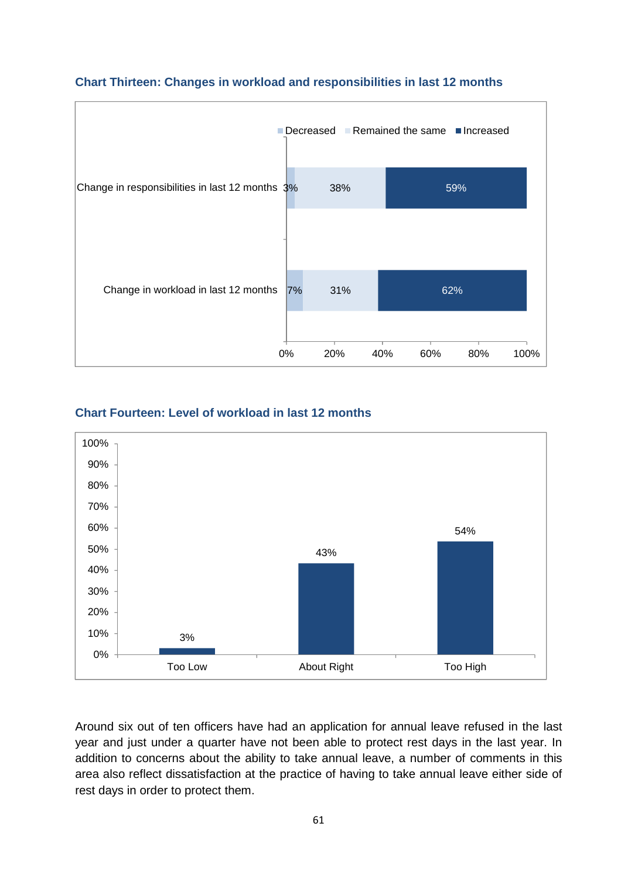**Chart Thirteen: Changes in workload and responsibilities in last 12 months**

| | Decreased | Remained the same | Increased |
|---|---|---|---|
| Change in responsibilities in last 12 months | 3% | 38% | 59% |
| Change in workload in last 12 months | 7% | 31% | 62% |

**Chart Fourteen: Level of workload in last 12 months**

| Too Low | About Right | Too High |
|---|---|---|
| 3% | 43% | 54% |

Around six out of ten officers have had an application for annual leave refused in the last year and just under a quarter have not been able to protect rest days in the last year. In addition to concerns about the ability to take annual leave, a number of comments in this area also reflect dissatisfaction at the practice of having to take annual leave either side of rest days in order to protect them.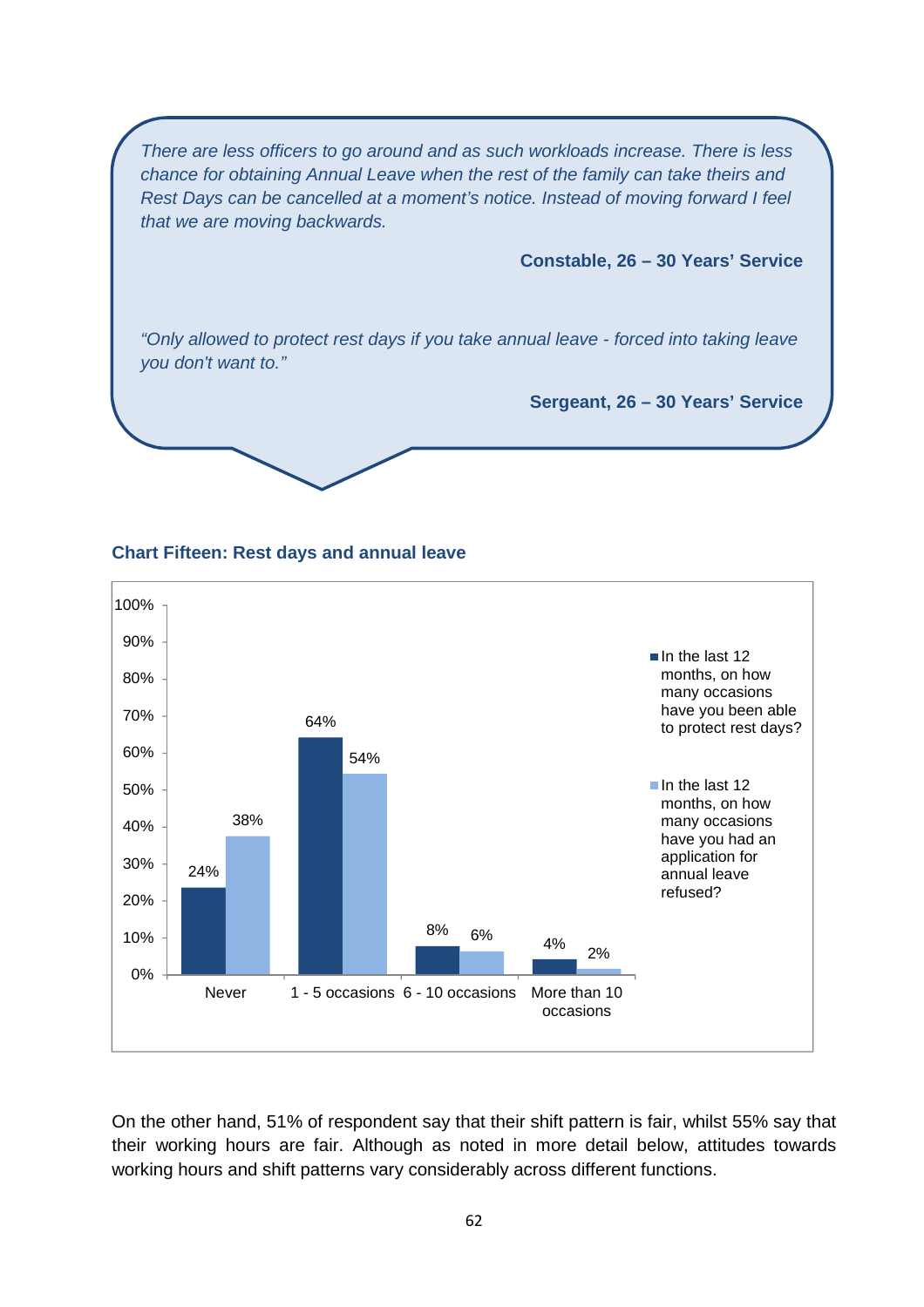*There are less officers to go around and as such workloads increase. There is less chance for obtaining Annual Leave when the rest of the family can take theirs and Rest Days can be cancelled at a moment's notice. Instead of moving forward I feel that we are moving backwards.*

**Constable, 26 – 30 Years' Service**

*"Only allowed to protect rest days if you take annual leave - forced into taking leave you don't want to."*

**Sergeant, 26 – 30 Years' Service**

**Chart Fifteen: Rest days and annual leave**

| | Never | 1 - 5 occasions | 6 - 10 occasions | More than 10 occasions |
|---|---|---|---|---|
| In the last 12 months, on how many occasions have you been able to protect rest days? | 24% | 64% | 8% | 4% |
| In the last 12 months, on how many occasions have you had an application for annual leave refused? | 38% | 54% | 6% | 2% |

On the other hand, 51% of respondent say that their shift pattern is fair, whilst 55% say that their working hours are fair. Although as noted in more detail below, attitudes towards working hours and shift patterns vary considerably across different functions.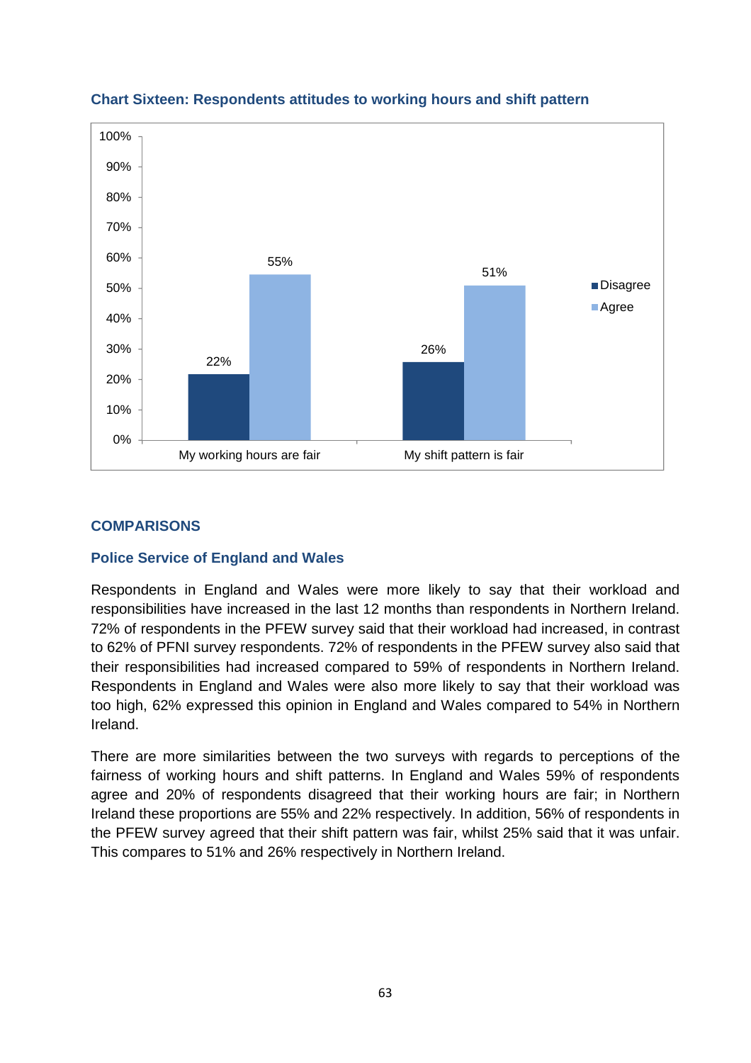### Chart Sixteen: Respondents attitudes to working hours and shift pattern

| | Disagree | Agree |
|---|---|---|
| My working hours are fair | 22% | 55% |
| My shift pattern is fair | 26% | 51% |

## COMPARISONS

### Police Service of England and Wales

Respondents in England and Wales were more likely to say that their workload and responsibilities have increased in the last 12 months than respondents in Northern Ireland. 72% of respondents in the PFEW survey said that their workload had increased, in contrast to 62% of PFNI survey respondents. 72% of respondents in the PFEW survey also said that their responsibilities had increased compared to 59% of respondents in Northern Ireland. Respondents in England and Wales were also more likely to say that their workload was too high, 62% expressed this opinion in England and Wales compared to 54% in Northern Ireland.

There are more similarities between the two surveys with regards to perceptions of the fairness of working hours and shift patterns. In England and Wales 59% of respondents agree and 20% of respondents disagreed that their working hours are fair; in Northern Ireland these proportions are 55% and 22% respectively. In addition, 56% of respondents in the PFEW survey agreed that their shift pattern was fair, whilst 25% said that it was unfair. This compares to 51% and 26% respectively in Northern Ireland.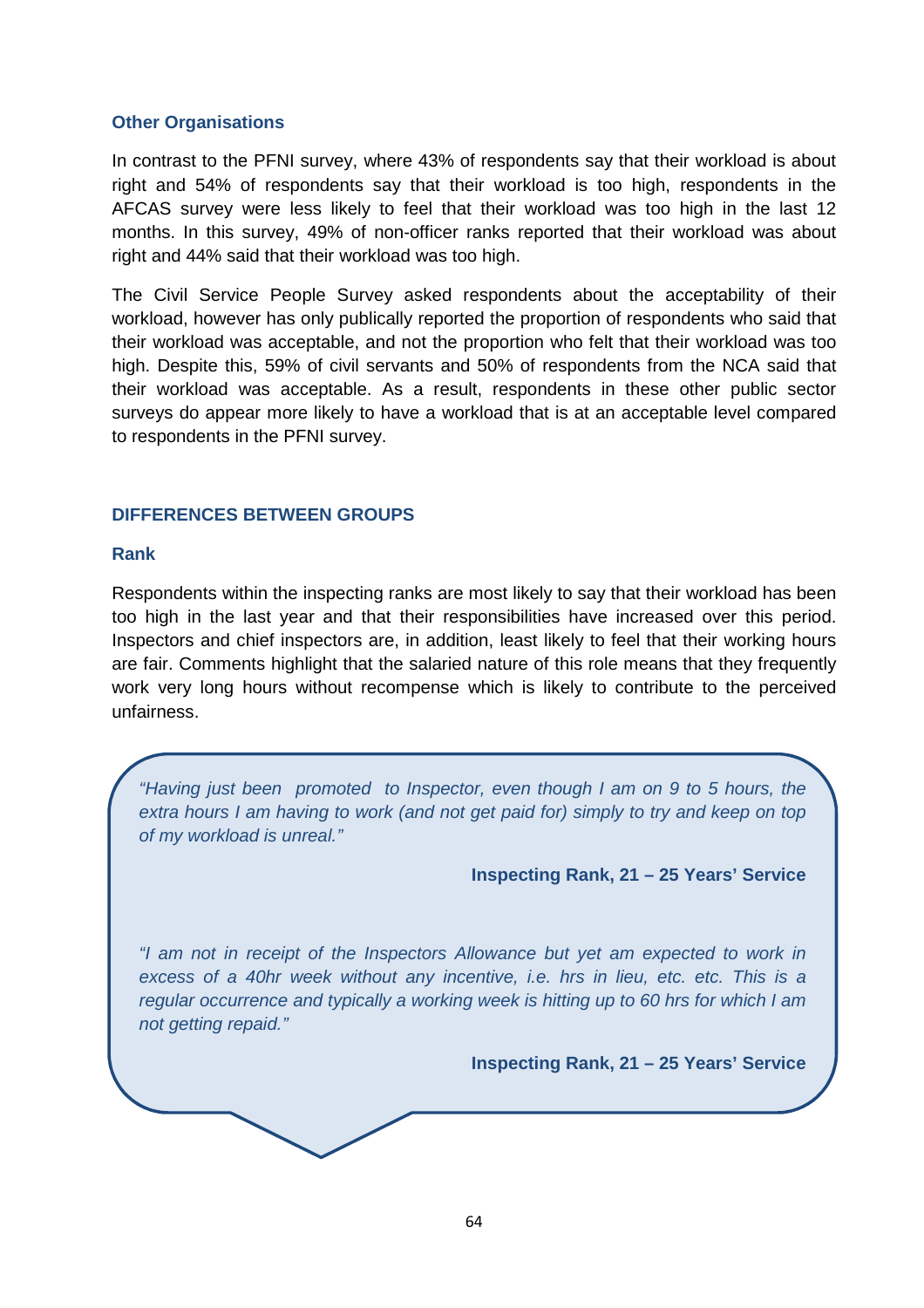### Other Organisations

In contrast to the PFNI survey, where 43% of respondents say that their workload is about right and 54% of respondents say that their workload is too high, respondents in the AFCAS survey were less likely to feel that their workload was too high in the last 12 months. In this survey, 49% of non-officer ranks reported that their workload was about right and 44% said that their workload was too high.

The Civil Service People Survey asked respondents about the acceptability of their workload, however has only publically reported the proportion of respondents who said that their workload was acceptable, and not the proportion who felt that their workload was too high. Despite this, 59% of civil servants and 50% of respondents from the NCA said that their workload was acceptable. As a result, respondents in these other public sector surveys do appear more likely to have a workload that is at an acceptable level compared to respondents in the PFNI survey.

## DIFFERENCES BETWEEN GROUPS

### Rank

Respondents within the inspecting ranks are most likely to say that their workload has been too high in the last year and that their responsibilities have increased over this period. Inspectors and chief inspectors are, in addition, least likely to feel that their working hours are fair. Comments highlight that the salaried nature of this role means that they frequently work very long hours without recompense which is likely to contribute to the perceived unfairness.

> *"Having just been promoted to Inspector, even though I am on 9 to 5 hours, the extra hours I am having to work (and not get paid for) simply to try and keep on top of my workload is unreal."*
>
> **Inspecting Rank, 21 – 25 Years' Service**
>
> *"I am not in receipt of the Inspectors Allowance but yet am expected to work in excess of a 40hr week without any incentive, i.e. hrs in lieu, etc. etc. This is a regular occurrence and typically a working week is hitting up to 60 hrs for which I am not getting repaid."*
>
> **Inspecting Rank, 21 – 25 Years' Service**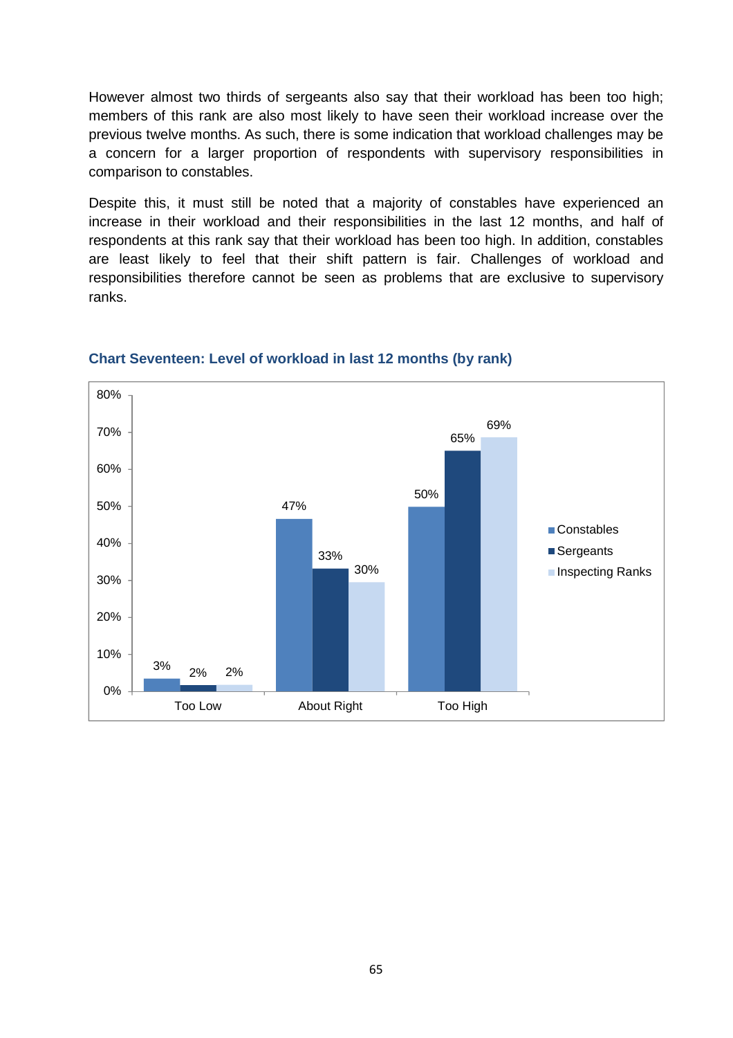However almost two thirds of sergeants also say that their workload has been too high; members of this rank are also most likely to have seen their workload increase over the previous twelve months. As such, there is some indication that workload challenges may be a concern for a larger proportion of respondents with supervisory responsibilities in comparison to constables.

Despite this, it must still be noted that a majority of constables have experienced an increase in their workload and their responsibilities in the last 12 months, and half of respondents at this rank say that their workload has been too high. In addition, constables are least likely to feel that their shift pattern is fair. Challenges of workload and responsibilities therefore cannot be seen as problems that are exclusive to supervisory ranks.

**Chart Seventeen: Level of workload in last 12 months (by rank)**

| | Constables | Sergeants | Inspecting Ranks |
|---|---|---|---|
| Too Low | 3% | 2% | 2% |
| About Right | 47% | 33% | 30% |
| Too High | 50% | 65% | 69% |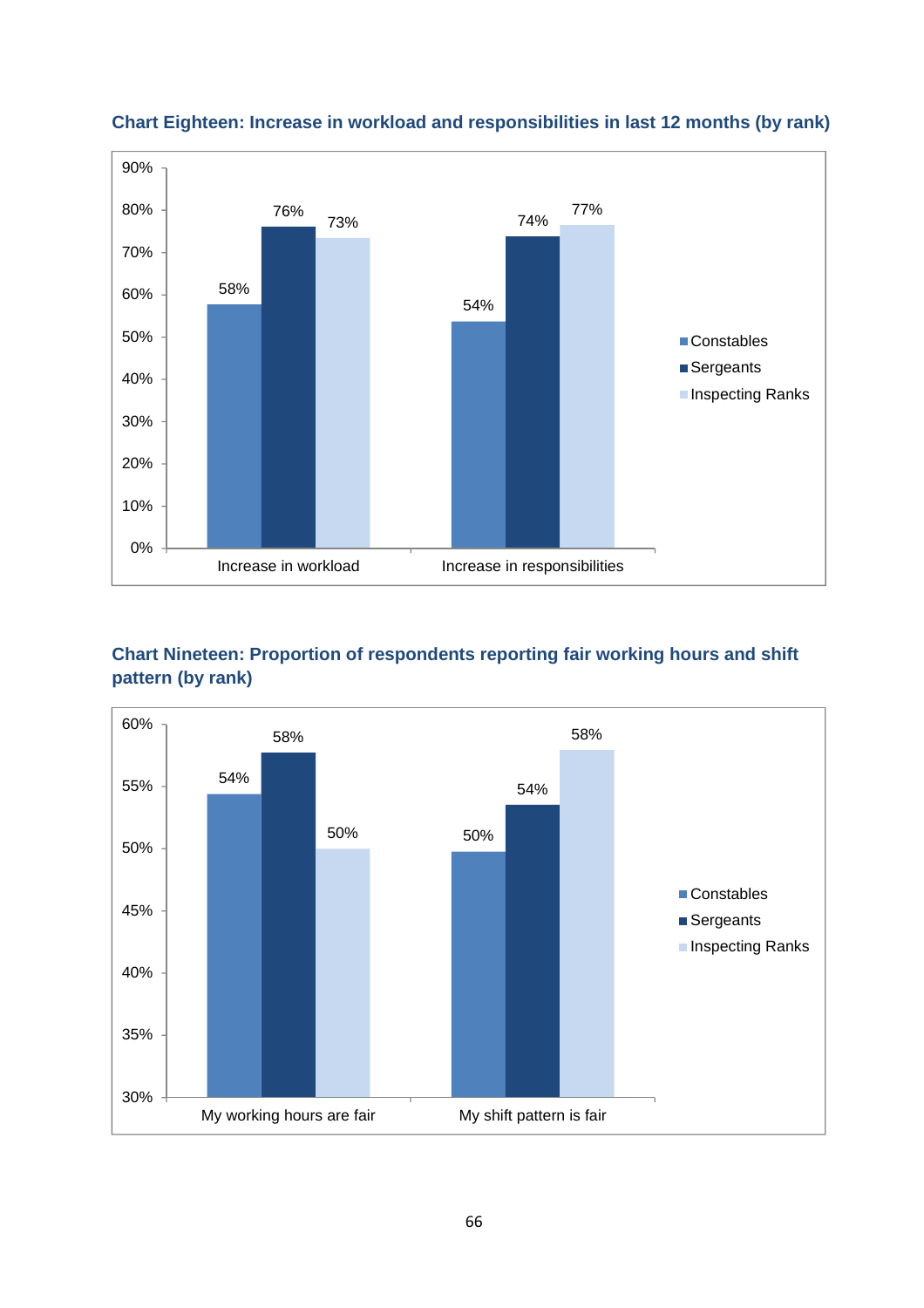**Chart Eighteen: Increase in workload and responsibilities in last 12 months (by rank)**

| | Constables | Sergeants | Inspecting Ranks |
|---|---|---|---|
| Increase in workload | 58% | 76% | 73% |
| Increase in responsibilities | 54% | 74% | 77% |

**Chart Nineteen: Proportion of respondents reporting fair working hours and shift pattern (by rank)**

| | Constables | Sergeants | Inspecting Ranks |
|---|---|---|---|
| My working hours are fair | 54% | 58% | 50% |
| My shift pattern is fair | 50% | 54% | 58% |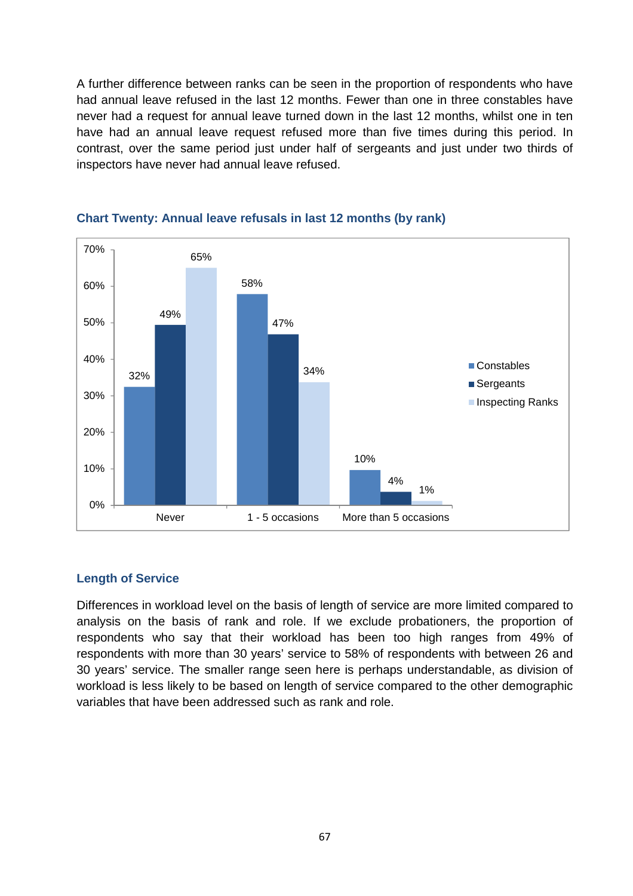A further difference between ranks can be seen in the proportion of respondents who have had annual leave refused in the last 12 months. Fewer than one in three constables have never had a request for annual leave turned down in the last 12 months, whilst one in ten have had an annual leave request refused more than five times during this period. In contrast, over the same period just under half of sergeants and just under two thirds of inspectors have never had annual leave refused.

### Chart Twenty: Annual leave refusals in last 12 months (by rank)

| | Constables | Sergeants | Inspecting Ranks |
|---|---|---|---|
| Never | 32% | 49% | 65% |
| 1 - 5 occasions | 58% | 47% | 34% |
| More than 5 occasions | 10% | 4% | 1% |

## Length of Service

Differences in workload level on the basis of length of service are more limited compared to analysis on the basis of rank and role. If we exclude probationers, the proportion of respondents who say that their workload has been too high ranges from 49% of respondents with more than 30 years' service to 58% of respondents with between 26 and 30 years' service. The smaller range seen here is perhaps understandable, as division of workload is less likely to be based on length of service compared to the other demographic variables that have been addressed such as rank and role.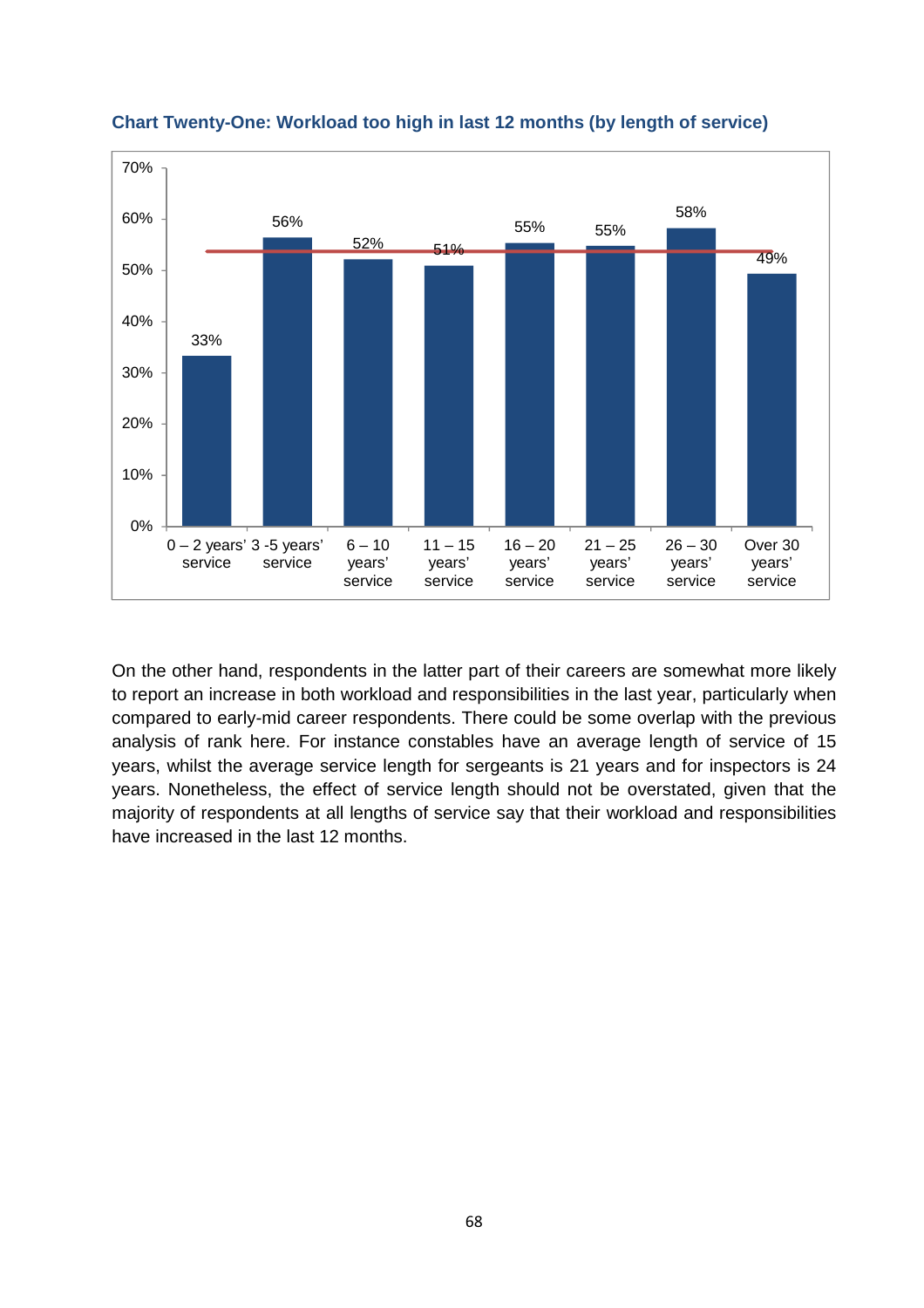**Chart Twenty-One: Workload too high in last 12 months (by length of service)**

| Length of service | Workload too high |
|---|---|
| 0 – 2 years' service | 33% |
| 3 -5 years' service | 56% |
| 6 – 10 years' service | 52% |
| 11 – 15 years' service | 51% |
| 16 – 20 years' service | 55% |
| 21 – 25 years' service | 55% |
| 26 – 30 years' service | 58% |
| Over 30 years' service | 49% |

On the other hand, respondents in the latter part of their careers are somewhat more likely to report an increase in both workload and responsibilities in the last year, particularly when compared to early-mid career respondents. There could be some overlap with the previous analysis of rank here. For instance constables have an average length of service of 15 years, whilst the average service length for sergeants is 21 years and for inspectors is 24 years. Nonetheless, the effect of service length should not be overstated, given that the majority of respondents at all lengths of service say that their workload and responsibilities have increased in the last 12 months.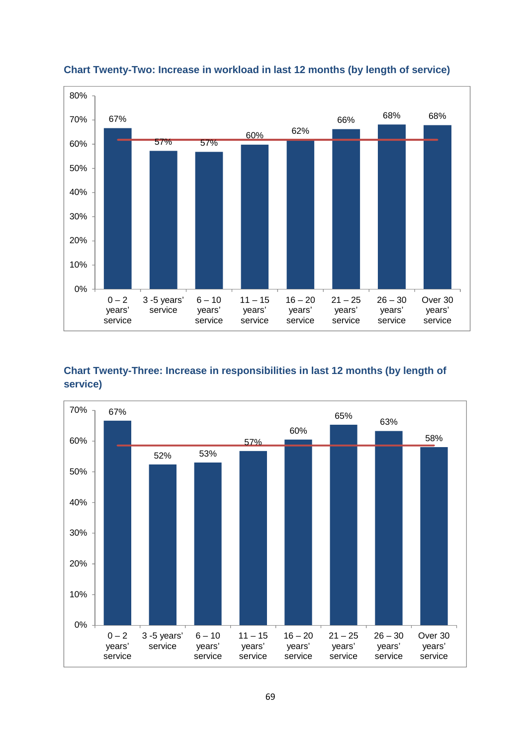### Chart Twenty-Two: Increase in workload in last 12 months (by length of service)

| Length of service | Percentage |
|---|---|
| 0 – 2 years' service | 67% |
| 3 -5 years' service | 57% |
| 6 – 10 years' service | 57% |
| 11 – 15 years' service | 60% |
| 16 – 20 years' service | 62% |
| 21 – 25 years' service | 66% |
| 26 – 30 years' service | 68% |
| Over 30 years' service | 68% |

### Chart Twenty-Three: Increase in responsibilities in last 12 months (by length of service)

| Length of service | Percentage |
|---|---|
| 0 – 2 years' service | 67% |
| 3 -5 years' service | 52% |
| 6 – 10 years' service | 53% |
| 11 – 15 years' service | 57% |
| 16 – 20 years' service | 60% |
| 21 – 25 years' service | 65% |
| 26 – 30 years' service | 63% |
| Over 30 years' service | 58% |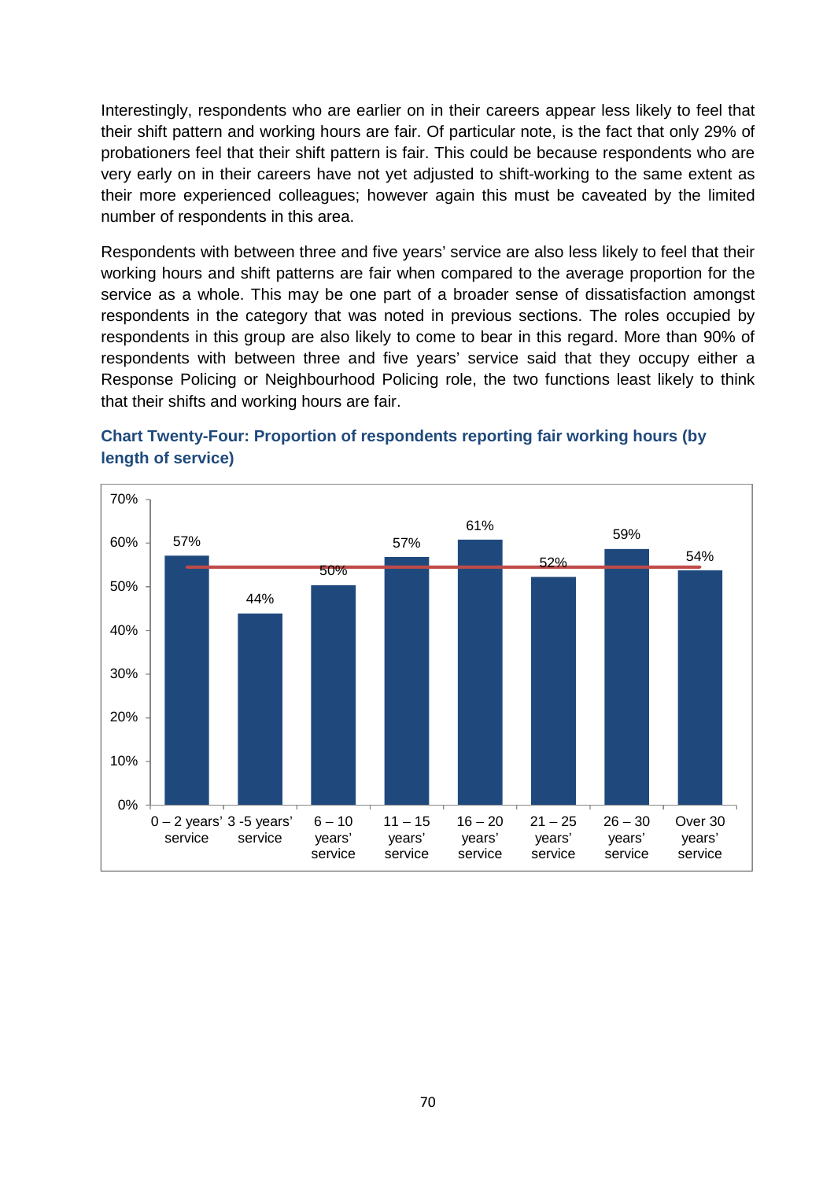Interestingly, respondents who are earlier on in their careers appear less likely to feel that their shift pattern and working hours are fair. Of particular note, is the fact that only 29% of probationers feel that their shift pattern is fair. This could be because respondents who are very early on in their careers have not yet adjusted to shift-working to the same extent as their more experienced colleagues; however again this must be caveated by the limited number of respondents in this area.

Respondents with between three and five years' service are also less likely to feel that their working hours and shift patterns are fair when compared to the average proportion for the service as a whole. This may be one part of a broader sense of dissatisfaction amongst respondents in the category that was noted in previous sections. The roles occupied by respondents in this group are also likely to come to bear in this regard. More than 90% of respondents with between three and five years' service said that they occupy either a Response Policing or Neighbourhood Policing role, the two functions least likely to think that their shifts and working hours are fair.

**Chart Twenty-Four: Proportion of respondents reporting fair working hours (by length of service)**

| Length of service | Proportion |
|---|---|
| 0 – 2 years' service | 57% |
| 3 -5 years' service | 44% |
| 6 – 10 years' service | 50% |
| 11 – 15 years' service | 57% |
| 16 – 20 years' service | 61% |
| 21 – 25 years' service | 52% |
| 26 – 30 years' service | 59% |
| Over 30 years' service | 54% |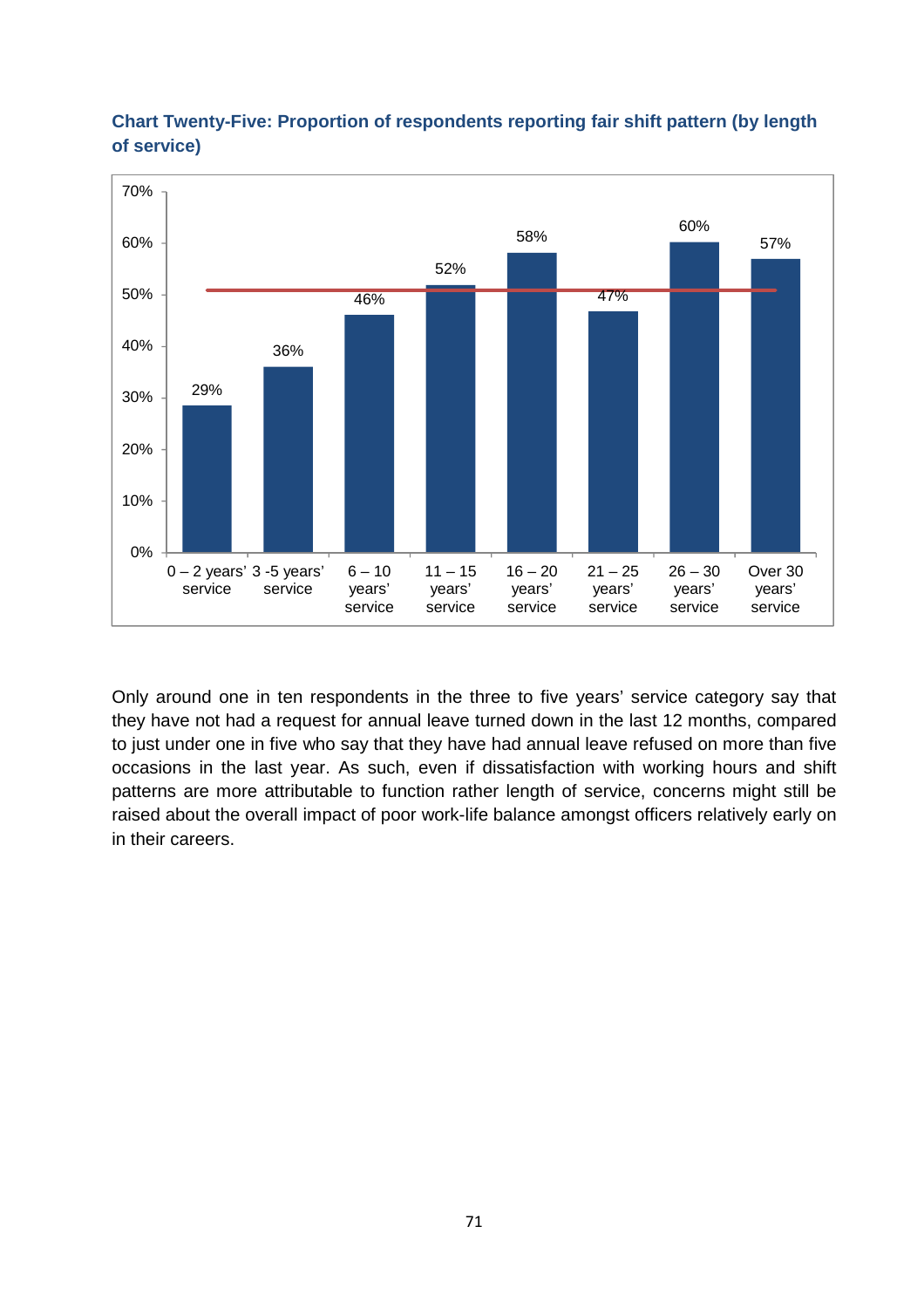**Chart Twenty-Five: Proportion of respondents reporting fair shift pattern (by length of service)**

| Length of service | Proportion |
|---|---|
| 0 – 2 years' service | 29% |
| 3 -5 years' service | 36% |
| 6 – 10 years' service | 46% |
| 11 – 15 years' service | 52% |
| 16 – 20 years' service | 58% |
| 21 – 25 years' service | 47% |
| 26 – 30 years' service | 60% |
| Over 30 years' service | 57% |

Only around one in ten respondents in the three to five years' service category say that they have not had a request for annual leave turned down in the last 12 months, compared to just under one in five who say that they have had annual leave refused on more than five occasions in the last year. As such, even if dissatisfaction with working hours and shift patterns are more attributable to function rather length of service, concerns might still be raised about the overall impact of poor work-life balance amongst officers relatively early on in their careers.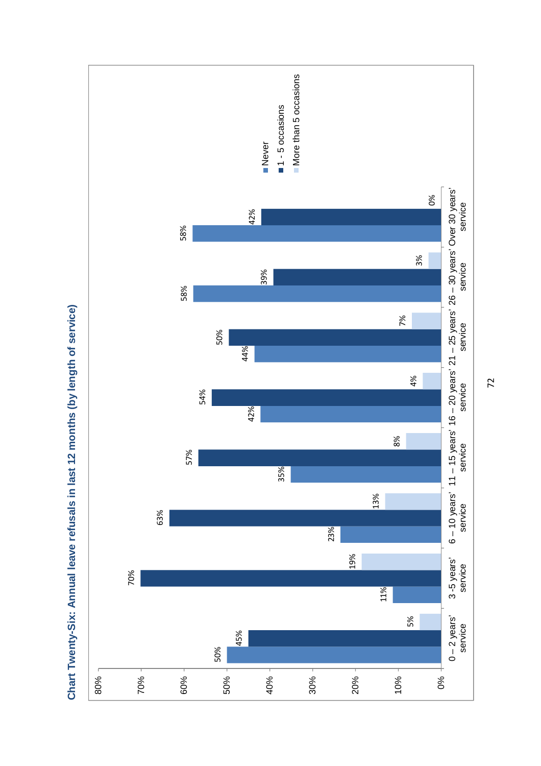## Chart Twenty-Six: Annual leave refusals in last 12 months (by length of service)

| Length of service | Never | 1 - 5 occasions | More than 5 occasions |
|---|---|---|---|
| 0 – 2 years' service | 50% | 45% | 5% |
| 3 -5 years' service | 11% | 70% | 19% |
| 6 – 10 years' service | 23% | 63% | 13% |
| 11 – 15 years' service | 35% | 57% | 8% |
| 16 – 20 years' service | 42% | 54% | 4% |
| 21 – 25 years' service | 44% | 50% | 7% |
| 26 – 30 years' service | 58% | 39% | 3% |
| Over 30 years' service | 58% | 42% | 0% |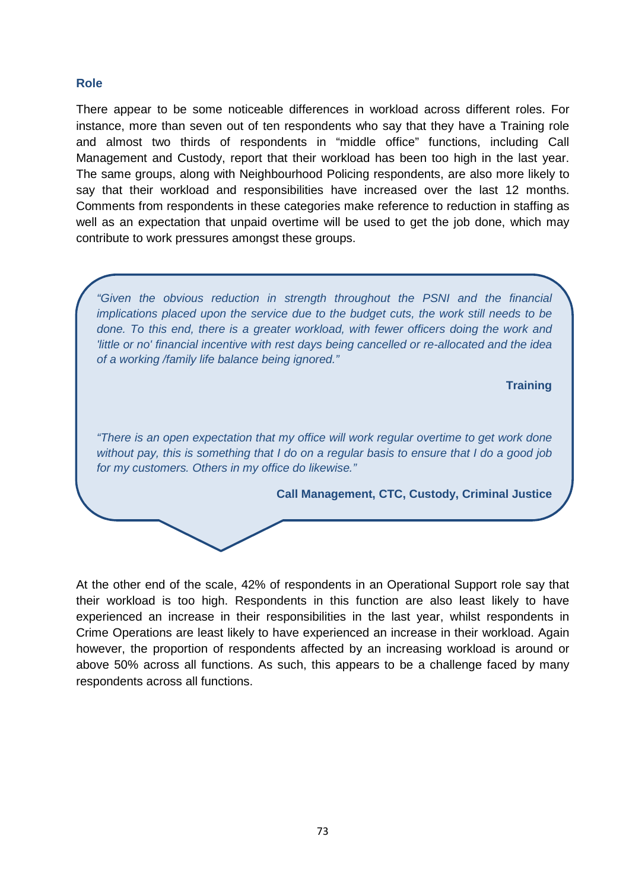### Role

There appear to be some noticeable differences in workload across different roles. For instance, more than seven out of ten respondents who say that they have a Training role and almost two thirds of respondents in "middle office" functions, including Call Management and Custody, report that their workload has been too high in the last year. The same groups, along with Neighbourhood Policing respondents, are also more likely to say that their workload and responsibilities have increased over the last 12 months. Comments from respondents in these categories make reference to reduction in staffing as well as an expectation that unpaid overtime will be used to get the job done, which may contribute to work pressures amongst these groups.

> *"Given the obvious reduction in strength throughout the PSNI and the financial implications placed upon the service due to the budget cuts, the work still needs to be done. To this end, there is a greater workload, with fewer officers doing the work and 'little or no' financial incentive with rest days being cancelled or re-allocated and the idea of a working /family life balance being ignored."*
>
> **Training**
>
> *"There is an open expectation that my office will work regular overtime to get work done without pay, this is something that I do on a regular basis to ensure that I do a good job for my customers. Others in my office do likewise."*
>
> **Call Management, CTC, Custody, Criminal Justice**

At the other end of the scale, 42% of respondents in an Operational Support role say that their workload is too high. Respondents in this function are also least likely to have experienced an increase in their responsibilities in the last year, whilst respondents in Crime Operations are least likely to have experienced an increase in their workload. Again however, the proportion of respondents affected by an increasing workload is around or above 50% across all functions. As such, this appears to be a challenge faced by many respondents across all functions.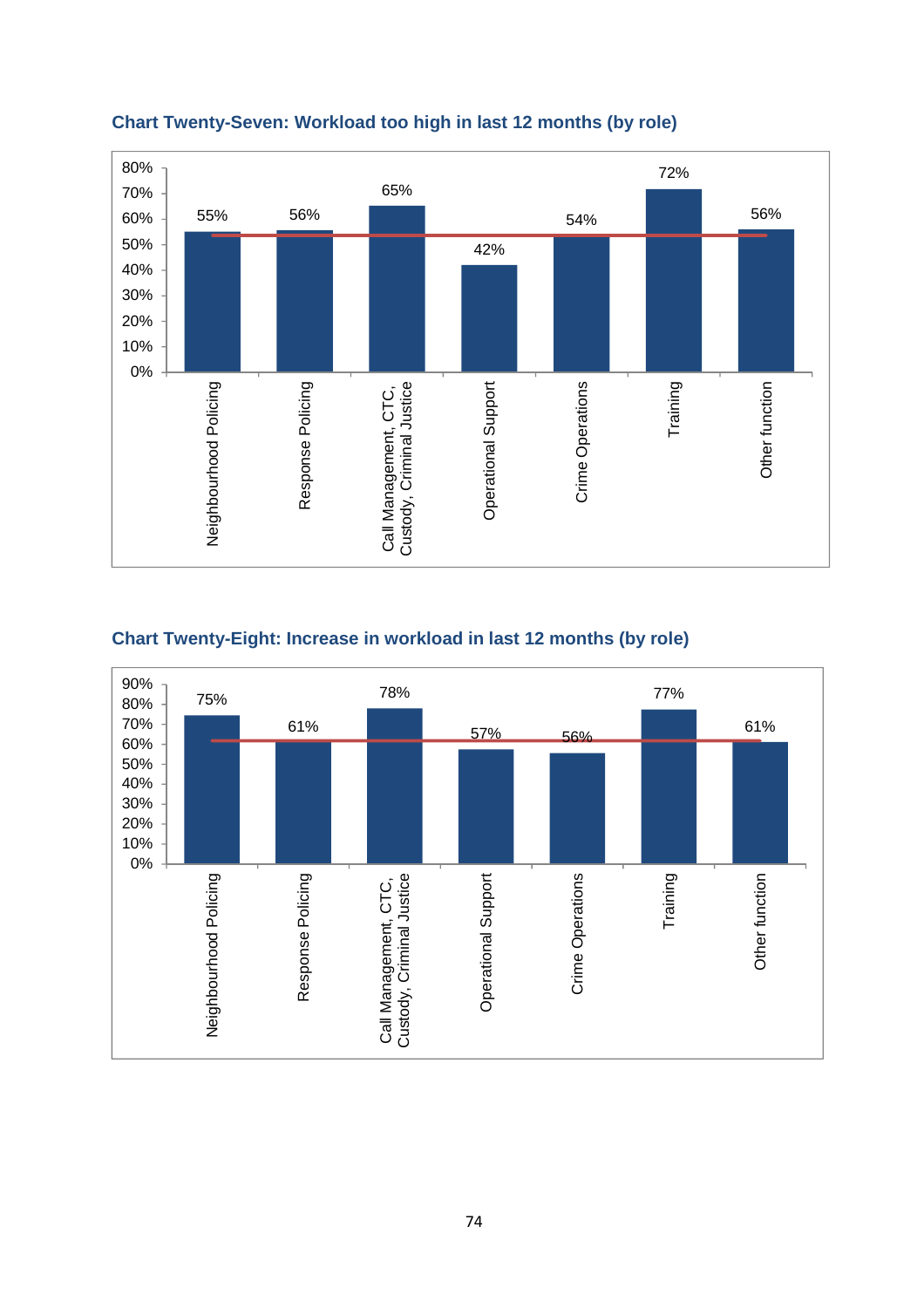### Chart Twenty-Seven: Workload too high in last 12 months (by role)

| Role | Percentage |
|---|---|
| Neighbourhood Policing | 55% |
| Response Policing | 56% |
| Call Management, CTC, Custody, Criminal Justice | 65% |
| Operational Support | 42% |
| Crime Operations | 54% |
| Training | 72% |
| Other function | 56% |

### Chart Twenty-Eight: Increase in workload in last 12 months (by role)

| Role | Percentage |
|---|---|
| Neighbourhood Policing | 75% |
| Response Policing | 61% |
| Call Management, CTC, Custody, Criminal Justice | 78% |
| Operational Support | 57% |
| Crime Operations | 56% |
| Training | 77% |
| Other function | 61% |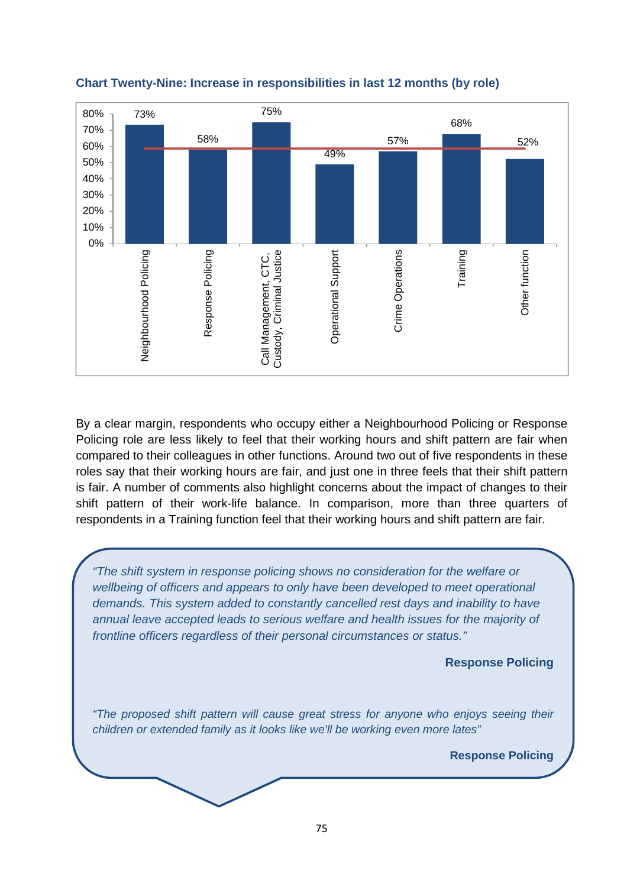**Chart Twenty-Nine: Increase in responsibilities in last 12 months (by role)**

| Role | Percentage |
|---|---|
| Neighbourhood Policing | 73% |
| Response Policing | 58% |
| Call Management, CTC, Custody, Criminal Justice | 75% |
| Operational Support | 49% |
| Crime Operations | 57% |
| Training | 68% |
| Other function | 52% |

By a clear margin, respondents who occupy either a Neighbourhood Policing or Response Policing role are less likely to feel that their working hours and shift pattern are fair when compared to their colleagues in other functions. Around two out of five respondents in these roles say that their working hours are fair, and just one in three feels that their shift pattern is fair. A number of comments also highlight concerns about the impact of changes to their shift pattern of their work-life balance. In comparison, more than three quarters of respondents in a Training function feel that their working hours and shift pattern are fair.

> *"The shift system in response policing shows no consideration for the welfare or wellbeing of officers and appears to only have been developed to meet operational demands. This system added to constantly cancelled rest days and inability to have annual leave accepted leads to serious welfare and health issues for the majority of frontline officers regardless of their personal circumstances or status."*
>
> **Response Policing**
>
> *"The proposed shift pattern will cause great stress for anyone who enjoys seeing their children or extended family as it looks like we'll be working even more lates"*
>
> **Response Policing**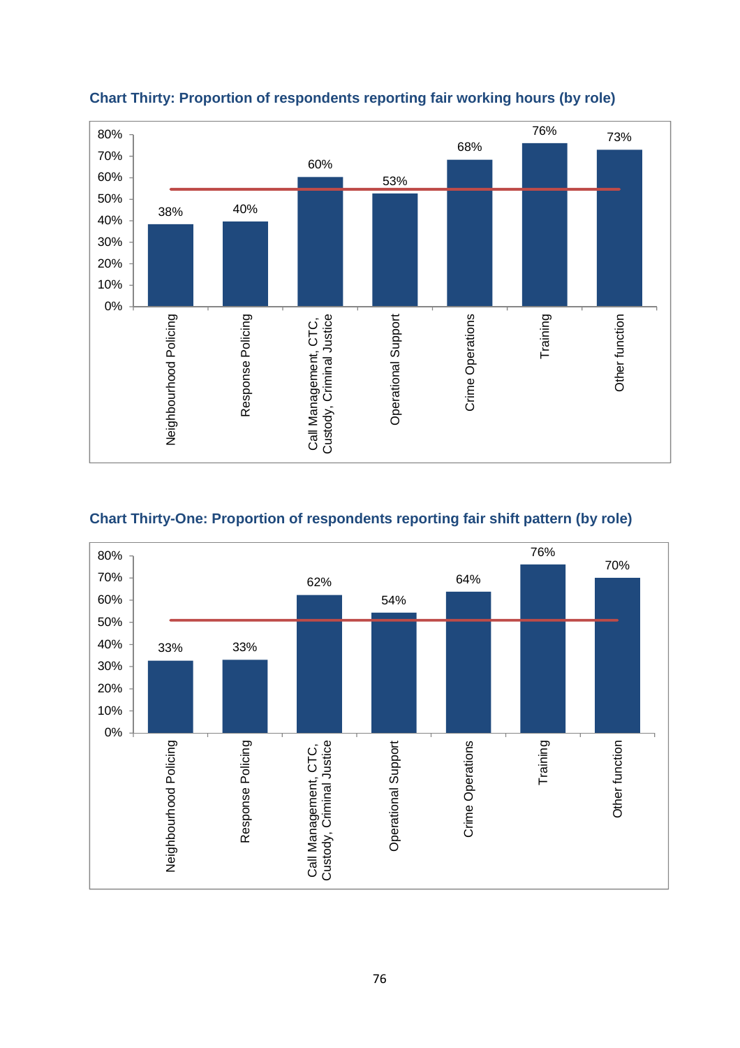**Chart Thirty: Proportion of respondents reporting fair working hours (by role)**

| Role | Proportion |
| --- | --- |
| Neighbourhood Policing | 38% |
| Response Policing | 40% |
| Call Management, CTC, Custody, Criminal Justice | 60% |
| Operational Support | 53% |
| Crime Operations | 68% |
| Training | 76% |
| Other function | 73% |

**Chart Thirty-One: Proportion of respondents reporting fair shift pattern (by role)**

| Role | Proportion |
| --- | --- |
| Neighbourhood Policing | 33% |
| Response Policing | 33% |
| Call Management, CTC, Custody, Criminal Justice | 62% |
| Operational Support | 54% |
| Crime Operations | 64% |
| Training | 76% |
| Other function | 70% |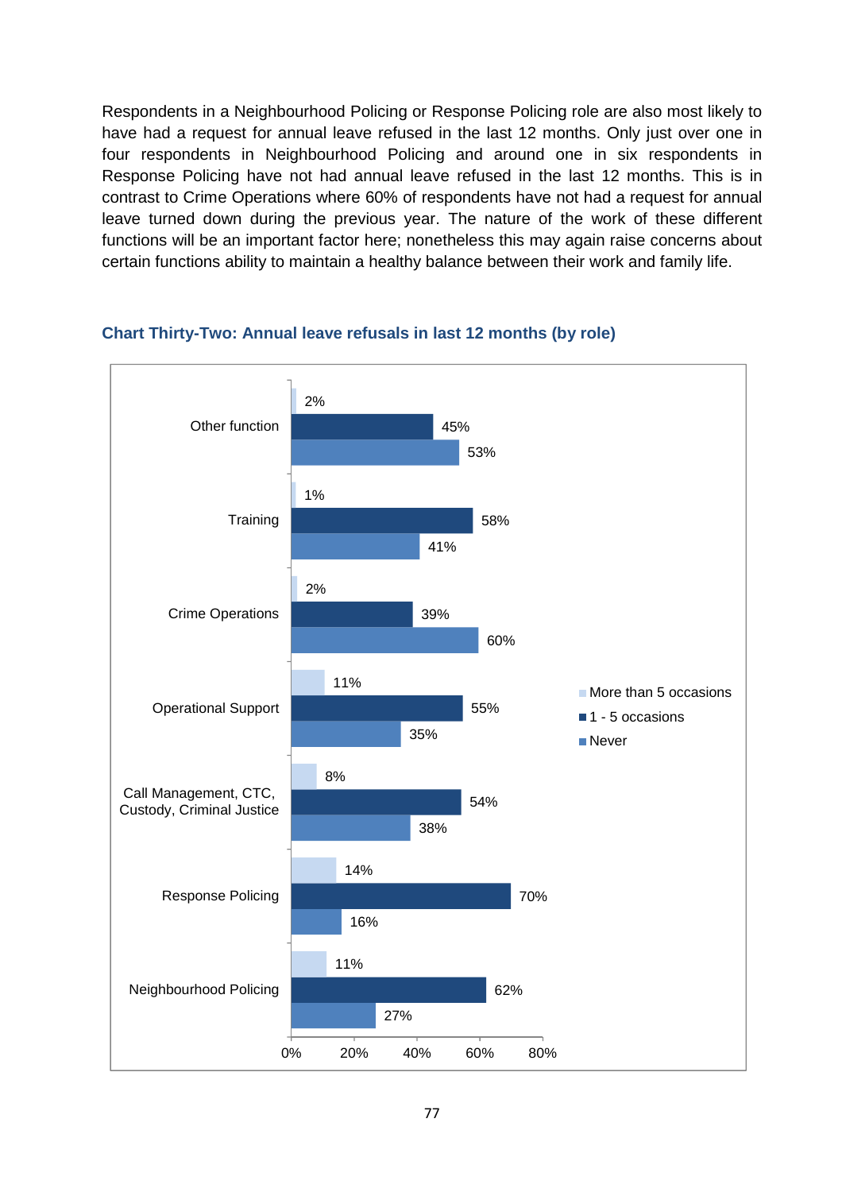Respondents in a Neighbourhood Policing or Response Policing role are also most likely to have had a request for annual leave refused in the last 12 months. Only just over one in four respondents in Neighbourhood Policing and around one in six respondents in Response Policing have not had annual leave refused in the last 12 months. This is in contrast to Crime Operations where 60% of respondents have not had a request for annual leave turned down during the previous year. The nature of the work of these different functions will be an important factor here; nonetheless this may again raise concerns about certain functions ability to maintain a healthy balance between their work and family life.

**Chart Thirty-Two: Annual leave refusals in last 12 months (by role)**

| Role | More than 5 occasions | 1 - 5 occasions | Never |
|---|---|---|---|
| Other function | 2% | 45% | 53% |
| Training | 1% | 58% | 41% |
| Crime Operations | 2% | 39% | 60% |
| Operational Support | 11% | 55% | 35% |
| Call Management, CTC, Custody, Criminal Justice | 8% | 54% | 38% |
| Response Policing | 14% | 70% | 16% |
| Neighbourhood Policing | 11% | 62% | 27% |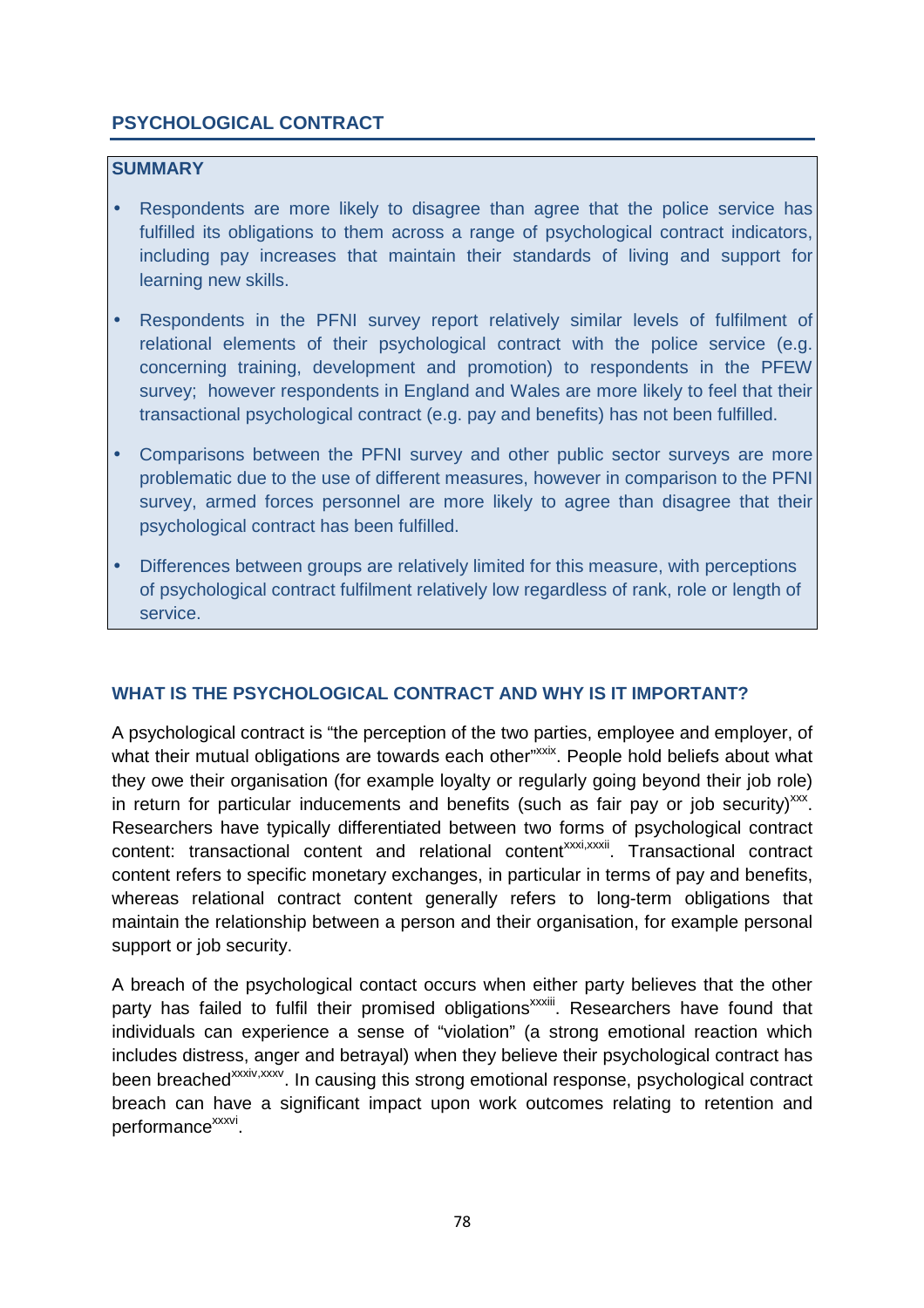## PSYCHOLOGICAL CONTRACT

### SUMMARY

- Respondents are more likely to disagree than agree that the police service has fulfilled its obligations to them across a range of psychological contract indicators, including pay increases that maintain their standards of living and support for learning new skills.
- Respondents in the PFNI survey report relatively similar levels of fulfilment of relational elements of their psychological contract with the police service (e.g. concerning training, development and promotion) to respondents in the PFEW survey; however respondents in England and Wales are more likely to feel that their transactional psychological contract (e.g. pay and benefits) has not been fulfilled.
- Comparisons between the PFNI survey and other public sector surveys are more problematic due to the use of different measures, however in comparison to the PFNI survey, armed forces personnel are more likely to agree than disagree that their psychological contract has been fulfilled.
- Differences between groups are relatively limited for this measure, with perceptions of psychological contract fulfilment relatively low regardless of rank, role or length of service.

### WHAT IS THE PSYCHOLOGICAL CONTRACT AND WHY IS IT IMPORTANT?

A psychological contract is "the perception of the two parties, employee and employer, of what their mutual obligations are towards each other"[xxix]. People hold beliefs about what they owe their organisation (for example loyalty or regularly going beyond their job role) in return for particular inducements and benefits (such as fair pay or job security)[xxx]. Researchers have typically differentiated between two forms of psychological contract content: transactional content and relational content[xxxi,xxxii]. Transactional contract content refers to specific monetary exchanges, in particular in terms of pay and benefits, whereas relational contract content generally refers to long-term obligations that maintain the relationship between a person and their organisation, for example personal support or job security.

A breach of the psychological contact occurs when either party believes that the other party has failed to fulfil their promised obligations[xxxiii]. Researchers have found that individuals can experience a sense of "violation" (a strong emotional reaction which includes distress, anger and betrayal) when they believe their psychological contract has been breached[xxxiv,xxxv]. In causing this strong emotional response, psychological contract breach can have a significant impact upon work outcomes relating to retention and performance[xxxvi].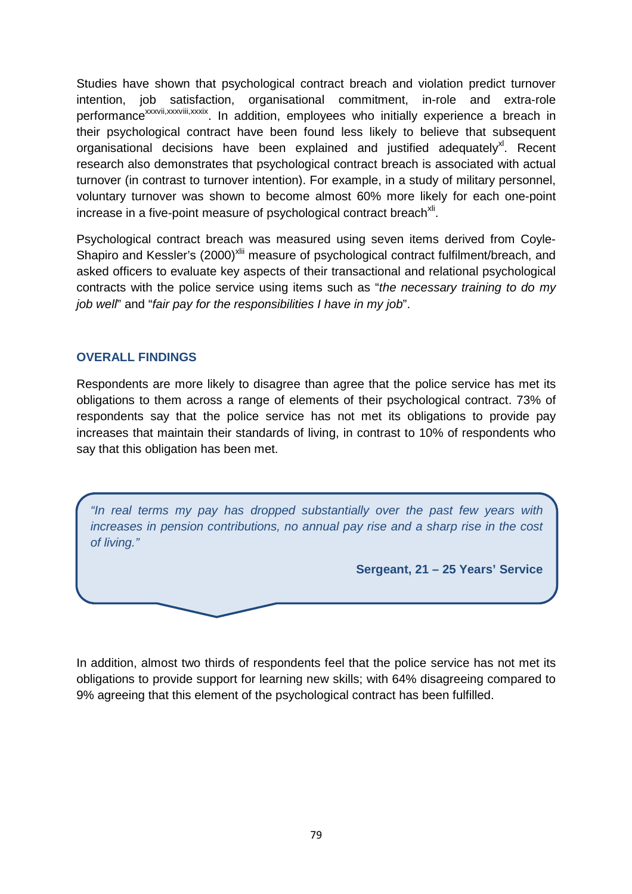Studies have shown that psychological contract breach and violation predict turnover intention, job satisfaction, organisational commitment, in-role and extra-role performance[xxxvii,xxxviii,xxxix]. In addition, employees who initially experience a breach in their psychological contract have been found less likely to believe that subsequent organisational decisions have been explained and justified adequately[xl]. Recent research also demonstrates that psychological contract breach is associated with actual turnover (in contrast to turnover intention). For example, in a study of military personnel, voluntary turnover was shown to become almost 60% more likely for each one-point increase in a five-point measure of psychological contract breach[xli].

Psychological contract breach was measured using seven items derived from Coyle-Shapiro and Kessler's (2000)[xlii] measure of psychological contract fulfilment/breach, and asked officers to evaluate key aspects of their transactional and relational psychological contracts with the police service using items such as "*the necessary training to do my job well*" and "*fair pay for the responsibilities I have in my job*".

### OVERALL FINDINGS

Respondents are more likely to disagree than agree that the police service has met its obligations to them across a range of elements of their psychological contract. 73% of respondents say that the police service has not met its obligations to provide pay increases that maintain their standards of living, in contrast to 10% of respondents who say that this obligation has been met.

> *"In real terms my pay has dropped substantially over the past few years with increases in pension contributions, no annual pay rise and a sharp rise in the cost of living."*
>
> **Sergeant, 21 – 25 Years' Service**

In addition, almost two thirds of respondents feel that the police service has not met its obligations to provide support for learning new skills; with 64% disagreeing compared to 9% agreeing that this element of the psychological contract has been fulfilled.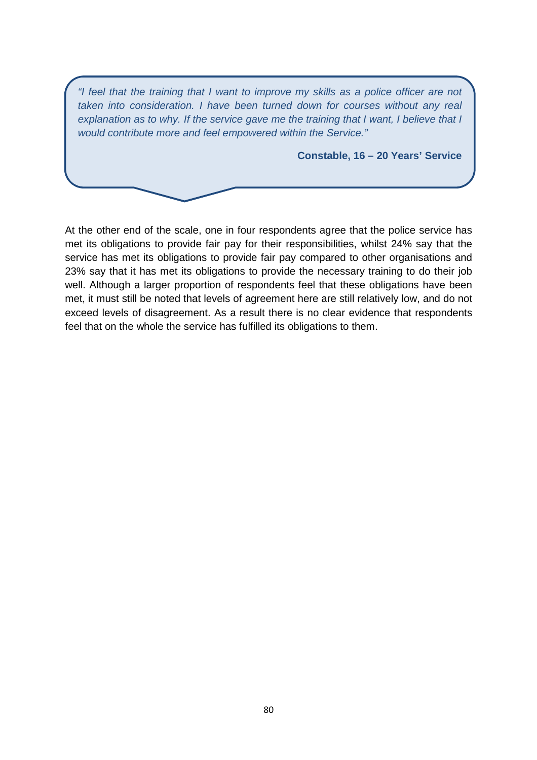> *"I feel that the training that I want to improve my skills as a police officer are not taken into consideration. I have been turned down for courses without any real explanation as to why. If the service gave me the training that I want, I believe that I would contribute more and feel empowered within the Service."*
>
> **Constable, 16 – 20 Years' Service**

At the other end of the scale, one in four respondents agree that the police service has met its obligations to provide fair pay for their responsibilities, whilst 24% say that the service has met its obligations to provide fair pay compared to other organisations and 23% say that it has met its obligations to provide the necessary training to do their job well. Although a larger proportion of respondents feel that these obligations have been met, it must still be noted that levels of agreement here are still relatively low, and do not exceed levels of disagreement. As a result there is no clear evidence that respondents feel that on the whole the service has fulfilled its obligations to them.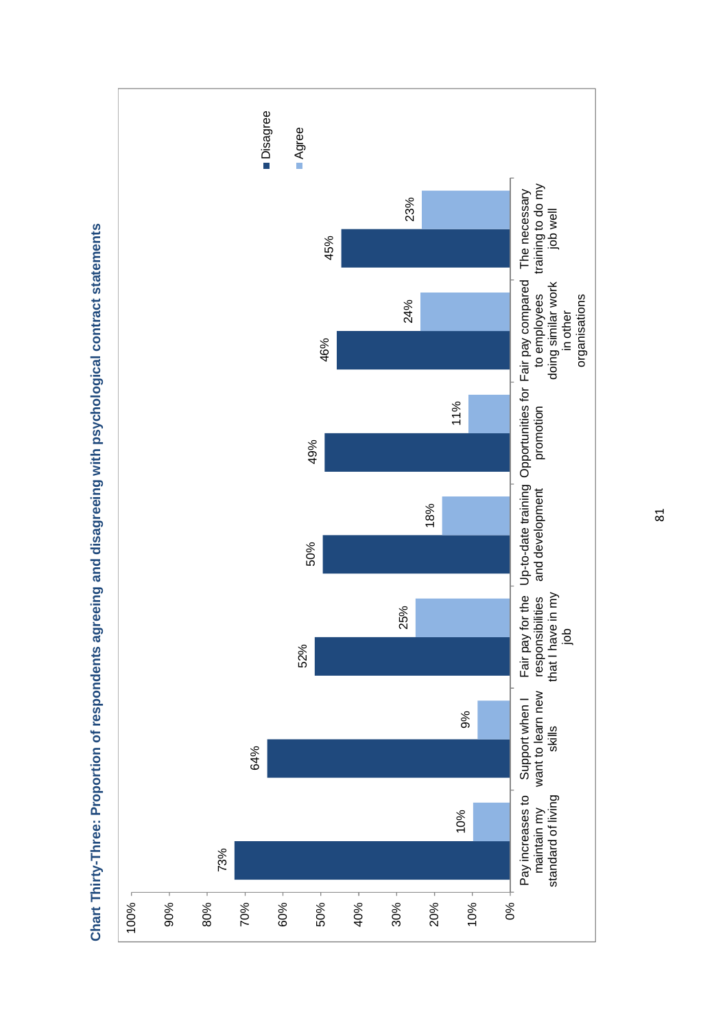**Chart Thirty-Three: Proportion of respondents agreeing and disagreeing with psychological contract statements**

| Statement | Disagree | Agree |
|---|---|---|
| Pay increases to maintain my standard of living | 73% | 10% |
| Support when I want to learn new skills | 64% | 9% |
| Fair pay for the responsibilities that I have in my job | 52% | 25% |
| Up-to-date training and development | 50% | 18% |
| Opportunities for promotion | 49% | 11% |
| Fair pay compared to employees doing similar work in other organisations | 46% | 24% |
| The necessary training to do my job well | 45% | 23% |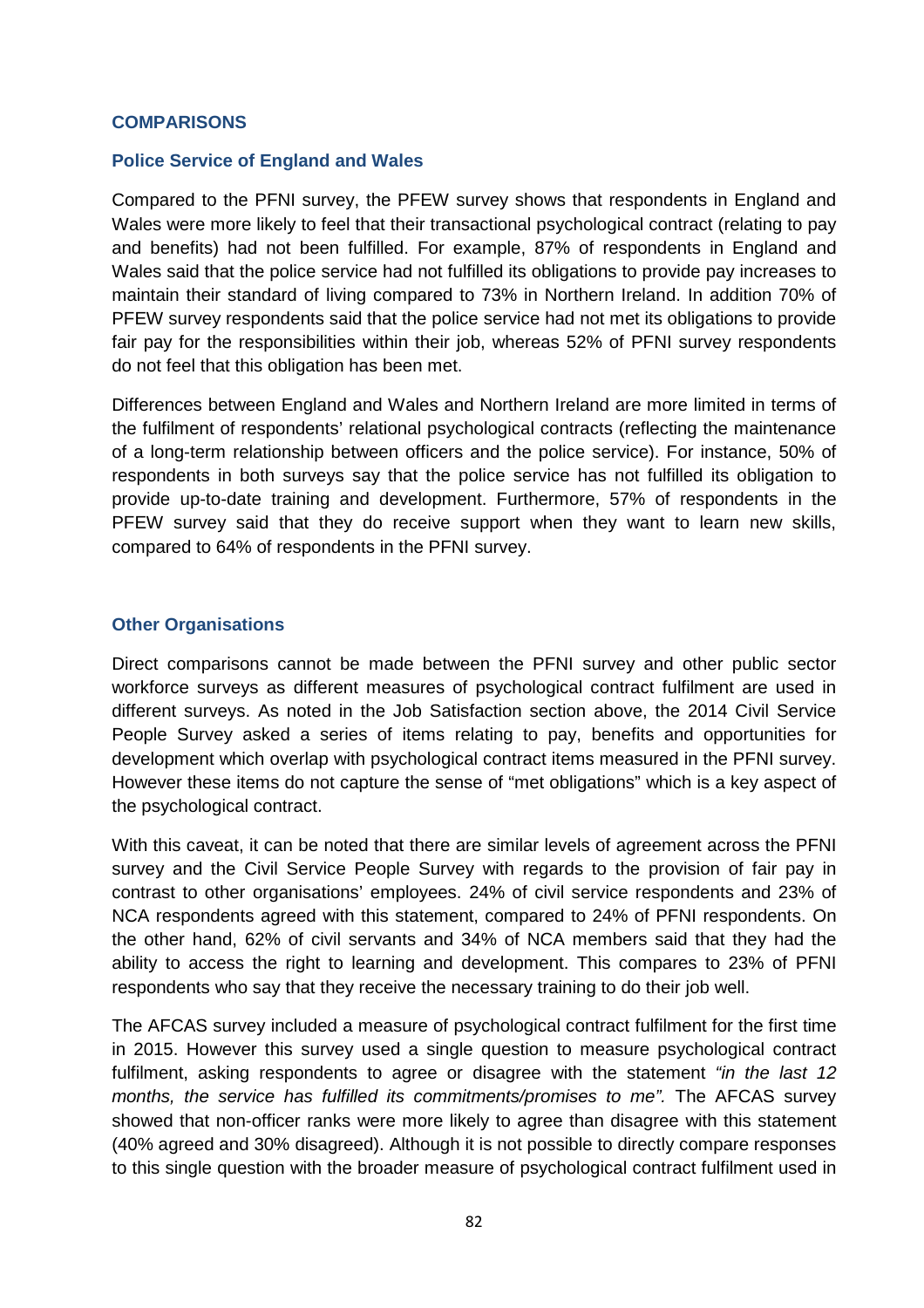## COMPARISONS

### Police Service of England and Wales

Compared to the PFNI survey, the PFEW survey shows that respondents in England and Wales were more likely to feel that their transactional psychological contract (relating to pay and benefits) had not been fulfilled. For example, 87% of respondents in England and Wales said that the police service had not fulfilled its obligations to provide pay increases to maintain their standard of living compared to 73% in Northern Ireland. In addition 70% of PFEW survey respondents said that the police service had not met its obligations to provide fair pay for the responsibilities within their job, whereas 52% of PFNI survey respondents do not feel that this obligation has been met.

Differences between England and Wales and Northern Ireland are more limited in terms of the fulfilment of respondents' relational psychological contracts (reflecting the maintenance of a long-term relationship between officers and the police service). For instance, 50% of respondents in both surveys say that the police service has not fulfilled its obligation to provide up-to-date training and development. Furthermore, 57% of respondents in the PFEW survey said that they do receive support when they want to learn new skills, compared to 64% of respondents in the PFNI survey.

### Other Organisations

Direct comparisons cannot be made between the PFNI survey and other public sector workforce surveys as different measures of psychological contract fulfilment are used in different surveys. As noted in the Job Satisfaction section above, the 2014 Civil Service People Survey asked a series of items relating to pay, benefits and opportunities for development which overlap with psychological contract items measured in the PFNI survey. However these items do not capture the sense of "met obligations" which is a key aspect of the psychological contract.

With this caveat, it can be noted that there are similar levels of agreement across the PFNI survey and the Civil Service People Survey with regards to the provision of fair pay in contrast to other organisations' employees. 24% of civil service respondents and 23% of NCA respondents agreed with this statement, compared to 24% of PFNI respondents. On the other hand, 62% of civil servants and 34% of NCA members said that they had the ability to access the right to learning and development. This compares to 23% of PFNI respondents who say that they receive the necessary training to do their job well.

The AFCAS survey included a measure of psychological contract fulfilment for the first time in 2015. However this survey used a single question to measure psychological contract fulfilment, asking respondents to agree or disagree with the statement *"in the last 12 months, the service has fulfilled its commitments/promises to me".* The AFCAS survey showed that non-officer ranks were more likely to agree than disagree with this statement (40% agreed and 30% disagreed). Although it is not possible to directly compare responses to this single question with the broader measure of psychological contract fulfilment used in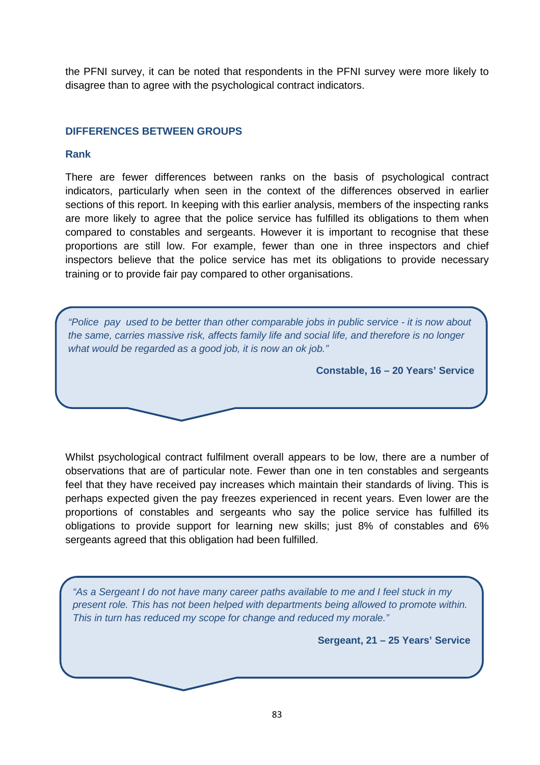the PFNI survey, it can be noted that respondents in the PFNI survey were more likely to disagree than to agree with the psychological contract indicators.

## DIFFERENCES BETWEEN GROUPS

### Rank

There are fewer differences between ranks on the basis of psychological contract indicators, particularly when seen in the context of the differences observed in earlier sections of this report. In keeping with this earlier analysis, members of the inspecting ranks are more likely to agree that the police service has fulfilled its obligations to them when compared to constables and sergeants. However it is important to recognise that these proportions are still low. For example, fewer than one in three inspectors and chief inspectors believe that the police service has met its obligations to provide necessary training or to provide fair pay compared to other organisations.

> *"Police pay used to be better than other comparable jobs in public service - it is now about the same, carries massive risk, affects family life and social life, and therefore is no longer what would be regarded as a good job, it is now an ok job."*
>
> **Constable, 16 – 20 Years' Service**

Whilst psychological contract fulfilment overall appears to be low, there are a number of observations that are of particular note. Fewer than one in ten constables and sergeants feel that they have received pay increases which maintain their standards of living. This is perhaps expected given the pay freezes experienced in recent years. Even lower are the proportions of constables and sergeants who say the police service has fulfilled its obligations to provide support for learning new skills; just 8% of constables and 6% sergeants agreed that this obligation had been fulfilled.

> *"As a Sergeant I do not have many career paths available to me and I feel stuck in my present role. This has not been helped with departments being allowed to promote within. This in turn has reduced my scope for change and reduced my morale."*
>
> **Sergeant, 21 – 25 Years' Service**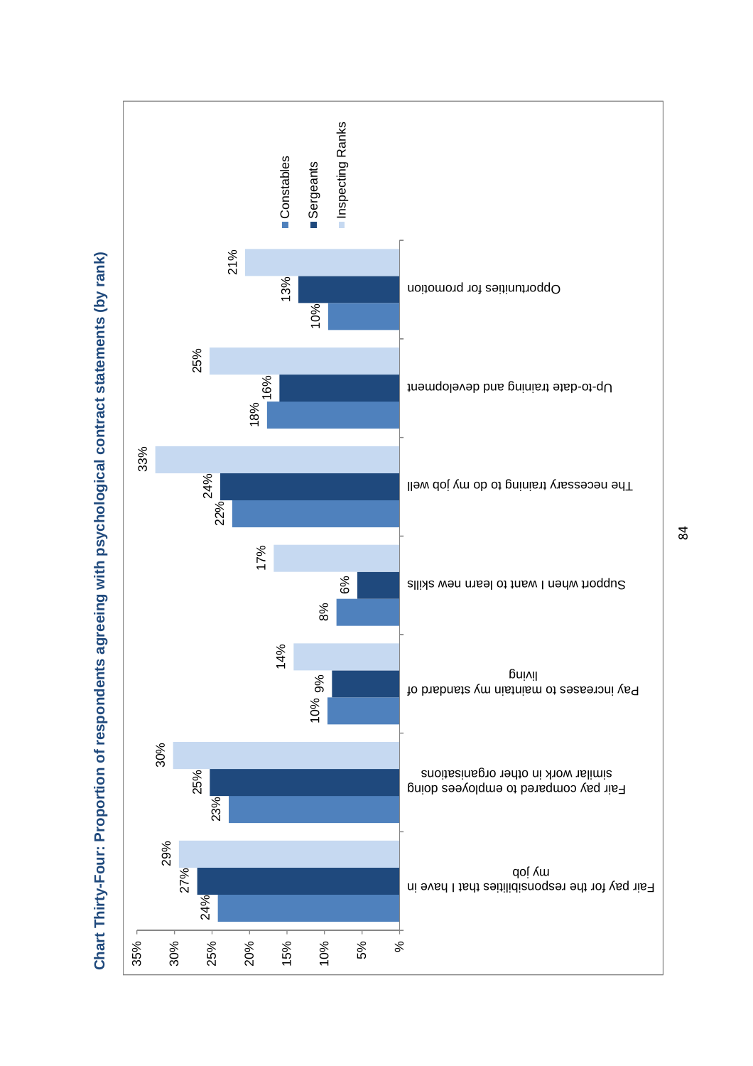**Chart Thirty-Four: Proportion of respondents agreeing with psychological contract statements (by rank)**

| Statement | Constables | Sergeants | Inspecting Ranks |
|---|---|---|---|
| Fair pay for the responsibilities that I have in my job | 24% | 27% | 29% |
| Fair pay compared to employees doing similar work in other organisations | 23% | 25% | 30% |
| Pay increases to maintain my standard of living | 10% | 9% | 14% |
| Support when I want to learn new skills | 8% | 6% | 17% |
| The necessary training to do my job well | 22% | 24% | 33% |
| Up-to-date training and development | 18% | 16% | 25% |
| Opportunities for promotion | 10% | 13% | 21% |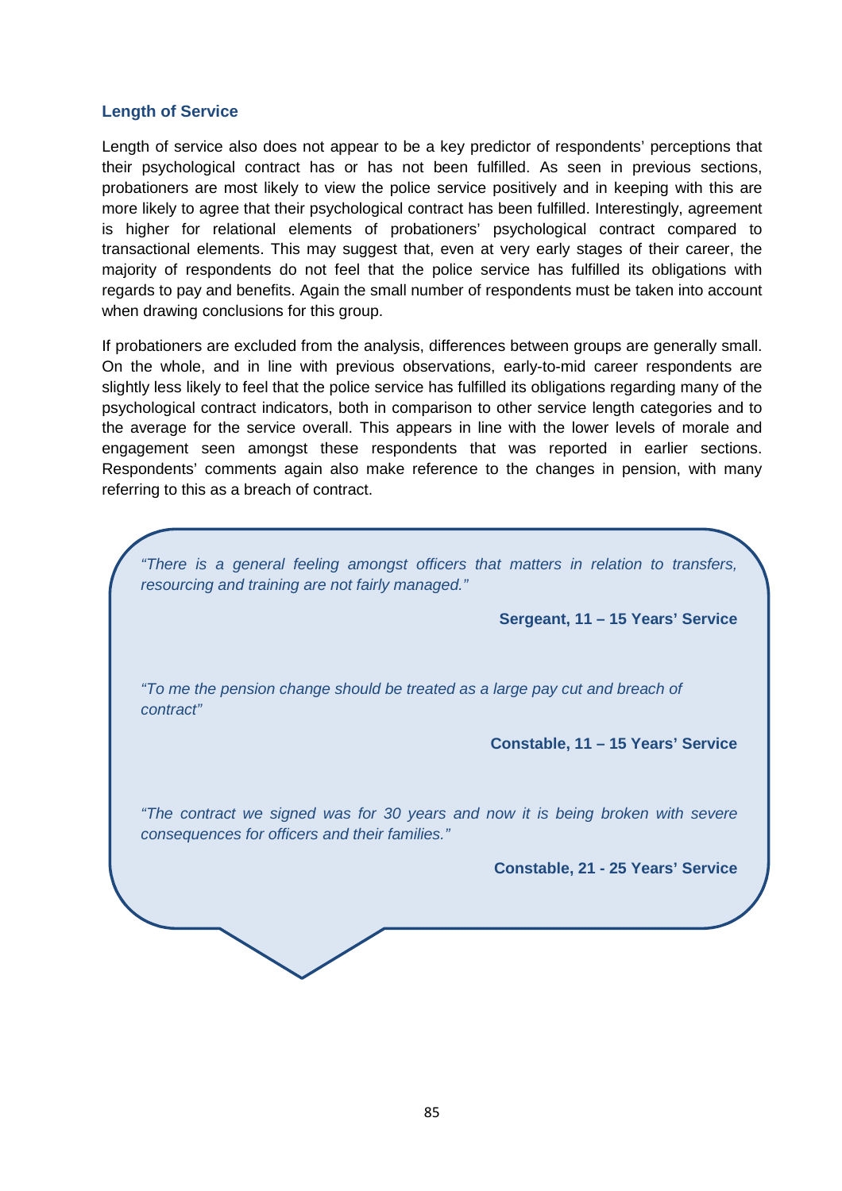### Length of Service

Length of service also does not appear to be a key predictor of respondents' perceptions that their psychological contract has or has not been fulfilled. As seen in previous sections, probationers are most likely to view the police service positively and in keeping with this are more likely to agree that their psychological contract has been fulfilled. Interestingly, agreement is higher for relational elements of probationers' psychological contract compared to transactional elements. This may suggest that, even at very early stages of their career, the majority of respondents do not feel that the police service has fulfilled its obligations with regards to pay and benefits. Again the small number of respondents must be taken into account when drawing conclusions for this group.

If probationers are excluded from the analysis, differences between groups are generally small. On the whole, and in line with previous observations, early-to-mid career respondents are slightly less likely to feel that the police service has fulfilled its obligations regarding many of the psychological contract indicators, both in comparison to other service length categories and to the average for the service overall. This appears in line with the lower levels of morale and engagement seen amongst these respondents that was reported in earlier sections. Respondents' comments again also make reference to the changes in pension, with many referring to this as a breach of contract.

*"There is a general feeling amongst officers that matters in relation to transfers, resourcing and training are not fairly managed."*

**Sergeant, 11 – 15 Years' Service**

*"To me the pension change should be treated as a large pay cut and breach of contract"*

**Constable, 11 – 15 Years' Service**

*"The contract we signed was for 30 years and now it is being broken with severe consequences for officers and their families."*

**Constable, 21 - 25 Years' Service**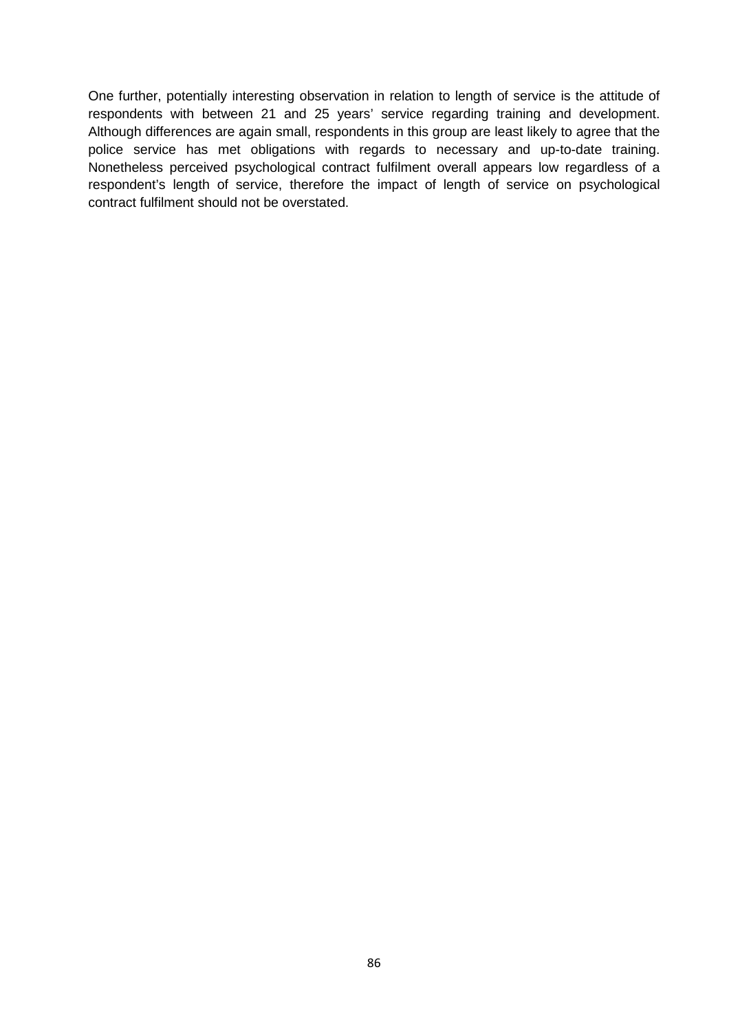One further, potentially interesting observation in relation to length of service is the attitude of respondents with between 21 and 25 years' service regarding training and development. Although differences are again small, respondents in this group are least likely to agree that the police service has met obligations with regards to necessary and up-to-date training. Nonetheless perceived psychological contract fulfilment overall appears low regardless of a respondent's length of service, therefore the impact of length of service on psychological contract fulfilment should not be overstated.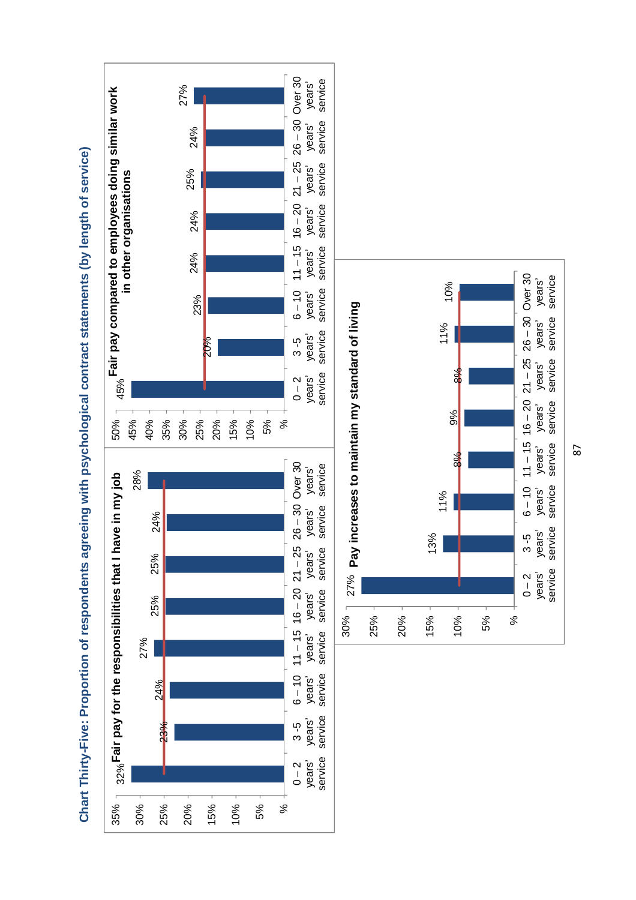## Chart Thirty-Five: Proportion of respondents agreeing with psychological contract statements (by length of service)

**Fair pay for the responsibilities that I have in my job**

| Length of service | % |
|---|---|
| 0 – 2 years' service | 32% |
| 3 -5 years' service | 23% |
| 6 – 10 years' service | 24% |
| 11 – 15 years' service | 27% |
| 16 – 20 years' service | 25% |
| 21 – 25 years' service | 25% |
| 26 – 30 years' service | 24% |
| Over 30 years' service | 28% |

**Fair pay compared to employees doing similar work in other organisations**

| Length of service | % |
|---|---|
| 0 – 2 years' service | 45% |
| 3 -5 years' service | 20% |
| 6 – 10 years' service | 23% |
| 11 – 15 years' service | 24% |
| 16 – 20 years' service | 24% |
| 21 – 25 years' service | 25% |
| 26 – 30 years' service | 24% |
| Over 30 years' service | 27% |

**Pay increases to maintain my standard of living**

| Length of service | % |
|---|---|
| 0 – 2 years' service | 27% |
| 3 -5 years' service | 13% |
| 6 – 10 years' service | 11% |
| 11 – 15 years' service | 8% |
| 16 – 20 years' service | 9% |
| 21 – 25 years' service | 8% |
| 26 – 30 years' service | 11% |
| Over 30 years' service | 10% |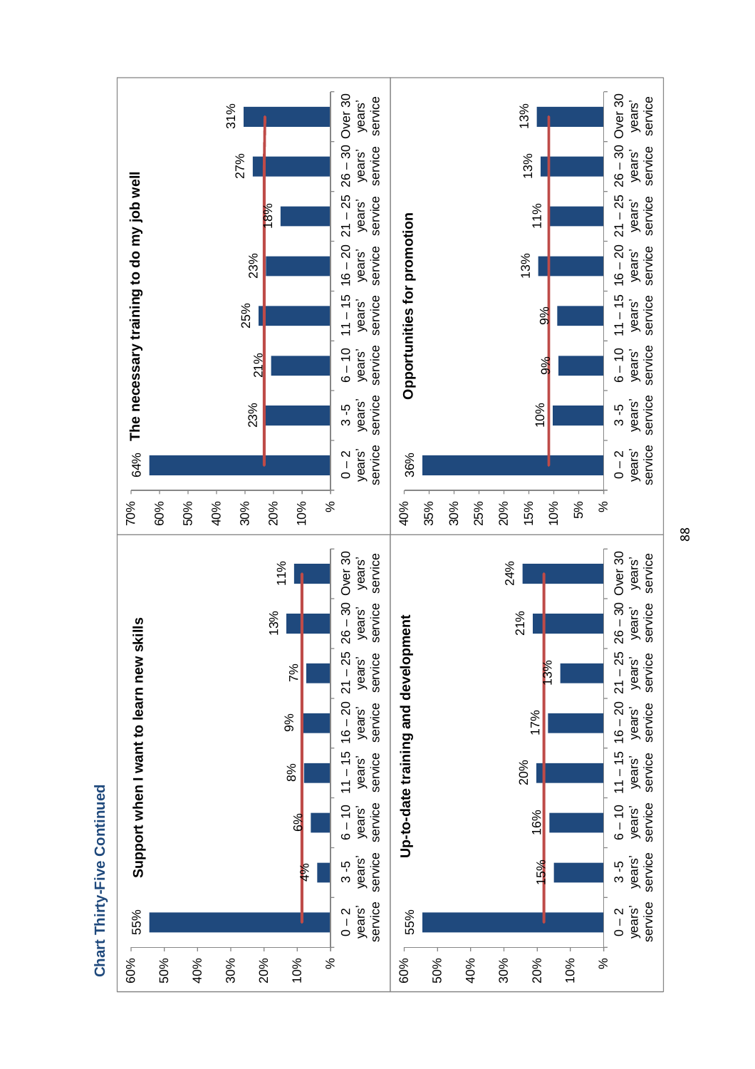## Chart Thirty-Five Continued

### Support when I want to learn new skills

| Years' service | % |
|---|---|
| 0 – 2 years' service | 55% |
| 3 -5 years' service | 4% |
| 6 – 10 years' service | 6% |
| 11 – 15 years' service | 8% |
| 16 – 20 years' service | 9% |
| 21 – 25 years' service | 7% |
| 26 – 30 years' service | 13% |
| Over 30 years' service | 11% |

### Up-to-date training and development

| Years' service | % |
|---|---|
| 0 – 2 years' service | 55% |
| 3 -5 years' service | 15% |
| 6 – 10 years' service | 16% |
| 11 – 15 years' service | 20% |
| 16 – 20 years' service | 17% |
| 21 – 25 years' service | 13% |
| 26 – 30 years' service | 21% |
| Over 30 years' service | 24% |

### The necessary training to do my job well

| Years' service | % |
|---|---|
| 0 – 2 years' service | 64% |
| 3 -5 years' service | 23% |
| 6 – 10 years' service | 21% |
| 11 – 15 years' service | 25% |
| 16 – 20 years' service | 23% |
| 21 – 25 years' service | 18% |
| 26 – 30 years' service | 27% |
| Over 30 years' service | 31% |

### Opportunities for promotion

| Years' service | % |
|---|---|
| 0 – 2 years' service | 36% |
| 3 -5 years' service | 10% |
| 6 – 10 years' service | 9% |
| 11 – 15 years' service | 9% |
| 16 – 20 years' service | 13% |
| 21 – 25 years' service | 11% |
| 26 – 30 years' service | 13% |
| Over 30 years' service | 13% |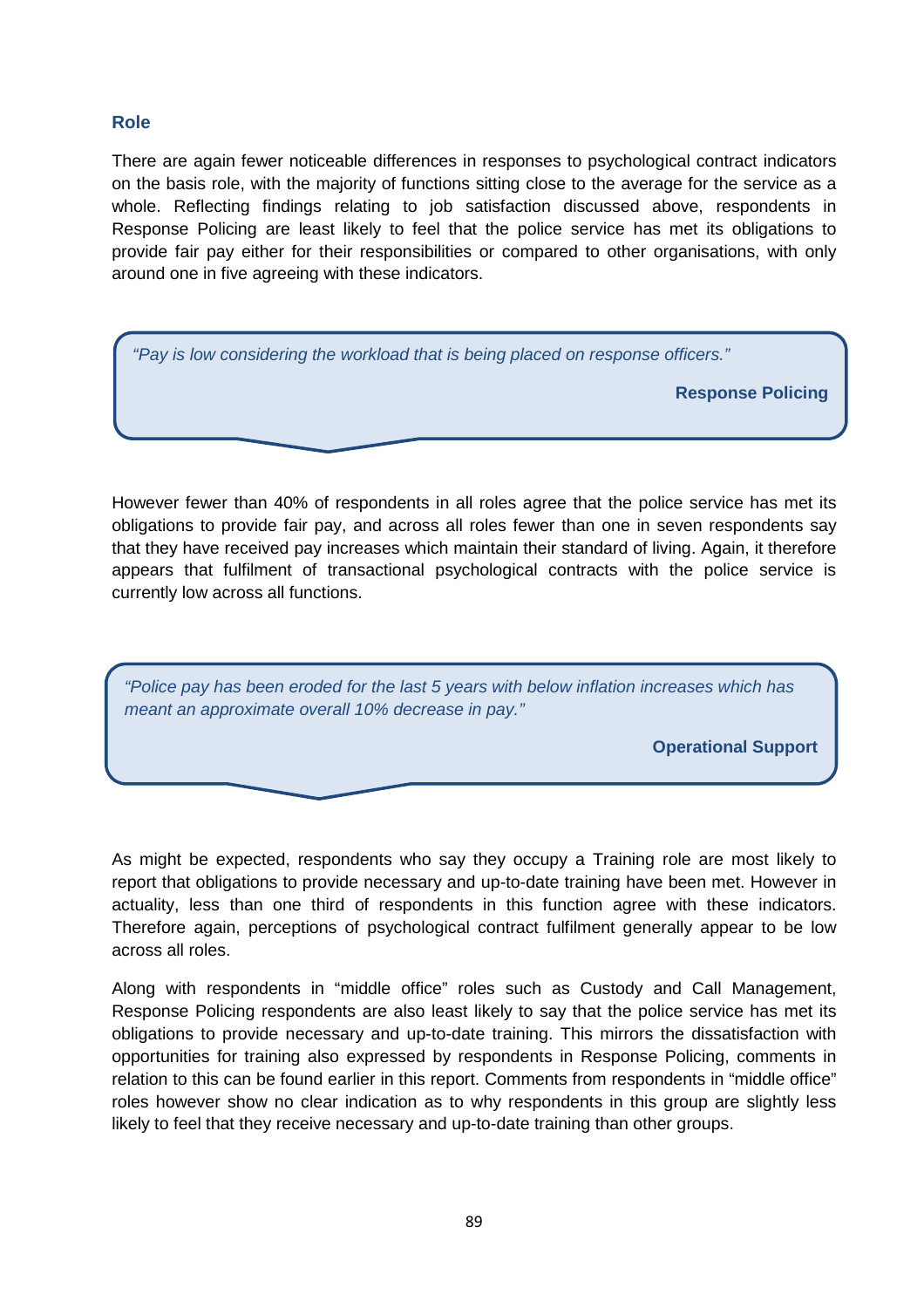### Role

There are again fewer noticeable differences in responses to psychological contract indicators on the basis role, with the majority of functions sitting close to the average for the service as a whole. Reflecting findings relating to job satisfaction discussed above, respondents in Response Policing are least likely to feel that the police service has met its obligations to provide fair pay either for their responsibilities or compared to other organisations, with only around one in five agreeing with these indicators.

> *"Pay is low considering the workload that is being placed on response officers."*
>
> **Response Policing**

However fewer than 40% of respondents in all roles agree that the police service has met its obligations to provide fair pay, and across all roles fewer than one in seven respondents say that they have received pay increases which maintain their standard of living. Again, it therefore appears that fulfilment of transactional psychological contracts with the police service is currently low across all functions.

> *"Police pay has been eroded for the last 5 years with below inflation increases which has meant an approximate overall 10% decrease in pay."*
>
> **Operational Support**

As might be expected, respondents who say they occupy a Training role are most likely to report that obligations to provide necessary and up-to-date training have been met. However in actuality, less than one third of respondents in this function agree with these indicators. Therefore again, perceptions of psychological contract fulfilment generally appear to be low across all roles.

Along with respondents in "middle office" roles such as Custody and Call Management, Response Policing respondents are also least likely to say that the police service has met its obligations to provide necessary and up-to-date training. This mirrors the dissatisfaction with opportunities for training also expressed by respondents in Response Policing, comments in relation to this can be found earlier in this report. Comments from respondents in "middle office" roles however show no clear indication as to why respondents in this group are slightly less likely to feel that they receive necessary and up-to-date training than other groups.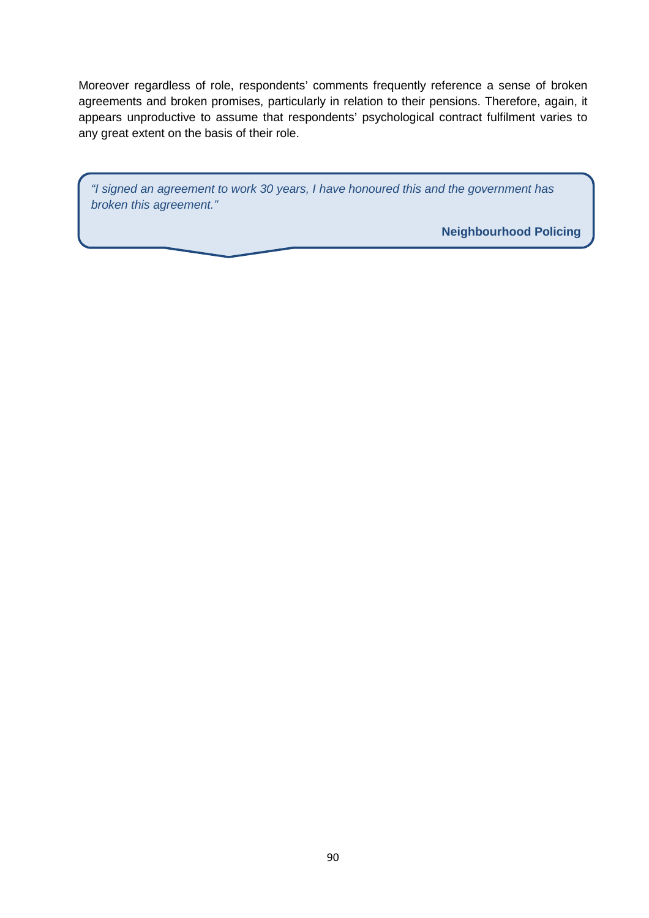Moreover regardless of role, respondents' comments frequently reference a sense of broken agreements and broken promises, particularly in relation to their pensions. Therefore, again, it appears unproductive to assume that respondents' psychological contract fulfilment varies to any great extent on the basis of their role.

> *"I signed an agreement to work 30 years, I have honoured this and the government has broken this agreement."*
>
> **Neighbourhood Policing**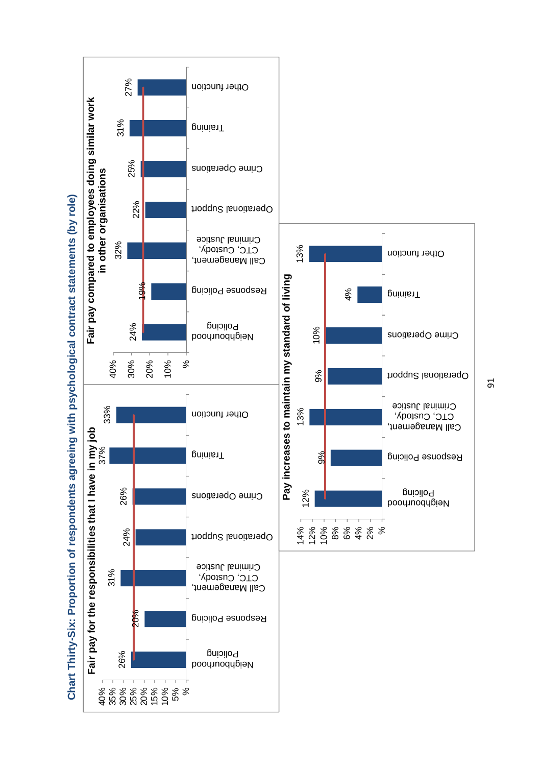## Chart Thirty-Six: Proportion of respondents agreeing with psychological contract statements (by role)

**Fair pay for the responsibilities that I have in my job**

| Role | % |
|---|---|
| Neighbourhood Policing | 26% |
| Response Policing | 20% |
| Call Management, CTC, Custody, Criminal Justice | 31% |
| Operational Support | 24% |
| Crime Operations | 26% |
| Training | 37% |
| Other function | 33% |

**Fair pay compared to employees doing similar work in other organisations**

| Role | % |
|---|---|
| Neighbourhood Policing | 24% |
| Response Policing | 19% |
| Call Management, CTC, Custody, Criminal Justice | 32% |
| Operational Support | 22% |
| Crime Operations | 25% |
| Training | 31% |
| Other function | 27% |

**Pay increases to maintain my standard of living**

| Role | % |
|---|---|
| Neighbourhood Policing | 12% |
| Response Policing | 9% |
| Call Management, CTC, Custody, Criminal Justice | 13% |
| Operational Support | 9% |
| Crime Operations | 10% |
| Training | 4% |
| Other function | 13% |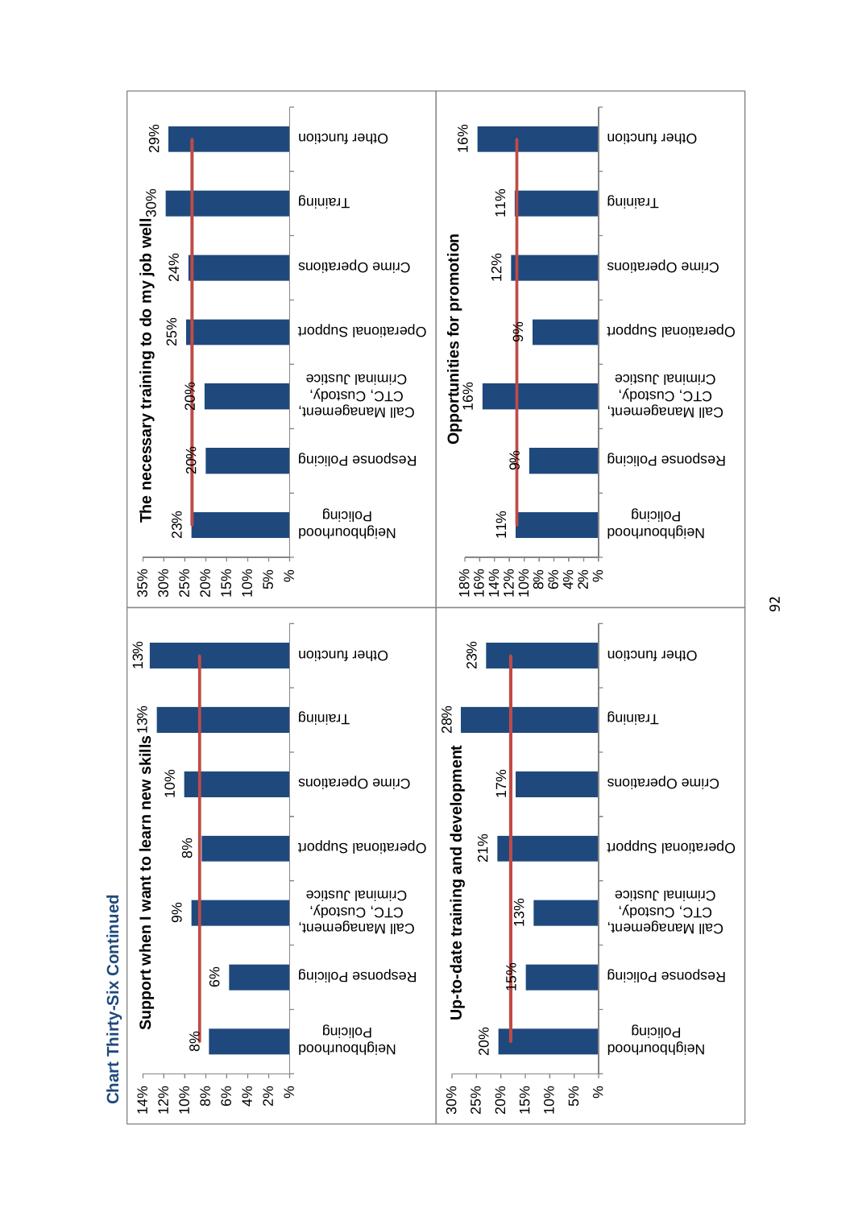## Chart Thirty-Six Continued

**Support when I want to learn new skills**

| Function | % |
|---|---|
| Neighbourhood Policing | 8% |
| Response Policing | 6% |
| Call Management, CTC, Custody, Criminal Justice | 9% |
| Operational Support | 8% |
| Crime Operations | 10% |
| Training | 13% |
| Other function | 13% |

**The necessary training to do my job well**

| Function | % |
|---|---|
| Neighbourhood Policing | 23% |
| Response Policing | 20% |
| Call Management, CTC, Custody, Criminal Justice | 20% |
| Operational Support | 25% |
| Crime Operations | 24% |
| Training | 30% |
| Other function | 29% |

**Up-to-date training and development**

| Function | % |
|---|---|
| Neighbourhood Policing | 20% |
| Response Policing | 15% |
| Call Management, CTC, Custody, Criminal Justice | 13% |
| Operational Support | 21% |
| Crime Operations | 17% |
| Training | 28% |
| Other function | 23% |

**Opportunities for promotion**

| Function | % |
|---|---|
| Neighbourhood Policing | 11% |
| Response Policing | 9% |
| Call Management, CTC, Custody, Criminal Justice | 16% |
| Operational Support | 9% |
| Crime Operations | 12% |
| Training | 11% |
| Other function | 16% |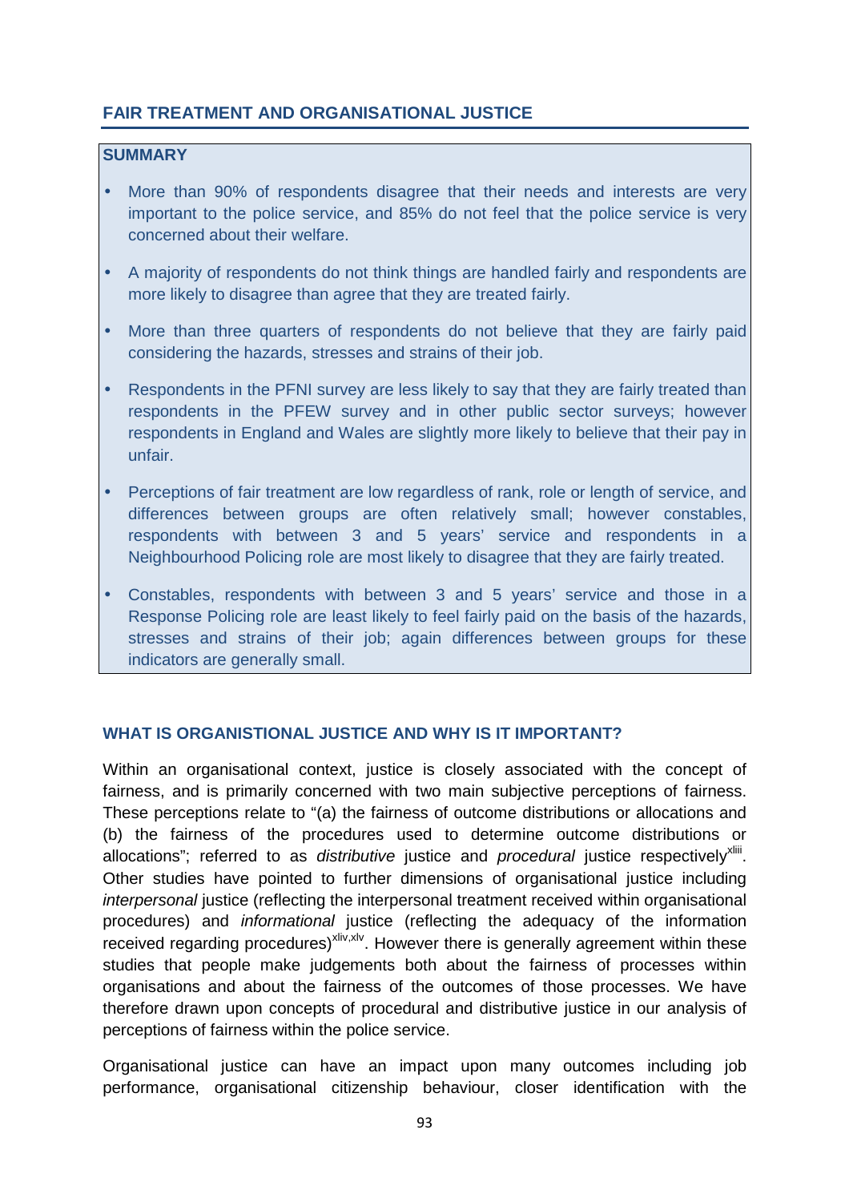## FAIR TREATMENT AND ORGANISATIONAL JUSTICE

### SUMMARY

- More than 90% of respondents disagree that their needs and interests are very important to the police service, and 85% do not feel that the police service is very concerned about their welfare.
- A majority of respondents do not think things are handled fairly and respondents are more likely to disagree than agree that they are treated fairly.
- More than three quarters of respondents do not believe that they are fairly paid considering the hazards, stresses and strains of their job.
- Respondents in the PFNI survey are less likely to say that they are fairly treated than respondents in the PFEW survey and in other public sector surveys; however respondents in England and Wales are slightly more likely to believe that their pay in unfair.
- Perceptions of fair treatment are low regardless of rank, role or length of service, and differences between groups are often relatively small; however constables, respondents with between 3 and 5 years' service and respondents in a Neighbourhood Policing role are most likely to disagree that they are fairly treated.
- Constables, respondents with between 3 and 5 years' service and those in a Response Policing role are least likely to feel fairly paid on the basis of the hazards, stresses and strains of their job; again differences between groups for these indicators are generally small.

### WHAT IS ORGANISTIONAL JUSTICE AND WHY IS IT IMPORTANT?

Within an organisational context, justice is closely associated with the concept of fairness, and is primarily concerned with two main subjective perceptions of fairness. These perceptions relate to "(a) the fairness of outcome distributions or allocations and (b) the fairness of the procedures used to determine outcome distributions or allocations"; referred to as *distributive* justice and *procedural* justice respectively[xliii]. Other studies have pointed to further dimensions of organisational justice including *interpersonal* justice (reflecting the interpersonal treatment received within organisational procedures) and *informational* justice (reflecting the adequacy of the information received regarding procedures)[xliv,xlv]. However there is generally agreement within these studies that people make judgements both about the fairness of processes within organisations and about the fairness of the outcomes of those processes. We have therefore drawn upon concepts of procedural and distributive justice in our analysis of perceptions of fairness within the police service.

Organisational justice can have an impact upon many outcomes including job performance, organisational citizenship behaviour, closer identification with the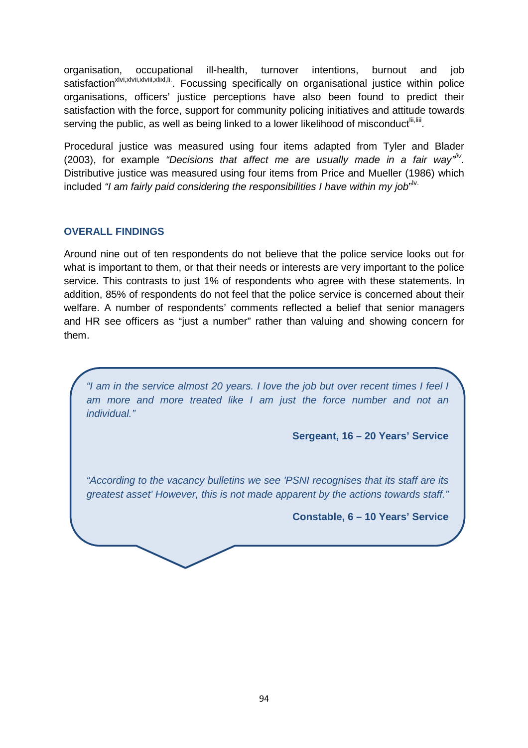organisation, occupational ill-health, turnover intentions, burnout and job satisfaction[xlvi,xlvii,xlviii,xlixl,li]. Focussing specifically on organisational justice within police organisations, officers' justice perceptions have also been found to predict their satisfaction with the force, support for community policing initiatives and attitude towards serving the public, as well as being linked to a lower likelihood of misconduct[lii,liii].

Procedural justice was measured using four items adapted from Tyler and Blader (2003), for example *"Decisions that affect me are usually made in a fair way"*[liv]. Distributive justice was measured using four items from Price and Mueller (1986) which included *"I am fairly paid considering the responsibilities I have within my job"*[lv].

## OVERALL FINDINGS

Around nine out of ten respondents do not believe that the police service looks out for what is important to them, or that their needs or interests are very important to the police service. This contrasts to just 1% of respondents who agree with these statements. In addition, 85% of respondents do not feel that the police service is concerned about their welfare. A number of respondents' comments reflected a belief that senior managers and HR see officers as "just a number" rather than valuing and showing concern for them.

> *"I am in the service almost 20 years. I love the job but over recent times I feel I am more and more treated like I am just the force number and not an individual."*
>
> **Sergeant, 16 – 20 Years' Service**
>
> *"According to the vacancy bulletins we see 'PSNI recognises that its staff are its greatest asset' However, this is not made apparent by the actions towards staff."*
>
> **Constable, 6 – 10 Years' Service**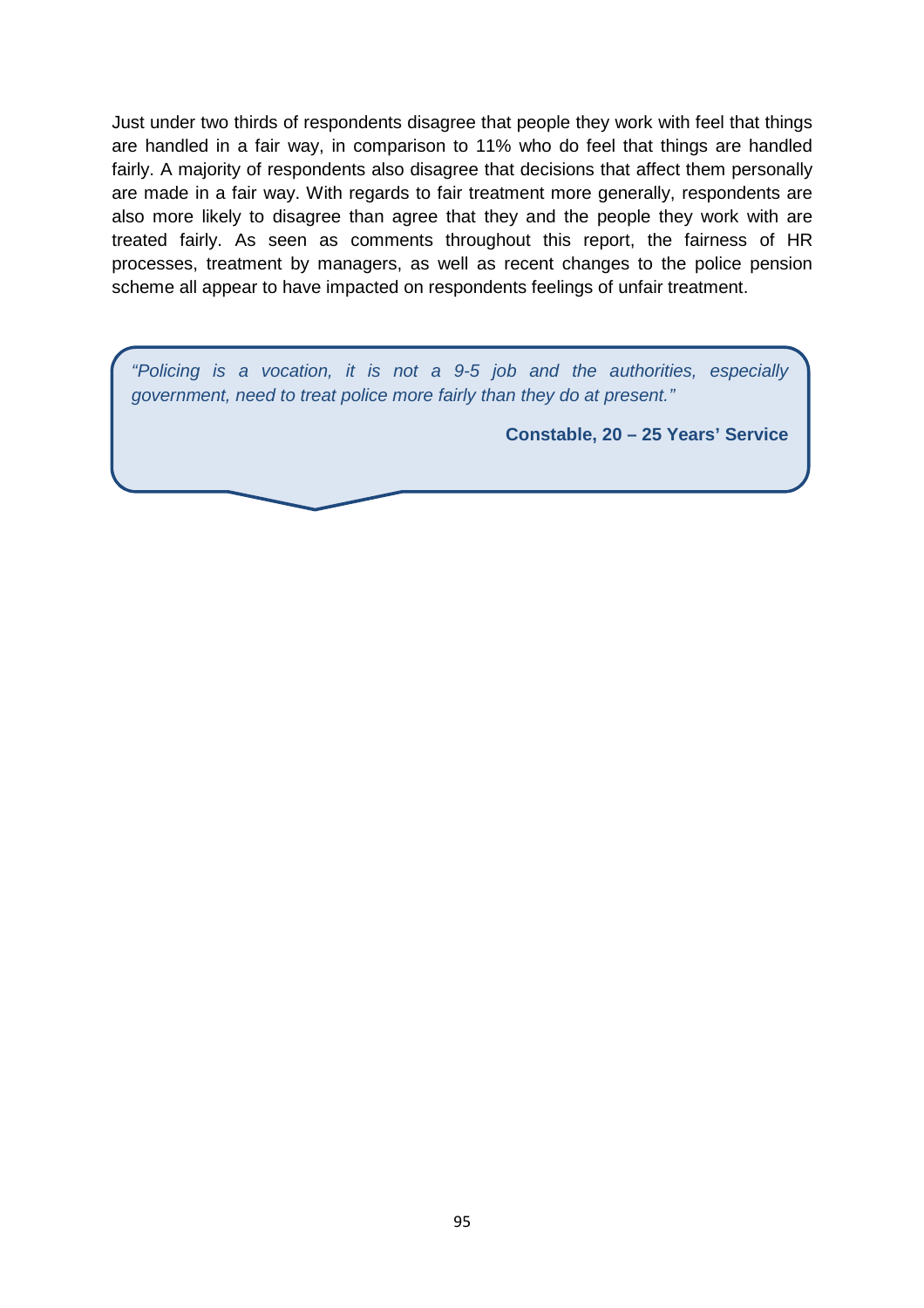Just under two thirds of respondents disagree that people they work with feel that things are handled in a fair way, in comparison to 11% who do feel that things are handled fairly. A majority of respondents also disagree that decisions that affect them personally are made in a fair way. With regards to fair treatment more generally, respondents are also more likely to disagree than agree that they and the people they work with are treated fairly. As seen as comments throughout this report, the fairness of HR processes, treatment by managers, as well as recent changes to the police pension scheme all appear to have impacted on respondents feelings of unfair treatment.

> *"Policing is a vocation, it is not a 9-5 job and the authorities, especially government, need to treat police more fairly than they do at present."*
>
> **Constable, 20 – 25 Years' Service**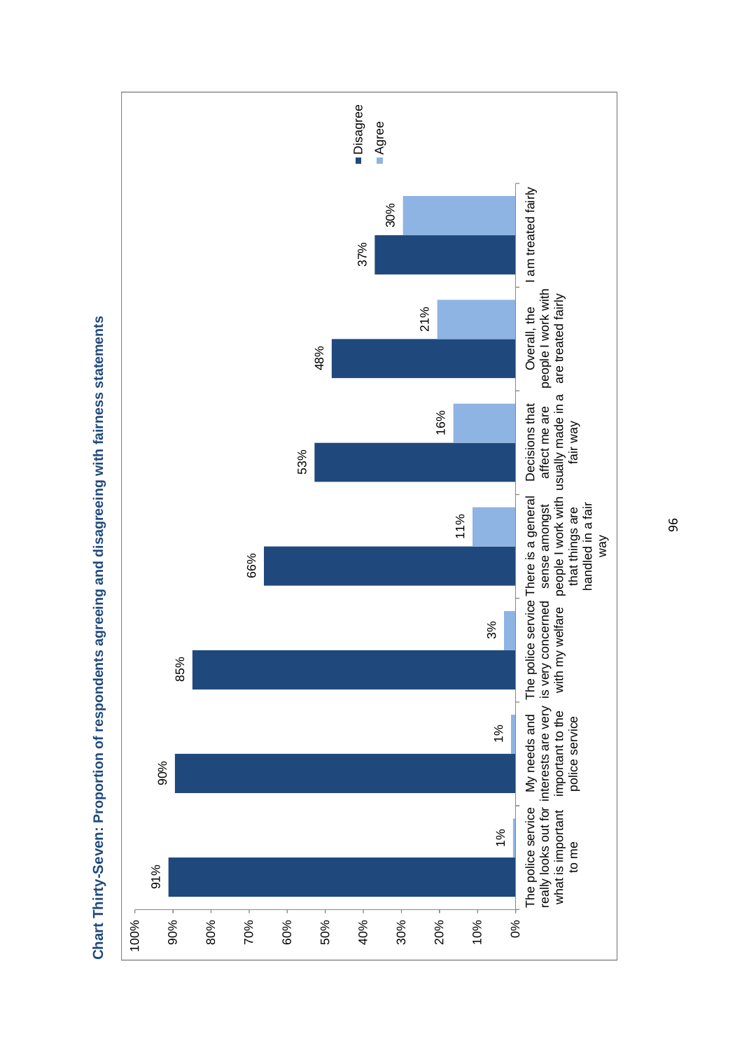**Chart Thirty-Seven: Proportion of respondents agreeing and disagreeing with fairness statements**

| Statement | Disagree | Agree |
| --- | --- | --- |
| The police service really looks out for what is important to me | 91% | 1% |
| My needs and interests are very important to the police service | 90% | 1% |
| The police service is very concerned with my welfare | 85% | 3% |
| There is a general sense amongst people I work with that things are handled in a fair way | 66% | 11% |
| Decisions that affect me are usually made in a fair way | 53% | 16% |
| Overall, the people I work with are treated fairly | 48% | 21% |
| I am treated fairly | 37% | 30% |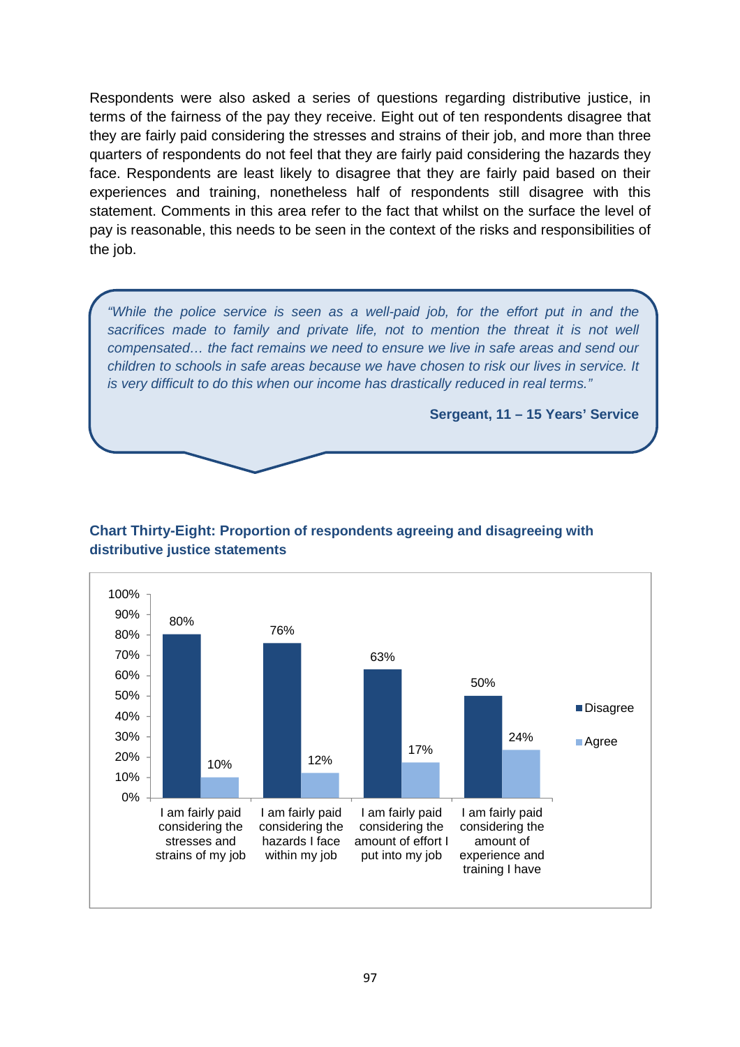Respondents were also asked a series of questions regarding distributive justice, in terms of the fairness of the pay they receive. Eight out of ten respondents disagree that they are fairly paid considering the stresses and strains of their job, and more than three quarters of respondents do not feel that they are fairly paid considering the hazards they face. Respondents are least likely to disagree that they are fairly paid based on their experiences and training, nonetheless half of respondents still disagree with this statement. Comments in this area refer to the fact that whilst on the surface the level of pay is reasonable, this needs to be seen in the context of the risks and responsibilities of the job.

> *"While the police service is seen as a well-paid job, for the effort put in and the sacrifices made to family and private life, not to mention the threat it is not well compensated… the fact remains we need to ensure we live in safe areas and send our children to schools in safe areas because we have chosen to risk our lives in service. It is very difficult to do this when our income has drastically reduced in real terms."*
>
> **Sergeant, 11 – 15 Years' Service**

**Chart Thirty-Eight: Proportion of respondents agreeing and disagreeing with distributive justice statements**

| Statement | Disagree | Agree |
|---|---|---|
| I am fairly paid considering the stresses and strains of my job | 80% | 10% |
| I am fairly paid considering the hazards I face within my job | 76% | 12% |
| I am fairly paid considering the amount of effort I put into my job | 63% | 17% |
| I am fairly paid considering the amount of experience and training I have | 50% | 24% |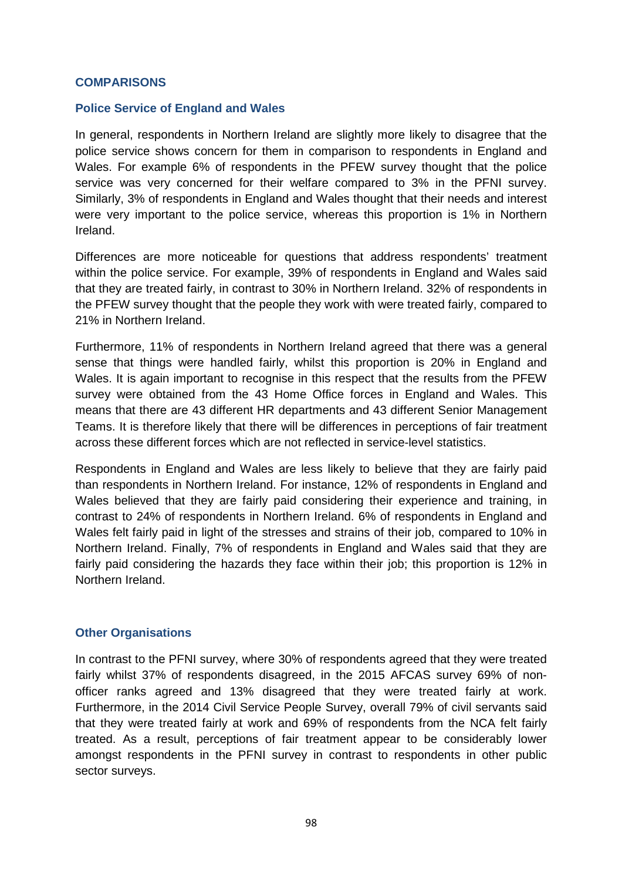## COMPARISONS

### Police Service of England and Wales

In general, respondents in Northern Ireland are slightly more likely to disagree that the police service shows concern for them in comparison to respondents in England and Wales. For example 6% of respondents in the PFEW survey thought that the police service was very concerned for their welfare compared to 3% in the PFNI survey. Similarly, 3% of respondents in England and Wales thought that their needs and interest were very important to the police service, whereas this proportion is 1% in Northern Ireland.

Differences are more noticeable for questions that address respondents' treatment within the police service. For example, 39% of respondents in England and Wales said that they are treated fairly, in contrast to 30% in Northern Ireland. 32% of respondents in the PFEW survey thought that the people they work with were treated fairly, compared to 21% in Northern Ireland.

Furthermore, 11% of respondents in Northern Ireland agreed that there was a general sense that things were handled fairly, whilst this proportion is 20% in England and Wales. It is again important to recognise in this respect that the results from the PFEW survey were obtained from the 43 Home Office forces in England and Wales. This means that there are 43 different HR departments and 43 different Senior Management Teams. It is therefore likely that there will be differences in perceptions of fair treatment across these different forces which are not reflected in service-level statistics.

Respondents in England and Wales are less likely to believe that they are fairly paid than respondents in Northern Ireland. For instance, 12% of respondents in England and Wales believed that they are fairly paid considering their experience and training, in contrast to 24% of respondents in Northern Ireland. 6% of respondents in England and Wales felt fairly paid in light of the stresses and strains of their job, compared to 10% in Northern Ireland. Finally, 7% of respondents in England and Wales said that they are fairly paid considering the hazards they face within their job; this proportion is 12% in Northern Ireland.

### Other Organisations

In contrast to the PFNI survey, where 30% of respondents agreed that they were treated fairly whilst 37% of respondents disagreed, in the 2015 AFCAS survey 69% of non-officer ranks agreed and 13% disagreed that they were treated fairly at work. Furthermore, in the 2014 Civil Service People Survey, overall 79% of civil servants said that they were treated fairly at work and 69% of respondents from the NCA felt fairly treated. As a result, perceptions of fair treatment appear to be considerably lower amongst respondents in the PFNI survey in contrast to respondents in other public sector surveys.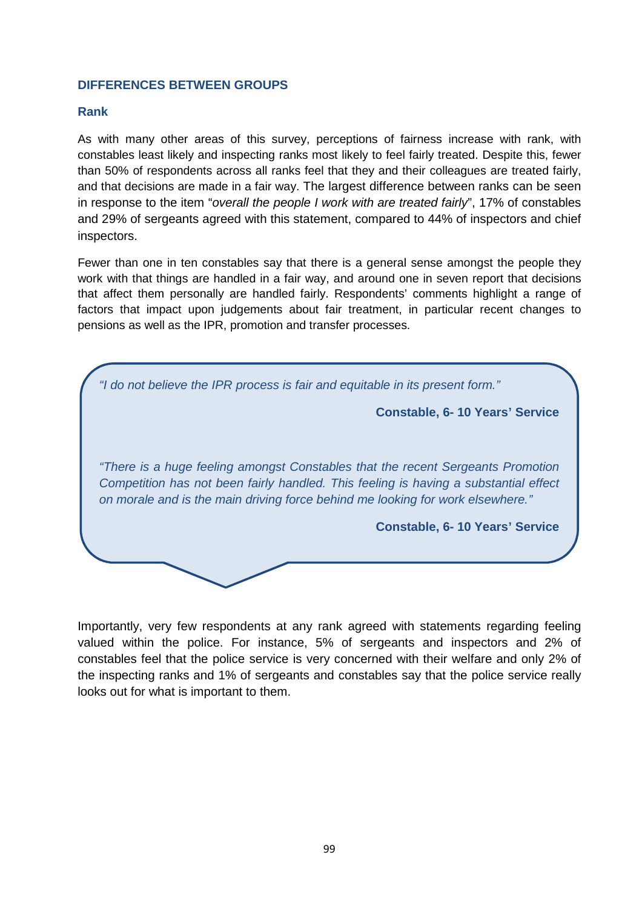## DIFFERENCES BETWEEN GROUPS

### Rank

As with many other areas of this survey, perceptions of fairness increase with rank, with constables least likely and inspecting ranks most likely to feel fairly treated. Despite this, fewer than 50% of respondents across all ranks feel that they and their colleagues are treated fairly, and that decisions are made in a fair way. The largest difference between ranks can be seen in response to the item "*overall the people I work with are treated fairly*", 17% of constables and 29% of sergeants agreed with this statement, compared to 44% of inspectors and chief inspectors.

Fewer than one in ten constables say that there is a general sense amongst the people they work with that things are handled in a fair way, and around one in seven report that decisions that affect them personally are handled fairly. Respondents' comments highlight a range of factors that impact upon judgements about fair treatment, in particular recent changes to pensions as well as the IPR, promotion and transfer processes.

> *"I do not believe the IPR process is fair and equitable in its present form."*
>
> **Constable, 6- 10 Years' Service**
>
> *"There is a huge feeling amongst Constables that the recent Sergeants Promotion Competition has not been fairly handled. This feeling is having a substantial effect on morale and is the main driving force behind me looking for work elsewhere."*
>
> **Constable, 6- 10 Years' Service**

Importantly, very few respondents at any rank agreed with statements regarding feeling valued within the police. For instance, 5% of sergeants and inspectors and 2% of constables feel that the police service is very concerned with their welfare and only 2% of the inspecting ranks and 1% of sergeants and constables say that the police service really looks out for what is important to them.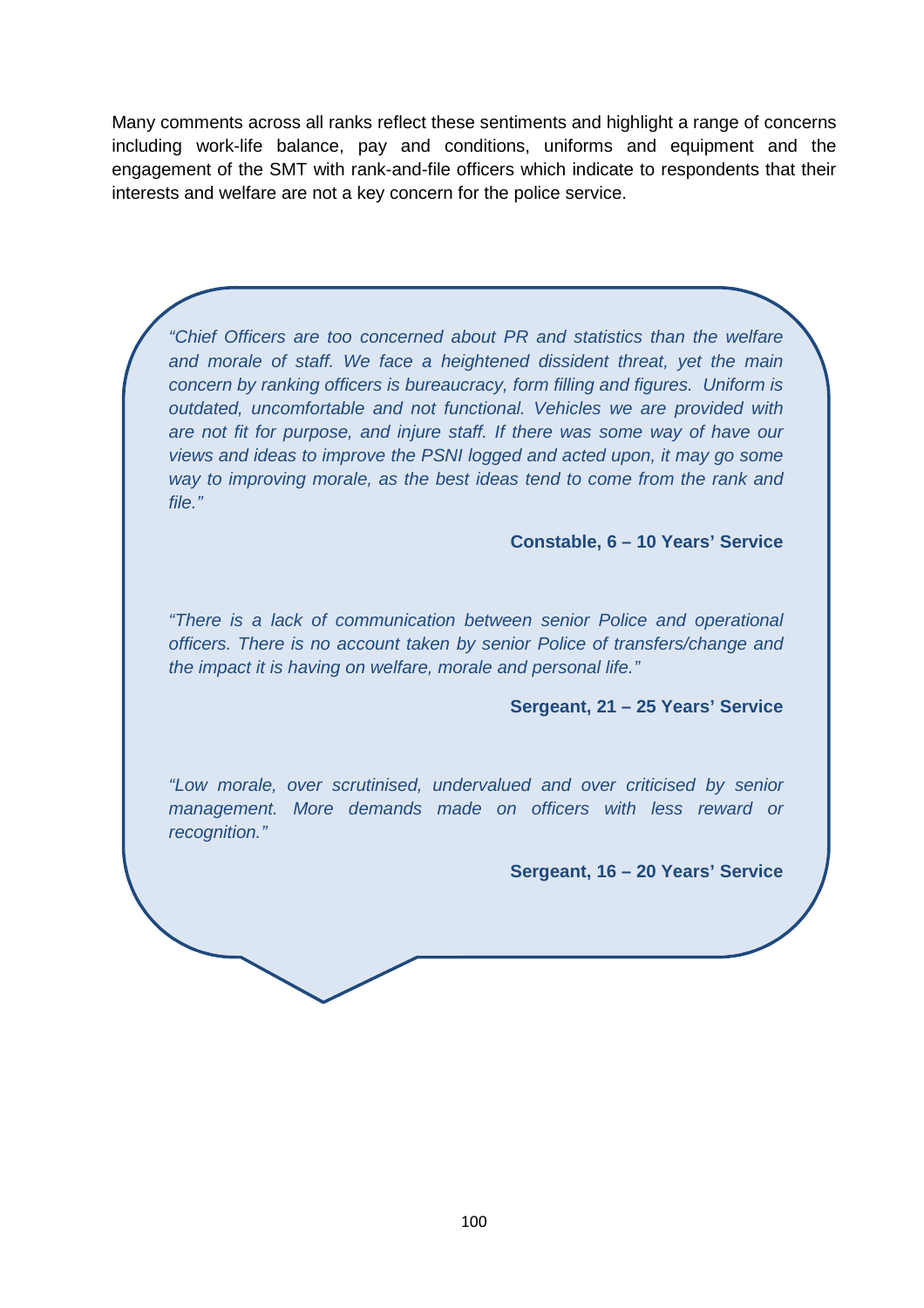Many comments across all ranks reflect these sentiments and highlight a range of concerns including work-life balance, pay and conditions, uniforms and equipment and the engagement of the SMT with rank-and-file officers which indicate to respondents that their interests and welfare are not a key concern for the police service.

> *"Chief Officers are too concerned about PR and statistics than the welfare and morale of staff. We face a heightened dissident threat, yet the main concern by ranking officers is bureaucracy, form filling and figures. Uniform is outdated, uncomfortable and not functional. Vehicles we are provided with are not fit for purpose, and injure staff. If there was some way of have our views and ideas to improve the PSNI logged and acted upon, it may go some way to improving morale, as the best ideas tend to come from the rank and file."*
>
> **Constable, 6 – 10 Years' Service**
>
> *"There is a lack of communication between senior Police and operational officers. There is no account taken by senior Police of transfers/change and the impact it is having on welfare, morale and personal life."*
>
> **Sergeant, 21 – 25 Years' Service**
>
> *"Low morale, over scrutinised, undervalued and over criticised by senior management. More demands made on officers with less reward or recognition."*
>
> **Sergeant, 16 – 20 Years' Service**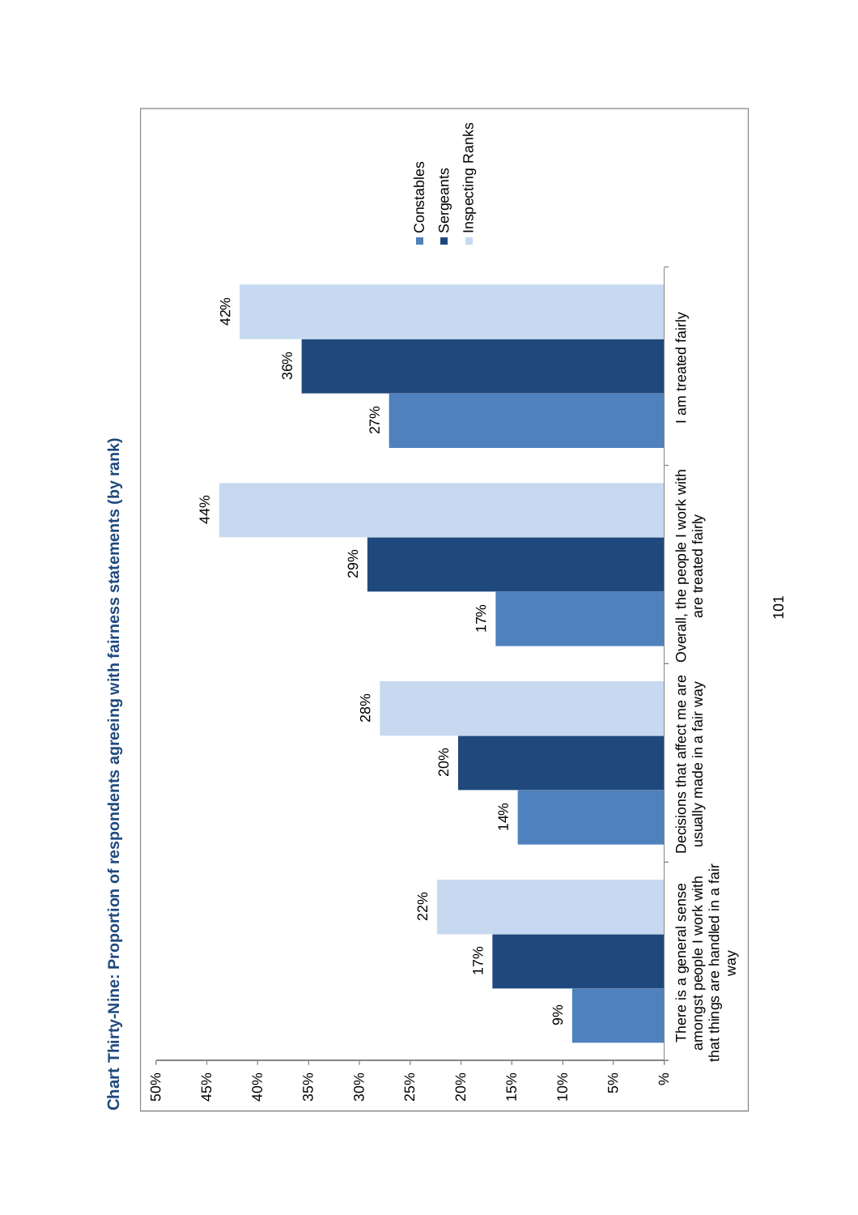**Chart Thirty-Nine: Proportion of respondents agreeing with fairness statements (by rank)**

| Statement | Constables | Sergeants | Inspecting Ranks |
|---|---|---|---|
| There is a general sense amongst people I work with that things are handled in a fair way | 9% | 17% | 22% |
| Decisions that affect me are usually made in a fair way | 14% | 20% | 28% |
| Overall, the people I work with are treated fairly | 17% | 29% | 44% |
| I am treated fairly | 27% | 36% | 42% |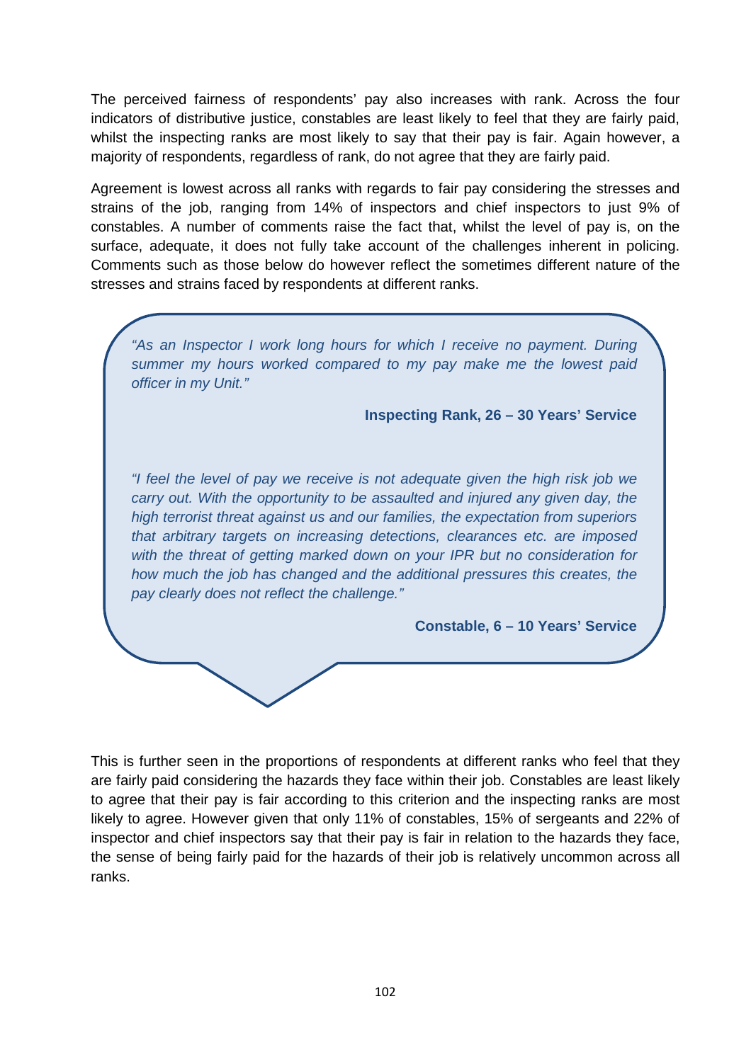The perceived fairness of respondents' pay also increases with rank. Across the four indicators of distributive justice, constables are least likely to feel that they are fairly paid, whilst the inspecting ranks are most likely to say that their pay is fair. Again however, a majority of respondents, regardless of rank, do not agree that they are fairly paid.

Agreement is lowest across all ranks with regards to fair pay considering the stresses and strains of the job, ranging from 14% of inspectors and chief inspectors to just 9% of constables. A number of comments raise the fact that, whilst the level of pay is, on the surface, adequate, it does not fully take account of the challenges inherent in policing. Comments such as those below do however reflect the sometimes different nature of the stresses and strains faced by respondents at different ranks.

> *"As an Inspector I work long hours for which I receive no payment. During summer my hours worked compared to my pay make me the lowest paid officer in my Unit."*
>
> **Inspecting Rank, 26 – 30 Years' Service**
>
> *"I feel the level of pay we receive is not adequate given the high risk job we carry out. With the opportunity to be assaulted and injured any given day, the high terrorist threat against us and our families, the expectation from superiors that arbitrary targets on increasing detections, clearances etc. are imposed with the threat of getting marked down on your IPR but no consideration for how much the job has changed and the additional pressures this creates, the pay clearly does not reflect the challenge."*
>
> **Constable, 6 – 10 Years' Service**

This is further seen in the proportions of respondents at different ranks who feel that they are fairly paid considering the hazards they face within their job. Constables are least likely to agree that their pay is fair according to this criterion and the inspecting ranks are most likely to agree. However given that only 11% of constables, 15% of sergeants and 22% of inspector and chief inspectors say that their pay is fair in relation to the hazards they face, the sense of being fairly paid for the hazards of their job is relatively uncommon across all ranks.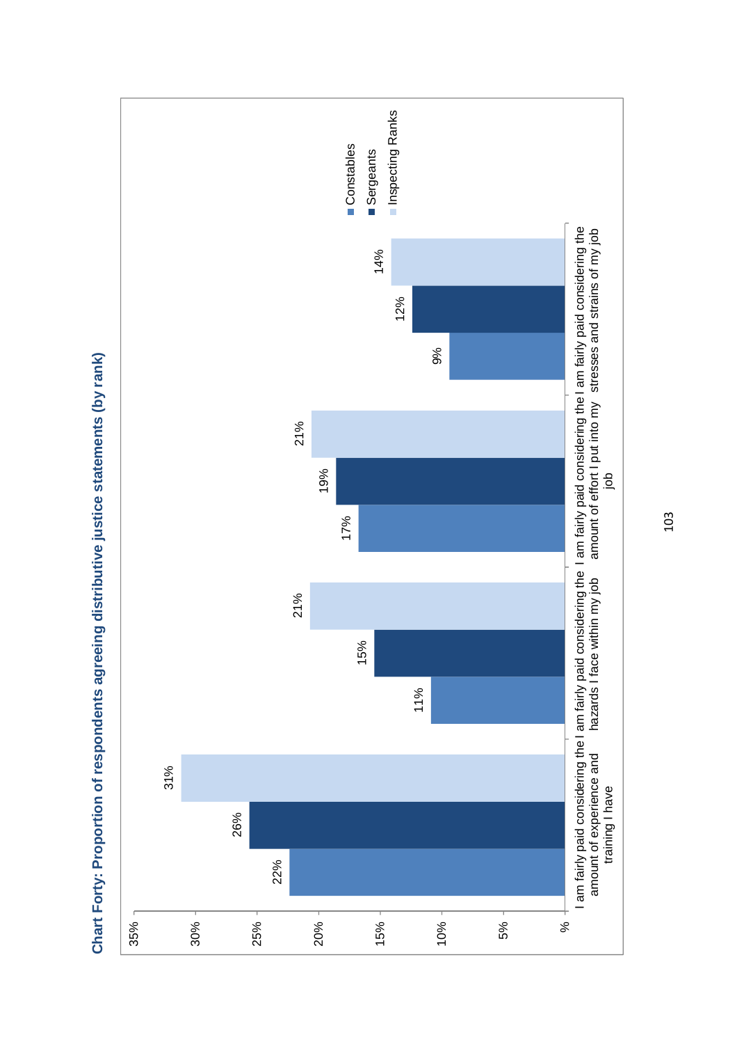**Chart Forty: Proportion of respondents agreeing distributive justice statements (by rank)**

| Statement | Constables | Sergeants | Inspecting Ranks |
|---|---|---|---|
| I am fairly paid considering the amount of experience and training I have | 22% | 26% | 31% |
| I am fairly paid considering the hazards I face within my job | 11% | 15% | 21% |
| I am fairly paid considering the amount of effort I put into my job | 17% | 19% | 21% |
| I am fairly paid considering the stresses and strains of my job | 9% | 12% | 14% |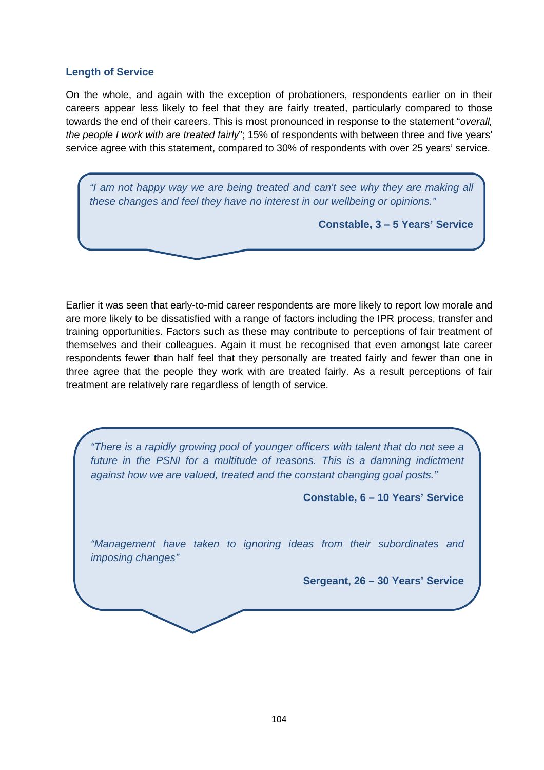### Length of Service

On the whole, and again with the exception of probationers, respondents earlier on in their careers appear less likely to feel that they are fairly treated, particularly compared to those towards the end of their careers. This is most pronounced in response to the statement "*overall, the people I work with are treated fairly*"; 15% of respondents with between three and five years' service agree with this statement, compared to 30% of respondents with over 25 years' service.

> *"I am not happy way we are being treated and can't see why they are making all these changes and feel they have no interest in our wellbeing or opinions."*
>
> **Constable, 3 – 5 Years' Service**

Earlier it was seen that early-to-mid career respondents are more likely to report low morale and are more likely to be dissatisfied with a range of factors including the IPR process, transfer and training opportunities. Factors such as these may contribute to perceptions of fair treatment of themselves and their colleagues. Again it must be recognised that even amongst late career respondents fewer than half feel that they personally are treated fairly and fewer than one in three agree that the people they work with are treated fairly. As a result perceptions of fair treatment are relatively rare regardless of length of service.

> *"There is a rapidly growing pool of younger officers with talent that do not see a future in the PSNI for a multitude of reasons. This is a damning indictment against how we are valued, treated and the constant changing goal posts."*
>
> **Constable, 6 – 10 Years' Service**
>
> *"Management have taken to ignoring ideas from their subordinates and imposing changes"*
>
> **Sergeant, 26 – 30 Years' Service**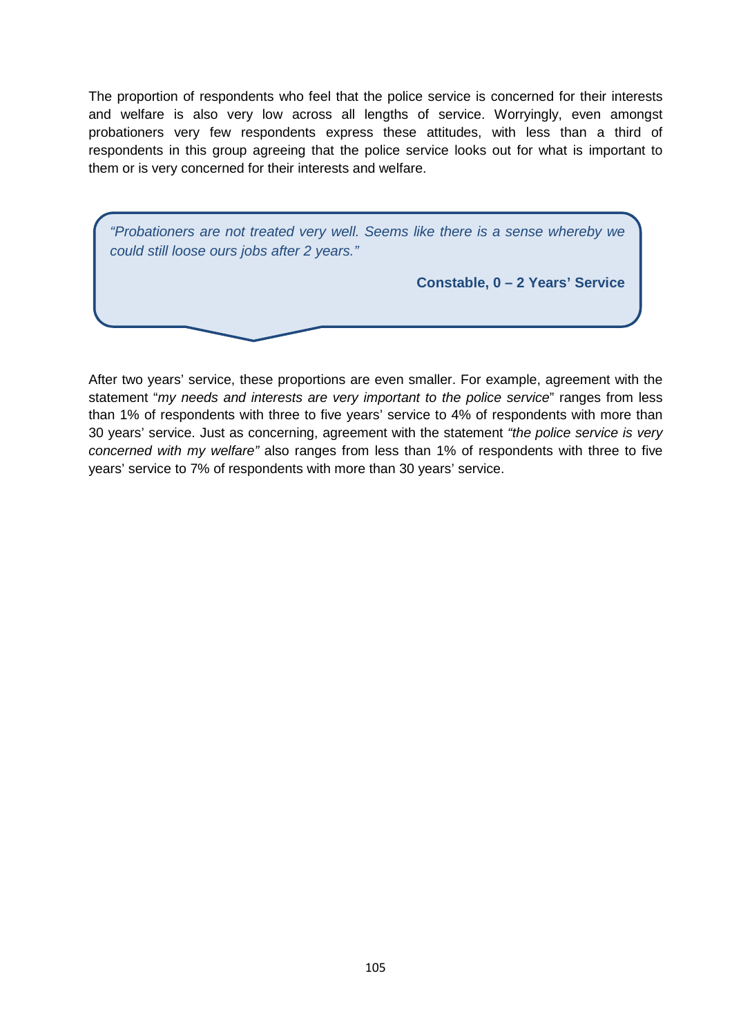The proportion of respondents who feel that the police service is concerned for their interests and welfare is also very low across all lengths of service. Worryingly, even amongst probationers very few respondents express these attitudes, with less than a third of respondents in this group agreeing that the police service looks out for what is important to them or is very concerned for their interests and welfare.

> *"Probationers are not treated very well. Seems like there is a sense whereby we could still loose ours jobs after 2 years."*
>
> **Constable, 0 – 2 Years' Service**

After two years' service, these proportions are even smaller. For example, agreement with the statement "*my needs and interests are very important to the police service*" ranges from less than 1% of respondents with three to five years' service to 4% of respondents with more than 30 years' service. Just as concerning, agreement with the statement *"the police service is very concerned with my welfare"* also ranges from less than 1% of respondents with three to five years' service to 7% of respondents with more than 30 years' service.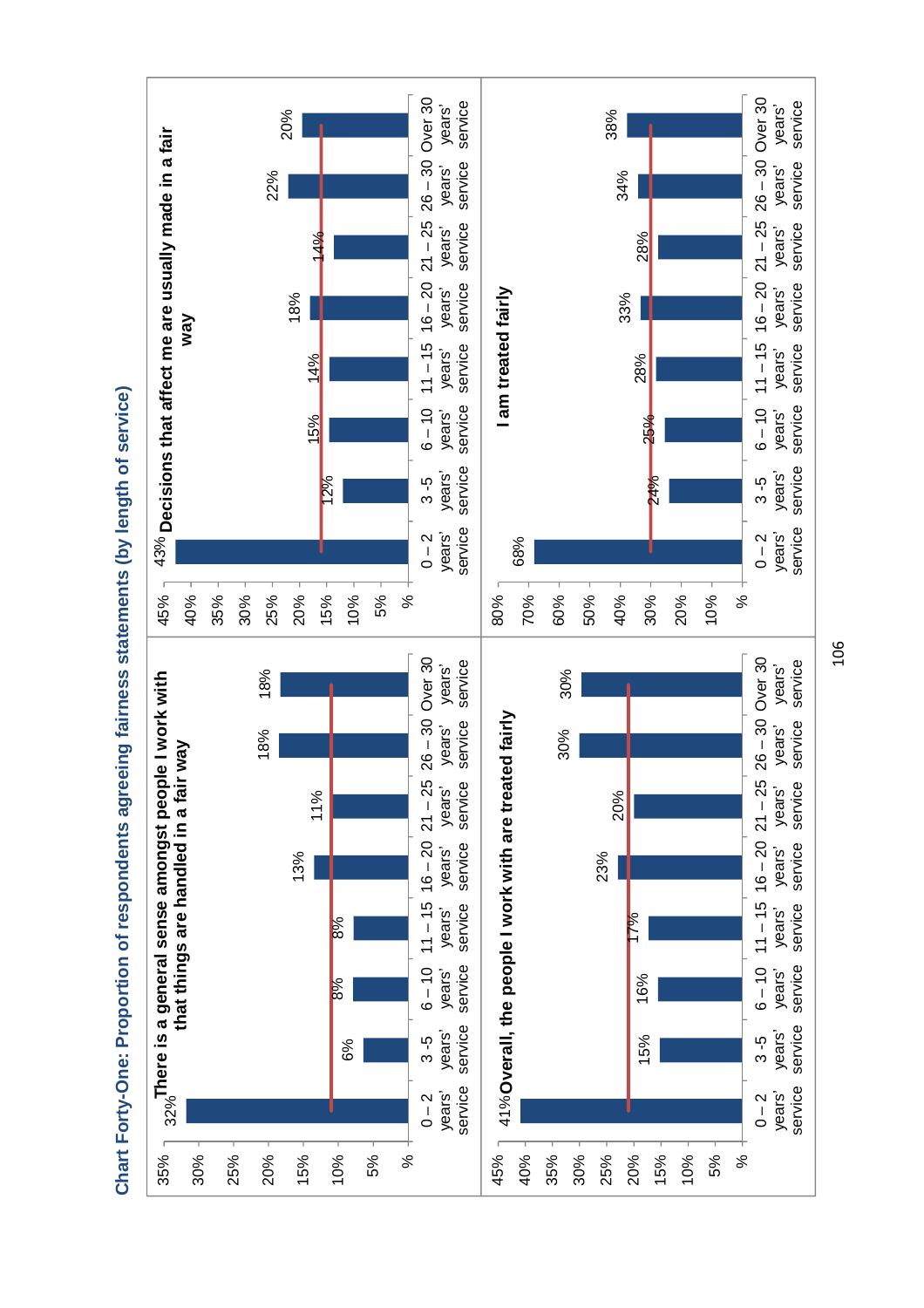## Chart Forty-One: Proportion of respondents agreeing fairness statements (by length of service)

**There is a general sense amongst people I work with that things are handled in a fair way**

| Length of service | % |
|---|---|
| 0 – 2 years' service | 32% |
| 3 -5 years' service | 6% |
| 6 – 10 years' service | 8% |
| 11 – 15 years' service | 8% |
| 16 – 20 years' service | 13% |
| 21 – 25 years' service | 11% |
| 26 – 30 years' service | 18% |
| Over 30 years' service | 18% |

**Decisions that affect me are usually made in a fair way**

| Length of service | % |
|---|---|
| 0 – 2 years' service | 43% |
| 3 -5 years' service | 12% |
| 6 – 10 years' service | 15% |
| 11 – 15 years' service | 14% |
| 16 – 20 years' service | 18% |
| 21 – 25 years' service | 14% |
| 26 – 30 years' service | 22% |
| Over 30 years' service | 20% |

**Overall, the people I work with are treated fairly**

| Length of service | % |
|---|---|
| 0 – 2 years' service | 41% |
| 3 -5 years' service | 15% |
| 6 – 10 years' service | 16% |
| 11 – 15 years' service | 17% |
| 16 – 20 years' service | 23% |
| 21 – 25 years' service | 20% |
| 26 – 30 years' service | 30% |
| Over 30 years' service | 30% |

**I am treated fairly**

| Length of service | % |
|---|---|
| 0 – 2 years' service | 68% |
| 3 -5 years' service | 24% |
| 6 – 10 years' service | 25% |
| 11 – 15 years' service | 28% |
| 16 – 20 years' service | 33% |
| 21 – 25 years' service | 28% |
| 26 – 30 years' service | 34% |
| Over 30 years' service | 38% |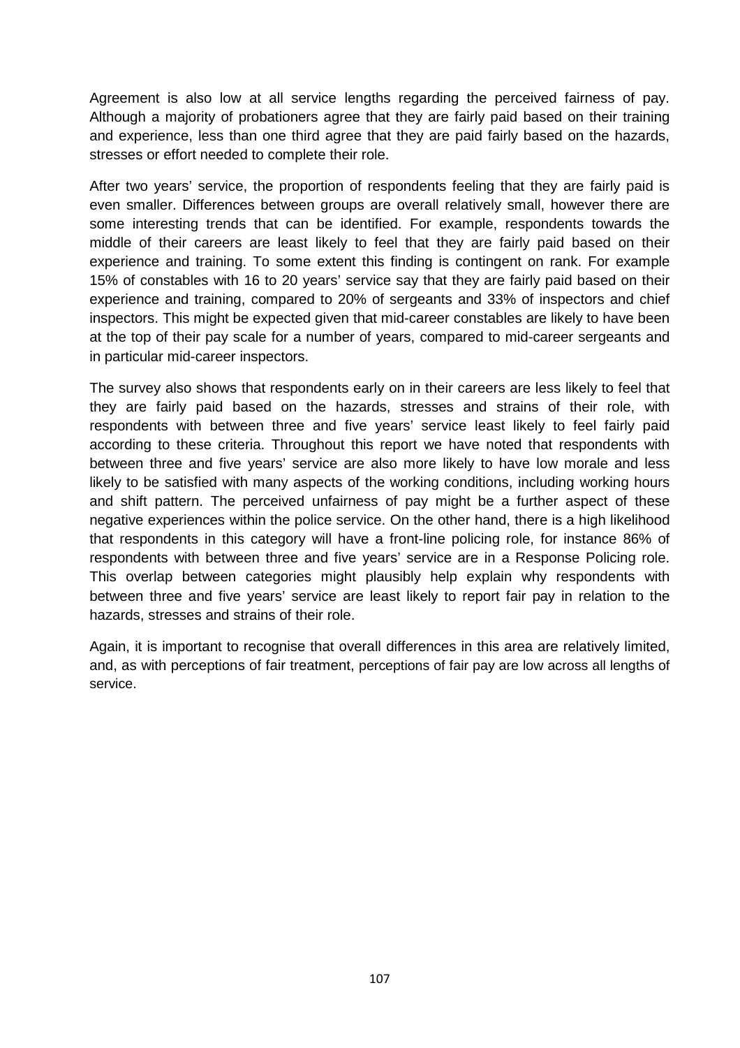Agreement is also low at all service lengths regarding the perceived fairness of pay. Although a majority of probationers agree that they are fairly paid based on their training and experience, less than one third agree that they are paid fairly based on the hazards, stresses or effort needed to complete their role.

After two years' service, the proportion of respondents feeling that they are fairly paid is even smaller. Differences between groups are overall relatively small, however there are some interesting trends that can be identified. For example, respondents towards the middle of their careers are least likely to feel that they are fairly paid based on their experience and training. To some extent this finding is contingent on rank. For example 15% of constables with 16 to 20 years' service say that they are fairly paid based on their experience and training, compared to 20% of sergeants and 33% of inspectors and chief inspectors. This might be expected given that mid-career constables are likely to have been at the top of their pay scale for a number of years, compared to mid-career sergeants and in particular mid-career inspectors.

The survey also shows that respondents early on in their careers are less likely to feel that they are fairly paid based on the hazards, stresses and strains of their role, with respondents with between three and five years' service least likely to feel fairly paid according to these criteria. Throughout this report we have noted that respondents with between three and five years' service are also more likely to have low morale and less likely to be satisfied with many aspects of the working conditions, including working hours and shift pattern. The perceived unfairness of pay might be a further aspect of these negative experiences within the police service. On the other hand, there is a high likelihood that respondents in this category will have a front-line policing role, for instance 86% of respondents with between three and five years' service are in a Response Policing role. This overlap between categories might plausibly help explain why respondents with between three and five years' service are least likely to report fair pay in relation to the hazards, stresses and strains of their role.

Again, it is important to recognise that overall differences in this area are relatively limited, and, as with perceptions of fair treatment, perceptions of fair pay are low across all lengths of service.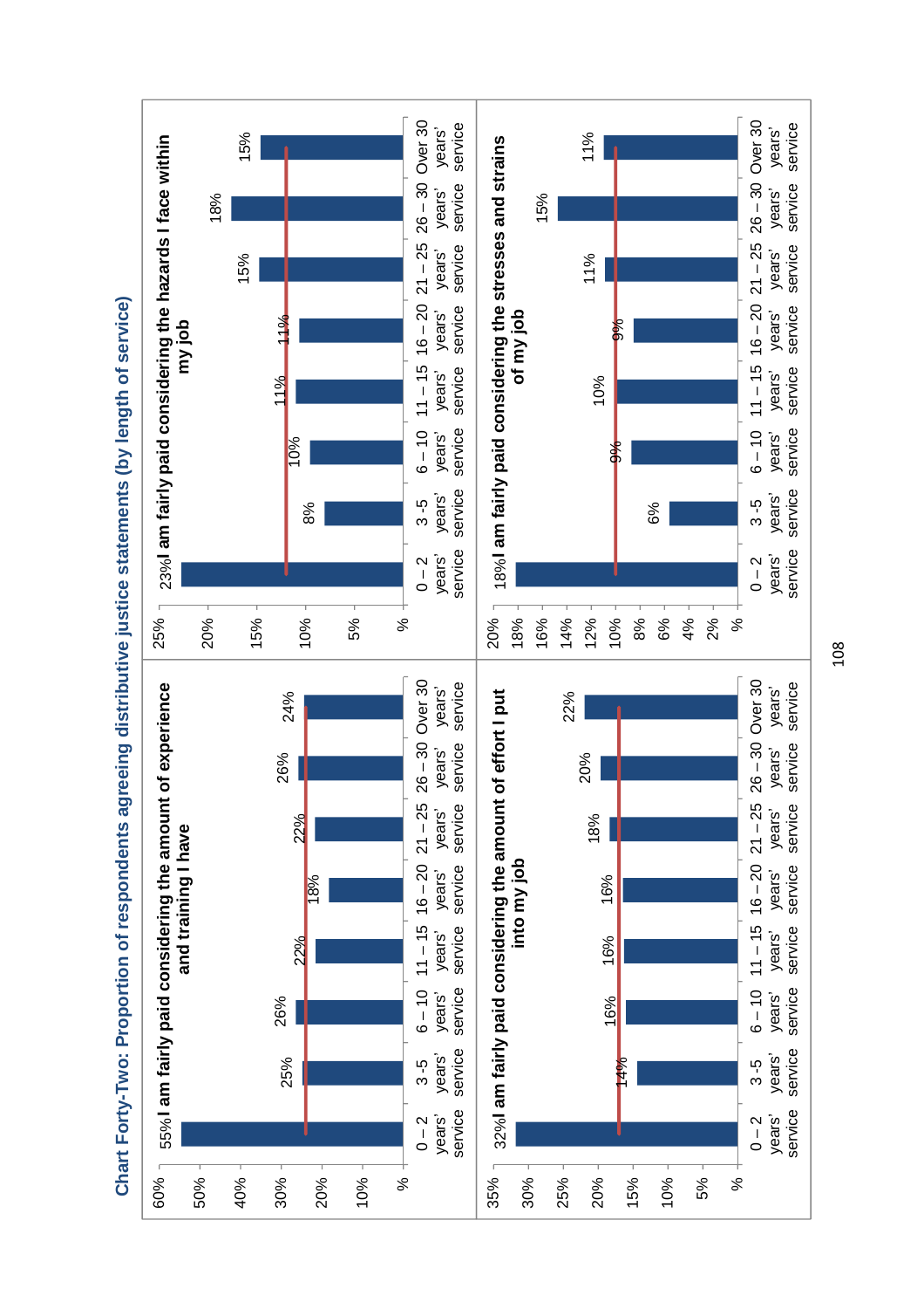# Chart Forty-Two: Proportion of respondents agreeing distributive justice statements (by length of service)

**I am fairly paid considering the amount of experience and training I have**

| Length of service | % |
| --- | --- |
| 0 – 2 years' service | 55% |
| 3 -5 years' service | 25% |
| 6 – 10 years' service | 26% |
| 11 – 15 years' service | 22% |
| 16 – 20 years' service | 18% |
| 21 – 25 years' service | 22% |
| 26 – 30 years' service | 26% |
| Over 30 years' service | 24% |

**I am fairly paid considering the hazards I face within my job**

| Length of service | % |
| --- | --- |
| 0 – 2 years' service | 23% |
| 3 -5 years' service | 8% |
| 6 – 10 years' service | 10% |
| 11 – 15 years' service | 11% |
| 16 – 20 years' service | 11% |
| 21 – 25 years' service | 15% |
| 26 – 30 years' service | 18% |
| Over 30 years' service | 15% |

**I am fairly paid considering the amount of effort I put into my job**

| Length of service | % |
| --- | --- |
| 0 – 2 years' service | 32% |
| 3 -5 years' service | 14% |
| 6 – 10 years' service | 16% |
| 11 – 15 years' service | 16% |
| 16 – 20 years' service | 16% |
| 21 – 25 years' service | 18% |
| 26 – 30 years' service | 20% |
| Over 30 years' service | 22% |

**I am fairly paid considering the stresses and strains of my job**

| Length of service | % |
| --- | --- |
| 0 – 2 years' service | 18% |
| 3 -5 years' service | 6% |
| 6 – 10 years' service | 9% |
| 11 – 15 years' service | 10% |
| 16 – 20 years' service | 9% |
| 21 – 25 years' service | 11% |
| 26 – 30 years' service | 15% |
| Over 30 years' service | 11% |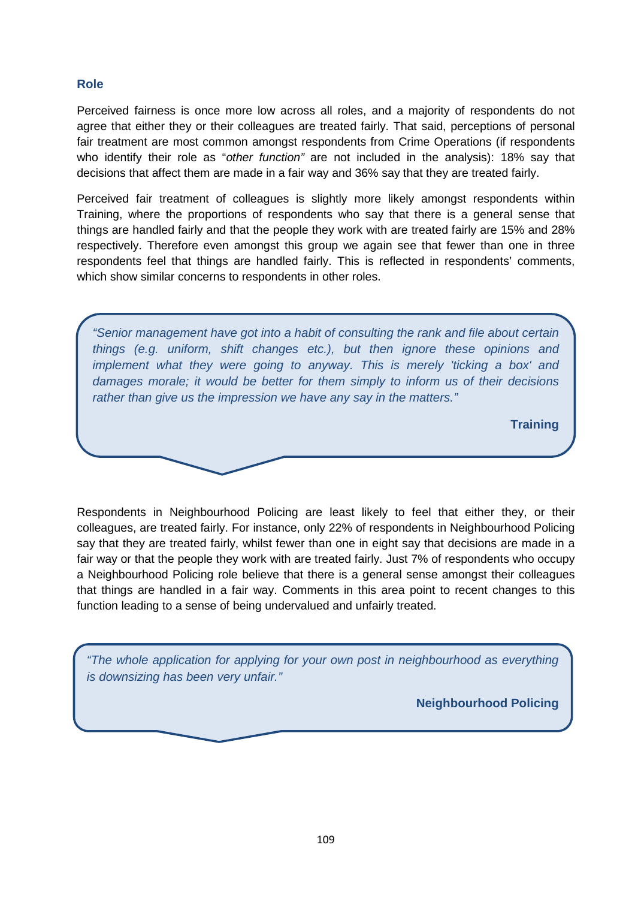### Role

Perceived fairness is once more low across all roles, and a majority of respondents do not agree that either they or their colleagues are treated fairly. That said, perceptions of personal fair treatment are most common amongst respondents from Crime Operations (if respondents who identify their role as "*other function"* are not included in the analysis): 18% say that decisions that affect them are made in a fair way and 36% say that they are treated fairly.

Perceived fair treatment of colleagues is slightly more likely amongst respondents within Training, where the proportions of respondents who say that there is a general sense that things are handled fairly and that the people they work with are treated fairly are 15% and 28% respectively. Therefore even amongst this group we again see that fewer than one in three respondents feel that things are handled fairly. This is reflected in respondents' comments, which show similar concerns to respondents in other roles.

> *"Senior management have got into a habit of consulting the rank and file about certain things (e.g. uniform, shift changes etc.), but then ignore these opinions and implement what they were going to anyway. This is merely 'ticking a box' and damages morale; it would be better for them simply to inform us of their decisions rather than give us the impression we have any say in the matters."*
>
> **Training**

Respondents in Neighbourhood Policing are least likely to feel that either they, or their colleagues, are treated fairly. For instance, only 22% of respondents in Neighbourhood Policing say that they are treated fairly, whilst fewer than one in eight say that decisions are made in a fair way or that the people they work with are treated fairly. Just 7% of respondents who occupy a Neighbourhood Policing role believe that there is a general sense amongst their colleagues that things are handled in a fair way. Comments in this area point to recent changes to this function leading to a sense of being undervalued and unfairly treated.

> *"The whole application for applying for your own post in neighbourhood as everything is downsizing has been very unfair."*
>
> **Neighbourhood Policing**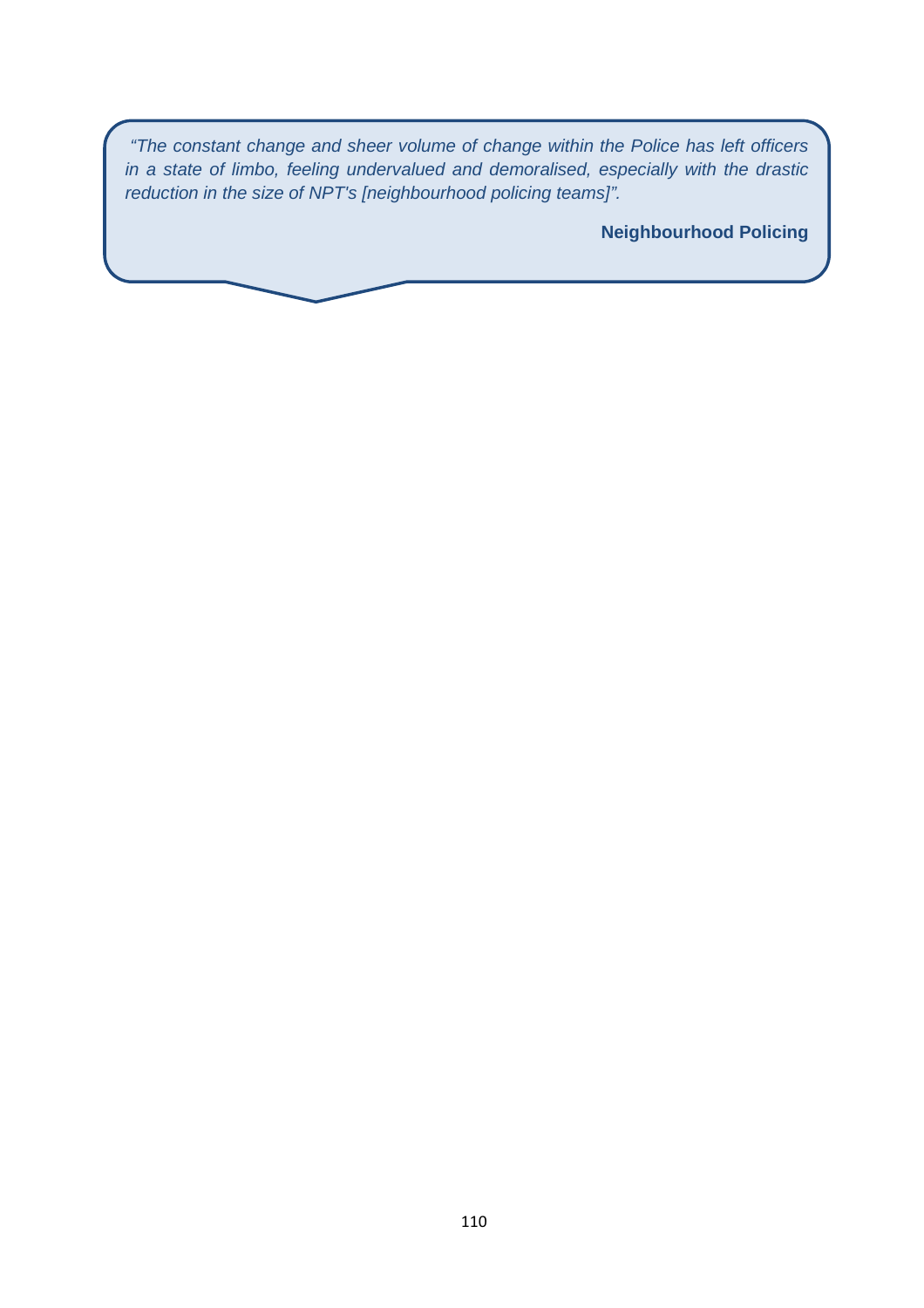*"The constant change and sheer volume of change within the Police has left officers in a state of limbo, feeling undervalued and demoralised, especially with the drastic reduction in the size of NPT's [neighbourhood policing teams]".*

**Neighbourhood Policing**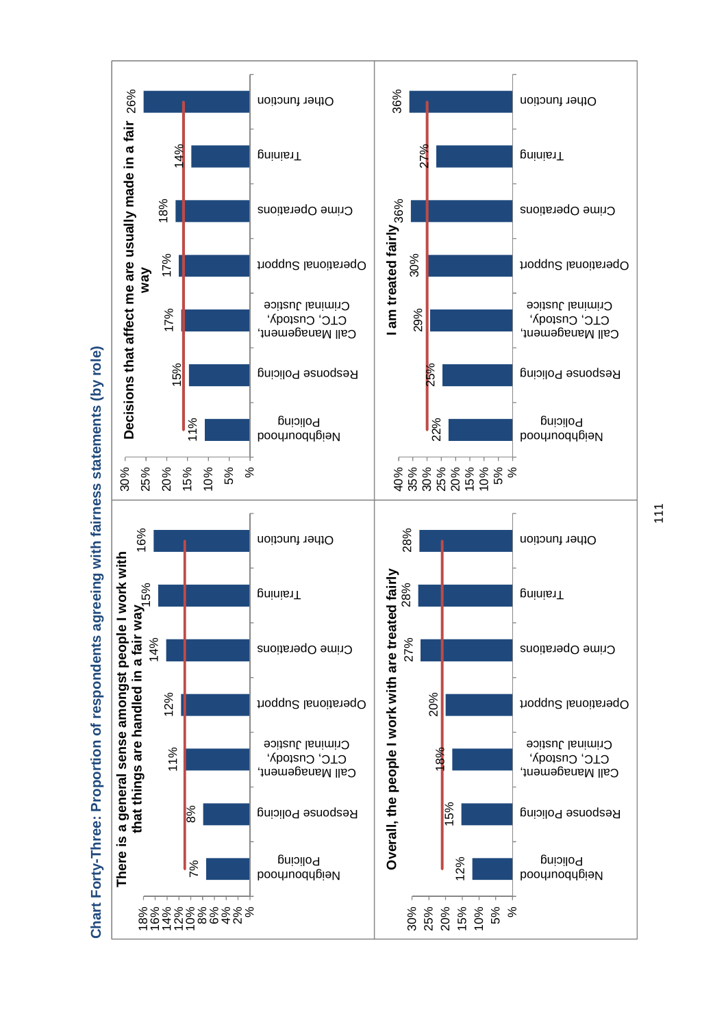## Chart Forty-Three: Proportion of respondents agreeing with fairness statements (by role)

**There is a general sense amongst people I work with that things are handled in a fair way**

| Role | % |
|---|---|
| Neighbourhood Policing | 7% |
| Response Policing | 8% |
| Call Management, CTC, Custody, Criminal Justice | 11% |
| Operational Support | 12% |
| Crime Operations | 14% |
| Training | 15% |
| Other function | 16% |

**Decisions that affect me are usually made in a fair way**

| Role | % |
|---|---|
| Neighbourhood Policing | 11% |
| Response Policing | 15% |
| Call Management, CTC, Custody, Criminal Justice | 17% |
| Operational Support | 17% |
| Crime Operations | 18% |
| Training | 14% |
| Other function | 26% |

**Overall, the people I work with are treated fairly**

| Role | % |
|---|---|
| Neighbourhood Policing | 12% |
| Response Policing | 15% |
| Call Management, CTC, Custody, Criminal Justice | 18% |
| Operational Support | 20% |
| Crime Operations | 27% |
| Training | 28% |
| Other function | 28% |

**I am treated fairly**

| Role | % |
|---|---|
| Neighbourhood Policing | 22% |
| Response Policing | 25% |
| Call Management, CTC, Custody, Criminal Justice | 29% |
| Operational Support | 30% |
| Crime Operations | 36% |
| Training | 27% |
| Other function | 36% |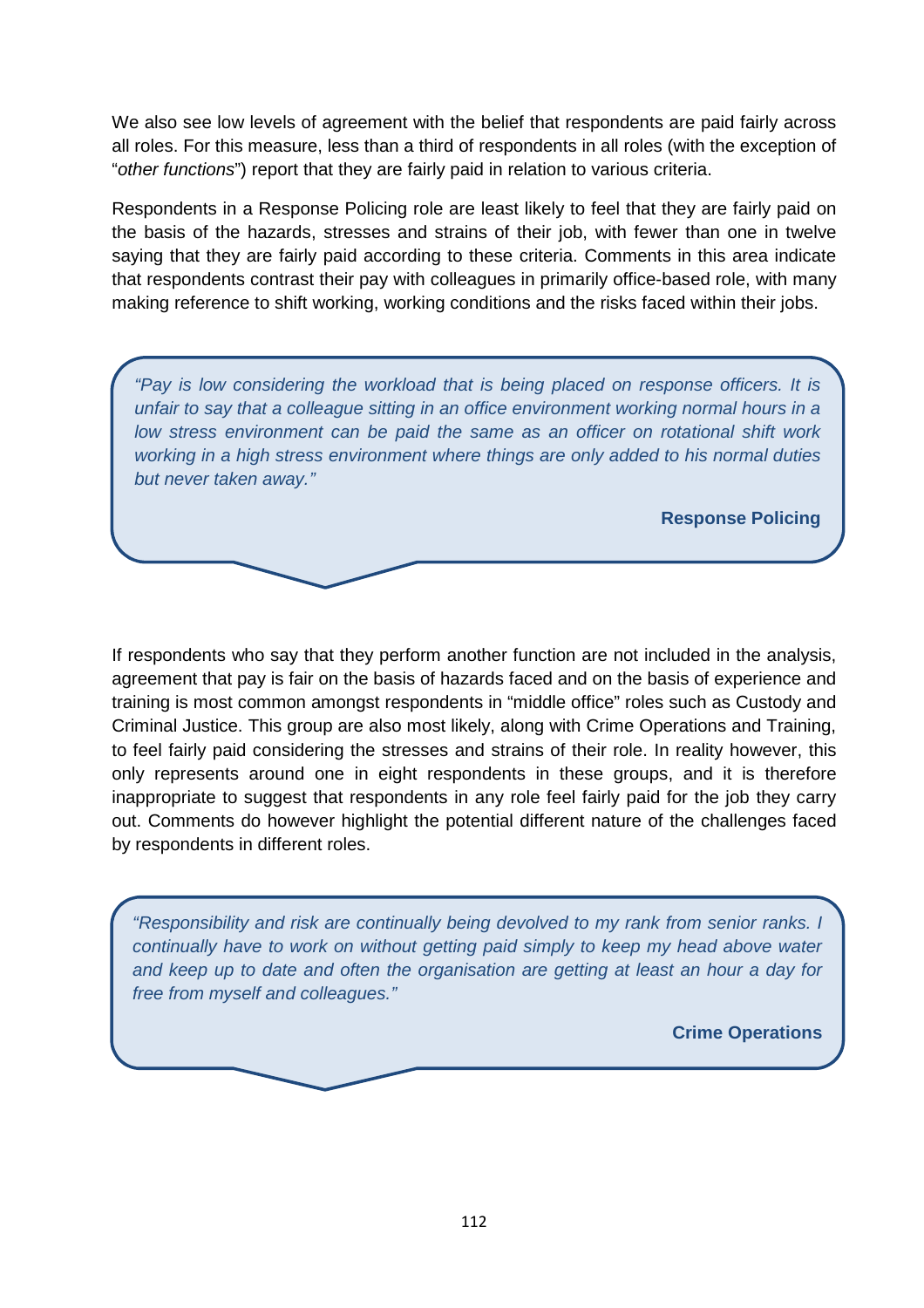We also see low levels of agreement with the belief that respondents are paid fairly across all roles. For this measure, less than a third of respondents in all roles (with the exception of "*other functions*") report that they are fairly paid in relation to various criteria.

Respondents in a Response Policing role are least likely to feel that they are fairly paid on the basis of the hazards, stresses and strains of their job, with fewer than one in twelve saying that they are fairly paid according to these criteria. Comments in this area indicate that respondents contrast their pay with colleagues in primarily office-based role, with many making reference to shift working, working conditions and the risks faced within their jobs.

> *"Pay is low considering the workload that is being placed on response officers. It is unfair to say that a colleague sitting in an office environment working normal hours in a low stress environment can be paid the same as an officer on rotational shift work working in a high stress environment where things are only added to his normal duties but never taken away."*
>
> **Response Policing**

If respondents who say that they perform another function are not included in the analysis, agreement that pay is fair on the basis of hazards faced and on the basis of experience and training is most common amongst respondents in "middle office" roles such as Custody and Criminal Justice. This group are also most likely, along with Crime Operations and Training, to feel fairly paid considering the stresses and strains of their role. In reality however, this only represents around one in eight respondents in these groups, and it is therefore inappropriate to suggest that respondents in any role feel fairly paid for the job they carry out. Comments do however highlight the potential different nature of the challenges faced by respondents in different roles.

> *"Responsibility and risk are continually being devolved to my rank from senior ranks. I continually have to work on without getting paid simply to keep my head above water and keep up to date and often the organisation are getting at least an hour a day for free from myself and colleagues."*
>
> **Crime Operations**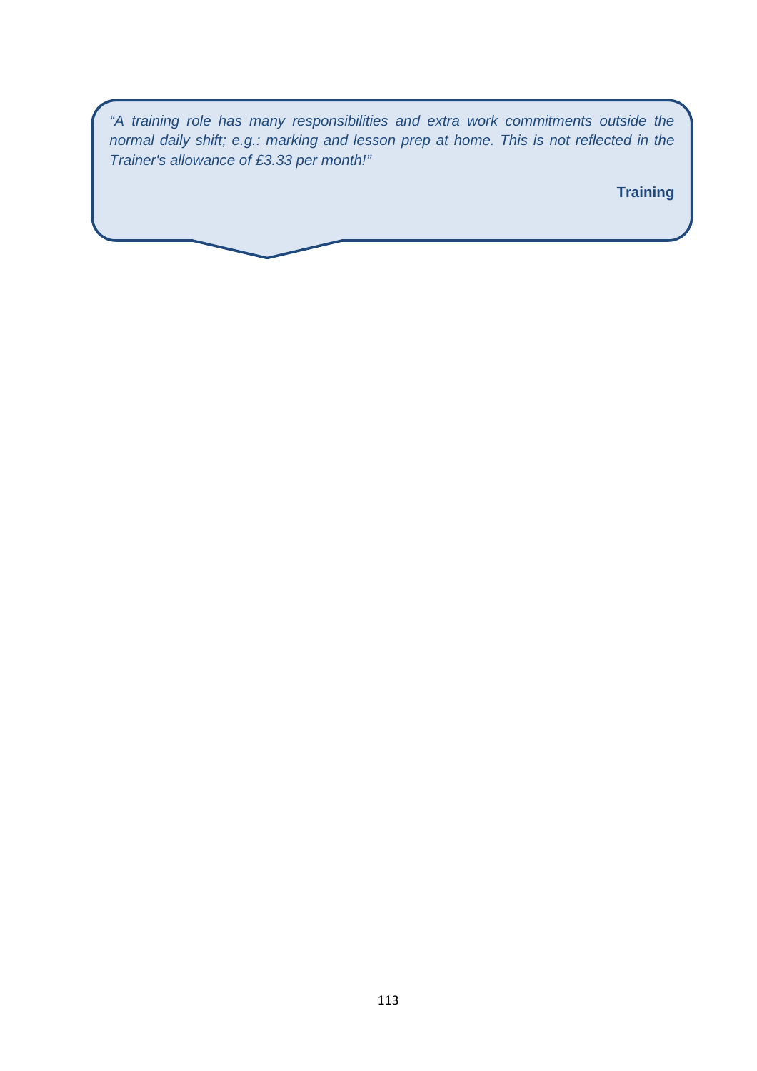*“A training role has many responsibilities and extra work commitments outside the normal daily shift; e.g.: marking and lesson prep at home. This is not reflected in the Trainer's allowance of £3.33 per month!”*

**Training**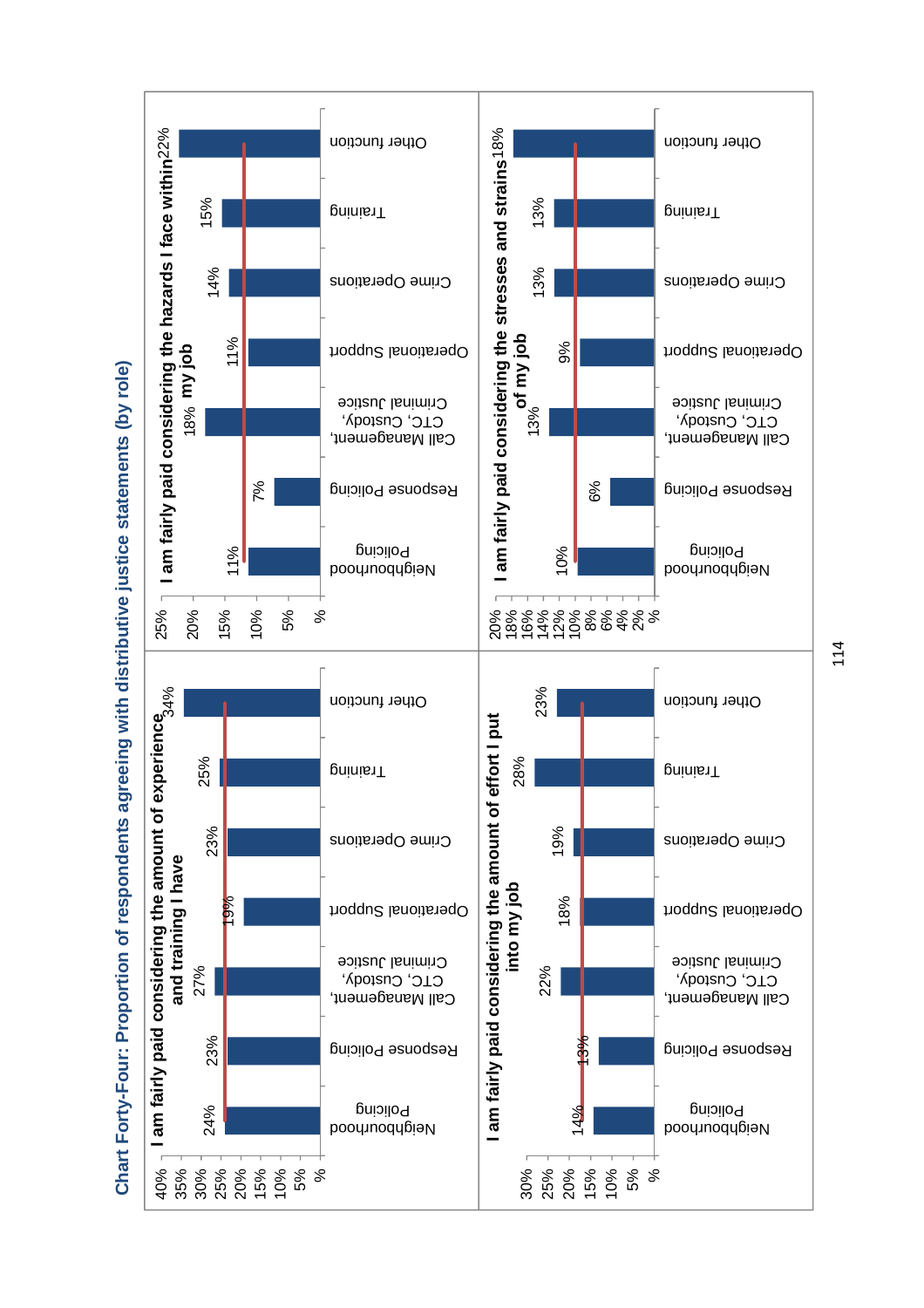# Chart Forty-Four: Proportion of respondents agreeing with distributive justice statements (by role)

**I am fairly paid considering the amount of experience and training I have**

| Role | % |
|---|---|
| Neighbourhood Policing | 24% |
| Response Policing | 23% |
| Call Management, CTC, Custody, Criminal Justice | 27% |
| Operational Support | 19% |
| Crime Operations | 23% |
| Training | 25% |
| Other function | 34% |

**I am fairly paid considering the hazards I face within my job**

| Role | % |
|---|---|
| Neighbourhood Policing | 11% |
| Response Policing | 7% |
| Call Management, CTC, Custody, Criminal Justice | 18% |
| Operational Support | 11% |
| Crime Operations | 14% |
| Training | 15% |
| Other function | 22% |

**I am fairly paid considering the amount of effort I put into my job**

| Role | % |
|---|---|
| Neighbourhood Policing | 14% |
| Response Policing | 13% |
| Call Management, CTC, Custody, Criminal Justice | 22% |
| Operational Support | 18% |
| Crime Operations | 19% |
| Training | 28% |
| Other function | 23% |

**I am fairly paid considering the stresses and strains of my job**

| Role | % |
|---|---|
| Neighbourhood Policing | 10% |
| Response Policing | 6% |
| Call Management, CTC, Custody, Criminal Justice | 13% |
| Operational Support | 9% |
| Crime Operations | 13% |
| Training | 13% |
| Other function | 18% |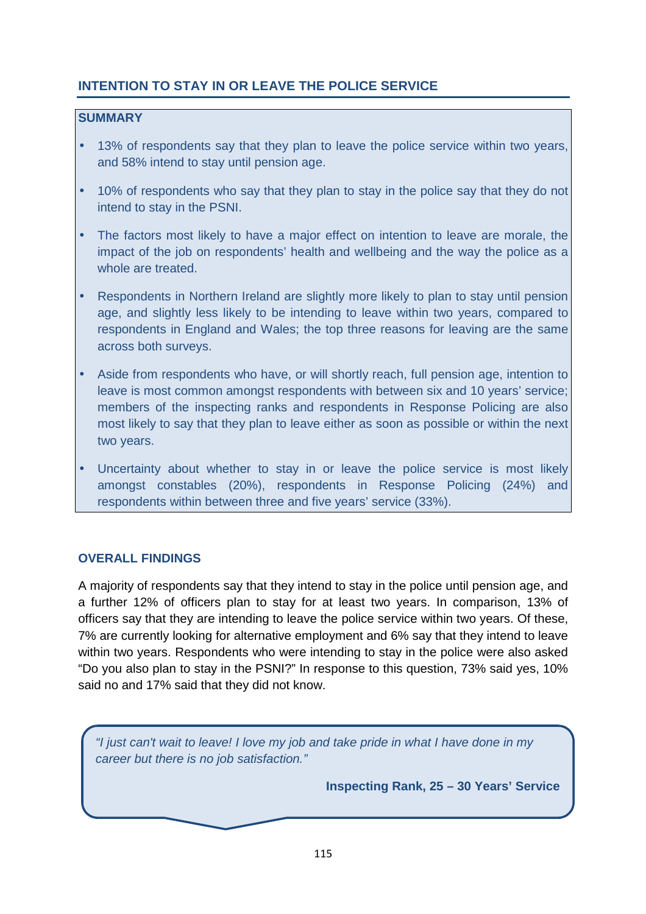## INTENTION TO STAY IN OR LEAVE THE POLICE SERVICE

### SUMMARY

- 13% of respondents say that they plan to leave the police service within two years, and 58% intend to stay until pension age.
- 10% of respondents who say that they plan to stay in the police say that they do not intend to stay in the PSNI.
- The factors most likely to have a major effect on intention to leave are morale, the impact of the job on respondents' health and wellbeing and the way the police as a whole are treated.
- Respondents in Northern Ireland are slightly more likely to plan to stay until pension age, and slightly less likely to be intending to leave within two years, compared to respondents in England and Wales; the top three reasons for leaving are the same across both surveys.
- Aside from respondents who have, or will shortly reach, full pension age, intention to leave is most common amongst respondents with between six and 10 years' service; members of the inspecting ranks and respondents in Response Policing are also most likely to say that they plan to leave either as soon as possible or within the next two years.
- Uncertainty about whether to stay in or leave the police service is most likely amongst constables (20%), respondents in Response Policing (24%) and respondents within between three and five years' service (33%).

### OVERALL FINDINGS

A majority of respondents say that they intend to stay in the police until pension age, and a further 12% of officers plan to stay for at least two years. In comparison, 13% of officers say that they are intending to leave the police service within two years. Of these, 7% are currently looking for alternative employment and 6% say that they intend to leave within two years. Respondents who were intending to stay in the police were also asked "Do you also plan to stay in the PSNI?" In response to this question, 73% said yes, 10% said no and 17% said that they did not know.

> *"I just can't wait to leave! I love my job and take pride in what I have done in my career but there is no job satisfaction."*
>
> **Inspecting Rank, 25 – 30 Years' Service**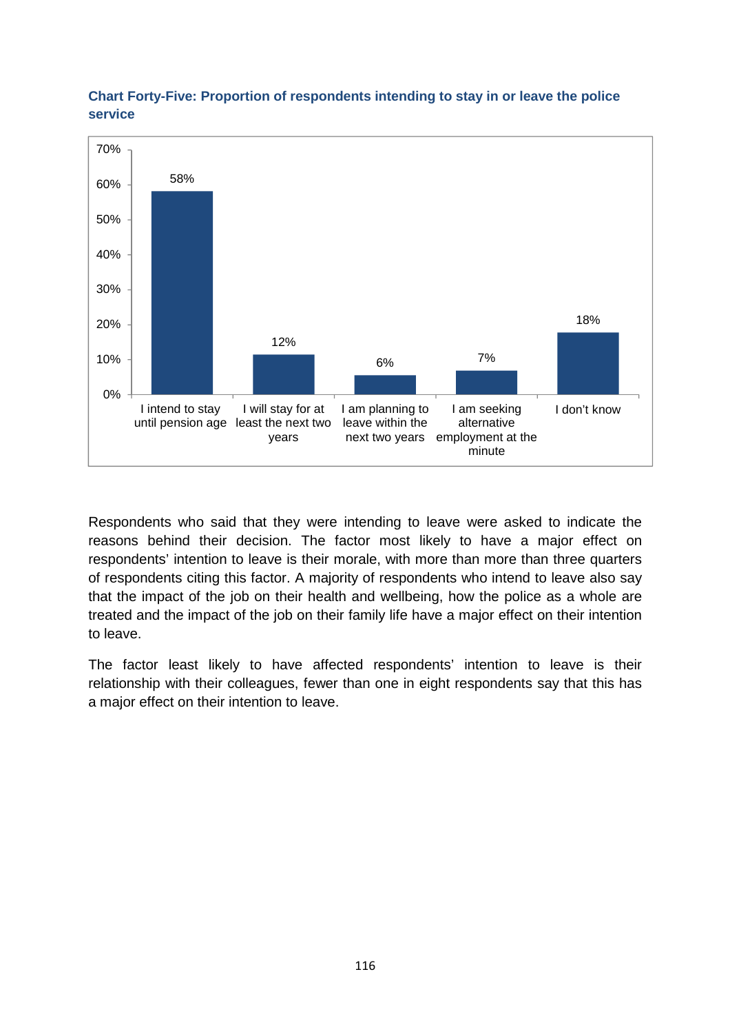**Chart Forty-Five: Proportion of respondents intending to stay in or leave the police service**

| Response | Percentage |
|---|---|
| I intend to stay until pension age | 58% |
| I will stay for at least the next two years | 12% |
| I am planning to leave within the next two years | 6% |
| I am seeking alternative employment at the minute | 7% |
| I don't know | 18% |

Respondents who said that they were intending to leave were asked to indicate the reasons behind their decision. The factor most likely to have a major effect on respondents' intention to leave is their morale, with more than more than three quarters of respondents citing this factor. A majority of respondents who intend to leave also say that the impact of the job on their health and wellbeing, how the police as a whole are treated and the impact of the job on their family life have a major effect on their intention to leave.

The factor least likely to have affected respondents' intention to leave is their relationship with their colleagues, fewer than one in eight respondents say that this has a major effect on their intention to leave.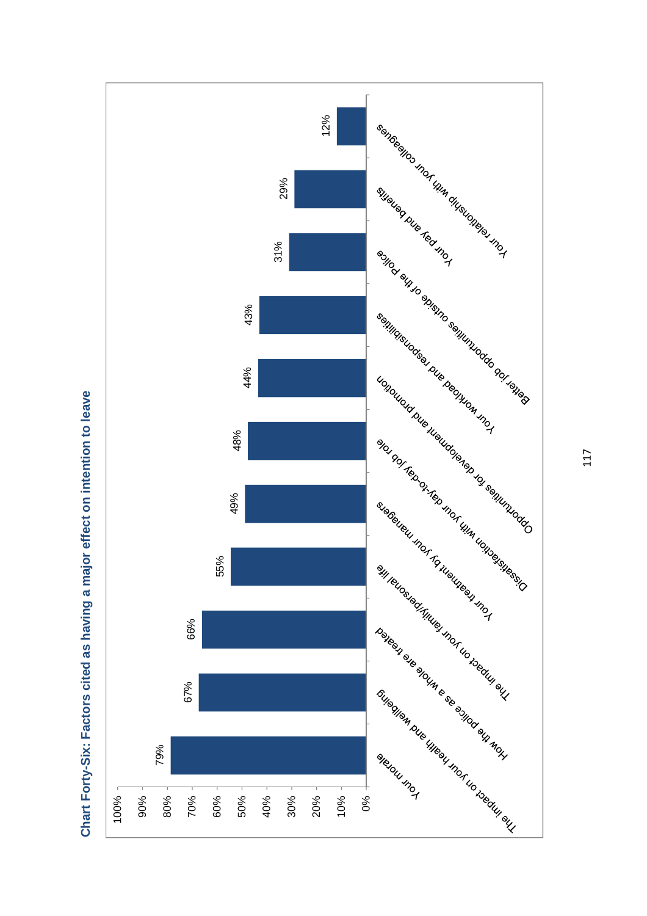**Chart Forty-Six: Factors cited as having a major effect on intention to leave**

| Factor | Percentage |
|---|---|
| Your morale | 79% |
| The impact on your health and wellbeing | 67% |
| How the police as a whole are treated | 66% |
| The impact on your family/personal life | 55% |
| Your treatment by your managers | 49% |
| Dissatisfaction with your day-to-day job role | 48% |
| Opportunities for development and promotion | 44% |
| Your workload and responsibilities | 43% |
| Better job opportunities outside of the Police | 31% |
| Your pay and benefits | 29% |
| Your relationship with your colleagues | 12% |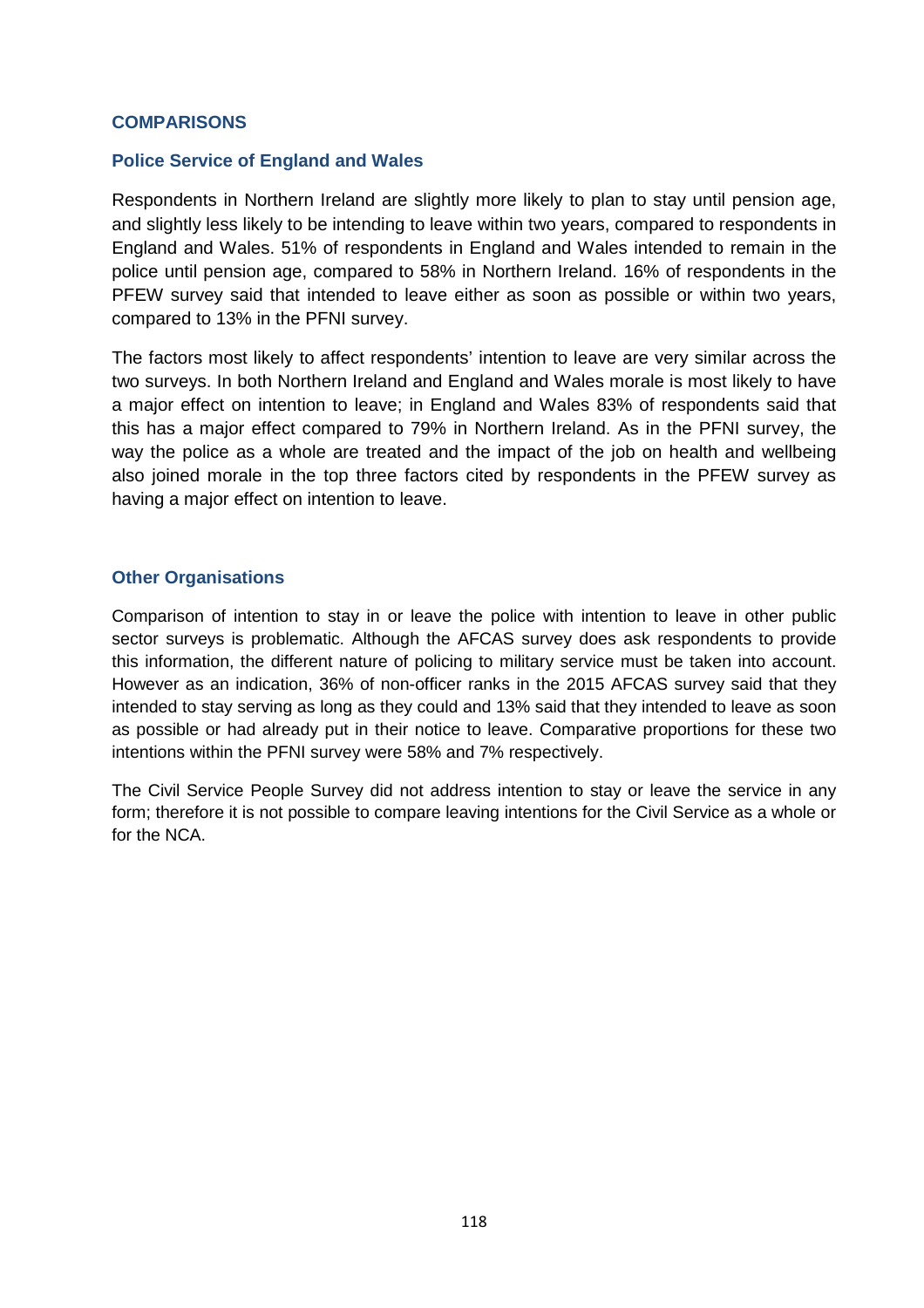## COMPARISONS

### Police Service of England and Wales

Respondents in Northern Ireland are slightly more likely to plan to stay until pension age, and slightly less likely to be intending to leave within two years, compared to respondents in England and Wales. 51% of respondents in England and Wales intended to remain in the police until pension age, compared to 58% in Northern Ireland. 16% of respondents in the PFEW survey said that intended to leave either as soon as possible or within two years, compared to 13% in the PFNI survey.

The factors most likely to affect respondents' intention to leave are very similar across the two surveys. In both Northern Ireland and England and Wales morale is most likely to have a major effect on intention to leave; in England and Wales 83% of respondents said that this has a major effect compared to 79% in Northern Ireland. As in the PFNI survey, the way the police as a whole are treated and the impact of the job on health and wellbeing also joined morale in the top three factors cited by respondents in the PFEW survey as having a major effect on intention to leave.

### Other Organisations

Comparison of intention to stay in or leave the police with intention to leave in other public sector surveys is problematic. Although the AFCAS survey does ask respondents to provide this information, the different nature of policing to military service must be taken into account. However as an indication, 36% of non-officer ranks in the 2015 AFCAS survey said that they intended to stay serving as long as they could and 13% said that they intended to leave as soon as possible or had already put in their notice to leave. Comparative proportions for these two intentions within the PFNI survey were 58% and 7% respectively.

The Civil Service People Survey did not address intention to stay or leave the service in any form; therefore it is not possible to compare leaving intentions for the Civil Service as a whole or for the NCA.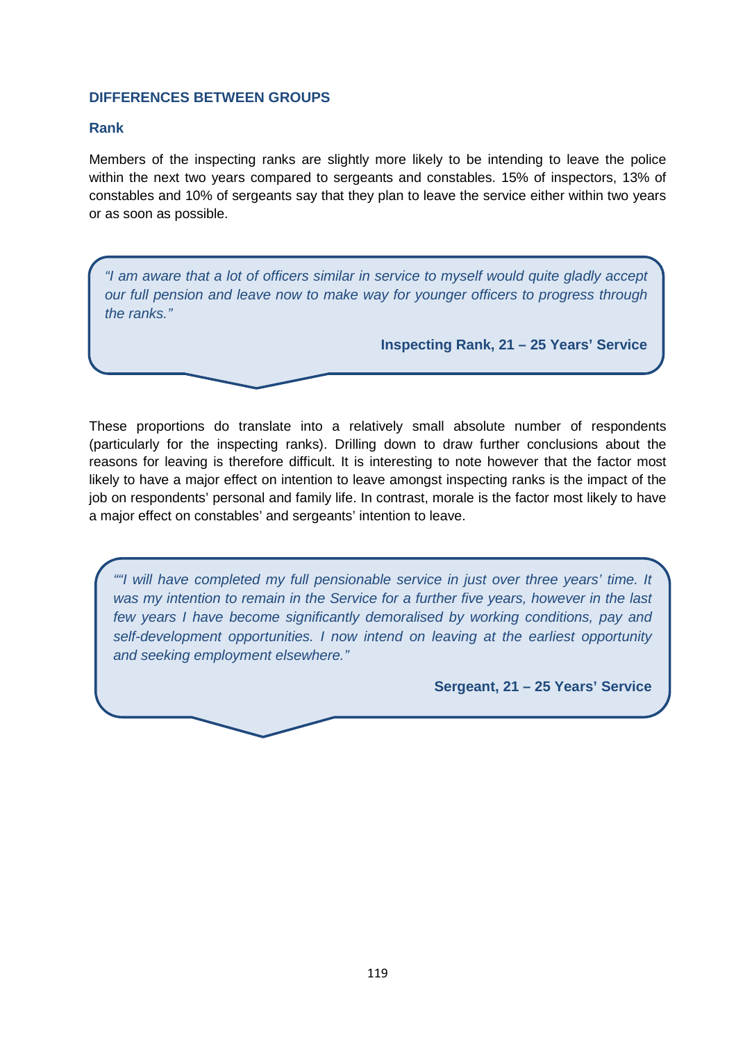## DIFFERENCES BETWEEN GROUPS

### Rank

Members of the inspecting ranks are slightly more likely to be intending to leave the police within the next two years compared to sergeants and constables. 15% of inspectors, 13% of constables and 10% of sergeants say that they plan to leave the service either within two years or as soon as possible.

> *"I am aware that a lot of officers similar in service to myself would quite gladly accept our full pension and leave now to make way for younger officers to progress through the ranks."*
>
> **Inspecting Rank, 21 – 25 Years' Service**

These proportions do translate into a relatively small absolute number of respondents (particularly for the inspecting ranks). Drilling down to draw further conclusions about the reasons for leaving is therefore difficult. It is interesting to note however that the factor most likely to have a major effect on intention to leave amongst inspecting ranks is the impact of the job on respondents' personal and family life. In contrast, morale is the factor most likely to have a major effect on constables' and sergeants' intention to leave.

> *""I will have completed my full pensionable service in just over three years' time. It was my intention to remain in the Service for a further five years, however in the last few years I have become significantly demoralised by working conditions, pay and self-development opportunities. I now intend on leaving at the earliest opportunity and seeking employment elsewhere."*
>
> **Sergeant, 21 – 25 Years' Service**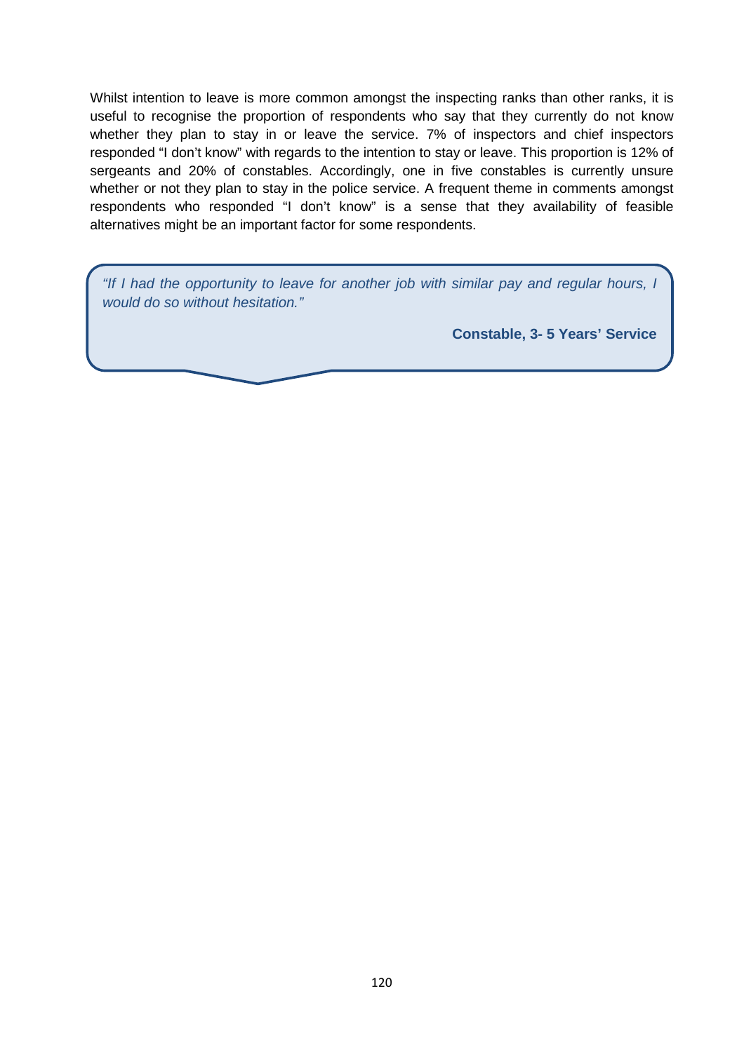Whilst intention to leave is more common amongst the inspecting ranks than other ranks, it is useful to recognise the proportion of respondents who say that they currently do not know whether they plan to stay in or leave the service. 7% of inspectors and chief inspectors responded “I don’t know” with regards to the intention to stay or leave. This proportion is 12% of sergeants and 20% of constables. Accordingly, one in five constables is currently unsure whether or not they plan to stay in the police service. A frequent theme in comments amongst respondents who responded “I don’t know” is a sense that they availability of feasible alternatives might be an important factor for some respondents.

> *“If I had the opportunity to leave for another job with similar pay and regular hours, I would do so without hesitation.”*
>
> **Constable, 3- 5 Years’ Service**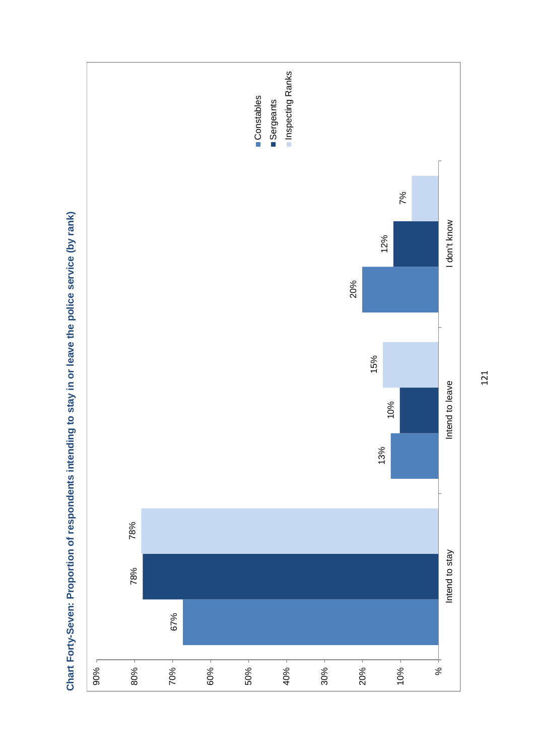**Chart Forty-Seven: Proportion of respondents intending to stay in or leave the police service (by rank)**

| | Constables | Sergeants | Inspecting Ranks |
|---|---|---|---|
| Intend to stay | 67% | 78% | 78% |
| Intend to leave | 13% | 10% | 15% |
| I don't know | 20% | 12% | 7% |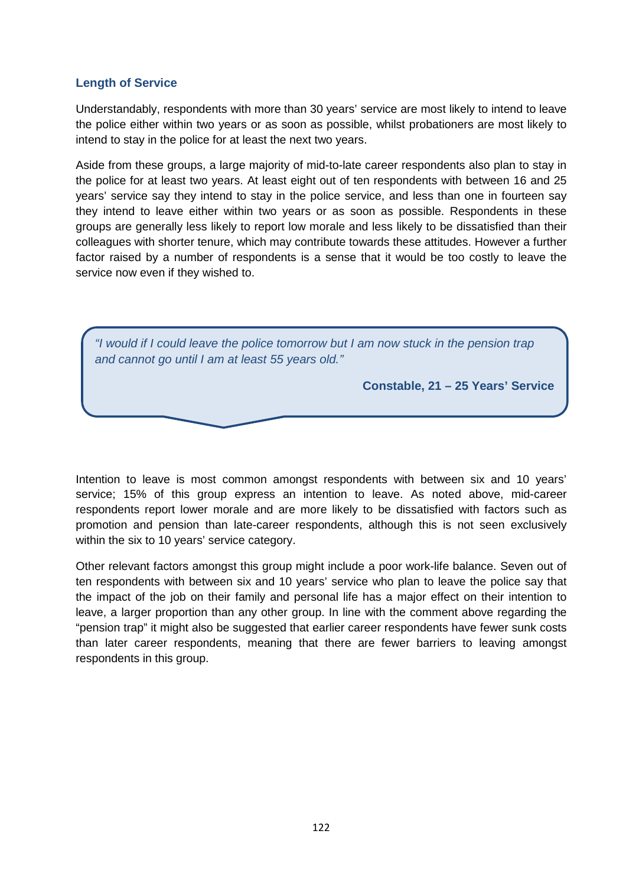### Length of Service

Understandably, respondents with more than 30 years' service are most likely to intend to leave the police either within two years or as soon as possible, whilst probationers are most likely to intend to stay in the police for at least the next two years.

Aside from these groups, a large majority of mid-to-late career respondents also plan to stay in the police for at least two years. At least eight out of ten respondents with between 16 and 25 years' service say they intend to stay in the police service, and less than one in fourteen say they intend to leave either within two years or as soon as possible. Respondents in these groups are generally less likely to report low morale and less likely to be dissatisfied than their colleagues with shorter tenure, which may contribute towards these attitudes. However a further factor raised by a number of respondents is a sense that it would be too costly to leave the service now even if they wished to.

> *"I would if I could leave the police tomorrow but I am now stuck in the pension trap and cannot go until I am at least 55 years old."*
>
> **Constable, 21 – 25 Years' Service**

Intention to leave is most common amongst respondents with between six and 10 years' service; 15% of this group express an intention to leave. As noted above, mid-career respondents report lower morale and are more likely to be dissatisfied with factors such as promotion and pension than late-career respondents, although this is not seen exclusively within the six to 10 years' service category.

Other relevant factors amongst this group might include a poor work-life balance. Seven out of ten respondents with between six and 10 years' service who plan to leave the police say that the impact of the job on their family and personal life has a major effect on their intention to leave, a larger proportion than any other group. In line with the comment above regarding the "pension trap" it might also be suggested that earlier career respondents have fewer sunk costs than later career respondents, meaning that there are fewer barriers to leaving amongst respondents in this group.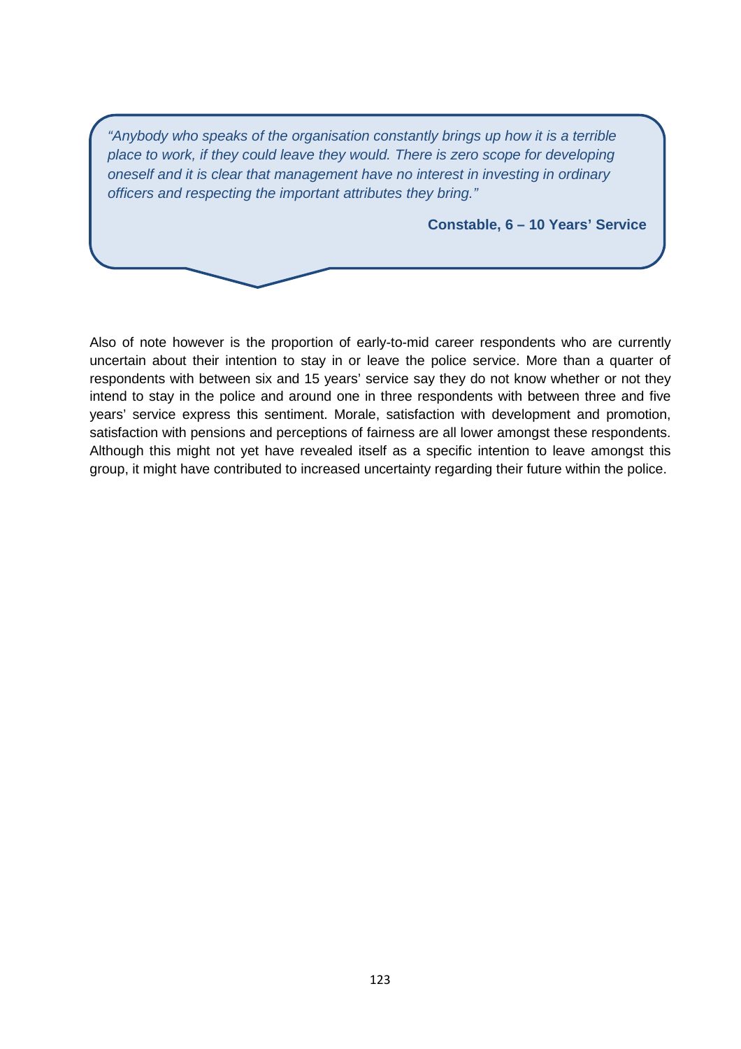> *"Anybody who speaks of the organisation constantly brings up how it is a terrible place to work, if they could leave they would. There is zero scope for developing oneself and it is clear that management have no interest in investing in ordinary officers and respecting the important attributes they bring."*
>
> **Constable, 6 – 10 Years' Service**

Also of note however is the proportion of early-to-mid career respondents who are currently uncertain about their intention to stay in or leave the police service. More than a quarter of respondents with between six and 15 years' service say they do not know whether or not they intend to stay in the police and around one in three respondents with between three and five years' service express this sentiment. Morale, satisfaction with development and promotion, satisfaction with pensions and perceptions of fairness are all lower amongst these respondents. Although this might not yet have revealed itself as a specific intention to leave amongst this group, it might have contributed to increased uncertainty regarding their future within the police.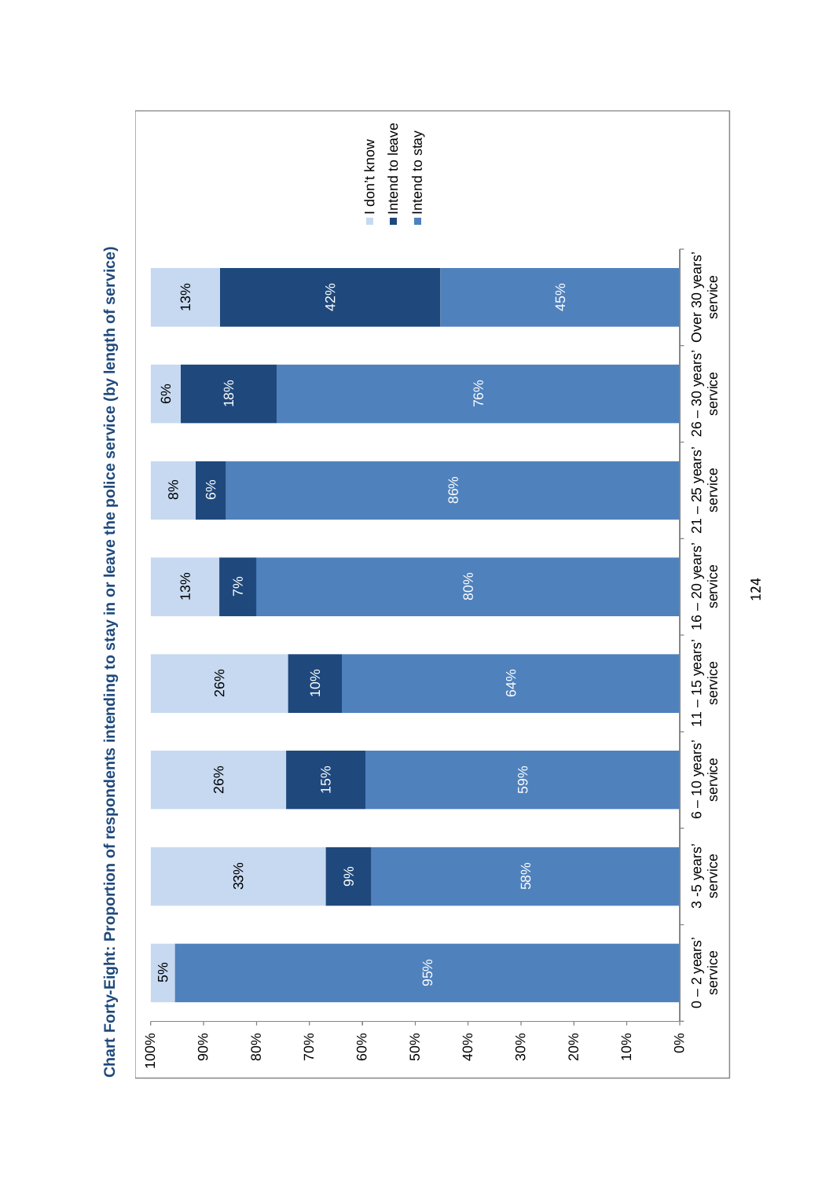**Chart Forty-Eight: Proportion of respondents intending to stay in or leave the police service (by length of service)**

| Length of service | Intend to stay | Intend to leave | I don't know |
|---|---|---|---|
| 0 – 2 years' service | 95% | | 5% |
| 3 -5 years' service | 58% | 9% | 33% |
| 6 – 10 years' service | 59% | 15% | 26% |
| 11 – 15 years' service | 64% | 10% | 26% |
| 16 – 20 years' service | 80% | 7% | 13% |
| 21 – 25 years' service | 86% | 6% | 8% |
| 26 – 30 years' service | 76% | 18% | 6% |
| Over 30 years' service | 45% | 42% | 13% |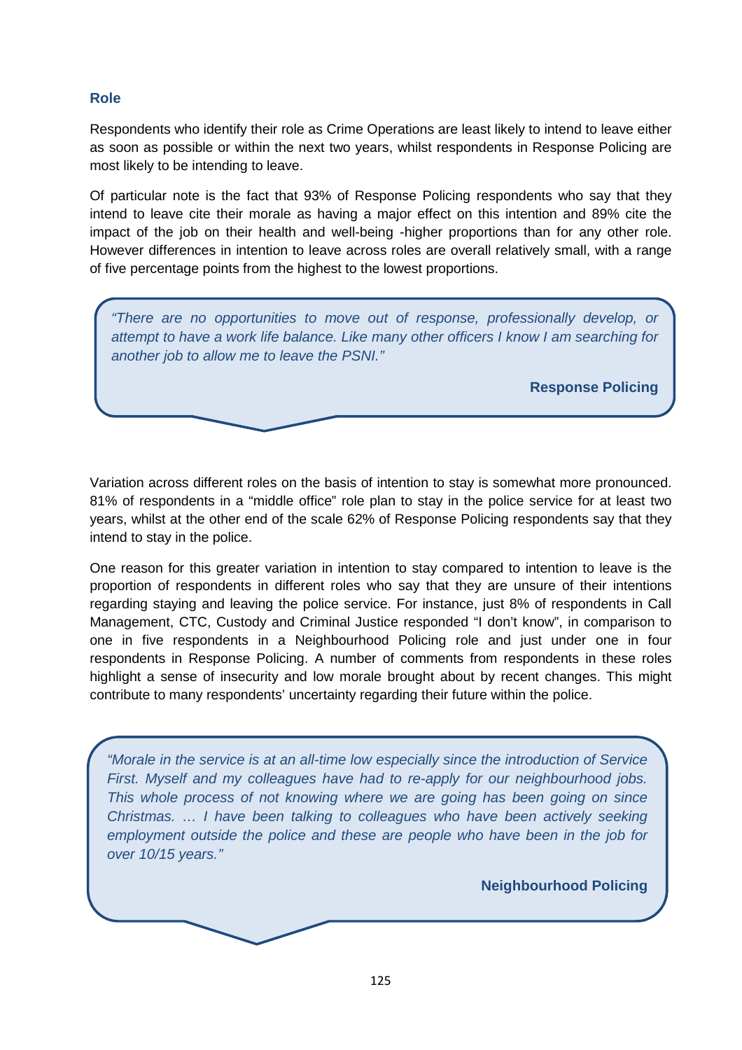### Role

Respondents who identify their role as Crime Operations are least likely to intend to leave either as soon as possible or within the next two years, whilst respondents in Response Policing are most likely to be intending to leave.

Of particular note is the fact that 93% of Response Policing respondents who say that they intend to leave cite their morale as having a major effect on this intention and 89% cite the impact of the job on their health and well-being -higher proportions than for any other role. However differences in intention to leave across roles are overall relatively small, with a range of five percentage points from the highest to the lowest proportions.

> *"There are no opportunities to move out of response, professionally develop, or attempt to have a work life balance. Like many other officers I know I am searching for another job to allow me to leave the PSNI."*
>
> **Response Policing**

Variation across different roles on the basis of intention to stay is somewhat more pronounced. 81% of respondents in a "middle office" role plan to stay in the police service for at least two years, whilst at the other end of the scale 62% of Response Policing respondents say that they intend to stay in the police.

One reason for this greater variation in intention to stay compared to intention to leave is the proportion of respondents in different roles who say that they are unsure of their intentions regarding staying and leaving the police service. For instance, just 8% of respondents in Call Management, CTC, Custody and Criminal Justice responded "I don't know", in comparison to one in five respondents in a Neighbourhood Policing role and just under one in four respondents in Response Policing. A number of comments from respondents in these roles highlight a sense of insecurity and low morale brought about by recent changes. This might contribute to many respondents' uncertainty regarding their future within the police.

> *"Morale in the service is at an all-time low especially since the introduction of Service First. Myself and my colleagues have had to re-apply for our neighbourhood jobs. This whole process of not knowing where we are going has been going on since Christmas. … I have been talking to colleagues who have been actively seeking employment outside the police and these are people who have been in the job for over 10/15 years."*
>
> **Neighbourhood Policing**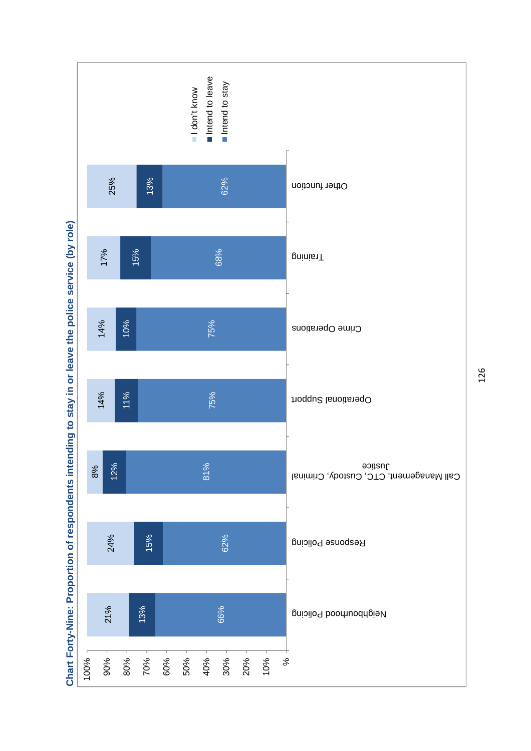**Chart Forty-Nine: Proportion of respondents intending to stay in or leave the police service (by role)**

| Role | Intend to stay | Intend to leave | I don't know |
|---|---|---|---|
| Neighbourhood Policing | 66% | 13% | 21% |
| Response Policing | 62% | 15% | 24% |
| Call Management, CTC, Custody, Criminal Justice | 81% | 12% | 8% |
| Operational Support | 75% | 11% | 14% |
| Crime Operations | 75% | 10% | 14% |
| Training | 68% | 15% | 17% |
| Other function | 62% | 13% | 25% |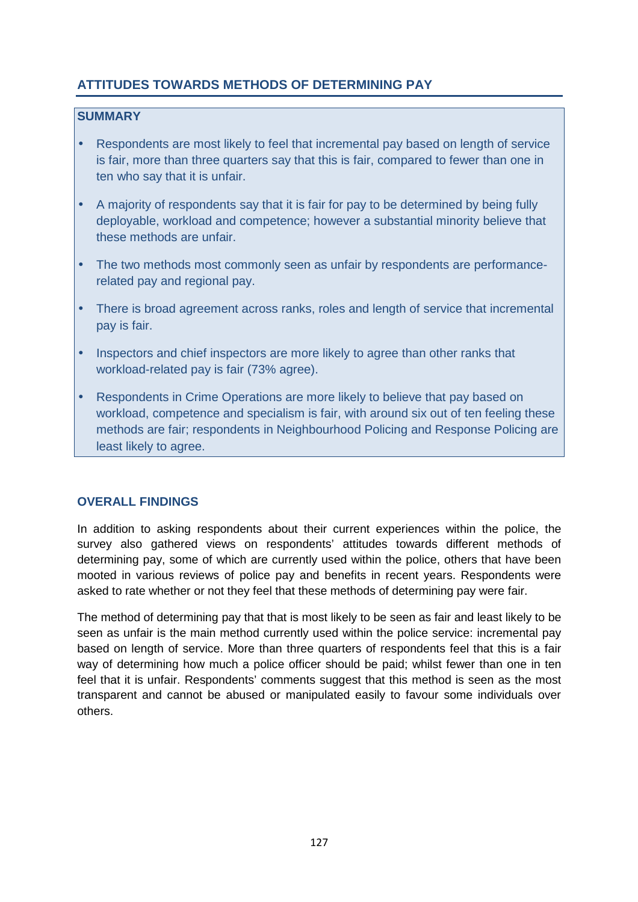## ATTITUDES TOWARDS METHODS OF DETERMINING PAY

### SUMMARY

- Respondents are most likely to feel that incremental pay based on length of service is fair, more than three quarters say that this is fair, compared to fewer than one in ten who say that it is unfair.
- A majority of respondents say that it is fair for pay to be determined by being fully deployable, workload and competence; however a substantial minority believe that these methods are unfair.
- The two methods most commonly seen as unfair by respondents are performance-related pay and regional pay.
- There is broad agreement across ranks, roles and length of service that incremental pay is fair.
- Inspectors and chief inspectors are more likely to agree than other ranks that workload-related pay is fair (73% agree).
- Respondents in Crime Operations are more likely to believe that pay based on workload, competence and specialism is fair, with around six out of ten feeling these methods are fair; respondents in Neighbourhood Policing and Response Policing are least likely to agree.

### OVERALL FINDINGS

In addition to asking respondents about their current experiences within the police, the survey also gathered views on respondents' attitudes towards different methods of determining pay, some of which are currently used within the police, others that have been mooted in various reviews of police pay and benefits in recent years. Respondents were asked to rate whether or not they feel that these methods of determining pay were fair.

The method of determining pay that that is most likely to be seen as fair and least likely to be seen as unfair is the main method currently used within the police service: incremental pay based on length of service. More than three quarters of respondents feel that this is a fair way of determining how much a police officer should be paid; whilst fewer than one in ten feel that it is unfair. Respondents' comments suggest that this method is seen as the most transparent and cannot be abused or manipulated easily to favour some individuals over others.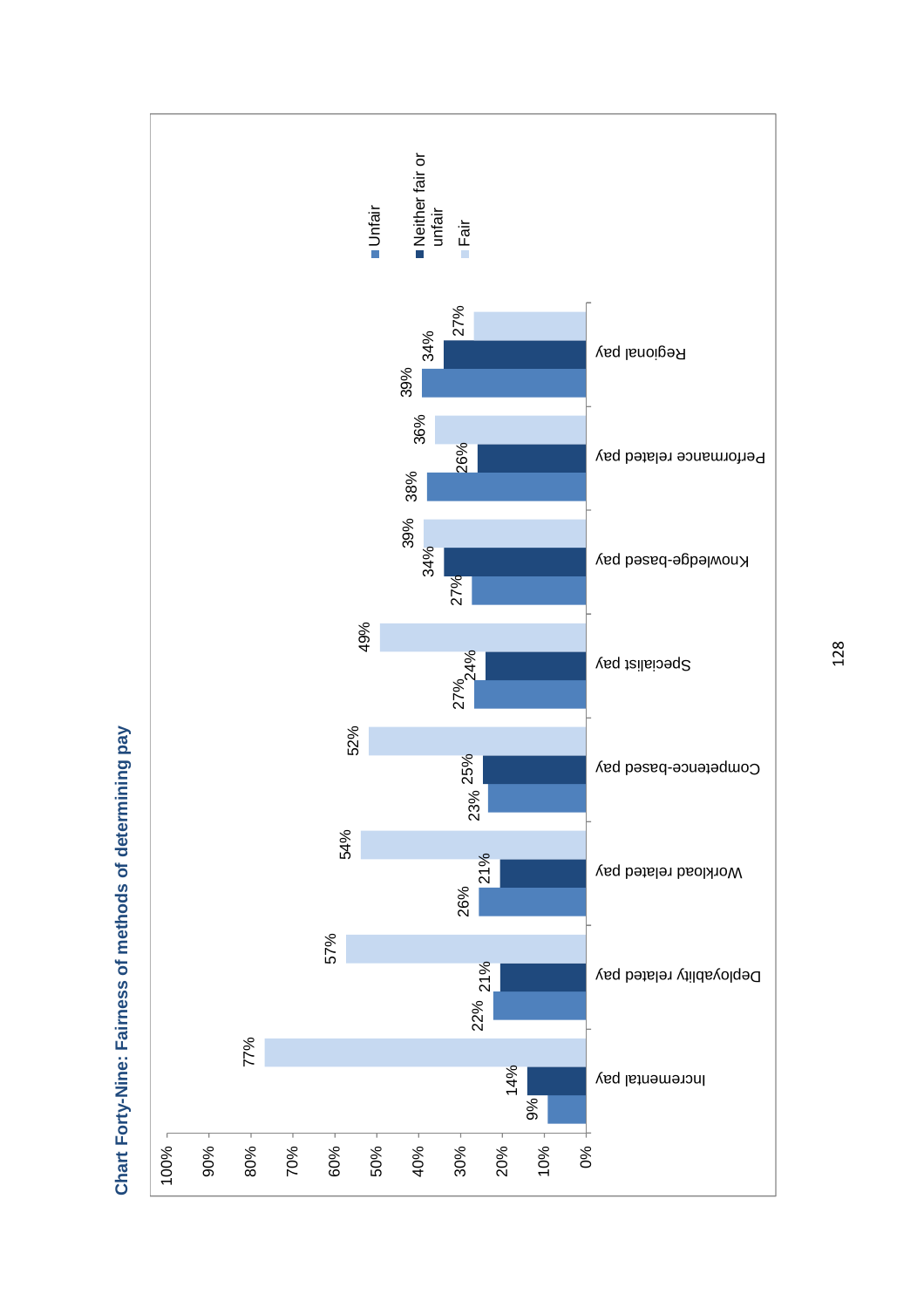**Chart Forty-Nine: Fairness of methods of determining pay**

| Method | Unfair | Neither fair or unfair | Fair |
|---|---|---|---|
| Incremental pay | 9% | 14% | 77% |
| Deployability related pay | 22% | 21% | 57% |
| Workload related pay | 26% | 21% | 54% |
| Competence-based pay | 23% | 25% | 52% |
| Specialist pay | 27% | 24% | 49% |
| Knowledge-based pay | 27% | 34% | 39% |
| Performance related pay | 38% | 26% | 36% |
| Regional pay | 39% | 34% | 27% |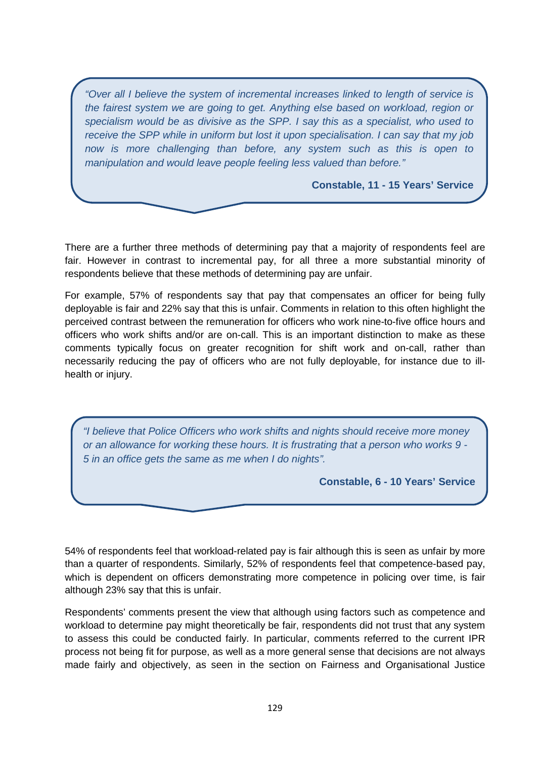> *"Over all I believe the system of incremental increases linked to length of service is the fairest system we are going to get. Anything else based on workload, region or specialism would be as divisive as the SPP. I say this as a specialist, who used to receive the SPP while in uniform but lost it upon specialisation. I can say that my job now is more challenging than before, any system such as this is open to manipulation and would leave people feeling less valued than before."*
>
> **Constable, 11 - 15 Years' Service**

There are a further three methods of determining pay that a majority of respondents feel are fair. However in contrast to incremental pay, for all three a more substantial minority of respondents believe that these methods of determining pay are unfair.

For example, 57% of respondents say that pay that compensates an officer for being fully deployable is fair and 22% say that this is unfair. Comments in relation to this often highlight the perceived contrast between the remuneration for officers who work nine-to-five office hours and officers who work shifts and/or are on-call. This is an important distinction to make as these comments typically focus on greater recognition for shift work and on-call, rather than necessarily reducing the pay of officers who are not fully deployable, for instance due to ill-health or injury.

> *"I believe that Police Officers who work shifts and nights should receive more money or an allowance for working these hours. It is frustrating that a person who works 9 - 5 in an office gets the same as me when I do nights".*
>
> **Constable, 6 - 10 Years' Service**

54% of respondents feel that workload-related pay is fair although this is seen as unfair by more than a quarter of respondents. Similarly, 52% of respondents feel that competence-based pay, which is dependent on officers demonstrating more competence in policing over time, is fair although 23% say that this is unfair.

Respondents' comments present the view that although using factors such as competence and workload to determine pay might theoretically be fair, respondents did not trust that any system to assess this could be conducted fairly. In particular, comments referred to the current IPR process not being fit for purpose, as well as a more general sense that decisions are not always made fairly and objectively, as seen in the section on Fairness and Organisational Justice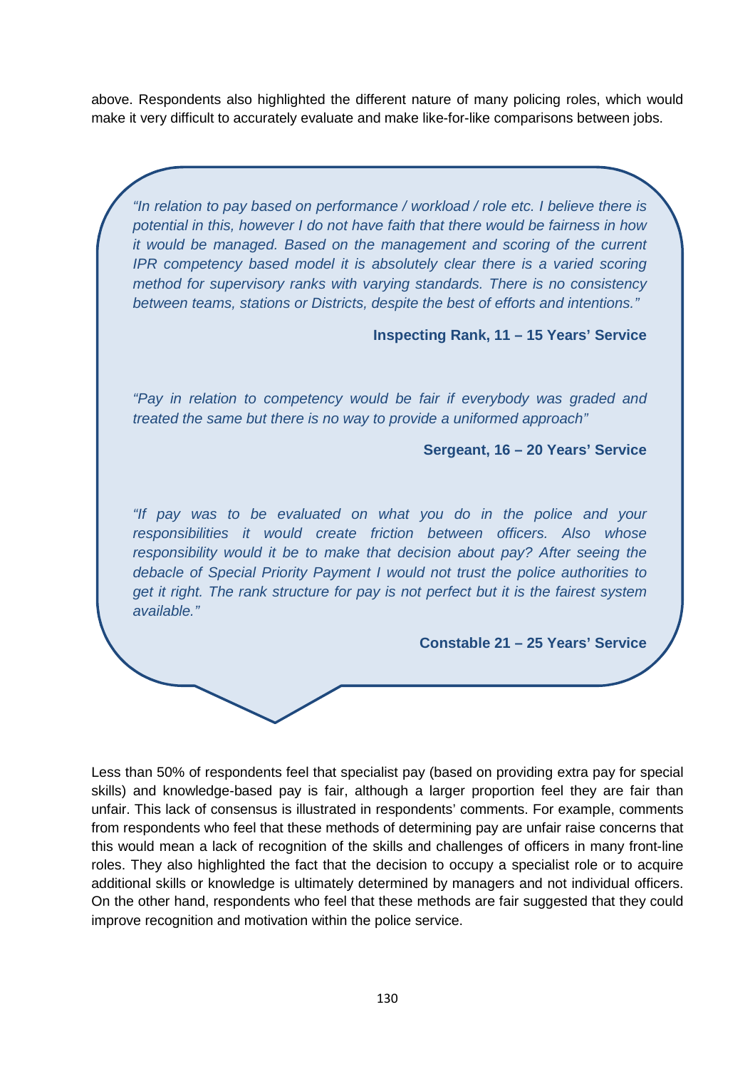above. Respondents also highlighted the different nature of many policing roles, which would make it very difficult to accurately evaluate and make like-for-like comparisons between jobs.

> *"In relation to pay based on performance / workload / role etc. I believe there is potential in this, however I do not have faith that there would be fairness in how it would be managed. Based on the management and scoring of the current IPR competency based model it is absolutely clear there is a varied scoring method for supervisory ranks with varying standards. There is no consistency between teams, stations or Districts, despite the best of efforts and intentions."*
>
> **Inspecting Rank, 11 – 15 Years' Service**
>
> *"Pay in relation to competency would be fair if everybody was graded and treated the same but there is no way to provide a uniformed approach"*
>
> **Sergeant, 16 – 20 Years' Service**
>
> *"If pay was to be evaluated on what you do in the police and your responsibilities it would create friction between officers. Also whose responsibility would it be to make that decision about pay? After seeing the debacle of Special Priority Payment I would not trust the police authorities to get it right. The rank structure for pay is not perfect but it is the fairest system available."*
>
> **Constable 21 – 25 Years' Service**

Less than 50% of respondents feel that specialist pay (based on providing extra pay for special skills) and knowledge-based pay is fair, although a larger proportion feel they are fair than unfair. This lack of consensus is illustrated in respondents' comments. For example, comments from respondents who feel that these methods of determining pay are unfair raise concerns that this would mean a lack of recognition of the skills and challenges of officers in many front-line roles. They also highlighted the fact that the decision to occupy a specialist role or to acquire additional skills or knowledge is ultimately determined by managers and not individual officers. On the other hand, respondents who feel that these methods are fair suggested that they could improve recognition and motivation within the police service.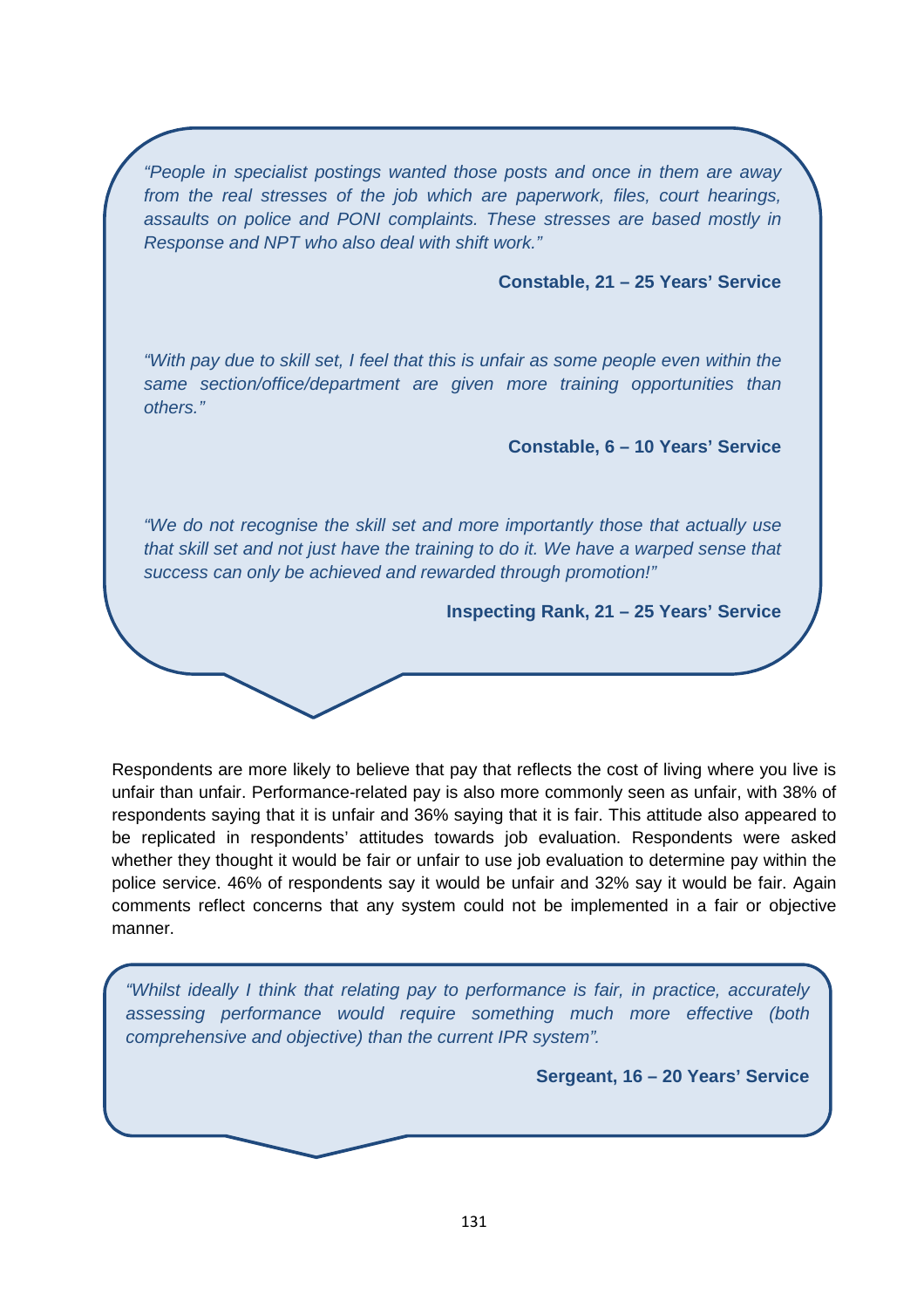*"People in specialist postings wanted those posts and once in them are away from the real stresses of the job which are paperwork, files, court hearings, assaults on police and PONI complaints. These stresses are based mostly in Response and NPT who also deal with shift work."*

**Constable, 21 – 25 Years' Service**

*"With pay due to skill set, I feel that this is unfair as some people even within the same section/office/department are given more training opportunities than others."*

**Constable, 6 – 10 Years' Service**

*"We do not recognise the skill set and more importantly those that actually use that skill set and not just have the training to do it. We have a warped sense that success can only be achieved and rewarded through promotion!"*

**Inspecting Rank, 21 – 25 Years' Service**

Respondents are more likely to believe that pay that reflects the cost of living where you live is unfair than unfair. Performance-related pay is also more commonly seen as unfair, with 38% of respondents saying that it is unfair and 36% saying that it is fair. This attitude also appeared to be replicated in respondents' attitudes towards job evaluation. Respondents were asked whether they thought it would be fair or unfair to use job evaluation to determine pay within the police service. 46% of respondents say it would be unfair and 32% say it would be fair. Again comments reflect concerns that any system could not be implemented in a fair or objective manner.

*"Whilst ideally I think that relating pay to performance is fair, in practice, accurately assessing performance would require something much more effective (both comprehensive and objective) than the current IPR system".*

**Sergeant, 16 – 20 Years' Service**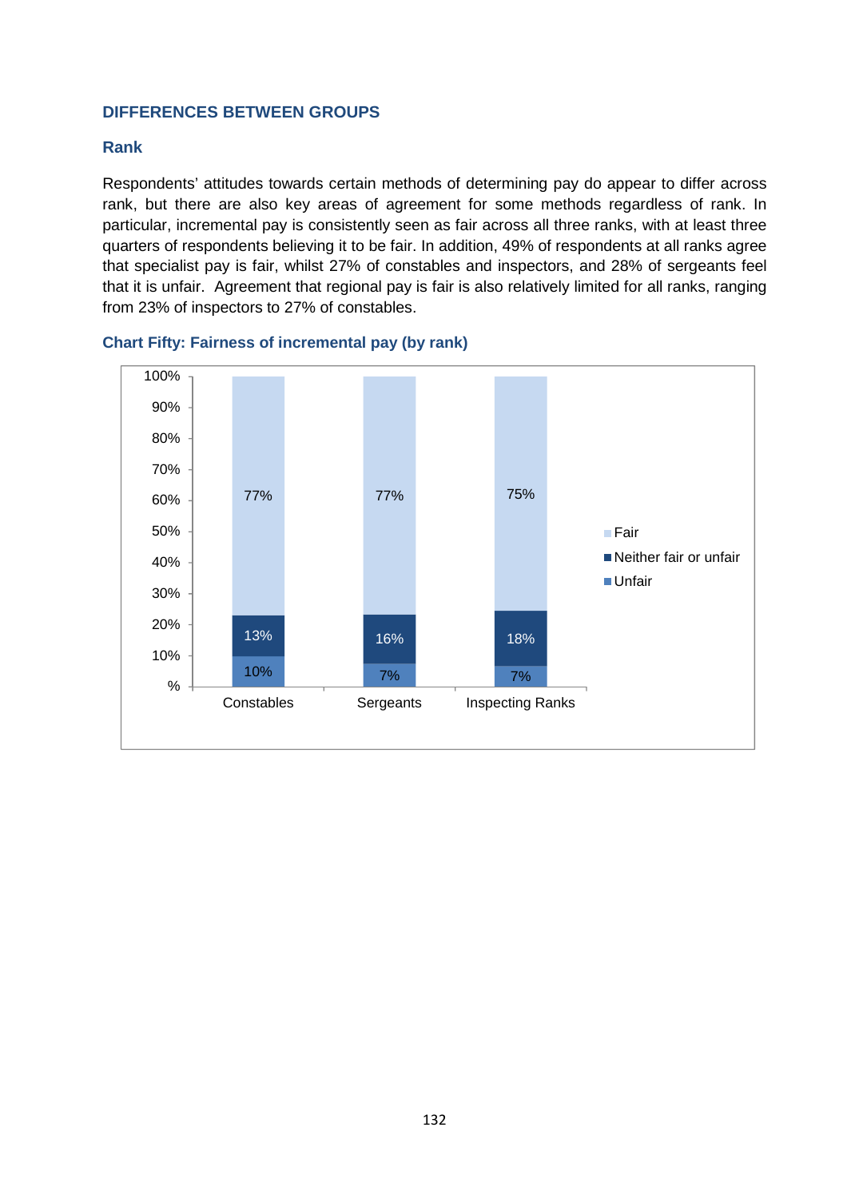## DIFFERENCES BETWEEN GROUPS

### Rank

Respondents' attitudes towards certain methods of determining pay do appear to differ across rank, but there are also key areas of agreement for some methods regardless of rank. In particular, incremental pay is consistently seen as fair across all three ranks, with at least three quarters of respondents believing it to be fair. In addition, 49% of respondents at all ranks agree that specialist pay is fair, whilst 27% of constables and inspectors, and 28% of sergeants feel that it is unfair. Agreement that regional pay is fair is also relatively limited for all ranks, ranging from 23% of inspectors to 27% of constables.

**Chart Fifty: Fairness of incremental pay (by rank)**

| | Constables | Sergeants | Inspecting Ranks |
|---|---|---|---|
| Fair | 77% | 77% | 75% |
| Neither fair or unfair | 13% | 16% | 18% |
| Unfair | 10% | 7% | 7% |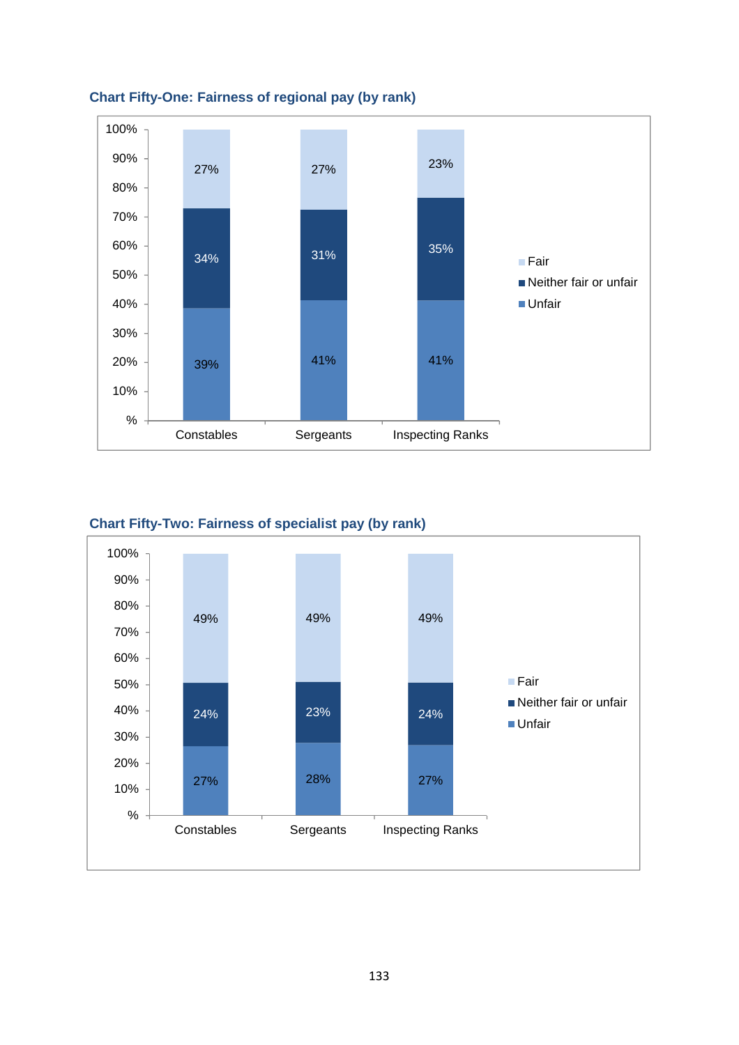**Chart Fifty-One: Fairness of regional pay (by rank)**

| | Constables | Sergeants | Inspecting Ranks |
|---|---|---|---|
| Fair | 27% | 27% | 23% |
| Neither fair or unfair | 34% | 31% | 35% |
| Unfair | 39% | 41% | 41% |

**Chart Fifty-Two: Fairness of specialist pay (by rank)**

| | Constables | Sergeants | Inspecting Ranks |
|---|---|---|---|
| Fair | 49% | 49% | 49% |
| Neither fair or unfair | 24% | 23% | 24% |
| Unfair | 27% | 28% | 27% |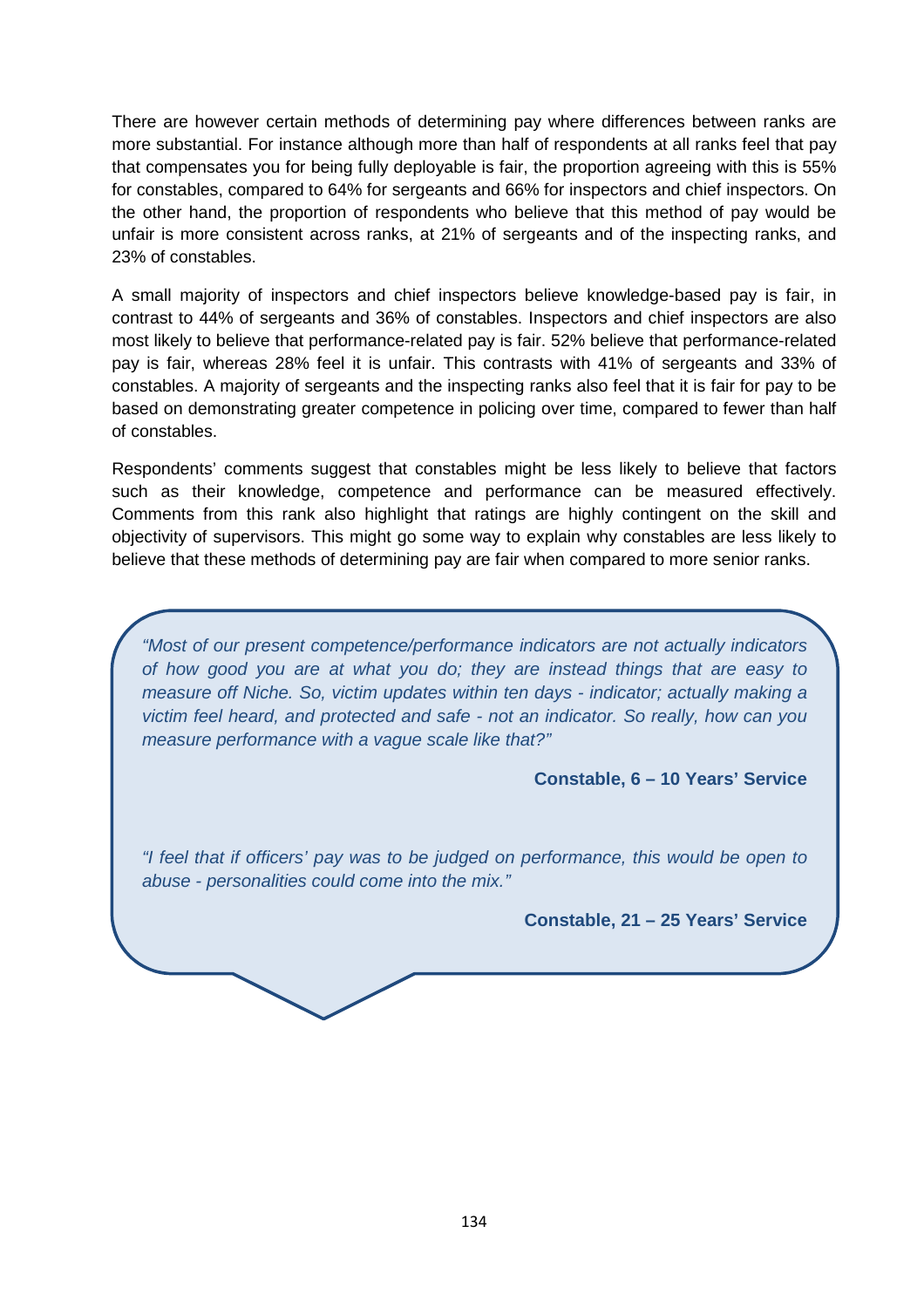There are however certain methods of determining pay where differences between ranks are more substantial. For instance although more than half of respondents at all ranks feel that pay that compensates you for being fully deployable is fair, the proportion agreeing with this is 55% for constables, compared to 64% for sergeants and 66% for inspectors and chief inspectors. On the other hand, the proportion of respondents who believe that this method of pay would be unfair is more consistent across ranks, at 21% of sergeants and of the inspecting ranks, and 23% of constables.

A small majority of inspectors and chief inspectors believe knowledge-based pay is fair, in contrast to 44% of sergeants and 36% of constables. Inspectors and chief inspectors are also most likely to believe that performance-related pay is fair. 52% believe that performance-related pay is fair, whereas 28% feel it is unfair. This contrasts with 41% of sergeants and 33% of constables. A majority of sergeants and the inspecting ranks also feel that it is fair for pay to be based on demonstrating greater competence in policing over time, compared to fewer than half of constables.

Respondents' comments suggest that constables might be less likely to believe that factors such as their knowledge, competence and performance can be measured effectively. Comments from this rank also highlight that ratings are highly contingent on the skill and objectivity of supervisors. This might go some way to explain why constables are less likely to believe that these methods of determining pay are fair when compared to more senior ranks.

> *"Most of our present competence/performance indicators are not actually indicators of how good you are at what you do; they are instead things that are easy to measure off Niche. So, victim updates within ten days - indicator; actually making a victim feel heard, and protected and safe - not an indicator. So really, how can you measure performance with a vague scale like that?"*
>
> **Constable, 6 – 10 Years' Service**
>
> *"I feel that if officers' pay was to be judged on performance, this would be open to abuse - personalities could come into the mix."*
>
> **Constable, 21 – 25 Years' Service**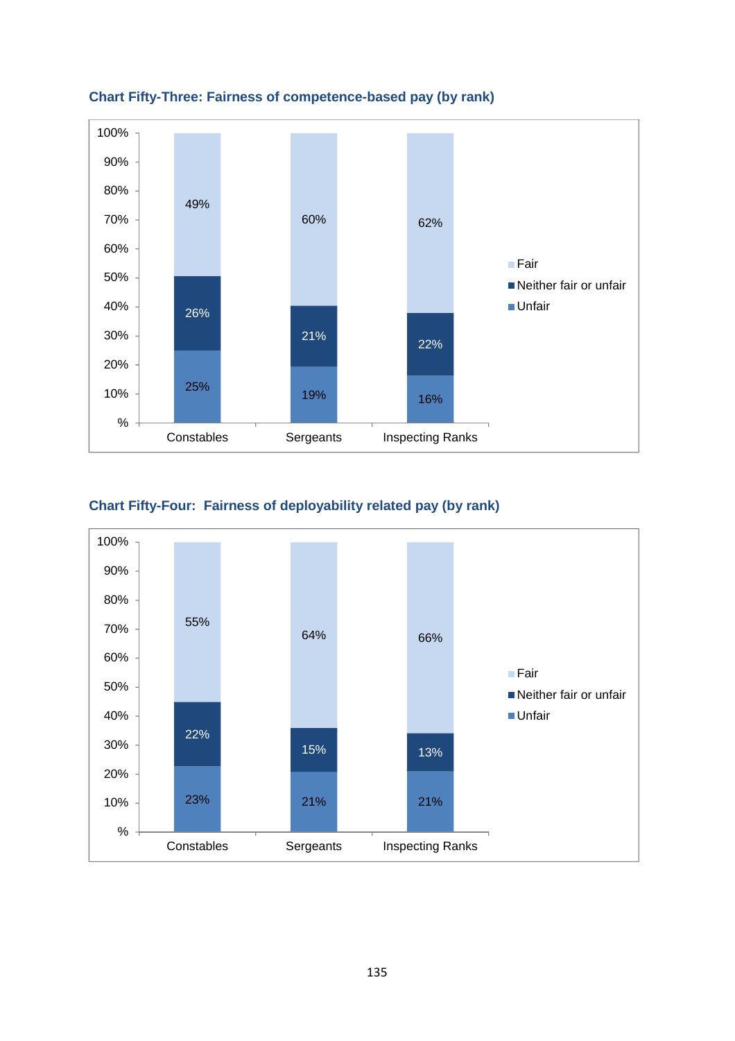**Chart Fifty-Three: Fairness of competence-based pay (by rank)**

| | Constables | Sergeants | Inspecting Ranks |
|---|---|---|---|
| Fair | 49% | 60% | 62% |
| Neither fair or unfair | 26% | 21% | 22% |
| Unfair | 25% | 19% | 16% |

**Chart Fifty-Four: Fairness of deployability related pay (by rank)**

| | Constables | Sergeants | Inspecting Ranks |
|---|---|---|---|
| Fair | 55% | 64% | 66% |
| Neither fair or unfair | 22% | 15% | 13% |
| Unfair | 23% | 21% | 21% |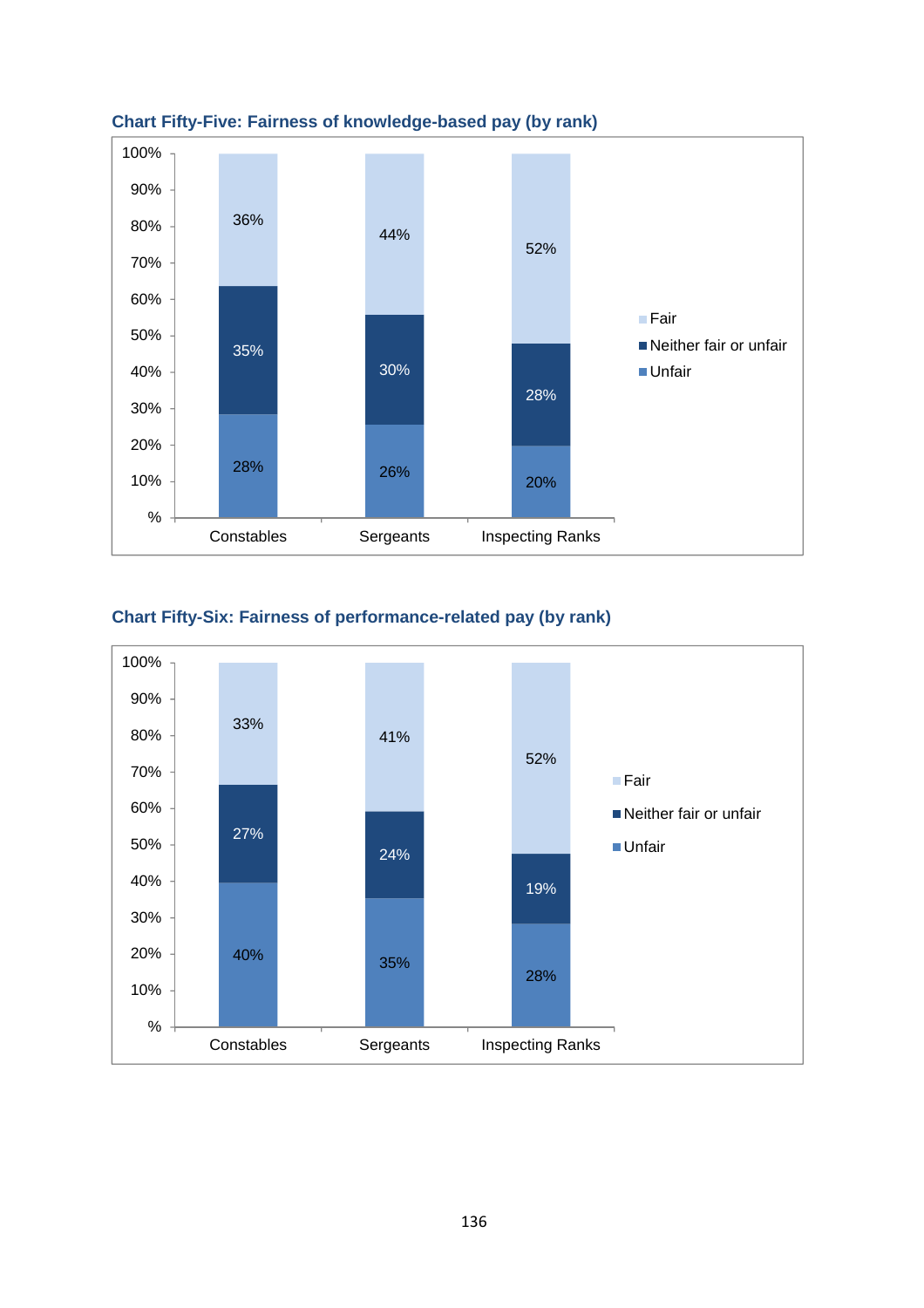**Chart Fifty-Five: Fairness of knowledge-based pay (by rank)**

| | Constables | Sergeants | Inspecting Ranks |
|---|---|---|---|
| Fair | 36% | 44% | 52% |
| Neither fair or unfair | 35% | 30% | 28% |
| Unfair | 28% | 26% | 20% |

**Chart Fifty-Six: Fairness of performance-related pay (by rank)**

| | Constables | Sergeants | Inspecting Ranks |
|---|---|---|---|
| Fair | 33% | 41% | 52% |
| Neither fair or unfair | 27% | 24% | 19% |
| Unfair | 40% | 35% | 28% |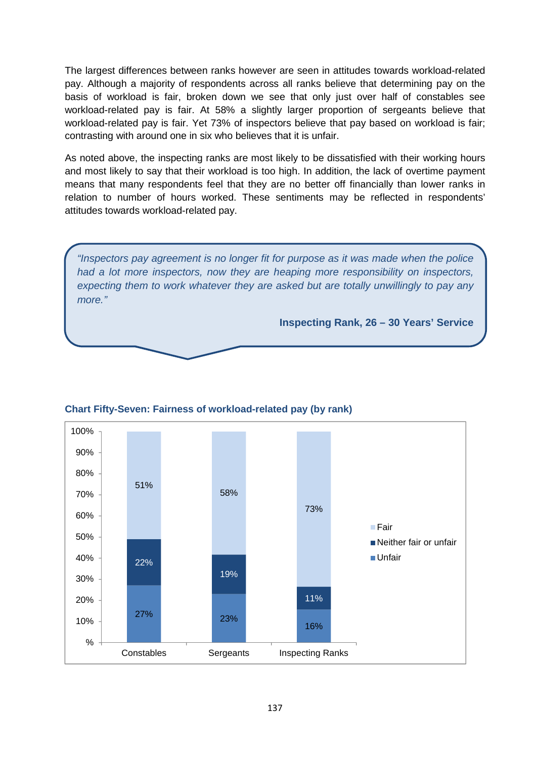The largest differences between ranks however are seen in attitudes towards workload-related pay. Although a majority of respondents across all ranks believe that determining pay on the basis of workload is fair, broken down we see that only just over half of constables see workload-related pay is fair. At 58% a slightly larger proportion of sergeants believe that workload-related pay is fair. Yet 73% of inspectors believe that pay based on workload is fair; contrasting with around one in six who believes that it is unfair.

As noted above, the inspecting ranks are most likely to be dissatisfied with their working hours and most likely to say that their workload is too high. In addition, the lack of overtime payment means that many respondents feel that they are no better off financially than lower ranks in relation to number of hours worked. These sentiments may be reflected in respondents' attitudes towards workload-related pay.

> *"Inspectors pay agreement is no longer fit for purpose as it was made when the police had a lot more inspectors, now they are heaping more responsibility on inspectors, expecting them to work whatever they are asked but are totally unwillingly to pay any more."*
>
> **Inspecting Rank, 26 – 30 Years' Service**

**Chart Fifty-Seven: Fairness of workload-related pay (by rank)**

| | Constables | Sergeants | Inspecting Ranks |
|---|---|---|---|
| Fair | 51% | 58% | 73% |
| Neither fair or unfair | 22% | 19% | 11% |
| Unfair | 27% | 23% | 16% |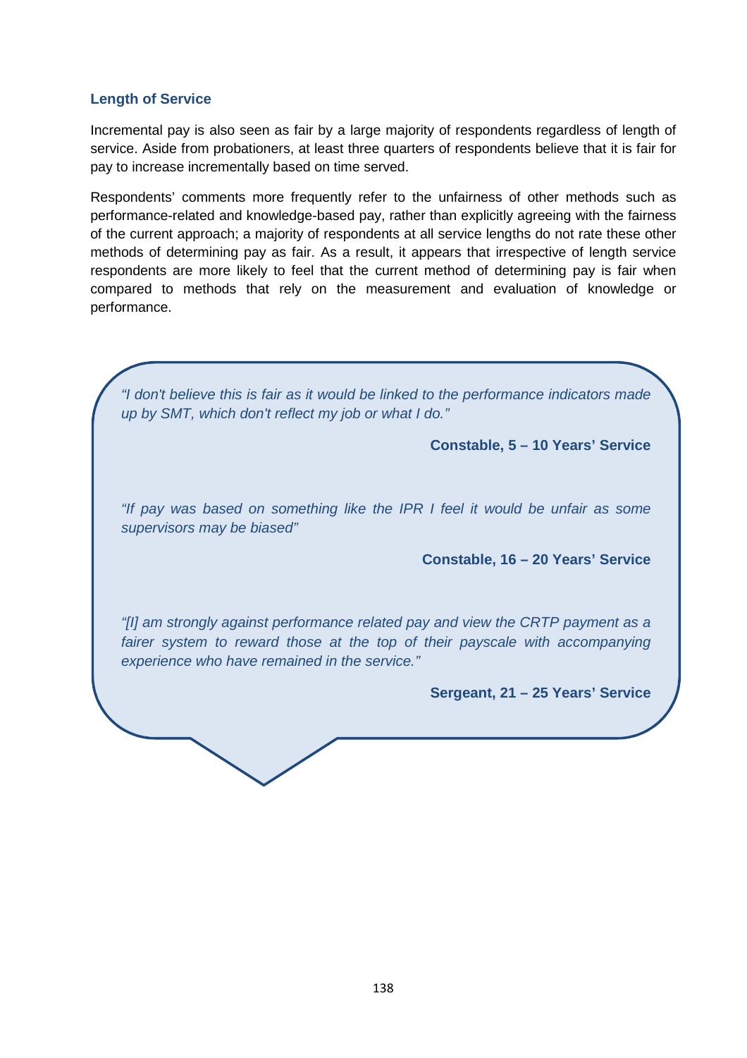### Length of Service

Incremental pay is also seen as fair by a large majority of respondents regardless of length of service. Aside from probationers, at least three quarters of respondents believe that it is fair for pay to increase incrementally based on time served.

Respondents' comments more frequently refer to the unfairness of other methods such as performance-related and knowledge-based pay, rather than explicitly agreeing with the fairness of the current approach; a majority of respondents at all service lengths do not rate these other methods of determining pay as fair. As a result, it appears that irrespective of length service respondents are more likely to feel that the current method of determining pay is fair when compared to methods that rely on the measurement and evaluation of knowledge or performance.

*"I don't believe this is fair as it would be linked to the performance indicators made up by SMT, which don't reflect my job or what I do."*

**Constable, 5 – 10 Years' Service**

*"If pay was based on something like the IPR I feel it would be unfair as some supervisors may be biased"*

**Constable, 16 – 20 Years' Service**

*"[I] am strongly against performance related pay and view the CRTP payment as a fairer system to reward those at the top of their payscale with accompanying experience who have remained in the service."*

**Sergeant, 21 – 25 Years' Service**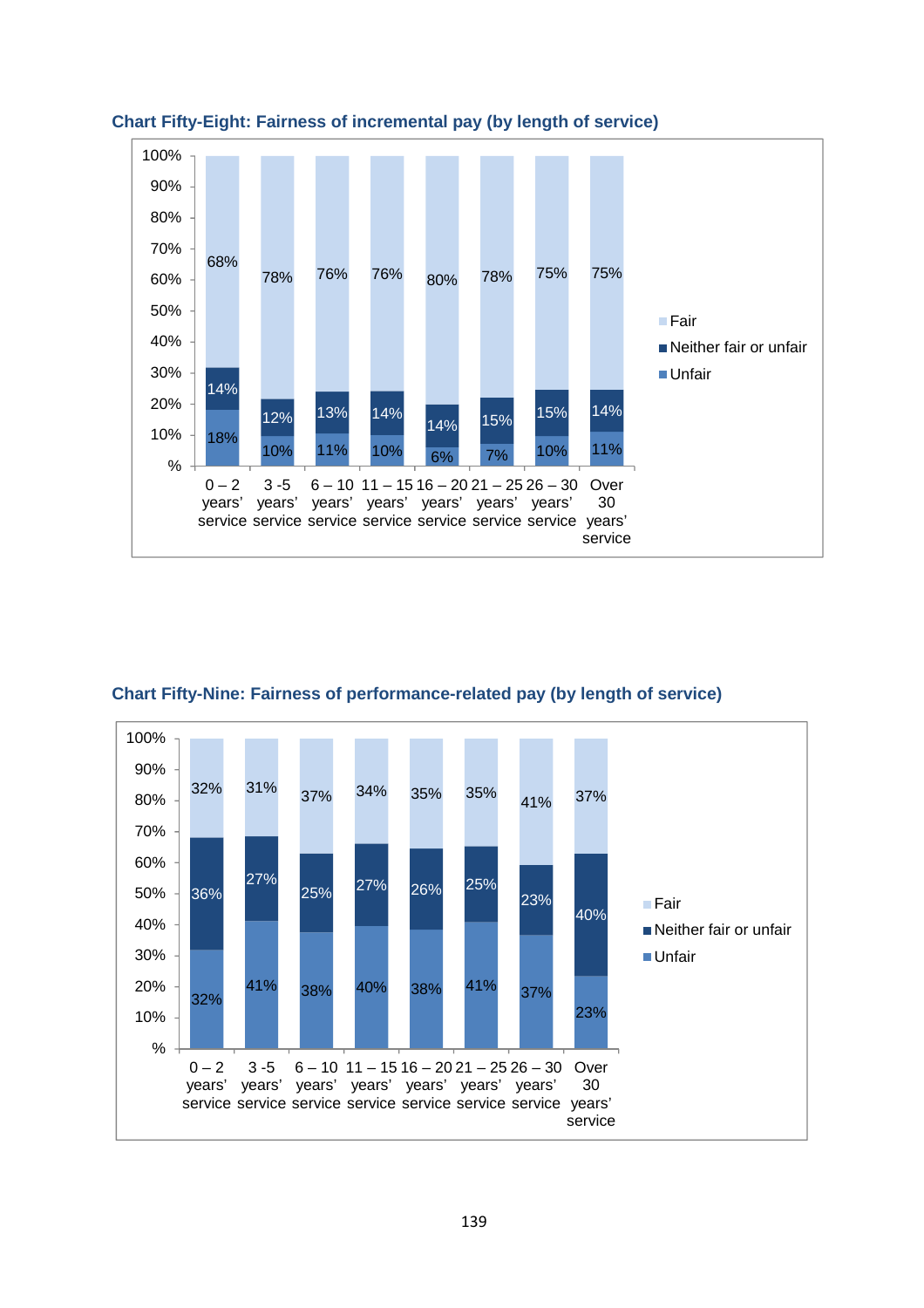**Chart Fifty-Eight: Fairness of incremental pay (by length of service)**

| Length of service | Unfair | Neither fair or unfair | Fair |
|---|---|---|---|
| 0 – 2 years' service | 18% | 14% | 68% |
| 3 -5 years' service | 10% | 12% | 78% |
| 6 – 10 years' service | 11% | 13% | 76% |
| 11 – 15 years' service | 10% | 14% | 76% |
| 16 – 20 years' service | 6% | 14% | 80% |
| 21 – 25 years' service | 7% | 15% | 78% |
| 26 – 30 years' service | 10% | 15% | 75% |
| Over 30 years' service | 11% | 14% | 75% |

**Chart Fifty-Nine: Fairness of performance-related pay (by length of service)**

| Length of service | Unfair | Neither fair or unfair | Fair |
|---|---|---|---|
| 0 – 2 years' service | 32% | 36% | 32% |
| 3 -5 years' service | 41% | 27% | 31% |
| 6 – 10 years' service | 38% | 25% | 37% |
| 11 – 15 years' service | 40% | 27% | 34% |
| 16 – 20 years' service | 38% | 26% | 35% |
| 21 – 25 years' service | 41% | 25% | 35% |
| 26 – 30 years' service | 37% | 23% | 41% |
| Over 30 years' service | 23% | 40% | 37% |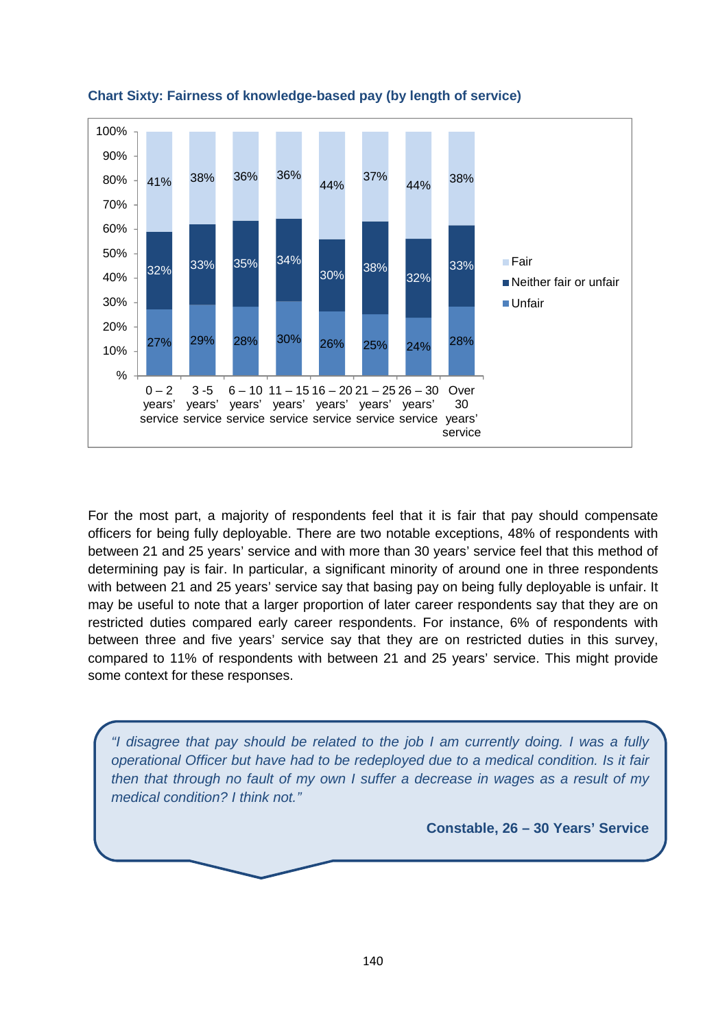**Chart Sixty: Fairness of knowledge-based pay (by length of service)**

| | 0 – 2 years' service | 3 -5 years' service | 6 – 10 years' service | 11 – 15 years' service | 16 – 20 years' service | 21 – 25 years' service | 26 – 30 years' service | Over 30 years' service |
|---|---|---|---|---|---|---|---|---|
| Fair | 41% | 38% | 36% | 36% | 44% | 37% | 44% | 38% |
| Neither fair or unfair | 32% | 33% | 35% | 34% | 30% | 38% | 32% | 33% |
| Unfair | 27% | 29% | 28% | 30% | 26% | 25% | 24% | 28% |

For the most part, a majority of respondents feel that it is fair that pay should compensate officers for being fully deployable. There are two notable exceptions, 48% of respondents with between 21 and 25 years' service and with more than 30 years' service feel that this method of determining pay is fair. In particular, a significant minority of around one in three respondents with between 21 and 25 years' service say that basing pay on being fully deployable is unfair. It may be useful to note that a larger proportion of later career respondents say that they are on restricted duties compared early career respondents. For instance, 6% of respondents with between three and five years' service say that they are on restricted duties in this survey, compared to 11% of respondents with between 21 and 25 years' service. This might provide some context for these responses.

> *"I disagree that pay should be related to the job I am currently doing. I was a fully operational Officer but have had to be redeployed due to a medical condition. Is it fair then that through no fault of my own I suffer a decrease in wages as a result of my medical condition? I think not."*
>
> **Constable, 26 – 30 Years' Service**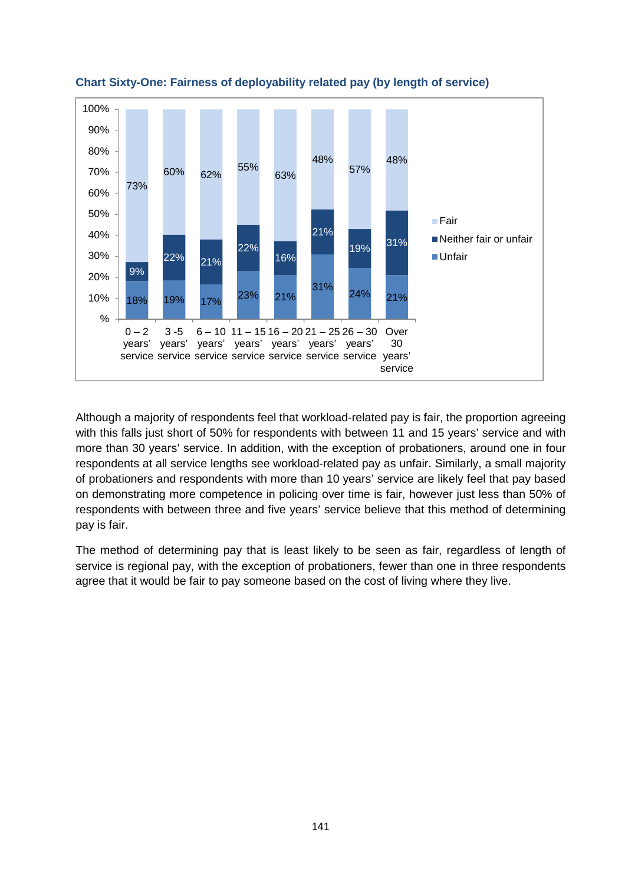**Chart Sixty-One: Fairness of deployability related pay (by length of service)**

| Length of service | Unfair | Neither fair or unfair | Fair |
|---|---|---|---|
| 0 – 2 years' service | 18% | 9% | 73% |
| 3 -5 years' service | 19% | 22% | 60% |
| 6 – 10 years' service | 17% | 21% | 62% |
| 11 – 15 years' service | 23% | 22% | 55% |
| 16 – 20 years' service | 21% | 16% | 63% |
| 21 – 25 years' service | 31% | 21% | 48% |
| 26 – 30 years' service | 24% | 19% | 57% |
| Over 30 years' service | 21% | 31% | 48% |

Although a majority of respondents feel that workload-related pay is fair, the proportion agreeing with this falls just short of 50% for respondents with between 11 and 15 years' service and with more than 30 years' service. In addition, with the exception of probationers, around one in four respondents at all service lengths see workload-related pay as unfair. Similarly, a small majority of probationers and respondents with more than 10 years' service are likely feel that pay based on demonstrating more competence in policing over time is fair, however just less than 50% of respondents with between three and five years' service believe that this method of determining pay is fair.

The method of determining pay that is least likely to be seen as fair, regardless of length of service is regional pay, with the exception of probationers, fewer than one in three respondents agree that it would be fair to pay someone based on the cost of living where they live.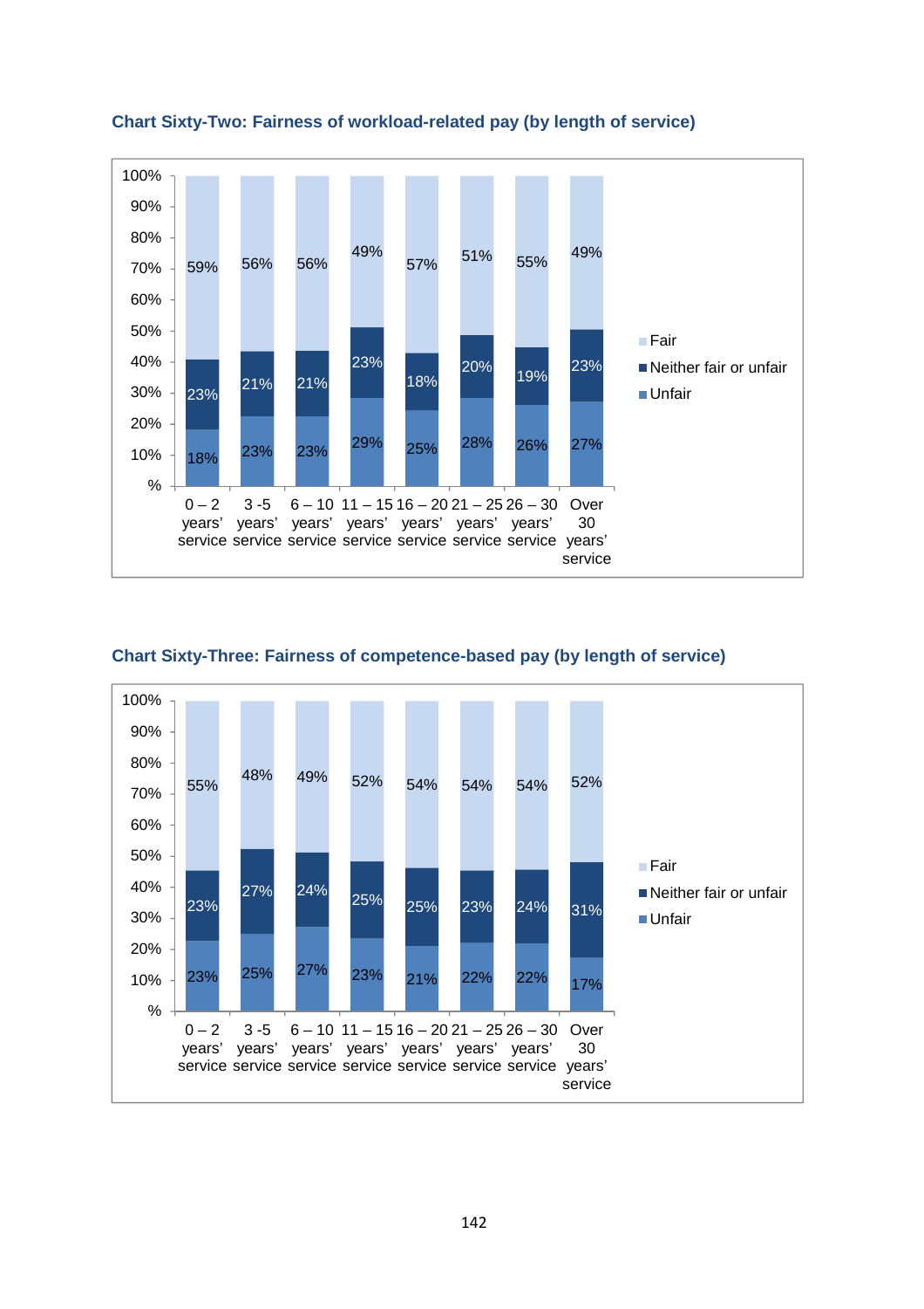**Chart Sixty-Two: Fairness of workload-related pay (by length of service)**

| Length of service | Unfair | Neither fair or unfair | Fair |
|---|---|---|---|
| 0 – 2 years' service | 18% | 23% | 59% |
| 3 -5 years' service | 23% | 21% | 56% |
| 6 – 10 years' service | 23% | 21% | 56% |
| 11 – 15 years' service | 29% | 23% | 49% |
| 16 – 20 years' service | 25% | 18% | 57% |
| 21 – 25 years' service | 28% | 20% | 51% |
| 26 – 30 years' service | 26% | 19% | 55% |
| Over 30 years' service | 27% | 23% | 49% |

**Chart Sixty-Three: Fairness of competence-based pay (by length of service)**

| Length of service | Unfair | Neither fair or unfair | Fair |
|---|---|---|---|
| 0 – 2 years' service | 23% | 23% | 55% |
| 3 -5 years' service | 25% | 27% | 48% |
| 6 – 10 years' service | 27% | 24% | 49% |
| 11 – 15 years' service | 23% | 25% | 52% |
| 16 – 20 years' service | 21% | 25% | 54% |
| 21 – 25 years' service | 22% | 23% | 54% |
| 26 – 30 years' service | 22% | 24% | 54% |
| Over 30 years' service | 17% | 31% | 52% |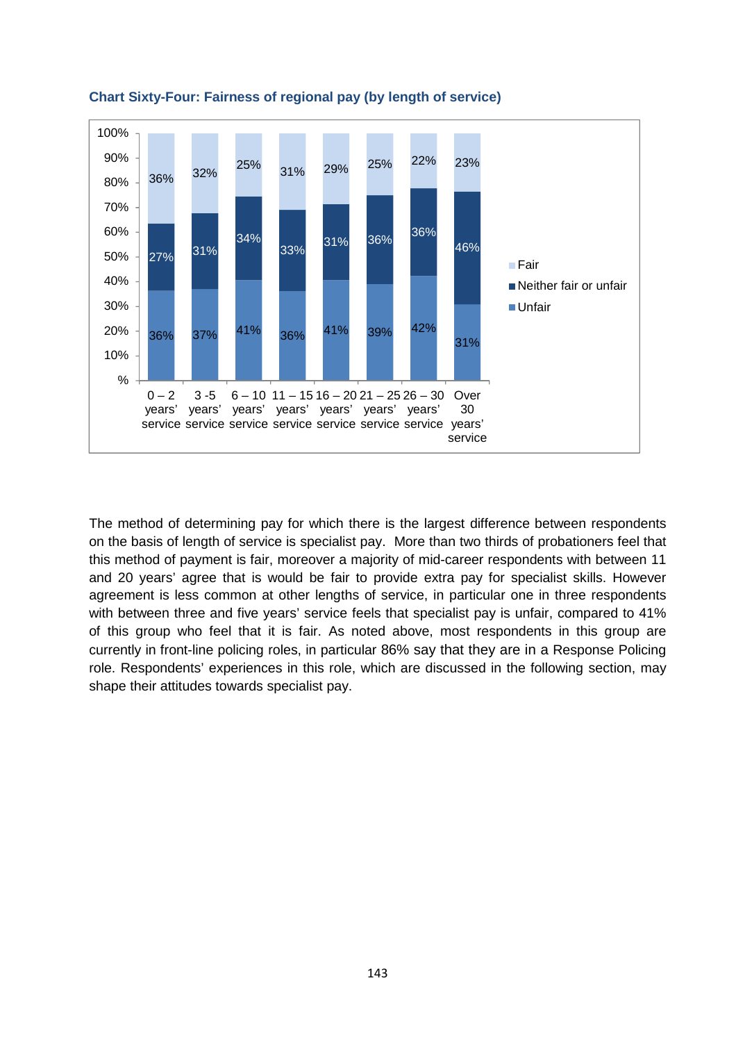**Chart Sixty-Four: Fairness of regional pay (by length of service)**

| Length of service | Unfair | Neither fair or unfair | Fair |
|---|---|---|---|
| 0 – 2 years' service | 36% | 27% | 36% |
| 3 -5 years' service | 37% | 31% | 32% |
| 6 – 10 years' service | 41% | 34% | 25% |
| 11 – 15 years' service | 36% | 33% | 31% |
| 16 – 20 years' service | 41% | 31% | 29% |
| 21 – 25 years' service | 39% | 36% | 25% |
| 26 – 30 years' service | 42% | 36% | 22% |
| Over 30 years' service | 31% | 46% | 23% |

The method of determining pay for which there is the largest difference between respondents on the basis of length of service is specialist pay. More than two thirds of probationers feel that this method of payment is fair, moreover a majority of mid-career respondents with between 11 and 20 years' agree that is would be fair to provide extra pay for specialist skills. However agreement is less common at other lengths of service, in particular one in three respondents with between three and five years' service feels that specialist pay is unfair, compared to 41% of this group who feel that it is fair. As noted above, most respondents in this group are currently in front-line policing roles, in particular 86% say that they are in a Response Policing role. Respondents' experiences in this role, which are discussed in the following section, may shape their attitudes towards specialist pay.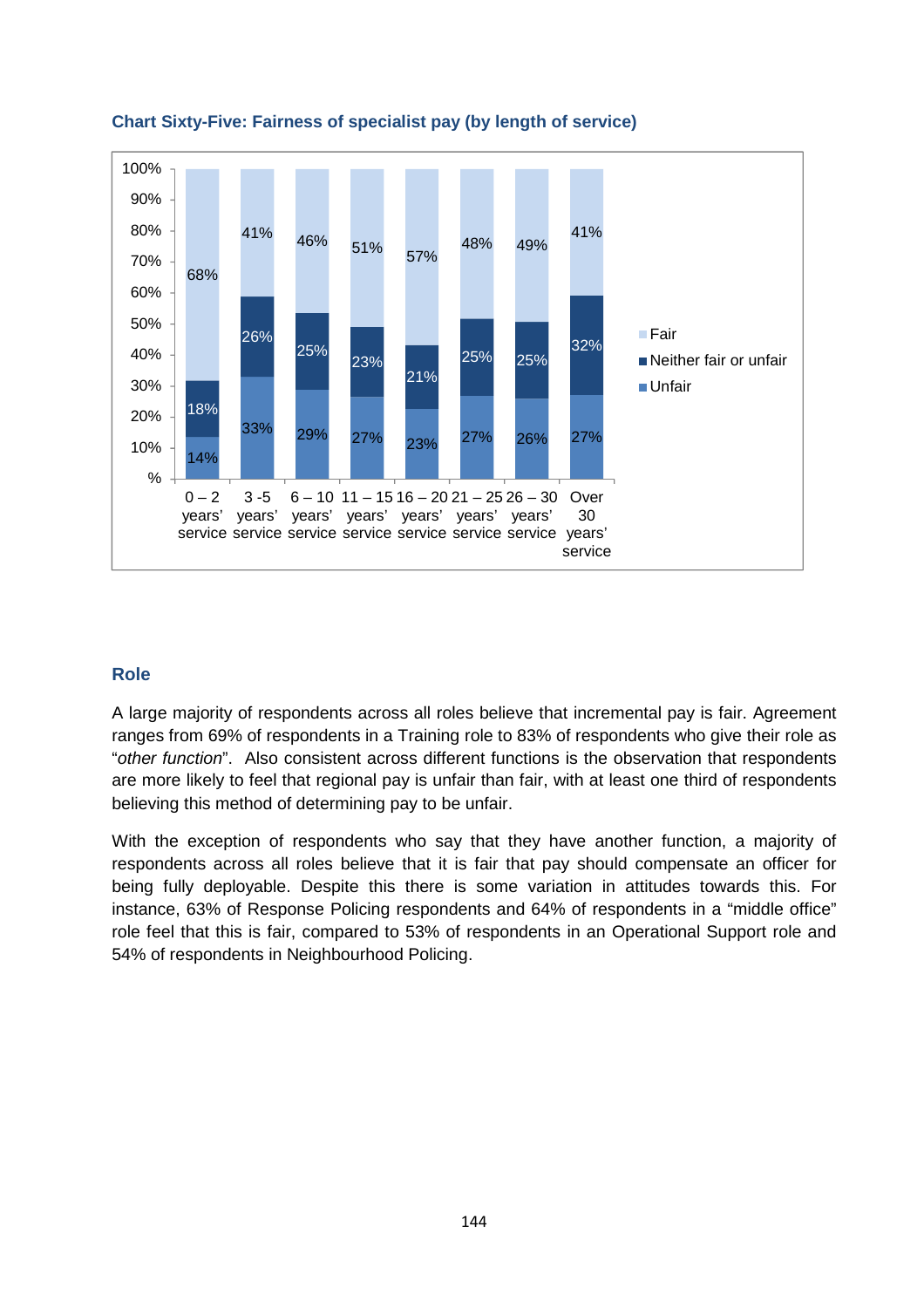### Chart Sixty-Five: Fairness of specialist pay (by length of service)

| | 0 – 2 years' service | 3 -5 years' service | 6 – 10 years' service | 11 – 15 years' service | 16 – 20 years' service | 21 – 25 years' service | 26 – 30 years' service | Over 30 years' service |
|---|---|---|---|---|---|---|---|---|
| Fair | 68% | 41% | 46% | 51% | 57% | 48% | 49% | 41% |
| Neither fair or unfair | 18% | 26% | 25% | 23% | 21% | 25% | 25% | 32% |
| Unfair | 14% | 33% | 29% | 27% | 23% | 27% | 26% | 27% |

## Role

A large majority of respondents across all roles believe that incremental pay is fair. Agreement ranges from 69% of respondents in a Training role to 83% of respondents who give their role as "*other function*". Also consistent across different functions is the observation that respondents are more likely to feel that regional pay is unfair than fair, with at least one third of respondents believing this method of determining pay to be unfair.

With the exception of respondents who say that they have another function, a majority of respondents across all roles believe that it is fair that pay should compensate an officer for being fully deployable. Despite this there is some variation in attitudes towards this. For instance, 63% of Response Policing respondents and 64% of respondents in a "middle office" role feel that this is fair, compared to 53% of respondents in an Operational Support role and 54% of respondents in Neighbourhood Policing.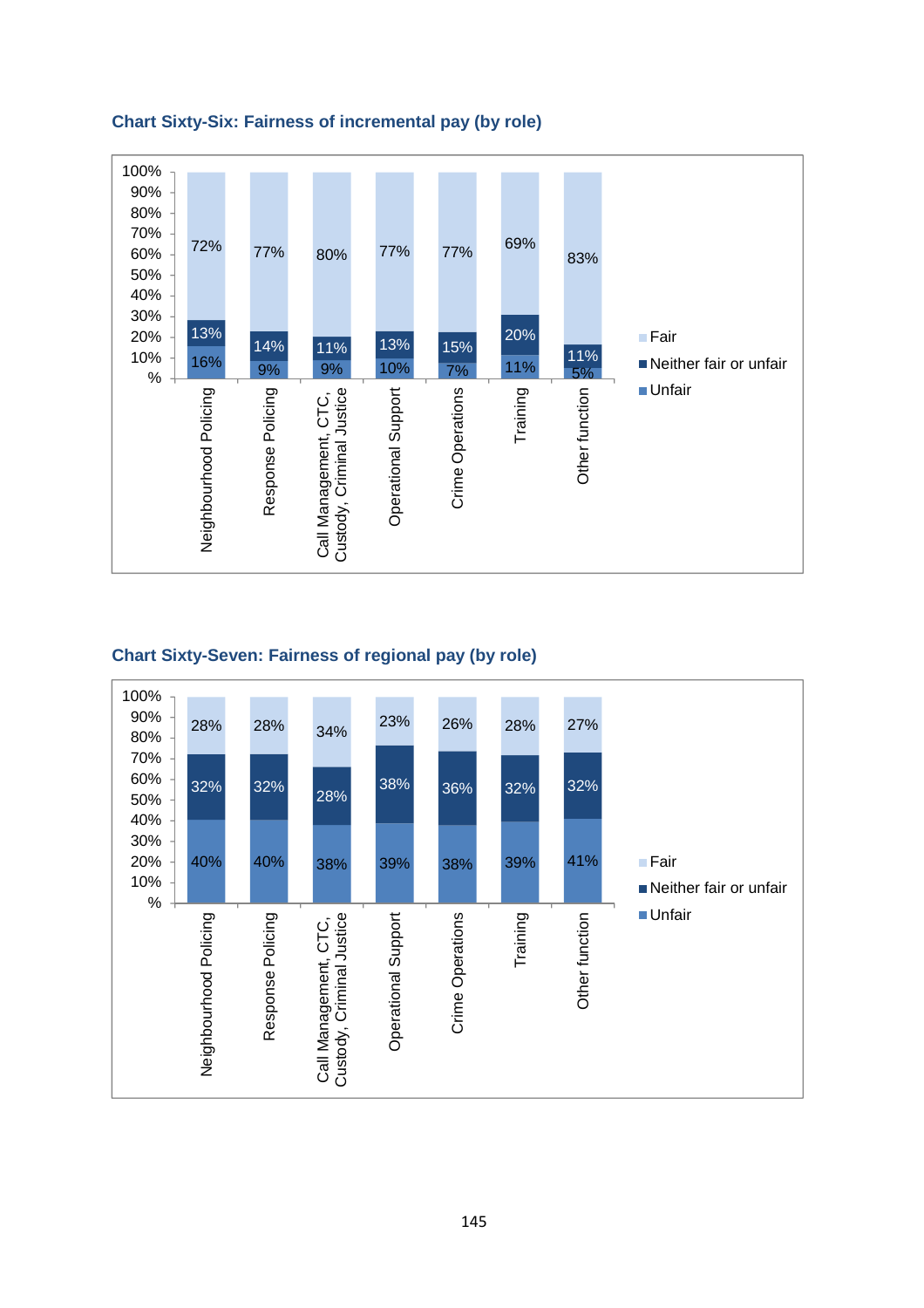**Chart Sixty-Six: Fairness of incremental pay (by role)**

| Role | Unfair | Neither fair or unfair | Fair |
|---|---|---|---|
| Neighbourhood Policing | 16% | 13% | 72% |
| Response Policing | 9% | 14% | 77% |
| Call Management, CTC, Custody, Criminal Justice | 9% | 11% | 80% |
| Operational Support | 10% | 13% | 77% |
| Crime Operations | 7% | 15% | 77% |
| Training | 11% | 20% | 69% |
| Other function | 5% | 11% | 83% |

**Chart Sixty-Seven: Fairness of regional pay (by role)**

| Role | Unfair | Neither fair or unfair | Fair |
|---|---|---|---|
| Neighbourhood Policing | 40% | 32% | 28% |
| Response Policing | 40% | 32% | 28% |
| Call Management, CTC, Custody, Criminal Justice | 38% | 28% | 34% |
| Operational Support | 39% | 38% | 23% |
| Crime Operations | 38% | 36% | 26% |
| Training | 39% | 32% | 28% |
| Other function | 41% | 32% | 27% |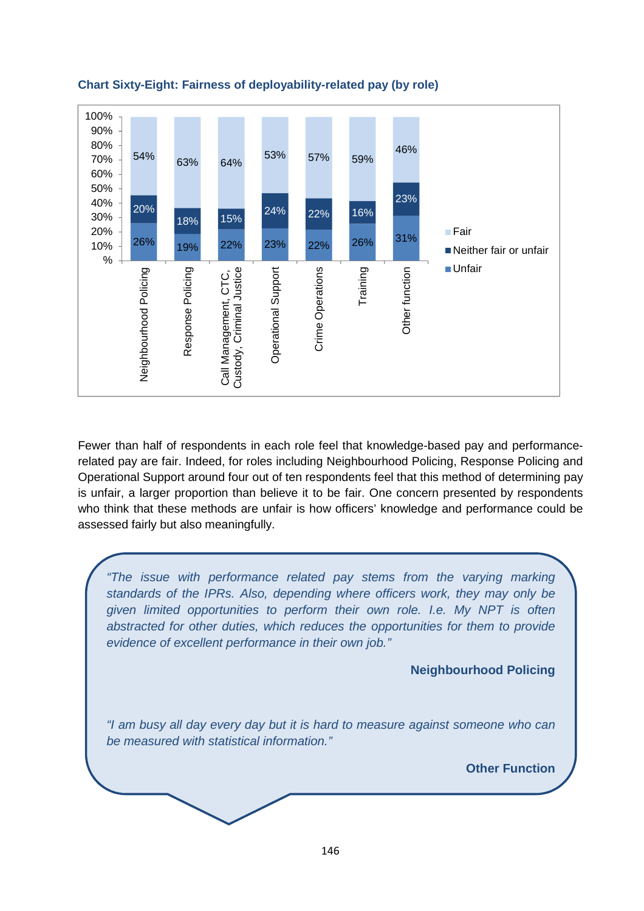**Chart Sixty-Eight: Fairness of deployability-related pay (by role)**

| Role | Unfair | Neither fair or unfair | Fair |
|---|---|---|---|
| Neighbourhood Policing | 26% | 20% | 54% |
| Response Policing | 19% | 18% | 63% |
| Call Management, CTC, Custody, Criminal Justice | 22% | 15% | 64% |
| Operational Support | 23% | 24% | 53% |
| Crime Operations | 22% | 22% | 57% |
| Training | 26% | 16% | 59% |
| Other function | 31% | 23% | 46% |

Fewer than half of respondents in each role feel that knowledge-based pay and performance-related pay are fair. Indeed, for roles including Neighbourhood Policing, Response Policing and Operational Support around four out of ten respondents feel that this method of determining pay is unfair, a larger proportion than believe it to be fair. One concern presented by respondents who think that these methods are unfair is how officers' knowledge and performance could be assessed fairly but also meaningfully.

> *"The issue with performance related pay stems from the varying marking standards of the IPRs. Also, depending where officers work, they may only be given limited opportunities to perform their own role. I.e. My NPT is often abstracted for other duties, which reduces the opportunities for them to provide evidence of excellent performance in their own job."*
>
> **Neighbourhood Policing**
>
> *"I am busy all day every day but it is hard to measure against someone who can be measured with statistical information."*
>
> **Other Function**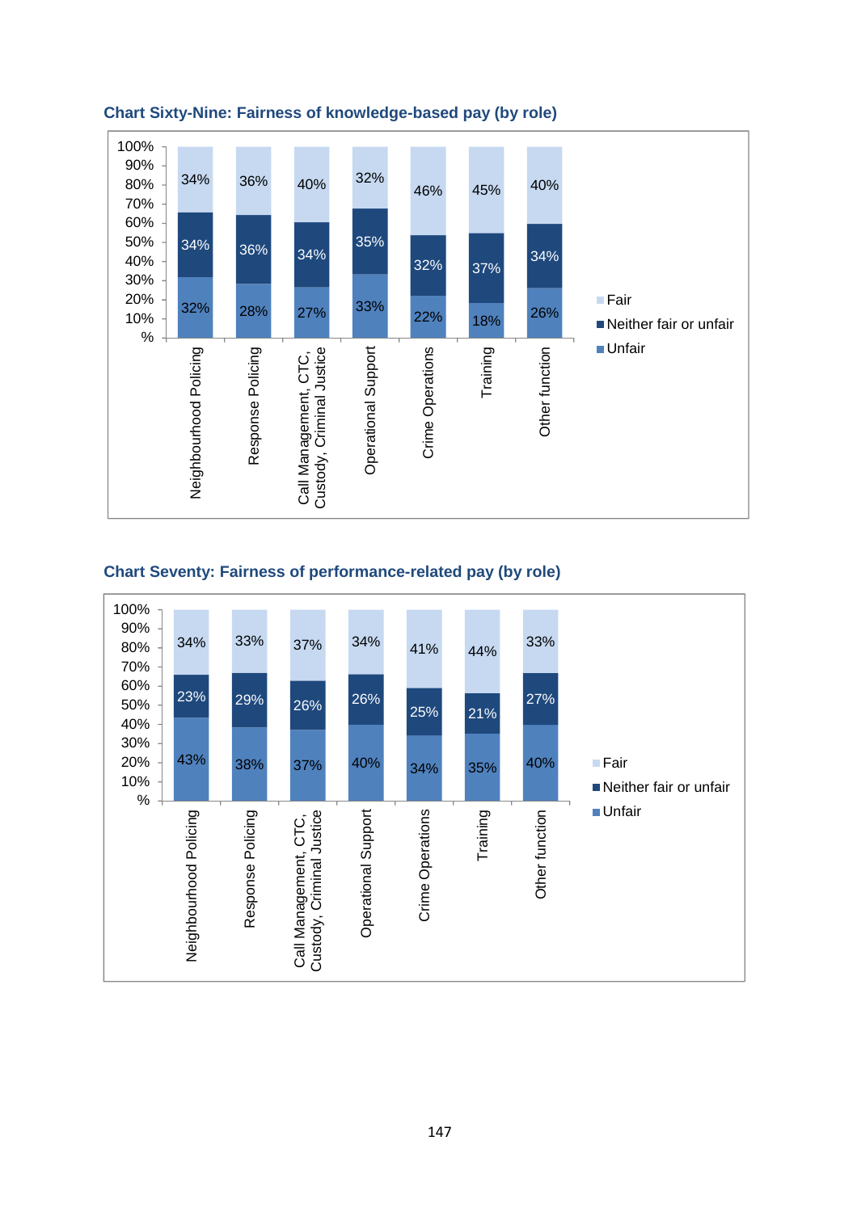### Chart Sixty-Nine: Fairness of knowledge-based pay (by role)

| Role | Unfair | Neither fair or unfair | Fair |
|---|---|---|---|
| Neighbourhood Policing | 32% | 34% | 34% |
| Response Policing | 28% | 36% | 36% |
| Call Management, CTC, Custody, Criminal Justice | 27% | 34% | 40% |
| Operational Support | 33% | 35% | 32% |
| Crime Operations | 22% | 32% | 46% |
| Training | 18% | 37% | 45% |
| Other function | 26% | 34% | 40% |

### Chart Seventy: Fairness of performance-related pay (by role)

| Role | Unfair | Neither fair or unfair | Fair |
|---|---|---|---|
| Neighbourhood Policing | 43% | 23% | 34% |
| Response Policing | 38% | 29% | 33% |
| Call Management, CTC, Custody, Criminal Justice | 37% | 26% | 37% |
| Operational Support | 40% | 26% | 34% |
| Crime Operations | 34% | 25% | 41% |
| Training | 35% | 21% | 44% |
| Other function | 40% | 27% | 33% |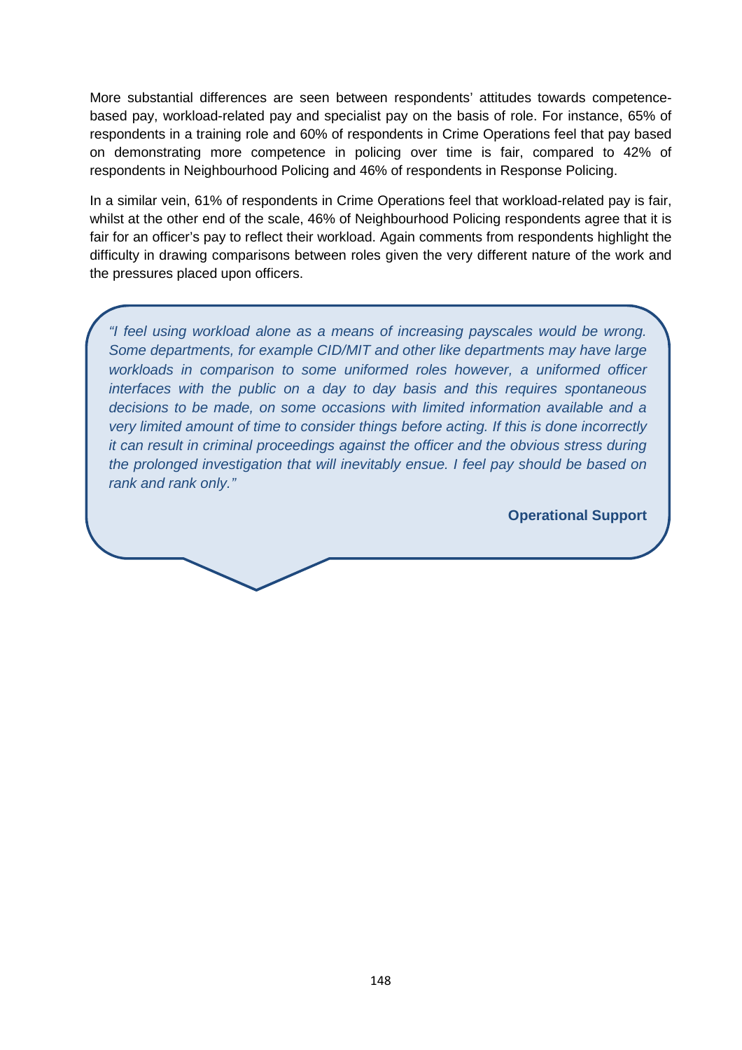More substantial differences are seen between respondents' attitudes towards competence-based pay, workload-related pay and specialist pay on the basis of role. For instance, 65% of respondents in a training role and 60% of respondents in Crime Operations feel that pay based on demonstrating more competence in policing over time is fair, compared to 42% of respondents in Neighbourhood Policing and 46% of respondents in Response Policing.

In a similar vein, 61% of respondents in Crime Operations feel that workload-related pay is fair, whilst at the other end of the scale, 46% of Neighbourhood Policing respondents agree that it is fair for an officer's pay to reflect their workload. Again comments from respondents highlight the difficulty in drawing comparisons between roles given the very different nature of the work and the pressures placed upon officers.

> *"I feel using workload alone as a means of increasing payscales would be wrong. Some departments, for example CID/MIT and other like departments may have large workloads in comparison to some uniformed roles however, a uniformed officer interfaces with the public on a day to day basis and this requires spontaneous decisions to be made, on some occasions with limited information available and a very limited amount of time to consider things before acting. If this is done incorrectly it can result in criminal proceedings against the officer and the obvious stress during the prolonged investigation that will inevitably ensue. I feel pay should be based on rank and rank only."*
>
> **Operational Support**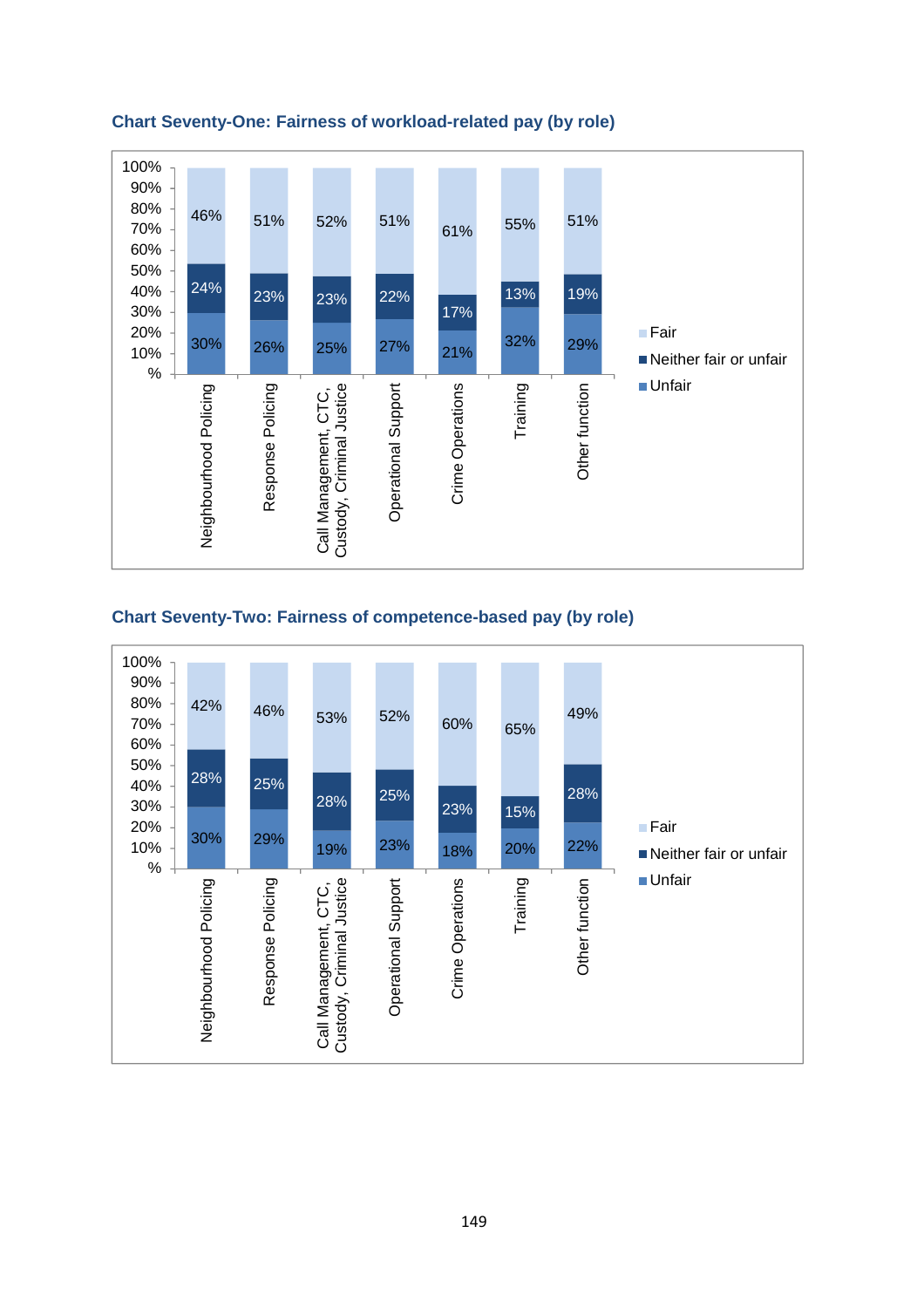### Chart Seventy-One: Fairness of workload-related pay (by role)

| Role | Unfair | Neither fair or unfair | Fair |
|---|---|---|---|
| Neighbourhood Policing | 30% | 24% | 46% |
| Response Policing | 26% | 23% | 51% |
| Call Management, CTC, Custody, Criminal Justice | 25% | 23% | 52% |
| Operational Support | 27% | 22% | 51% |
| Crime Operations | 21% | 17% | 61% |
| Training | 32% | 13% | 55% |
| Other function | 29% | 19% | 51% |

### Chart Seventy-Two: Fairness of competence-based pay (by role)

| Role | Unfair | Neither fair or unfair | Fair |
|---|---|---|---|
| Neighbourhood Policing | 30% | 28% | 42% |
| Response Policing | 29% | 25% | 46% |
| Call Management, CTC, Custody, Criminal Justice | 19% | 28% | 53% |
| Operational Support | 23% | 25% | 52% |
| Crime Operations | 18% | 23% | 60% |
| Training | 20% | 15% | 65% |
| Other function | 22% | 28% | 49% |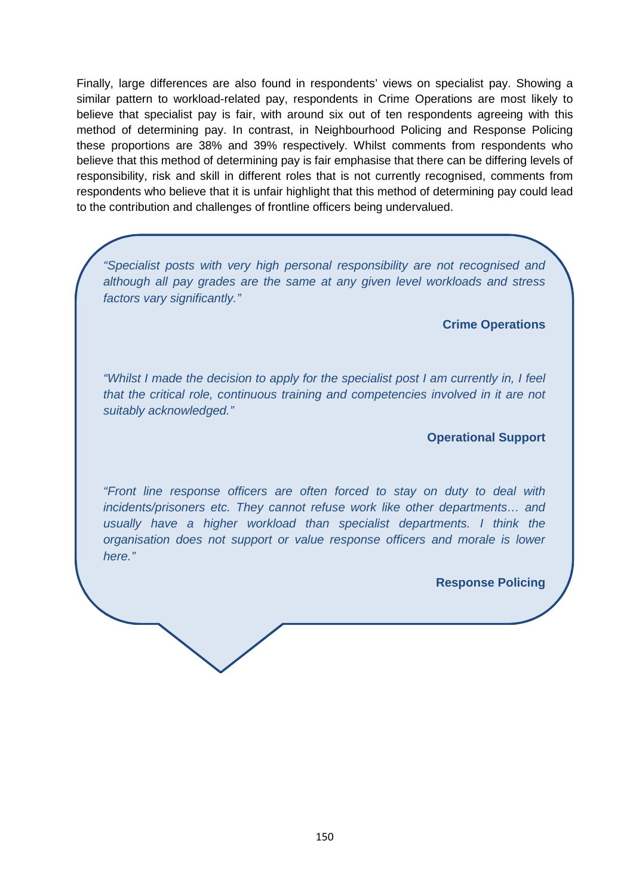Finally, large differences are also found in respondents' views on specialist pay. Showing a similar pattern to workload-related pay, respondents in Crime Operations are most likely to believe that specialist pay is fair, with around six out of ten respondents agreeing with this method of determining pay. In contrast, in Neighbourhood Policing and Response Policing these proportions are 38% and 39% respectively. Whilst comments from respondents who believe that this method of determining pay is fair emphasise that there can be differing levels of responsibility, risk and skill in different roles that is not currently recognised, comments from respondents who believe that it is unfair highlight that this method of determining pay could lead to the contribution and challenges of frontline officers being undervalued.

> *"Specialist posts with very high personal responsibility are not recognised and although all pay grades are the same at any given level workloads and stress factors vary significantly."*
>
> **Crime Operations**
>
> *"Whilst I made the decision to apply for the specialist post I am currently in, I feel that the critical role, continuous training and competencies involved in it are not suitably acknowledged."*
>
> **Operational Support**
>
> *"Front line response officers are often forced to stay on duty to deal with incidents/prisoners etc. They cannot refuse work like other departments… and usually have a higher workload than specialist departments. I think the organisation does not support or value response officers and morale is lower here."*
>
> **Response Policing**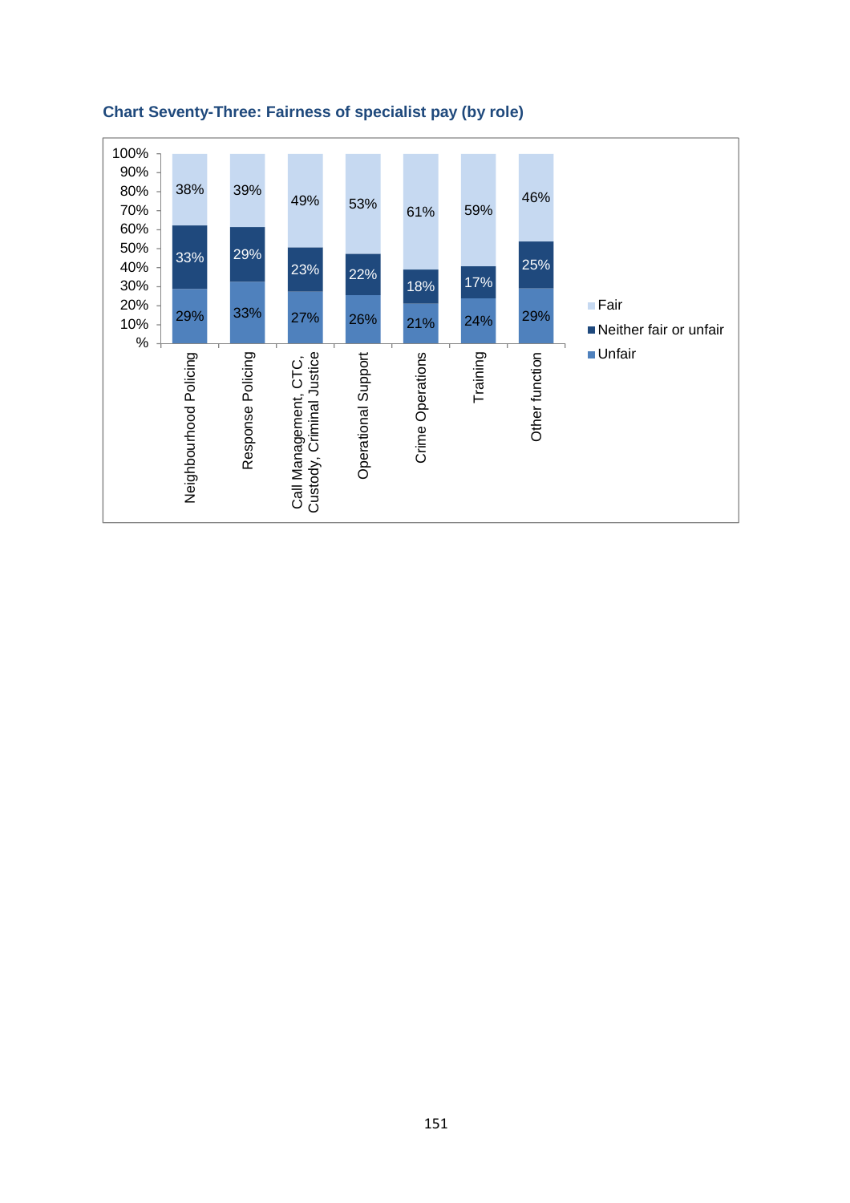**Chart Seventy-Three: Fairness of specialist pay (by role)**

| Role | Unfair | Neither fair or unfair | Fair |
|---|---|---|---|
| Neighbourhood Policing | 29% | 33% | 38% |
| Response Policing | 33% | 29% | 39% |
| Call Management, CTC, Custody, Criminal Justice | 27% | 23% | 49% |
| Operational Support | 26% | 22% | 53% |
| Crime Operations | 21% | 18% | 61% |
| Training | 24% | 17% | 59% |
| Other function | 29% | 25% | 46% |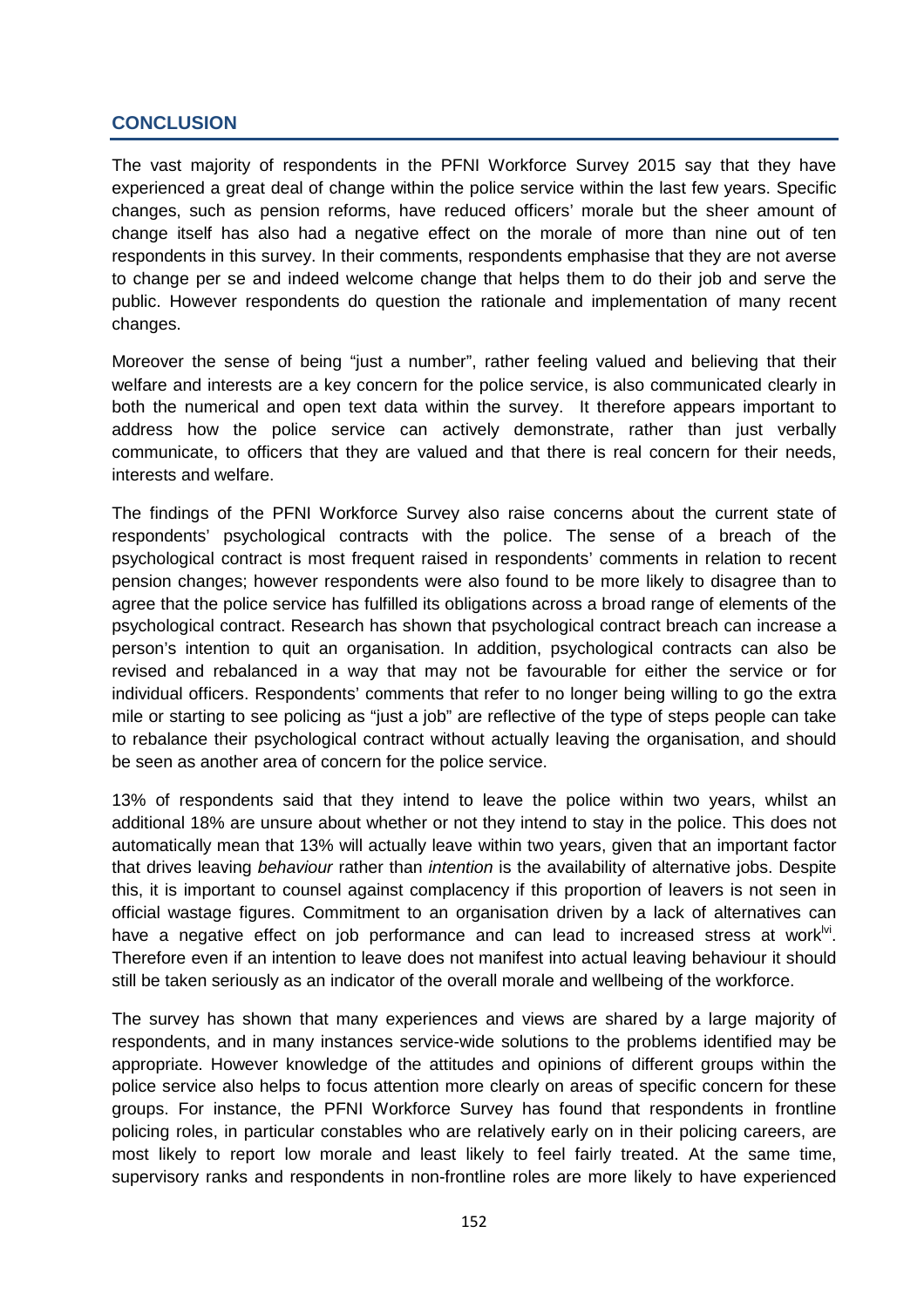## CONCLUSION

The vast majority of respondents in the PFNI Workforce Survey 2015 say that they have experienced a great deal of change within the police service within the last few years. Specific changes, such as pension reforms, have reduced officers' morale but the sheer amount of change itself has also had a negative effect on the morale of more than nine out of ten respondents in this survey. In their comments, respondents emphasise that they are not averse to change per se and indeed welcome change that helps them to do their job and serve the public. However respondents do question the rationale and implementation of many recent changes.

Moreover the sense of being "just a number", rather feeling valued and believing that their welfare and interests are a key concern for the police service, is also communicated clearly in both the numerical and open text data within the survey. It therefore appears important to address how the police service can actively demonstrate, rather than just verbally communicate, to officers that they are valued and that there is real concern for their needs, interests and welfare.

The findings of the PFNI Workforce Survey also raise concerns about the current state of respondents' psychological contracts with the police. The sense of a breach of the psychological contract is most frequent raised in respondents' comments in relation to recent pension changes; however respondents were also found to be more likely to disagree than to agree that the police service has fulfilled its obligations across a broad range of elements of the psychological contract. Research has shown that psychological contract breach can increase a person's intention to quit an organisation. In addition, psychological contracts can also be revised and rebalanced in a way that may not be favourable for either the service or for individual officers. Respondents' comments that refer to no longer being willing to go the extra mile or starting to see policing as "just a job" are reflective of the type of steps people can take to rebalance their psychological contract without actually leaving the organisation, and should be seen as another area of concern for the police service.

13% of respondents said that they intend to leave the police within two years, whilst an additional 18% are unsure about whether or not they intend to stay in the police. This does not automatically mean that 13% will actually leave within two years, given that an important factor that drives leaving *behaviour* rather than *intention* is the availability of alternative jobs. Despite this, it is important to counsel against complacency if this proportion of leavers is not seen in official wastage figures. Commitment to an organisation driven by a lack of alternatives can have a negative effect on job performance and can lead to increased stress at work[lvi]. Therefore even if an intention to leave does not manifest into actual leaving behaviour it should still be taken seriously as an indicator of the overall morale and wellbeing of the workforce.

The survey has shown that many experiences and views are shared by a large majority of respondents, and in many instances service-wide solutions to the problems identified may be appropriate. However knowledge of the attitudes and opinions of different groups within the police service also helps to focus attention more clearly on areas of specific concern for these groups. For instance, the PFNI Workforce Survey has found that respondents in frontline policing roles, in particular constables who are relatively early on in their policing careers, are most likely to report low morale and least likely to feel fairly treated. At the same time, supervisory ranks and respondents in non-frontline roles are more likely to have experienced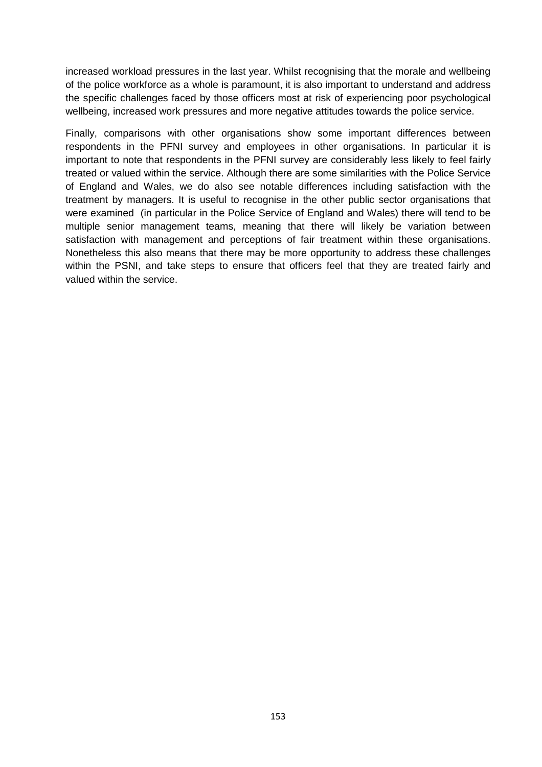increased workload pressures in the last year. Whilst recognising that the morale and wellbeing of the police workforce as a whole is paramount, it is also important to understand and address the specific challenges faced by those officers most at risk of experiencing poor psychological wellbeing, increased work pressures and more negative attitudes towards the police service.

Finally, comparisons with other organisations show some important differences between respondents in the PFNI survey and employees in other organisations. In particular it is important to note that respondents in the PFNI survey are considerably less likely to feel fairly treated or valued within the service. Although there are some similarities with the Police Service of England and Wales, we do also see notable differences including satisfaction with the treatment by managers. It is useful to recognise in the other public sector organisations that were examined (in particular in the Police Service of England and Wales) there will tend to be multiple senior management teams, meaning that there will likely be variation between satisfaction with management and perceptions of fair treatment within these organisations. Nonetheless this also means that there may be more opportunity to address these challenges within the PSNI, and take steps to ensure that officers feel that they are treated fairly and valued within the service.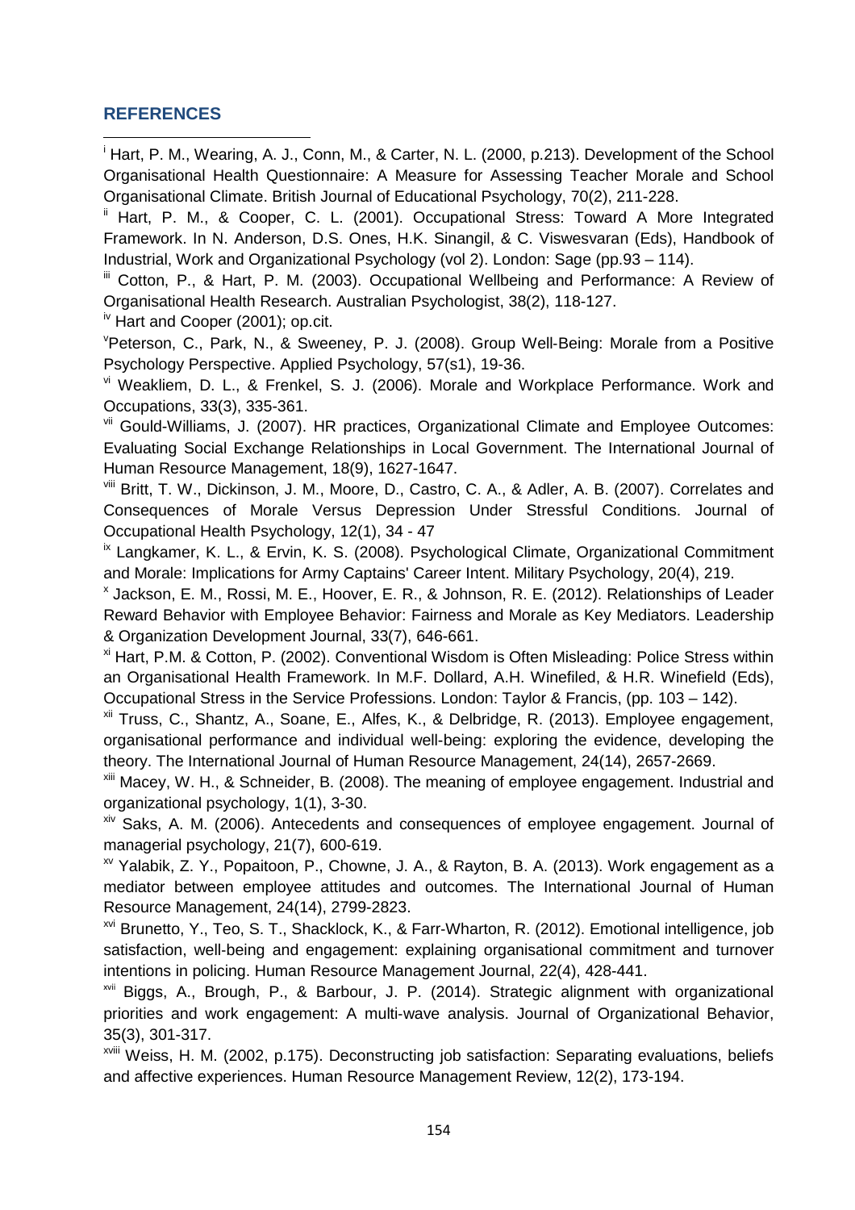## REFERENCES

[i] Hart, P. M., Wearing, A. J., Conn, M., & Carter, N. L. (2000, p.213). Development of the School Organisational Health Questionnaire: A Measure for Assessing Teacher Morale and School Organisational Climate. British Journal of Educational Psychology, 70(2), 211-228.

[ii] Hart, P. M., & Cooper, C. L. (2001). Occupational Stress: Toward A More Integrated Framework. In N. Anderson, D.S. Ones, H.K. Sinangil, & C. Viswesvaran (Eds), Handbook of Industrial, Work and Organizational Psychology (vol 2). London: Sage (pp.93 – 114).

[iii] Cotton, P., & Hart, P. M. (2003). Occupational Wellbeing and Performance: A Review of Organisational Health Research. Australian Psychologist, 38(2), 118-127.

[iv] Hart and Cooper (2001); op.cit.

[v] Peterson, C., Park, N., & Sweeney, P. J. (2008). Group Well-Being: Morale from a Positive Psychology Perspective. Applied Psychology, 57(s1), 19-36.

[vi] Weakliem, D. L., & Frenkel, S. J. (2006). Morale and Workplace Performance. Work and Occupations, 33(3), 335-361.

[vii] Gould-Williams, J. (2007). HR practices, Organizational Climate and Employee Outcomes: Evaluating Social Exchange Relationships in Local Government. The International Journal of Human Resource Management, 18(9), 1627-1647.

[viii] Britt, T. W., Dickinson, J. M., Moore, D., Castro, C. A., & Adler, A. B. (2007). Correlates and Consequences of Morale Versus Depression Under Stressful Conditions. Journal of Occupational Health Psychology, 12(1), 34 - 47

[ix] Langkamer, K. L., & Ervin, K. S. (2008). Psychological Climate, Organizational Commitment and Morale: Implications for Army Captains' Career Intent. Military Psychology, 20(4), 219.

[x] Jackson, E. M., Rossi, M. E., Hoover, E. R., & Johnson, R. E. (2012). Relationships of Leader Reward Behavior with Employee Behavior: Fairness and Morale as Key Mediators. Leadership & Organization Development Journal, 33(7), 646-661.

[xi] Hart, P.M. & Cotton, P. (2002). Conventional Wisdom is Often Misleading: Police Stress within an Organisational Health Framework. In M.F. Dollard, A.H. Winefiled, & H.R. Winefield (Eds), Occupational Stress in the Service Professions. London: Taylor & Francis, (pp. 103 – 142).

[xii] Truss, C., Shantz, A., Soane, E., Alfes, K., & Delbridge, R. (2013). Employee engagement, organisational performance and individual well-being: exploring the evidence, developing the theory. The International Journal of Human Resource Management, 24(14), 2657-2669.

[xiii] Macey, W. H., & Schneider, B. (2008). The meaning of employee engagement. Industrial and organizational psychology, 1(1), 3-30.

[xiv] Saks, A. M. (2006). Antecedents and consequences of employee engagement. Journal of managerial psychology, 21(7), 600-619.

[xv] Yalabik, Z. Y., Popaitoon, P., Chowne, J. A., & Rayton, B. A. (2013). Work engagement as a mediator between employee attitudes and outcomes. The International Journal of Human Resource Management, 24(14), 2799-2823.

[xvi] Brunetto, Y., Teo, S. T., Shacklock, K., & Farr-Wharton, R. (2012). Emotional intelligence, job satisfaction, well-being and engagement: explaining organisational commitment and turnover intentions in policing. Human Resource Management Journal, 22(4), 428-441.

[xvii] Biggs, A., Brough, P., & Barbour, J. P. (2014). Strategic alignment with organizational priorities and work engagement: A multi-wave analysis. Journal of Organizational Behavior, 35(3), 301-317.

[xviii] Weiss, H. M. (2002, p.175). Deconstructing job satisfaction: Separating evaluations, beliefs and affective experiences. Human Resource Management Review, 12(2), 173-194.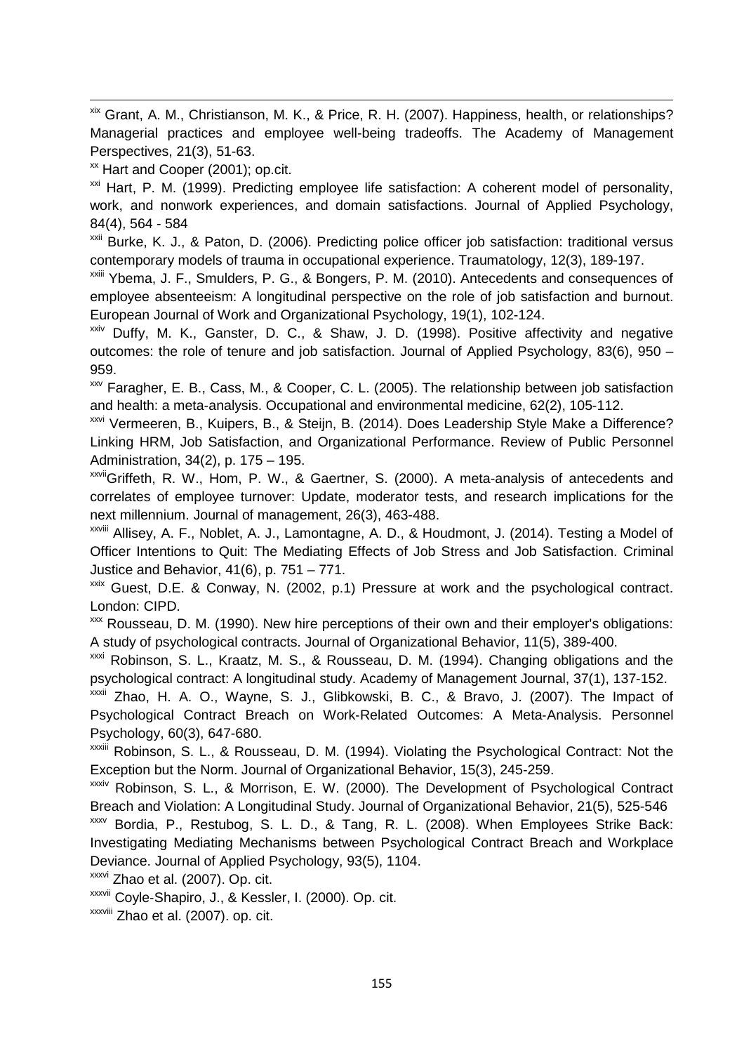[xix] Grant, A. M., Christianson, M. K., & Price, R. H. (2007). Happiness, health, or relationships? Managerial practices and employee well-being tradeoffs. The Academy of Management Perspectives, 21(3), 51-63.

[xx] Hart and Cooper (2001); op.cit.

[xxi] Hart, P. M. (1999). Predicting employee life satisfaction: A coherent model of personality, work, and nonwork experiences, and domain satisfactions. Journal of Applied Psychology, 84(4), 564 - 584

[xxii] Burke, K. J., & Paton, D. (2006). Predicting police officer job satisfaction: traditional versus contemporary models of trauma in occupational experience. Traumatology, 12(3), 189-197.

[xxiii] Ybema, J. F., Smulders, P. G., & Bongers, P. M. (2010). Antecedents and consequences of employee absenteeism: A longitudinal perspective on the role of job satisfaction and burnout. European Journal of Work and Organizational Psychology, 19(1), 102-124.

[xxiv] Duffy, M. K., Ganster, D. C., & Shaw, J. D. (1998). Positive affectivity and negative outcomes: the role of tenure and job satisfaction. Journal of Applied Psychology, 83(6), 950 – 959.

[xxv] Faragher, E. B., Cass, M., & Cooper, C. L. (2005). The relationship between job satisfaction and health: a meta-analysis. Occupational and environmental medicine, 62(2), 105-112.

[xxvi] Vermeeren, B., Kuipers, B., & Steijn, B. (2014). Does Leadership Style Make a Difference? Linking HRM, Job Satisfaction, and Organizational Performance. Review of Public Personnel Administration, 34(2), p. 175 – 195.

[xxvii] Griffeth, R. W., Hom, P. W., & Gaertner, S. (2000). A meta-analysis of antecedents and correlates of employee turnover: Update, moderator tests, and research implications for the next millennium. Journal of management, 26(3), 463-488.

[xxviii] Allisey, A. F., Noblet, A. J., Lamontagne, A. D., & Houdmont, J. (2014). Testing a Model of Officer Intentions to Quit: The Mediating Effects of Job Stress and Job Satisfaction. Criminal Justice and Behavior, 41(6), p. 751 – 771.

[xxix] Guest, D.E. & Conway, N. (2002, p.1) Pressure at work and the psychological contract. London: CIPD.

[xxx] Rousseau, D. M. (1990). New hire perceptions of their own and their employer's obligations: A study of psychological contracts. Journal of Organizational Behavior, 11(5), 389-400.

[xxxi] Robinson, S. L., Kraatz, M. S., & Rousseau, D. M. (1994). Changing obligations and the psychological contract: A longitudinal study. Academy of Management Journal, 37(1), 137-152.

[xxxii] Zhao, H. A. O., Wayne, S. J., Glibkowski, B. C., & Bravo, J. (2007). The Impact of Psychological Contract Breach on Work-Related Outcomes: A Meta-Analysis. Personnel Psychology, 60(3), 647-680.

[xxxiii] Robinson, S. L., & Rousseau, D. M. (1994). Violating the Psychological Contract: Not the Exception but the Norm. Journal of Organizational Behavior, 15(3), 245-259.

[xxxiv] Robinson, S. L., & Morrison, E. W. (2000). The Development of Psychological Contract Breach and Violation: A Longitudinal Study. Journal of Organizational Behavior, 21(5), 525-546

[xxxv] Bordia, P., Restubog, S. L. D., & Tang, R. L. (2008). When Employees Strike Back: Investigating Mediating Mechanisms between Psychological Contract Breach and Workplace Deviance. Journal of Applied Psychology, 93(5), 1104.

[xxxvi] Zhao et al. (2007). Op. cit.

[xxxvii] Coyle-Shapiro, J., & Kessler, I. (2000). Op. cit.

[xxxviii] Zhao et al. (2007). op. cit.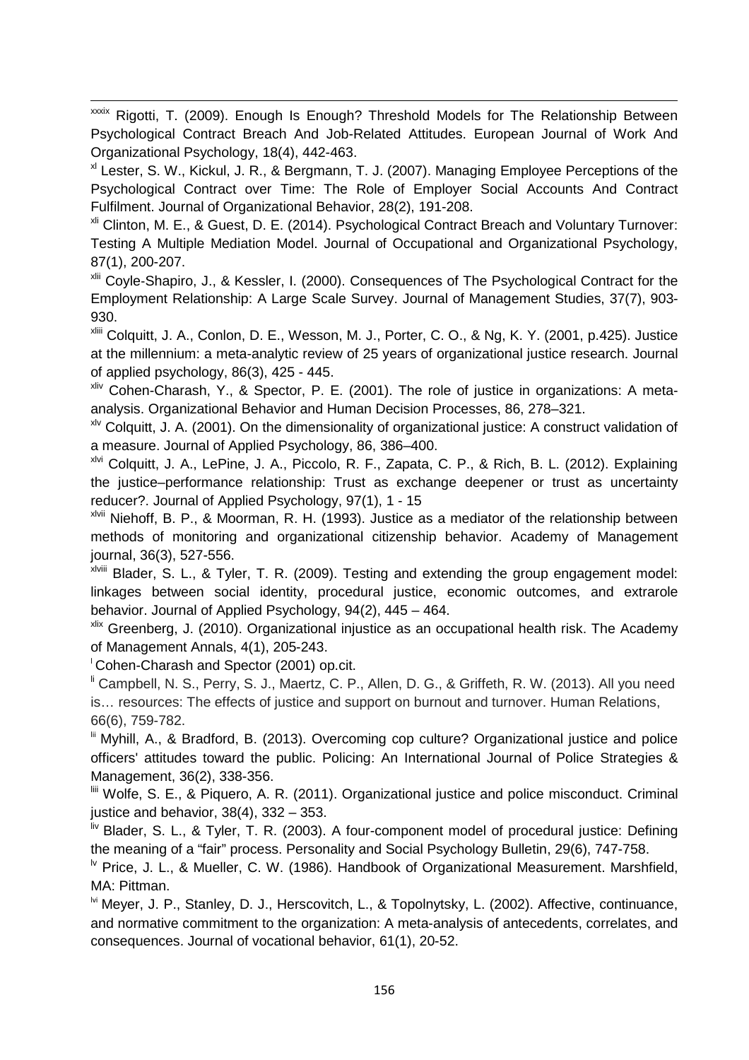[xxxix] Rigotti, T. (2009). Enough Is Enough? Threshold Models for The Relationship Between Psychological Contract Breach And Job-Related Attitudes. European Journal of Work And Organizational Psychology, 18(4), 442-463.

[xl] Lester, S. W., Kickul, J. R., & Bergmann, T. J. (2007). Managing Employee Perceptions of the Psychological Contract over Time: The Role of Employer Social Accounts And Contract Fulfilment. Journal of Organizational Behavior, 28(2), 191-208.

[xli] Clinton, M. E., & Guest, D. E. (2014). Psychological Contract Breach and Voluntary Turnover: Testing A Multiple Mediation Model. Journal of Occupational and Organizational Psychology, 87(1), 200-207.

[xlii] Coyle-Shapiro, J., & Kessler, I. (2000). Consequences of The Psychological Contract for the Employment Relationship: A Large Scale Survey. Journal of Management Studies, 37(7), 903-930.

[xliii] Colquitt, J. A., Conlon, D. E., Wesson, M. J., Porter, C. O., & Ng, K. Y. (2001, p.425). Justice at the millennium: a meta-analytic review of 25 years of organizational justice research. Journal of applied psychology, 86(3), 425 - 445.

[xliv] Cohen-Charash, Y., & Spector, P. E. (2001). The role of justice in organizations: A meta-analysis. Organizational Behavior and Human Decision Processes, 86, 278–321.

[xlv] Colquitt, J. A. (2001). On the dimensionality of organizational justice: A construct validation of a measure. Journal of Applied Psychology, 86, 386–400.

[xlvi] Colquitt, J. A., LePine, J. A., Piccolo, R. F., Zapata, C. P., & Rich, B. L. (2012). Explaining the justice–performance relationship: Trust as exchange deepener or trust as uncertainty reducer?. Journal of Applied Psychology, 97(1), 1 - 15

[xlvii] Niehoff, B. P., & Moorman, R. H. (1993). Justice as a mediator of the relationship between methods of monitoring and organizational citizenship behavior. Academy of Management journal, 36(3), 527-556.

[xlviii] Blader, S. L., & Tyler, T. R. (2009). Testing and extending the group engagement model: linkages between social identity, procedural justice, economic outcomes, and extrarole behavior. Journal of Applied Psychology, 94(2), 445 – 464.

[xlix] Greenberg, J. (2010). Organizational injustice as an occupational health risk. The Academy of Management Annals, 4(1), 205-243.

[l] Cohen-Charash and Spector (2001) op.cit.

[li] Campbell, N. S., Perry, S. J., Maertz, C. P., Allen, D. G., & Griffeth, R. W. (2013). All you need is… resources: The effects of justice and support on burnout and turnover. Human Relations, 66(6), 759-782.

[lii] Myhill, A., & Bradford, B. (2013). Overcoming cop culture? Organizational justice and police officers' attitudes toward the public. Policing: An International Journal of Police Strategies & Management, 36(2), 338-356.

[liii] Wolfe, S. E., & Piquero, A. R. (2011). Organizational justice and police misconduct. Criminal justice and behavior, 38(4), 332 – 353.

[liv] Blader, S. L., & Tyler, T. R. (2003). A four-component model of procedural justice: Defining the meaning of a "fair" process. Personality and Social Psychology Bulletin, 29(6), 747-758.

[lv] Price, J. L., & Mueller, C. W. (1986). Handbook of Organizational Measurement. Marshfield, MA: Pittman.

[lvi] Meyer, J. P., Stanley, D. J., Herscovitch, L., & Topolnytsky, L. (2002). Affective, continuance, and normative commitment to the organization: A meta-analysis of antecedents, correlates, and consequences. Journal of vocational behavior, 61(1), 20-52.